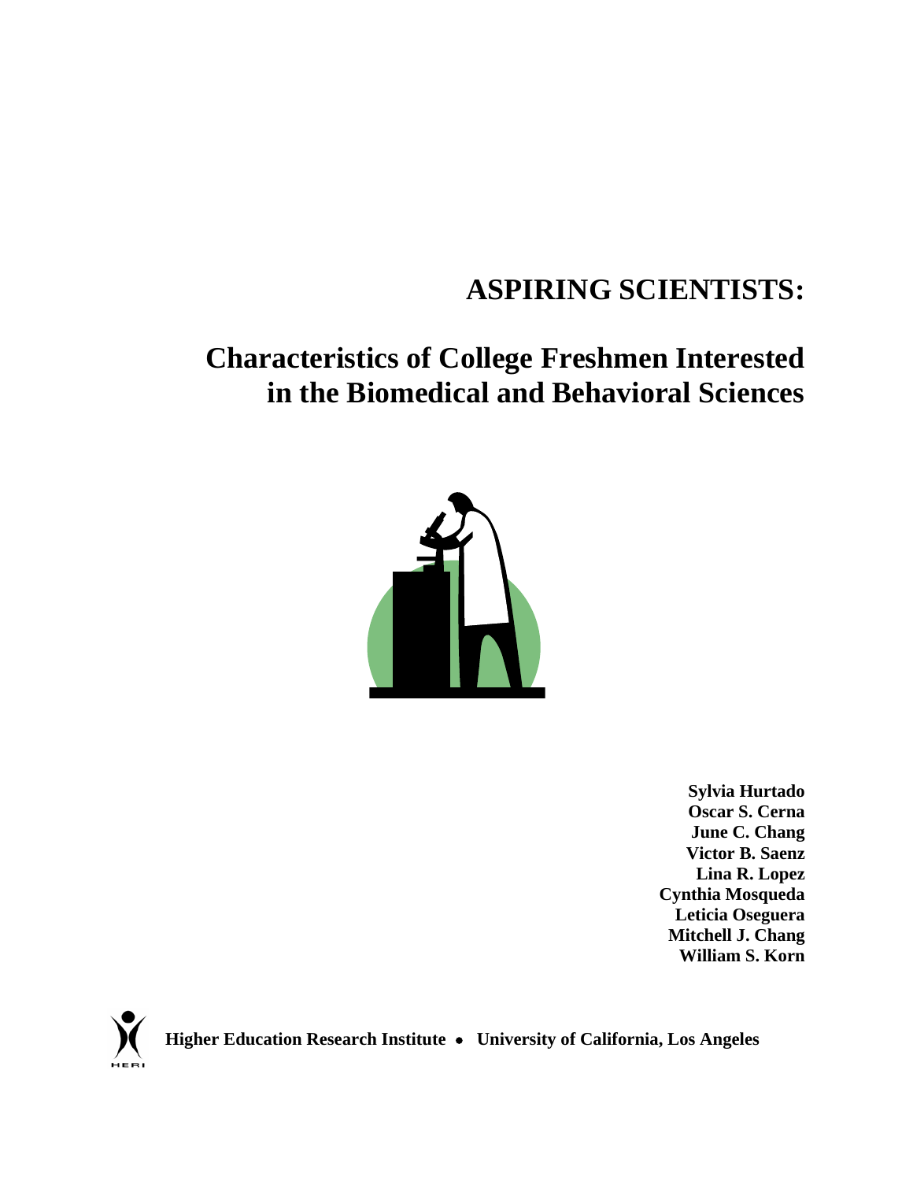# ASPIRING SCIENTISTS:

## Characteristics of College Freshmen Interested in the Biomedical and Behavioral Sciences

**Sylvia Hurtado**
**Oscar S. Cerna**
**June C. Chang**
**Victor B. Saenz**
**Lina R. Lopez**
**Cynthia Mosqueda**
**Leticia Oseguera**
**Mitchell J. Chang**
**William S. Korn**

**Higher Education Research Institute • University of California, Los Angeles**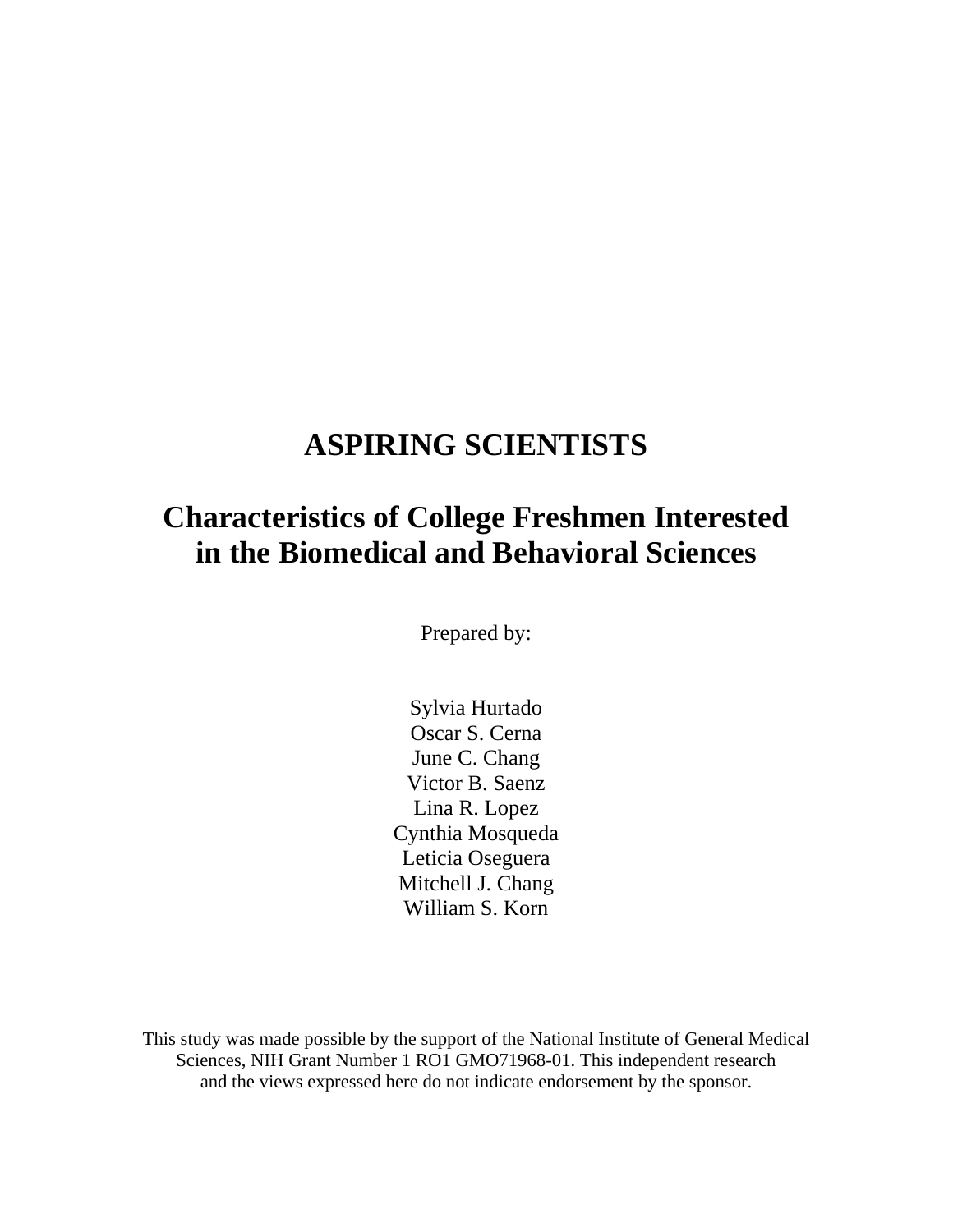# ASPIRING SCIENTISTS

## Characteristics of College Freshmen Interested in the Biomedical and Behavioral Sciences

Prepared by:

Sylvia Hurtado
Oscar S. Cerna
June C. Chang
Victor B. Saenz
Lina R. Lopez
Cynthia Mosqueda
Leticia Oseguera
Mitchell J. Chang
William S. Korn

This study was made possible by the support of the National Institute of General Medical Sciences, NIH Grant Number 1 RO1 GMO71968-01. This independent research and the views expressed here do not indicate endorsement by the sponsor.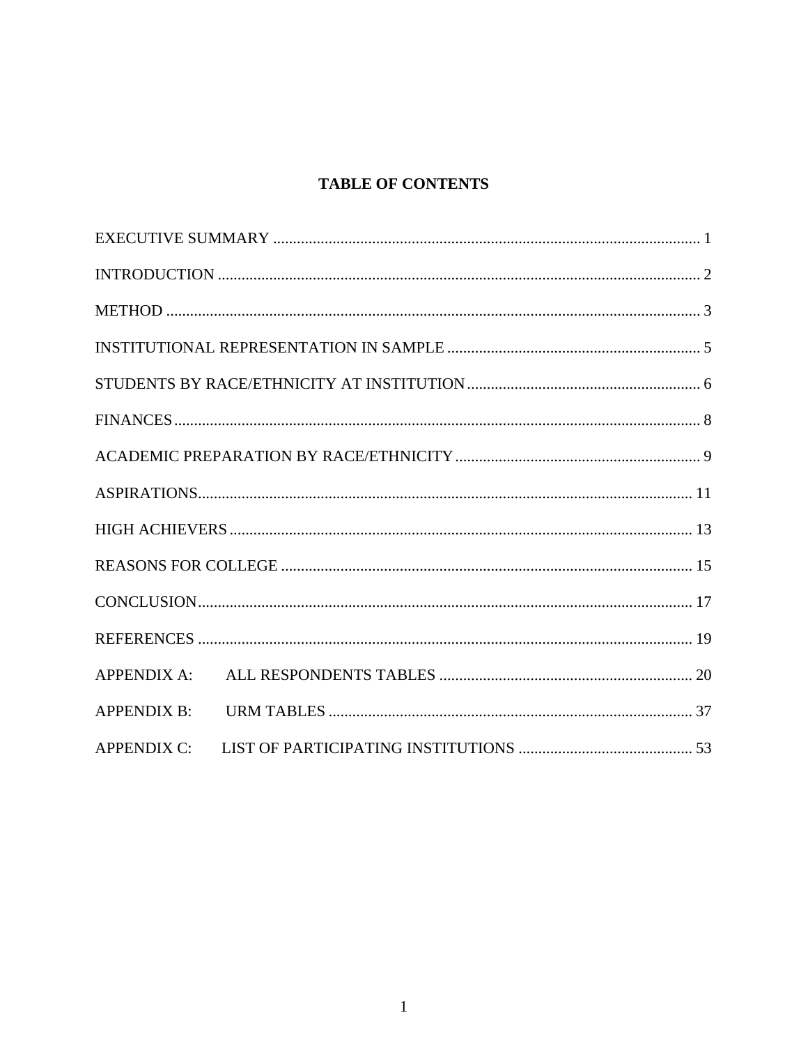# TABLE OF CONTENTS

EXECUTIVE SUMMARY ........................................................................................................... 1

INTRODUCTION ........................................................................................................................ 2

METHOD ...................................................................................................................................... 3

INSTITUTIONAL REPRESENTATION IN SAMPLE ............................................................... 5

STUDENTS BY RACE/ETHNICITY AT INSTITUTION .......................................................... 6

FINANCES ................................................................................................................................... 8

ACADEMIC PREPARATION BY RACE/ETHNICITY ............................................................. 9

ASPIRATIONS ............................................................................................................................ 11

HIGH ACHIEVERS .................................................................................................................... 13

REASONS FOR COLLEGE ....................................................................................................... 15

CONCLUSION ............................................................................................................................ 17

REFERENCES ............................................................................................................................ 19

APPENDIX A: ALL RESPONDENTS TABLES ............................................................... 20

APPENDIX B: URM TABLES ........................................................................................... 37

APPENDIX C: LIST OF PARTICIPATING INSTITUTIONS ........................................... 53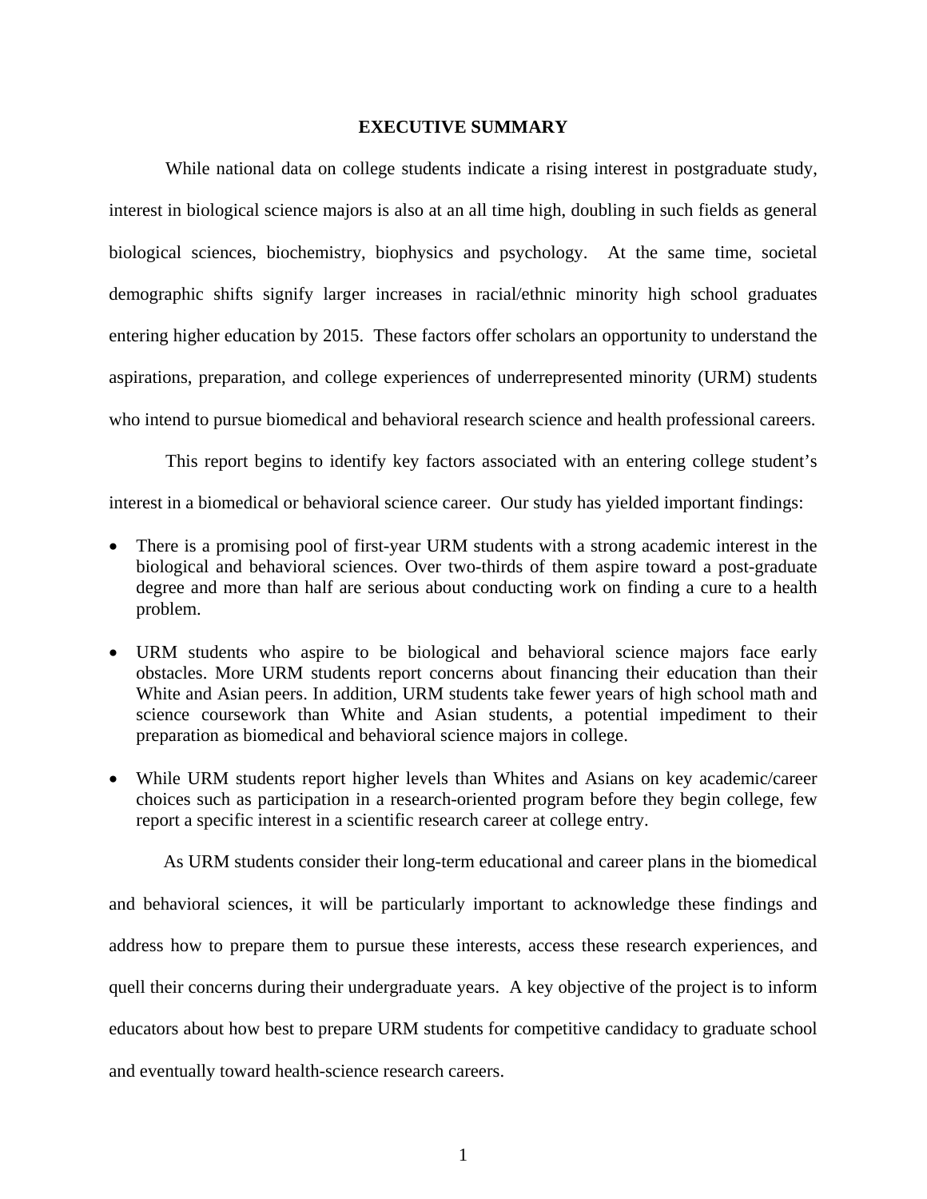# EXECUTIVE SUMMARY

While national data on college students indicate a rising interest in postgraduate study, interest in biological science majors is also at an all time high, doubling in such fields as general biological sciences, biochemistry, biophysics and psychology. At the same time, societal demographic shifts signify larger increases in racial/ethnic minority high school graduates entering higher education by 2015. These factors offer scholars an opportunity to understand the aspirations, preparation, and college experiences of underrepresented minority (URM) students who intend to pursue biomedical and behavioral research science and health professional careers.

This report begins to identify key factors associated with an entering college student's interest in a biomedical or behavioral science career. Our study has yielded important findings:

- There is a promising pool of first-year URM students with a strong academic interest in the biological and behavioral sciences. Over two-thirds of them aspire toward a post-graduate degree and more than half are serious about conducting work on finding a cure to a health problem.
- URM students who aspire to be biological and behavioral science majors face early obstacles. More URM students report concerns about financing their education than their White and Asian peers. In addition, URM students take fewer years of high school math and science coursework than White and Asian students, a potential impediment to their preparation as biomedical and behavioral science majors in college.
- While URM students report higher levels than Whites and Asians on key academic/career choices such as participation in a research-oriented program before they begin college, few report a specific interest in a scientific research career at college entry.

As URM students consider their long-term educational and career plans in the biomedical and behavioral sciences, it will be particularly important to acknowledge these findings and address how to prepare them to pursue these interests, access these research experiences, and quell their concerns during their undergraduate years. A key objective of the project is to inform educators about how best to prepare URM students for competitive candidacy to graduate school and eventually toward health-science research careers.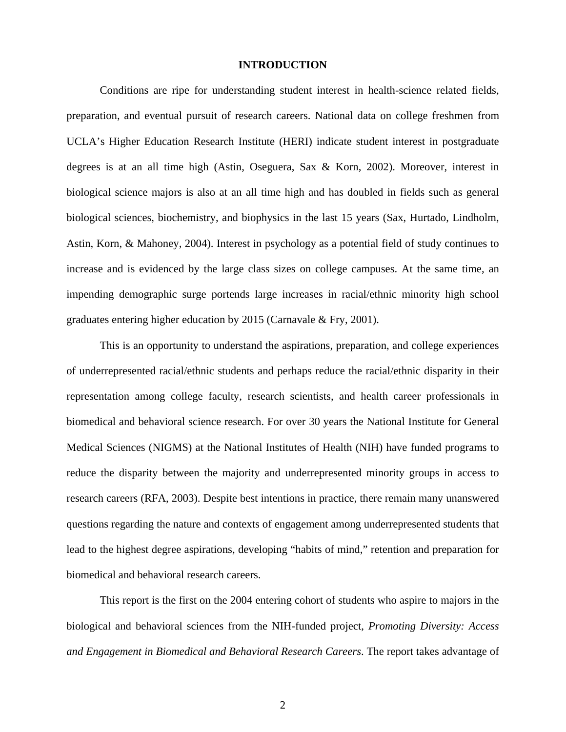## INTRODUCTION

Conditions are ripe for understanding student interest in health-science related fields, preparation, and eventual pursuit of research careers. National data on college freshmen from UCLA's Higher Education Research Institute (HERI) indicate student interest in postgraduate degrees is at an all time high (Astin, Oseguera, Sax & Korn, 2002). Moreover, interest in biological science majors is also at an all time high and has doubled in fields such as general biological sciences, biochemistry, and biophysics in the last 15 years (Sax, Hurtado, Lindholm, Astin, Korn, & Mahoney, 2004). Interest in psychology as a potential field of study continues to increase and is evidenced by the large class sizes on college campuses. At the same time, an impending demographic surge portends large increases in racial/ethnic minority high school graduates entering higher education by 2015 (Carnavale & Fry, 2001).

This is an opportunity to understand the aspirations, preparation, and college experiences of underrepresented racial/ethnic students and perhaps reduce the racial/ethnic disparity in their representation among college faculty, research scientists, and health career professionals in biomedical and behavioral science research. For over 30 years the National Institute for General Medical Sciences (NIGMS) at the National Institutes of Health (NIH) have funded programs to reduce the disparity between the majority and underrepresented minority groups in access to research careers (RFA, 2003). Despite best intentions in practice, there remain many unanswered questions regarding the nature and contexts of engagement among underrepresented students that lead to the highest degree aspirations, developing "habits of mind," retention and preparation for biomedical and behavioral research careers.

This report is the first on the 2004 entering cohort of students who aspire to majors in the biological and behavioral sciences from the NIH-funded project, *Promoting Diversity: Access and Engagement in Biomedical and Behavioral Research Careers*. The report takes advantage of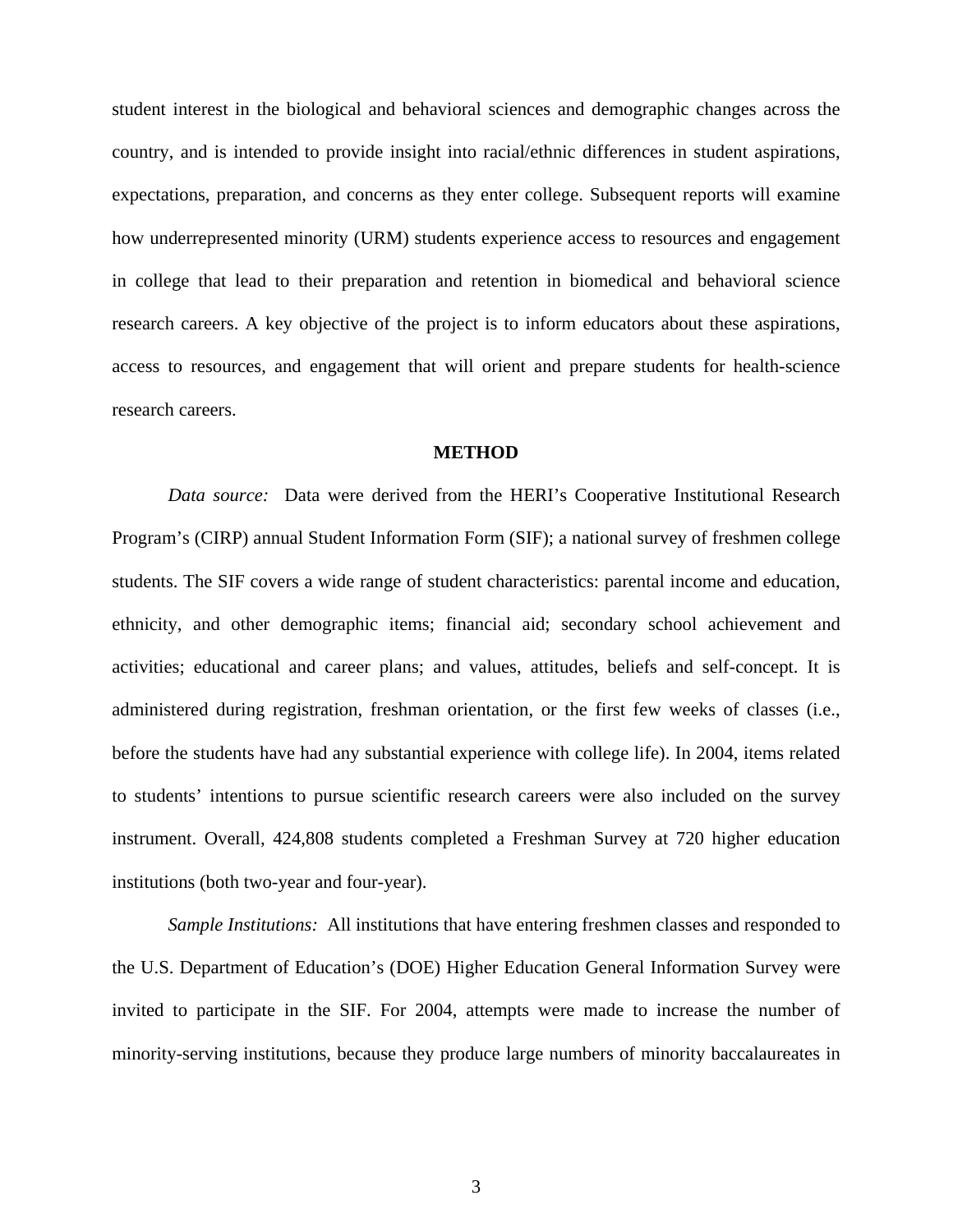student interest in the biological and behavioral sciences and demographic changes across the country, and is intended to provide insight into racial/ethnic differences in student aspirations, expectations, preparation, and concerns as they enter college. Subsequent reports will examine how underrepresented minority (URM) students experience access to resources and engagement in college that lead to their preparation and retention in biomedical and behavioral science research careers. A key objective of the project is to inform educators about these aspirations, access to resources, and engagement that will orient and prepare students for health-science research careers.

## METHOD

*Data source:* Data were derived from the HERI's Cooperative Institutional Research Program's (CIRP) annual Student Information Form (SIF); a national survey of freshmen college students. The SIF covers a wide range of student characteristics: parental income and education, ethnicity, and other demographic items; financial aid; secondary school achievement and activities; educational and career plans; and values, attitudes, beliefs and self-concept. It is administered during registration, freshman orientation, or the first few weeks of classes (i.e., before the students have had any substantial experience with college life). In 2004, items related to students' intentions to pursue scientific research careers were also included on the survey instrument. Overall, 424,808 students completed a Freshman Survey at 720 higher education institutions (both two-year and four-year).

*Sample Institutions:* All institutions that have entering freshmen classes and responded to the U.S. Department of Education's (DOE) Higher Education General Information Survey were invited to participate in the SIF. For 2004, attempts were made to increase the number of minority-serving institutions, because they produce large numbers of minority baccalaureates in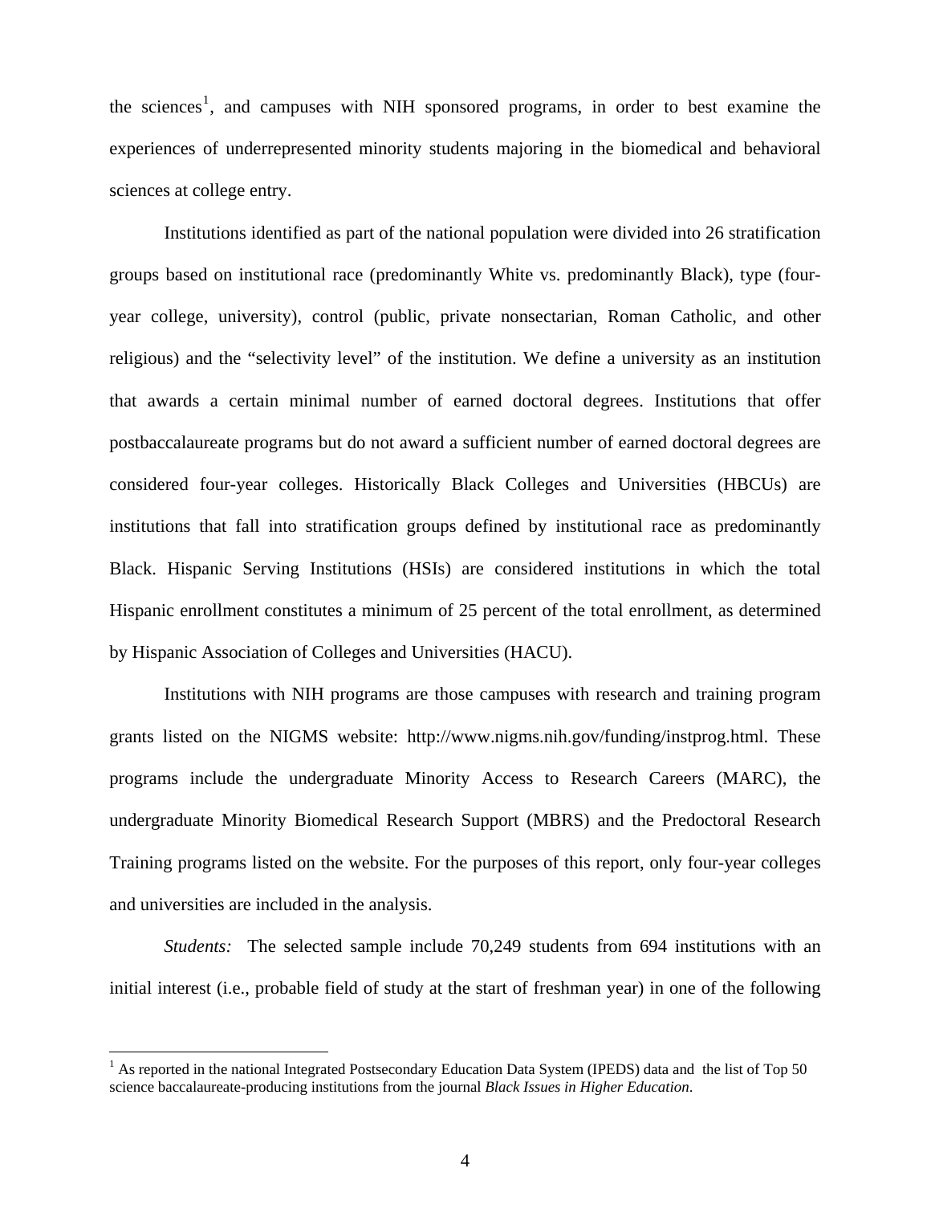the sciences[1], and campuses with NIH sponsored programs, in order to best examine the experiences of underrepresented minority students majoring in the biomedical and behavioral sciences at college entry.

Institutions identified as part of the national population were divided into 26 stratification groups based on institutional race (predominantly White vs. predominantly Black), type (four-year college, university), control (public, private nonsectarian, Roman Catholic, and other religious) and the "selectivity level" of the institution. We define a university as an institution that awards a certain minimal number of earned doctoral degrees. Institutions that offer postbaccalaureate programs but do not award a sufficient number of earned doctoral degrees are considered four-year colleges. Historically Black Colleges and Universities (HBCUs) are institutions that fall into stratification groups defined by institutional race as predominantly Black. Hispanic Serving Institutions (HSIs) are considered institutions in which the total Hispanic enrollment constitutes a minimum of 25 percent of the total enrollment, as determined by Hispanic Association of Colleges and Universities (HACU).

Institutions with NIH programs are those campuses with research and training program grants listed on the NIGMS website: http://www.nigms.nih.gov/funding/instprog.html. These programs include the undergraduate Minority Access to Research Careers (MARC), the undergraduate Minority Biomedical Research Support (MBRS) and the Predoctoral Research Training programs listed on the website. For the purposes of this report, only four-year colleges and universities are included in the analysis.

*Students:* The selected sample include 70,249 students from 694 institutions with an initial interest (i.e., probable field of study at the start of freshman year) in one of the following

---

[1] As reported in the national Integrated Postsecondary Education Data System (IPEDS) data and the list of Top 50 science baccalaureate-producing institutions from the journal *Black Issues in Higher Education*.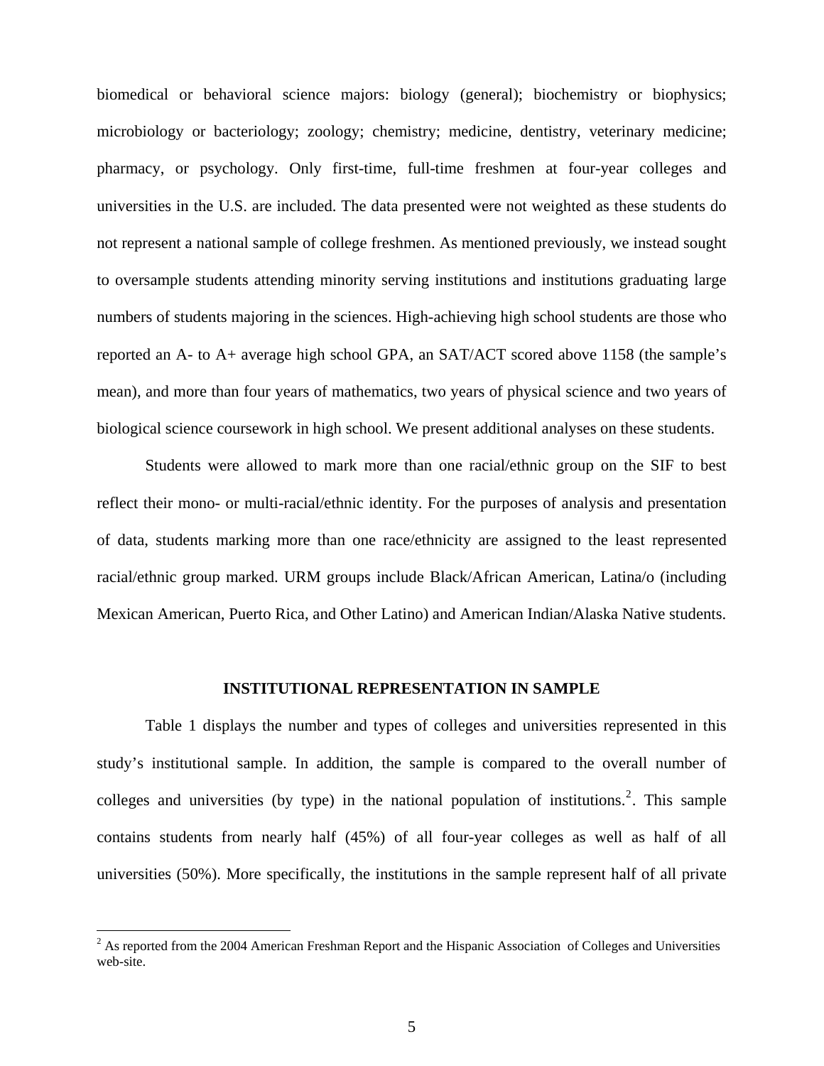biomedical or behavioral science majors: biology (general); biochemistry or biophysics; microbiology or bacteriology; zoology; chemistry; medicine, dentistry, veterinary medicine; pharmacy, or psychology. Only first-time, full-time freshmen at four-year colleges and universities in the U.S. are included. The data presented were not weighted as these students do not represent a national sample of college freshmen. As mentioned previously, we instead sought to oversample students attending minority serving institutions and institutions graduating large numbers of students majoring in the sciences. High-achieving high school students are those who reported an A- to A+ average high school GPA, an SAT/ACT scored above 1158 (the sample's mean), and more than four years of mathematics, two years of physical science and two years of biological science coursework in high school. We present additional analyses on these students.

Students were allowed to mark more than one racial/ethnic group on the SIF to best reflect their mono- or multi-racial/ethnic identity. For the purposes of analysis and presentation of data, students marking more than one race/ethnicity are assigned to the least represented racial/ethnic group marked. URM groups include Black/African American, Latina/o (including Mexican American, Puerto Rica, and Other Latino) and American Indian/Alaska Native students.

## INSTITUTIONAL REPRESENTATION IN SAMPLE

Table 1 displays the number and types of colleges and universities represented in this study's institutional sample. In addition, the sample is compared to the overall number of colleges and universities (by type) in the national population of institutions.[2]. This sample contains students from nearly half (45%) of all four-year colleges as well as half of all universities (50%). More specifically, the institutions in the sample represent half of all private

[2] As reported from the 2004 American Freshman Report and the Hispanic Association of Colleges and Universities web-site.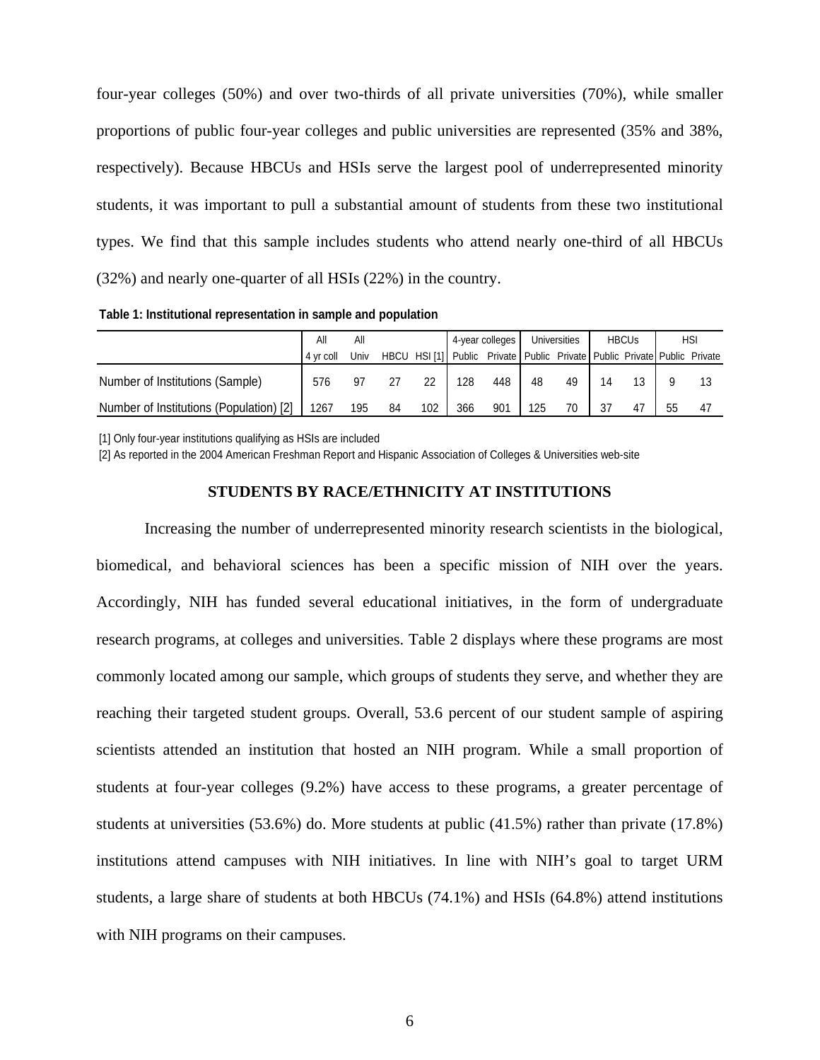four-year colleges (50%) and over two-thirds of all private universities (70%), while smaller proportions of public four-year colleges and public universities are represented (35% and 38%, respectively). Because HBCUs and HSIs serve the largest pool of underrepresented minority students, it was important to pull a substantial amount of students from these two institutional types. We find that this sample includes students who attend nearly one-third of all HBCUs (32%) and nearly one-quarter of all HSIs (22%) in the country.

**Table 1: Institutional representation in sample and population**

| | All | All | | | 4-year colleges | | Universities | | HBCUs | | HSI | |
|---|---|---|---|---|---|---|---|---|---|---|---|---|
| | 4 yr coll | Univ | HBCU | HSI [1] | Public | Private | Public | Private | Public | Private | Public | Private |
| Number of Institutions (Sample) | 576 | 97 | 27 | 22 | 128 | 448 | 48 | 49 | 14 | 13 | 9 | 13 |
| Number of Institutions (Population) [2] | 1267 | 195 | 84 | 102 | 366 | 901 | 125 | 70 | 37 | 47 | 55 | 47 |

[1] Only four-year institutions qualifying as HSIs are included

[2] As reported in the 2004 American Freshman Report and Hispanic Association of Colleges & Universities web-site

## STUDENTS BY RACE/ETHNICITY AT INSTITUTIONS

Increasing the number of underrepresented minority research scientists in the biological, biomedical, and behavioral sciences has been a specific mission of NIH over the years. Accordingly, NIH has funded several educational initiatives, in the form of undergraduate research programs, at colleges and universities. Table 2 displays where these programs are most commonly located among our sample, which groups of students they serve, and whether they are reaching their targeted student groups. Overall, 53.6 percent of our student sample of aspiring scientists attended an institution that hosted an NIH program. While a small proportion of students at four-year colleges (9.2%) have access to these programs, a greater percentage of students at universities (53.6%) do. More students at public (41.5%) rather than private (17.8%) institutions attend campuses with NIH initiatives. In line with NIH's goal to target URM students, a large share of students at both HBCUs (74.1%) and HSIs (64.8%) attend institutions with NIH programs on their campuses.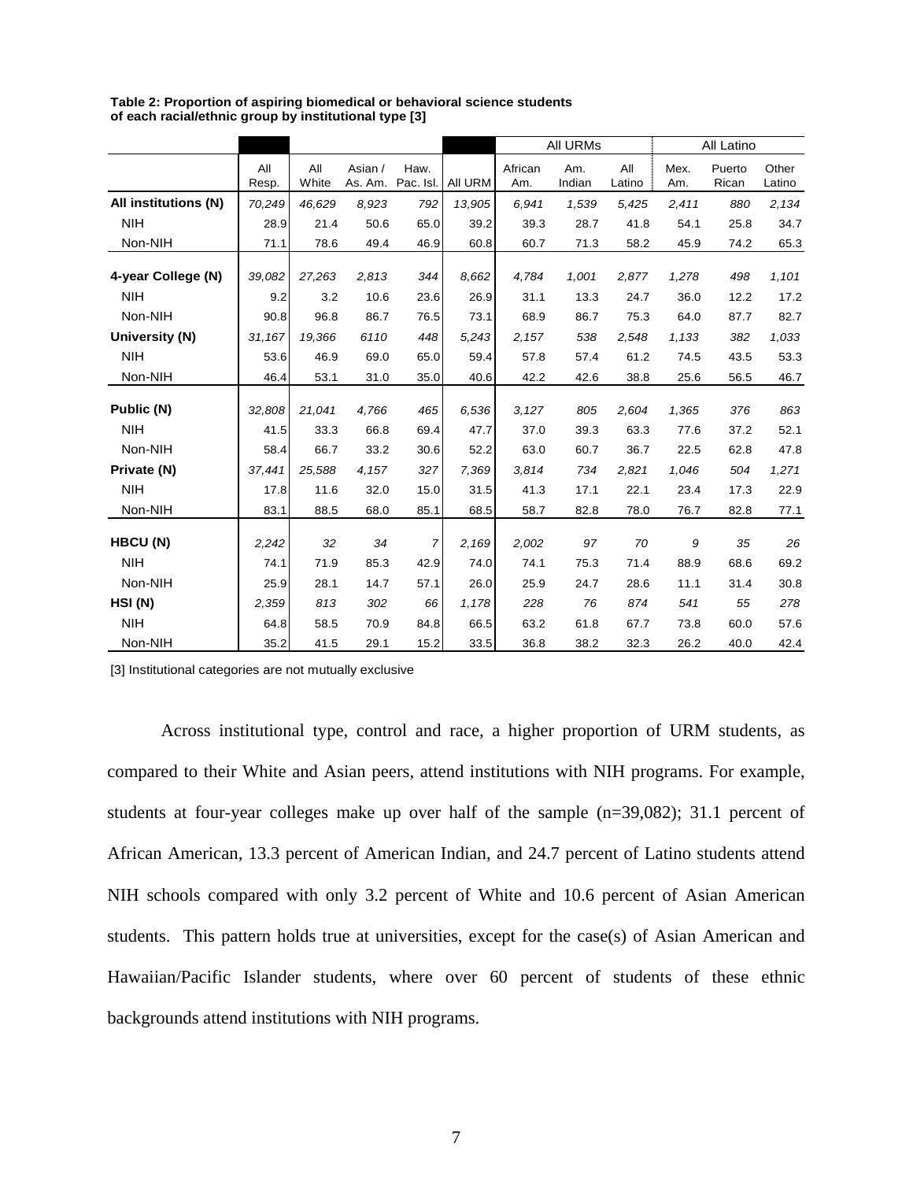**Table 2: Proportion of aspiring biomedical or behavioral science students of each racial/ethnic group by institutional type [3]**

| | | | | | | All URMs | | | All Latino | | |
|---|---|---|---|---|---|---|---|---|---|---|---|
| | All Resp. | All White | Asian / As. Am. | Haw. Pac. Isl. | All URM | African Am. | Am. Indian | All Latino | Mex. Am. | Puerto Rican | Other Latino |
| **All institutions (N)** | *70,249* | *46,629* | *8,923* | *792* | *13,905* | *6,941* | *1,539* | *5,425* | *2,411* | *880* | *2,134* |
| NIH | 28.9 | 21.4 | 50.6 | 65.0 | 39.2 | 39.3 | 28.7 | 41.8 | 54.1 | 25.8 | 34.7 |
| Non-NIH | 71.1 | 78.6 | 49.4 | 46.9 | 60.8 | 60.7 | 71.3 | 58.2 | 45.9 | 74.2 | 65.3 |
| **4-year College (N)** | *39,082* | *27,263* | *2,813* | *344* | *8,662* | *4,784* | *1,001* | *2,877* | *1,278* | *498* | *1,101* |
| NIH | 9.2 | 3.2 | 10.6 | 23.6 | 26.9 | 31.1 | 13.3 | 24.7 | 36.0 | 12.2 | 17.2 |
| Non-NIH | 90.8 | 96.8 | 86.7 | 76.5 | 73.1 | 68.9 | 86.7 | 75.3 | 64.0 | 87.7 | 82.7 |
| **University (N)** | *31,167* | *19,366* | *6110* | *448* | *5,243* | *2,157* | *538* | *2,548* | *1,133* | *382* | *1,033* |
| NIH | 53.6 | 46.9 | 69.0 | 65.0 | 59.4 | 57.8 | 57.4 | 61.2 | 74.5 | 43.5 | 53.3 |
| Non-NIH | 46.4 | 53.1 | 31.0 | 35.0 | 40.6 | 42.2 | 42.6 | 38.8 | 25.6 | 56.5 | 46.7 |
| **Public (N)** | *32,808* | *21,041* | *4,766* | *465* | *6,536* | *3,127* | *805* | *2,604* | *1,365* | *376* | *863* |
| NIH | 41.5 | 33.3 | 66.8 | 69.4 | 47.7 | 37.0 | 39.3 | 63.3 | 77.6 | 37.2 | 52.1 |
| Non-NIH | 58.4 | 66.7 | 33.2 | 30.6 | 52.2 | 63.0 | 60.7 | 36.7 | 22.5 | 62.8 | 47.8 |
| **Private (N)** | *37,441* | *25,588* | *4,157* | *327* | *7,369* | *3,814* | *734* | *2,821* | *1,046* | *504* | *1,271* |
| NIH | 17.8 | 11.6 | 32.0 | 15.0 | 31.5 | 41.3 | 17.1 | 22.1 | 23.4 | 17.3 | 22.9 |
| Non-NIH | 83.1 | 88.5 | 68.0 | 85.1 | 68.5 | 58.7 | 82.8 | 78.0 | 76.7 | 82.8 | 77.1 |
| **HBCU (N)** | *2,242* | *32* | *34* | *7* | *2,169* | *2,002* | *97* | *70* | *9* | *35* | *26* |
| NIH | 74.1 | 71.9 | 85.3 | 42.9 | 74.0 | 74.1 | 75.3 | 71.4 | 88.9 | 68.6 | 69.2 |
| Non-NIH | 25.9 | 28.1 | 14.7 | 57.1 | 26.0 | 25.9 | 24.7 | 28.6 | 11.1 | 31.4 | 30.8 |
| **HSI (N)** | *2,359* | *813* | *302* | *66* | *1,178* | *228* | *76* | *874* | *541* | *55* | *278* |
| NIH | 64.8 | 58.5 | 70.9 | 84.8 | 66.5 | 63.2 | 61.8 | 67.7 | 73.8 | 60.0 | 57.6 |
| Non-NIH | 35.2 | 41.5 | 29.1 | 15.2 | 33.5 | 36.8 | 38.2 | 32.3 | 26.2 | 40.0 | 42.4 |

[3] Institutional categories are not mutually exclusive

Across institutional type, control and race, a higher proportion of URM students, as compared to their White and Asian peers, attend institutions with NIH programs. For example, students at four-year colleges make up over half of the sample (n=39,082); 31.1 percent of African American, 13.3 percent of American Indian, and 24.7 percent of Latino students attend NIH schools compared with only 3.2 percent of White and 10.6 percent of Asian American students. This pattern holds true at universities, except for the case(s) of Asian American and Hawaiian/Pacific Islander students, where over 60 percent of students of these ethnic backgrounds attend institutions with NIH programs.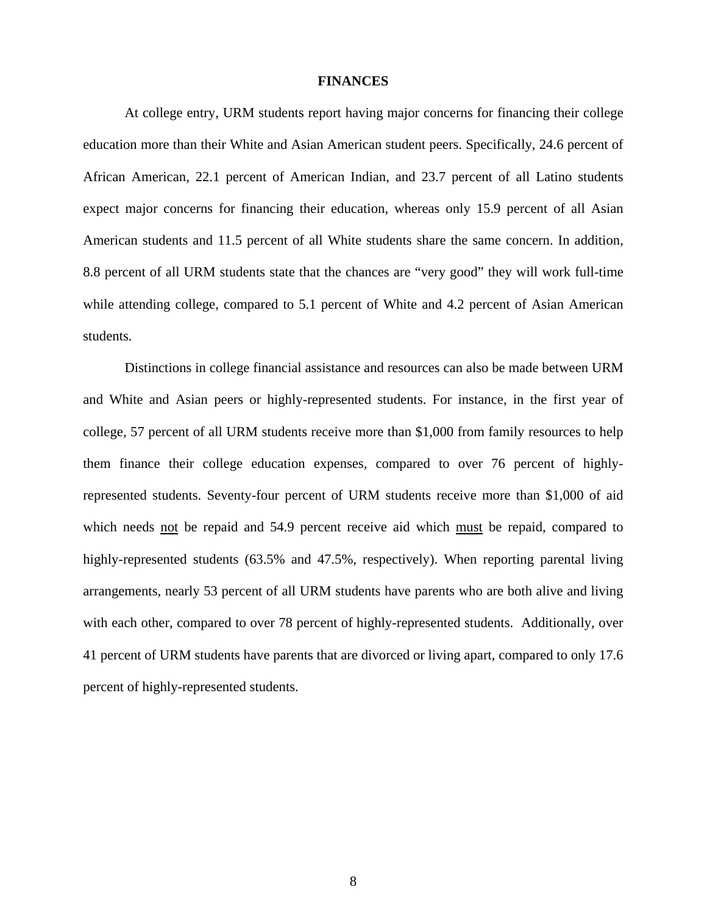## FINANCES

At college entry, URM students report having major concerns for financing their college education more than their White and Asian American student peers. Specifically, 24.6 percent of African American, 22.1 percent of American Indian, and 23.7 percent of all Latino students expect major concerns for financing their education, whereas only 15.9 percent of all Asian American students and 11.5 percent of all White students share the same concern. In addition, 8.8 percent of all URM students state that the chances are "very good" they will work full-time while attending college, compared to 5.1 percent of White and 4.2 percent of Asian American students.

Distinctions in college financial assistance and resources can also be made between URM and White and Asian peers or highly-represented students. For instance, in the first year of college, 57 percent of all URM students receive more than $1,000 from family resources to help them finance their college education expenses, compared to over 76 percent of highly-represented students. Seventy-four percent of URM students receive more than $1,000 of aid which needs <u>not</u> be repaid and 54.9 percent receive aid which <u>must</u> be repaid, compared to highly-represented students (63.5% and 47.5%, respectively). When reporting parental living arrangements, nearly 53 percent of all URM students have parents who are both alive and living with each other, compared to over 78 percent of highly-represented students. Additionally, over 41 percent of URM students have parents that are divorced or living apart, compared to only 17.6 percent of highly-represented students.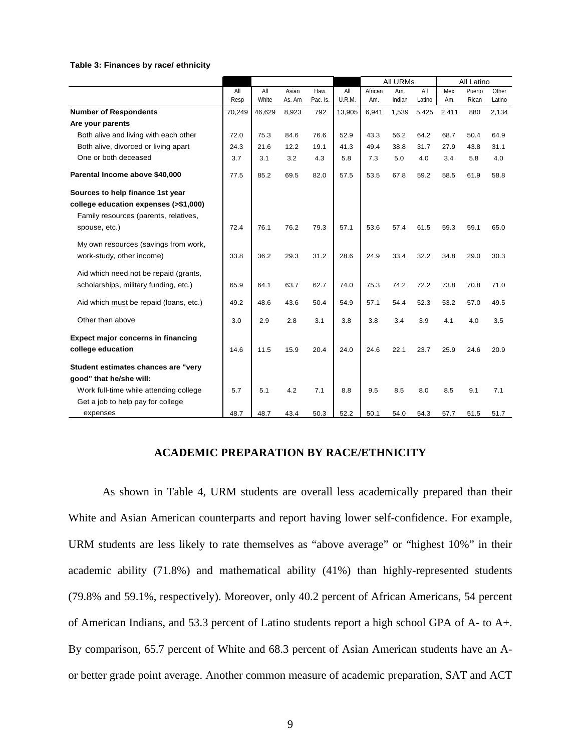**Table 3: Finances by race/ ethnicity**

| | | | | | | All URMs | | | All Latino | | |
|---|---|---|---|---|---|---|---|---|---|---|---|
| | All Resp | All White | Asian As. Am | Haw. Pac. Is. | All U.R.M. | African Am. | Am. Indian | All Latino | Mex. Am. | Puerto Rican | Other Latino |
| **Number of Respondents** | 70,249 | 46,629 | 8,923 | 792 | 13,905 | 6,941 | 1,539 | 5,425 | 2,411 | 880 | 2,134 |
| **Are your parents** | | | | | | | | | | | |
| Both alive and living with each other | 72.0 | 75.3 | 84.6 | 76.6 | 52.9 | 43.3 | 56.2 | 64.2 | 68.7 | 50.4 | 64.9 |
| Both alive, divorced or living apart | 24.3 | 21.6 | 12.2 | 19.1 | 41.3 | 49.4 | 38.8 | 31.7 | 27.9 | 43.8 | 31.1 |
| One or both deceased | 3.7 | 3.1 | 3.2 | 4.3 | 5.8 | 7.3 | 5.0 | 4.0 | 3.4 | 5.8 | 4.0 |
| **Parental Income above $40,000** | 77.5 | 85.2 | 69.5 | 82.0 | 57.5 | 53.5 | 67.8 | 59.2 | 58.5 | 61.9 | 58.8 |
| **Sources to help finance 1st year college education expenses (>$1,000)** | | | | | | | | | | | |
| Family resources (parents, relatives, spouse, etc.) | 72.4 | 76.1 | 76.2 | 79.3 | 57.1 | 53.6 | 57.4 | 61.5 | 59.3 | 59.1 | 65.0 |
| My own resources (savings from work, work-study, other income) | 33.8 | 36.2 | 29.3 | 31.2 | 28.6 | 24.9 | 33.4 | 32.2 | 34.8 | 29.0 | 30.3 |
| Aid which need not be repaid (grants, scholarships, military funding, etc.) | 65.9 | 64.1 | 63.7 | 62.7 | 74.0 | 75.3 | 74.2 | 72.2 | 73.8 | 70.8 | 71.0 |
| Aid which must be repaid (loans, etc.) | 49.2 | 48.6 | 43.6 | 50.4 | 54.9 | 57.1 | 54.4 | 52.3 | 53.2 | 57.0 | 49.5 |
| Other than above | 3.0 | 2.9 | 2.8 | 3.1 | 3.8 | 3.8 | 3.4 | 3.9 | 4.1 | 4.0 | 3.5 |
| **Expect major concerns in financing college education** | 14.6 | 11.5 | 15.9 | 20.4 | 24.0 | 24.6 | 22.1 | 23.7 | 25.9 | 24.6 | 20.9 |
| **Student estimates chances are "very good" that he/she will:** | | | | | | | | | | | |
| Work full-time while attending college | 5.7 | 5.1 | 4.2 | 7.1 | 8.8 | 9.5 | 8.5 | 8.0 | 8.5 | 9.1 | 7.1 |
| Get a job to help pay for college expenses | 48.7 | 48.7 | 43.4 | 50.3 | 52.2 | 50.1 | 54.0 | 54.3 | 57.7 | 51.5 | 51.7 |

## ACADEMIC PREPARATION BY RACE/ETHNICITY

As shown in Table 4, URM students are overall less academically prepared than their White and Asian American counterparts and report having lower self-confidence. For example, URM students are less likely to rate themselves as "above average" or "highest 10%" in their academic ability (71.8%) and mathematical ability (41%) than highly-represented students (79.8% and 59.1%, respectively). Moreover, only 40.2 percent of African Americans, 54 percent of American Indians, and 53.3 percent of Latino students report a high school GPA of A- to A+. By comparison, 65.7 percent of White and 68.3 percent of Asian American students have an A- or better grade point average. Another common measure of academic preparation, SAT and ACT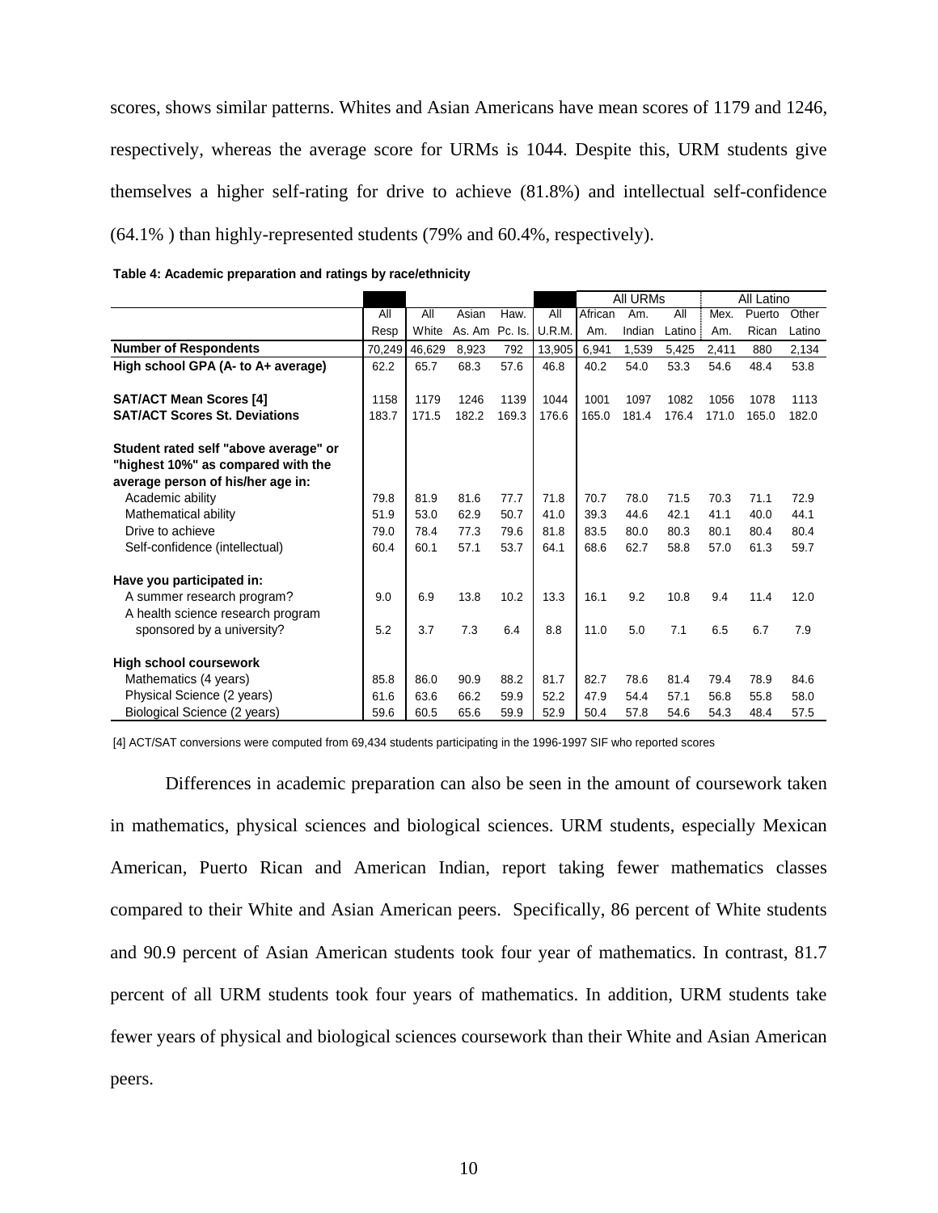scores, shows similar patterns. Whites and Asian Americans have mean scores of 1179 and 1246, respectively, whereas the average score for URMs is 1044. Despite this, URM students give themselves a higher self-rating for drive to achieve (81.8%) and intellectual self-confidence (64.1% ) than highly-represented students (79% and 60.4%, respectively).

**Table 4: Academic preparation and ratings by race/ethnicity**

| | | | | | | All URMs | | | All Latino | | |
|---|---|---|---|---|---|---|---|---|---|---|---|
| | All Resp | All White | Asian As. Am | Haw. Pc. Is. | All U.R.M. | African Am. | Am. Indian | All Latino | Mex. Am. | Puerto Rican | Other Latino |
| **Number of Respondents** | 70,249 | 46,629 | 8,923 | 792 | 13,905 | 6,941 | 1,539 | 5,425 | 2,411 | 880 | 2,134 |
| **High school GPA (A- to A+ average)** | 62.2 | 65.7 | 68.3 | 57.6 | 46.8 | 40.2 | 54.0 | 53.3 | 54.6 | 48.4 | 53.8 |
| **SAT/ACT Mean Scores [4]** | 1158 | 1179 | 1246 | 1139 | 1044 | 1001 | 1097 | 1082 | 1056 | 1078 | 1113 |
| **SAT/ACT Scores St. Deviations** | 183.7 | 171.5 | 182.2 | 169.3 | 176.6 | 165.0 | 181.4 | 176.4 | 171.0 | 165.0 | 182.0 |
| **Student rated self "above average" or "highest 10%" as compared with the average person of his/her age in:** | | | | | | | | | | | |
| Academic ability | 79.8 | 81.9 | 81.6 | 77.7 | 71.8 | 70.7 | 78.0 | 71.5 | 70.3 | 71.1 | 72.9 |
| Mathematical ability | 51.9 | 53.0 | 62.9 | 50.7 | 41.0 | 39.3 | 44.6 | 42.1 | 41.1 | 40.0 | 44.1 |
| Drive to achieve | 79.0 | 78.4 | 77.3 | 79.6 | 81.8 | 83.5 | 80.0 | 80.3 | 80.1 | 80.4 | 80.4 |
| Self-confidence (intellectual) | 60.4 | 60.1 | 57.1 | 53.7 | 64.1 | 68.6 | 62.7 | 58.8 | 57.0 | 61.3 | 59.7 |
| **Have you participated in:** | | | | | | | | | | | |
| A summer research program? | 9.0 | 6.9 | 13.8 | 10.2 | 13.3 | 16.1 | 9.2 | 10.8 | 9.4 | 11.4 | 12.0 |
| A health science research program sponsored by a university? | 5.2 | 3.7 | 7.3 | 6.4 | 8.8 | 11.0 | 5.0 | 7.1 | 6.5 | 6.7 | 7.9 |
| **High school coursework** | | | | | | | | | | | |
| Mathematics (4 years) | 85.8 | 86.0 | 90.9 | 88.2 | 81.7 | 82.7 | 78.6 | 81.4 | 79.4 | 78.9 | 84.6 |
| Physical Science (2 years) | 61.6 | 63.6 | 66.2 | 59.9 | 52.2 | 47.9 | 54.4 | 57.1 | 56.8 | 55.8 | 58.0 |
| Biological Science (2 years) | 59.6 | 60.5 | 65.6 | 59.9 | 52.9 | 50.4 | 57.8 | 54.6 | 54.3 | 48.4 | 57.5 |

[4] ACT/SAT conversions were computed from 69,434 students participating in the 1996-1997 SIF who reported scores

Differences in academic preparation can also be seen in the amount of coursework taken in mathematics, physical sciences and biological sciences. URM students, especially Mexican American, Puerto Rican and American Indian, report taking fewer mathematics classes compared to their White and Asian American peers. Specifically, 86 percent of White students and 90.9 percent of Asian American students took four year of mathematics. In contrast, 81.7 percent of all URM students took four years of mathematics. In addition, URM students take fewer years of physical and biological sciences coursework than their White and Asian American peers.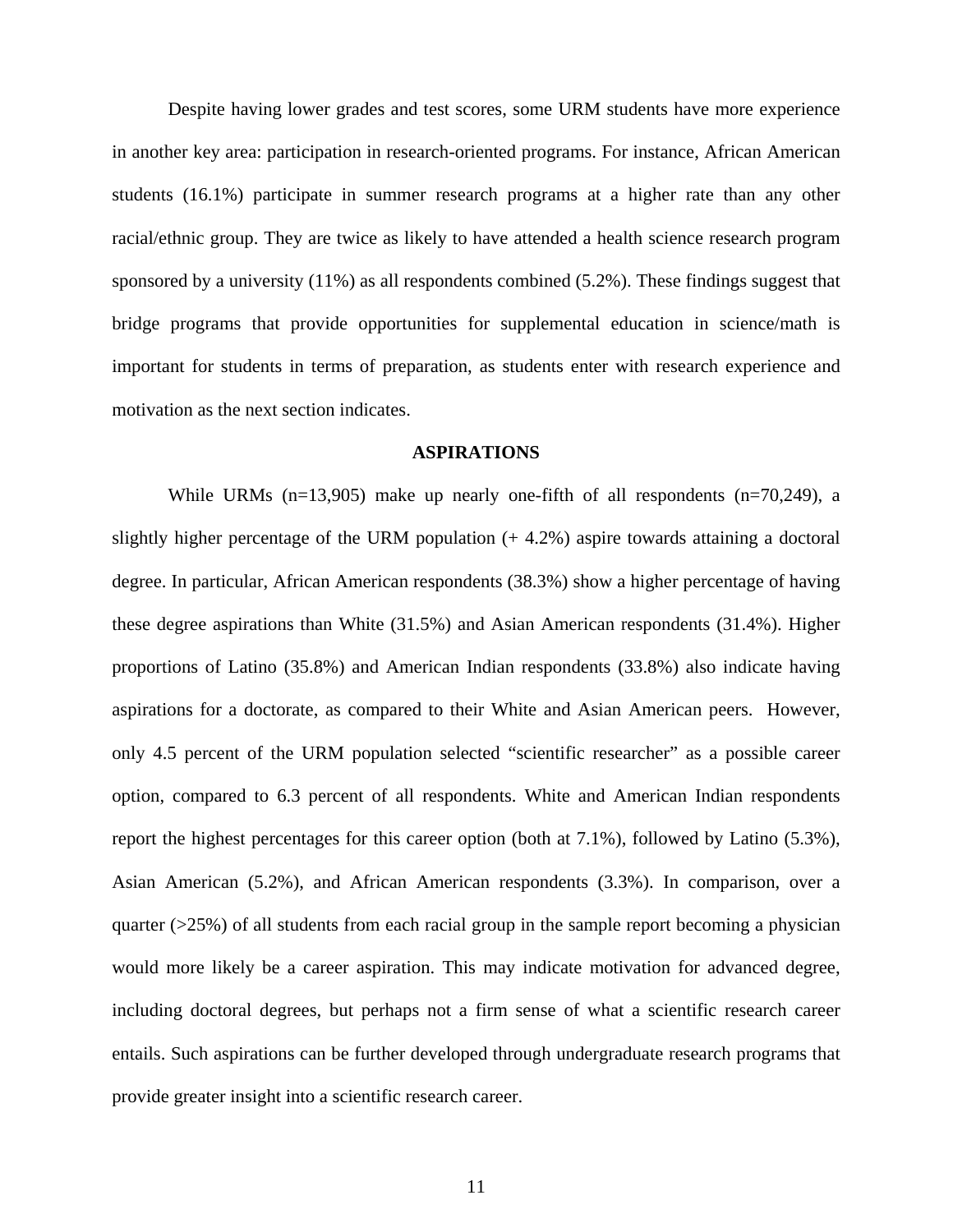Despite having lower grades and test scores, some URM students have more experience in another key area: participation in research-oriented programs. For instance, African American students (16.1%) participate in summer research programs at a higher rate than any other racial/ethnic group. They are twice as likely to have attended a health science research program sponsored by a university (11%) as all respondents combined (5.2%). These findings suggest that bridge programs that provide opportunities for supplemental education in science/math is important for students in terms of preparation, as students enter with research experience and motivation as the next section indicates.

## ASPIRATIONS

While URMs (n=13,905) make up nearly one-fifth of all respondents (n=70,249), a slightly higher percentage of the URM population (+ 4.2%) aspire towards attaining a doctoral degree. In particular, African American respondents (38.3%) show a higher percentage of having these degree aspirations than White (31.5%) and Asian American respondents (31.4%). Higher proportions of Latino (35.8%) and American Indian respondents (33.8%) also indicate having aspirations for a doctorate, as compared to their White and Asian American peers. However, only 4.5 percent of the URM population selected "scientific researcher" as a possible career option, compared to 6.3 percent of all respondents. White and American Indian respondents report the highest percentages for this career option (both at 7.1%), followed by Latino (5.3%), Asian American (5.2%), and African American respondents (3.3%). In comparison, over a quarter (>25%) of all students from each racial group in the sample report becoming a physician would more likely be a career aspiration. This may indicate motivation for advanced degree, including doctoral degrees, but perhaps not a firm sense of what a scientific research career entails. Such aspirations can be further developed through undergraduate research programs that provide greater insight into a scientific research career.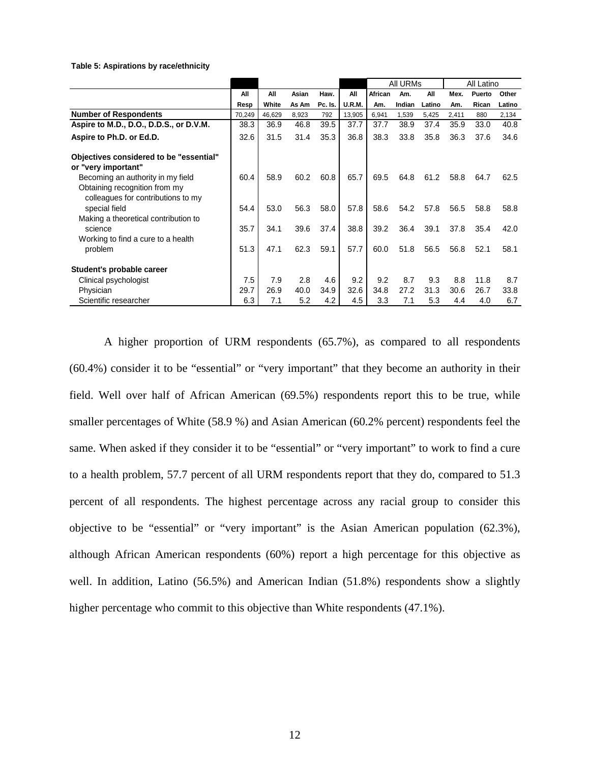**Table 5: Aspirations by race/ethnicity**

| | | | | | | All URMs | | | All Latino | | |
|---|---|---|---|---|---|---|---|---|---|---|---|
| | All Resp | All White | Asian As Am | Haw. Pc. Is. | All U.R.M. | African Am. | Am. Indian | All Latino | Mex. Am. | Puerto Rican | Other Latino |
| **Number of Respondents** | 70,249 | 46,629 | 8,923 | 792 | 13,905 | 6,941 | 1,539 | 5,425 | 2,411 | 880 | 2,134 |
| **Aspire to M.D., D.O., D.D.S., or D.V.M.** | 38.3 | 36.9 | 46.8 | 39.5 | 37.7 | 37.7 | 38.9 | 37.4 | 35.9 | 33.0 | 40.8 |
| **Aspire to Ph.D. or Ed.D.** | 32.6 | 31.5 | 31.4 | 35.3 | 36.8 | 38.3 | 33.8 | 35.8 | 36.3 | 37.6 | 34.6 |
| **Objectives considered to be "essential" or "very important"** | | | | | | | | | | | |
| Becoming an authority in my field | 60.4 | 58.9 | 60.2 | 60.8 | 65.7 | 69.5 | 64.8 | 61.2 | 58.8 | 64.7 | 62.5 |
| Obtaining recognition from my colleagues for contributions to my special field | 54.4 | 53.0 | 56.3 | 58.0 | 57.8 | 58.6 | 54.2 | 57.8 | 56.5 | 58.8 | 58.8 |
| Making a theoretical contribution to science | 35.7 | 34.1 | 39.6 | 37.4 | 38.8 | 39.2 | 36.4 | 39.1 | 37.8 | 35.4 | 42.0 |
| Working to find a cure to a health problem | 51.3 | 47.1 | 62.3 | 59.1 | 57.7 | 60.0 | 51.8 | 56.5 | 56.8 | 52.1 | 58.1 |
| **Student's probable career** | | | | | | | | | | | |
| Clinical psychologist | 7.5 | 7.9 | 2.8 | 4.6 | 9.2 | 9.2 | 8.7 | 9.3 | 8.8 | 11.8 | 8.7 |
| Physician | 29.7 | 26.9 | 40.0 | 34.9 | 32.6 | 34.8 | 27.2 | 31.3 | 30.6 | 26.7 | 33.8 |
| Scientific researcher | 6.3 | 7.1 | 5.2 | 4.2 | 4.5 | 3.3 | 7.1 | 5.3 | 4.4 | 4.0 | 6.7 |

A higher proportion of URM respondents (65.7%), as compared to all respondents (60.4%) consider it to be "essential" or "very important" that they become an authority in their field. Well over half of African American (69.5%) respondents report this to be true, while smaller percentages of White (58.9 %) and Asian American (60.2% percent) respondents feel the same. When asked if they consider it to be "essential" or "very important" to work to find a cure to a health problem, 57.7 percent of all URM respondents report that they do, compared to 51.3 percent of all respondents. The highest percentage across any racial group to consider this objective to be "essential" or "very important" is the Asian American population (62.3%), although African American respondents (60%) report a high percentage for this objective as well. In addition, Latino (56.5%) and American Indian (51.8%) respondents show a slightly higher percentage who commit to this objective than White respondents (47.1%).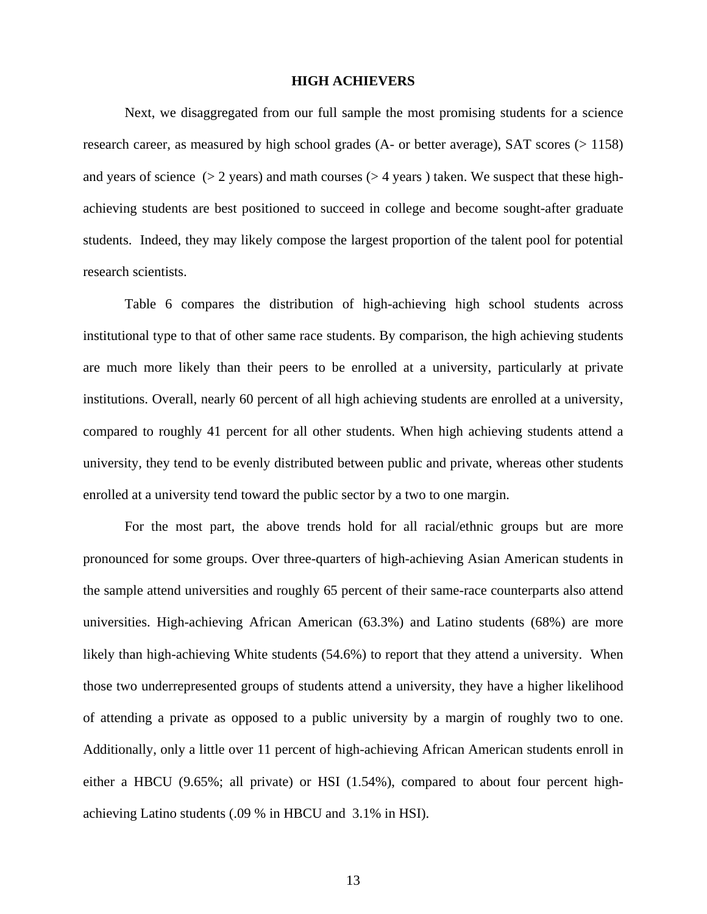## HIGH ACHIEVERS

Next, we disaggregated from our full sample the most promising students for a science research career, as measured by high school grades (A- or better average), SAT scores (> 1158) and years of science (> 2 years) and math courses (> 4 years ) taken. We suspect that these high-achieving students are best positioned to succeed in college and become sought-after graduate students. Indeed, they may likely compose the largest proportion of the talent pool for potential research scientists.

Table 6 compares the distribution of high-achieving high school students across institutional type to that of other same race students. By comparison, the high achieving students are much more likely than their peers to be enrolled at a university, particularly at private institutions. Overall, nearly 60 percent of all high achieving students are enrolled at a university, compared to roughly 41 percent for all other students. When high achieving students attend a university, they tend to be evenly distributed between public and private, whereas other students enrolled at a university tend toward the public sector by a two to one margin.

For the most part, the above trends hold for all racial/ethnic groups but are more pronounced for some groups. Over three-quarters of high-achieving Asian American students in the sample attend universities and roughly 65 percent of their same-race counterparts also attend universities. High-achieving African American (63.3%) and Latino students (68%) are more likely than high-achieving White students (54.6%) to report that they attend a university. When those two underrepresented groups of students attend a university, they have a higher likelihood of attending a private as opposed to a public university by a margin of roughly two to one. Additionally, only a little over 11 percent of high-achieving African American students enroll in either a HBCU (9.65%; all private) or HSI (1.54%), compared to about four percent high-achieving Latino students (.09 % in HBCU and 3.1% in HSI).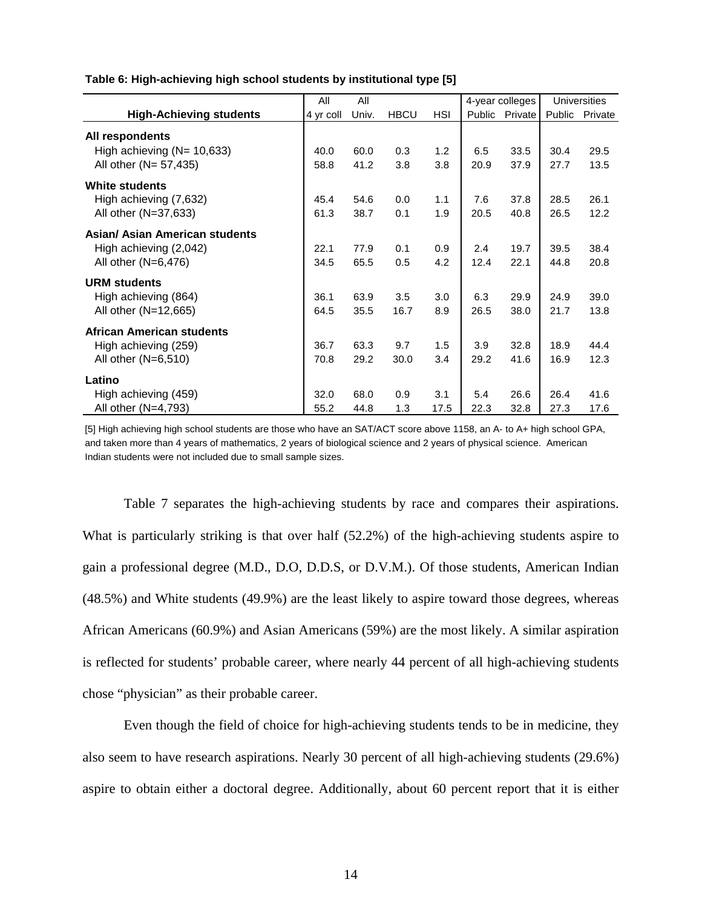**Table 6: High-achieving high school students by institutional type [5]**

| High-Achieving students | All 4 yr coll | All Univ. | HBCU | HSI | 4-year colleges Public | Private | Universities Public | Private |
|---|---|---|---|---|---|---|---|---|
| **All respondents** | | | | | | | | |
| High achieving (N= 10,633) | 40.0 | 60.0 | 0.3 | 1.2 | 6.5 | 33.5 | 30.4 | 29.5 |
| All other (N= 57,435) | 58.8 | 41.2 | 3.8 | 3.8 | 20.9 | 37.9 | 27.7 | 13.5 |
| **White students** | | | | | | | | |
| High achieving (7,632) | 45.4 | 54.6 | 0.0 | 1.1 | 7.6 | 37.8 | 28.5 | 26.1 |
| All other (N=37,633) | 61.3 | 38.7 | 0.1 | 1.9 | 20.5 | 40.8 | 26.5 | 12.2 |
| **Asian/ Asian American students** | | | | | | | | |
| High achieving (2,042) | 22.1 | 77.9 | 0.1 | 0.9 | 2.4 | 19.7 | 39.5 | 38.4 |
| All other (N=6,476) | 34.5 | 65.5 | 0.5 | 4.2 | 12.4 | 22.1 | 44.8 | 20.8 |
| **URM students** | | | | | | | | |
| High achieving (864) | 36.1 | 63.9 | 3.5 | 3.0 | 6.3 | 29.9 | 24.9 | 39.0 |
| All other (N=12,665) | 64.5 | 35.5 | 16.7 | 8.9 | 26.5 | 38.0 | 21.7 | 13.8 |
| **African American students** | | | | | | | | |
| High achieving (259) | 36.7 | 63.3 | 9.7 | 1.5 | 3.9 | 32.8 | 18.9 | 44.4 |
| All other (N=6,510) | 70.8 | 29.2 | 30.0 | 3.4 | 29.2 | 41.6 | 16.9 | 12.3 |
| **Latino** | | | | | | | | |
| High achieving (459) | 32.0 | 68.0 | 0.9 | 3.1 | 5.4 | 26.6 | 26.4 | 41.6 |
| All other (N=4,793) | 55.2 | 44.8 | 1.3 | 17.5 | 22.3 | 32.8 | 27.3 | 17.6 |

[5] High achieving high school students are those who have an SAT/ACT score above 1158, an A- to A+ high school GPA, and taken more than 4 years of mathematics, 2 years of biological science and 2 years of physical science. American Indian students were not included due to small sample sizes.

Table 7 separates the high-achieving students by race and compares their aspirations. What is particularly striking is that over half (52.2%) of the high-achieving students aspire to gain a professional degree (M.D., D.O, D.D.S, or D.V.M.). Of those students, American Indian (48.5%) and White students (49.9%) are the least likely to aspire toward those degrees, whereas African Americans (60.9%) and Asian Americans (59%) are the most likely. A similar aspiration is reflected for students' probable career, where nearly 44 percent of all high-achieving students chose "physician" as their probable career.

Even though the field of choice for high-achieving students tends to be in medicine, they also seem to have research aspirations. Nearly 30 percent of all high-achieving students (29.6%) aspire to obtain either a doctoral degree. Additionally, about 60 percent report that it is either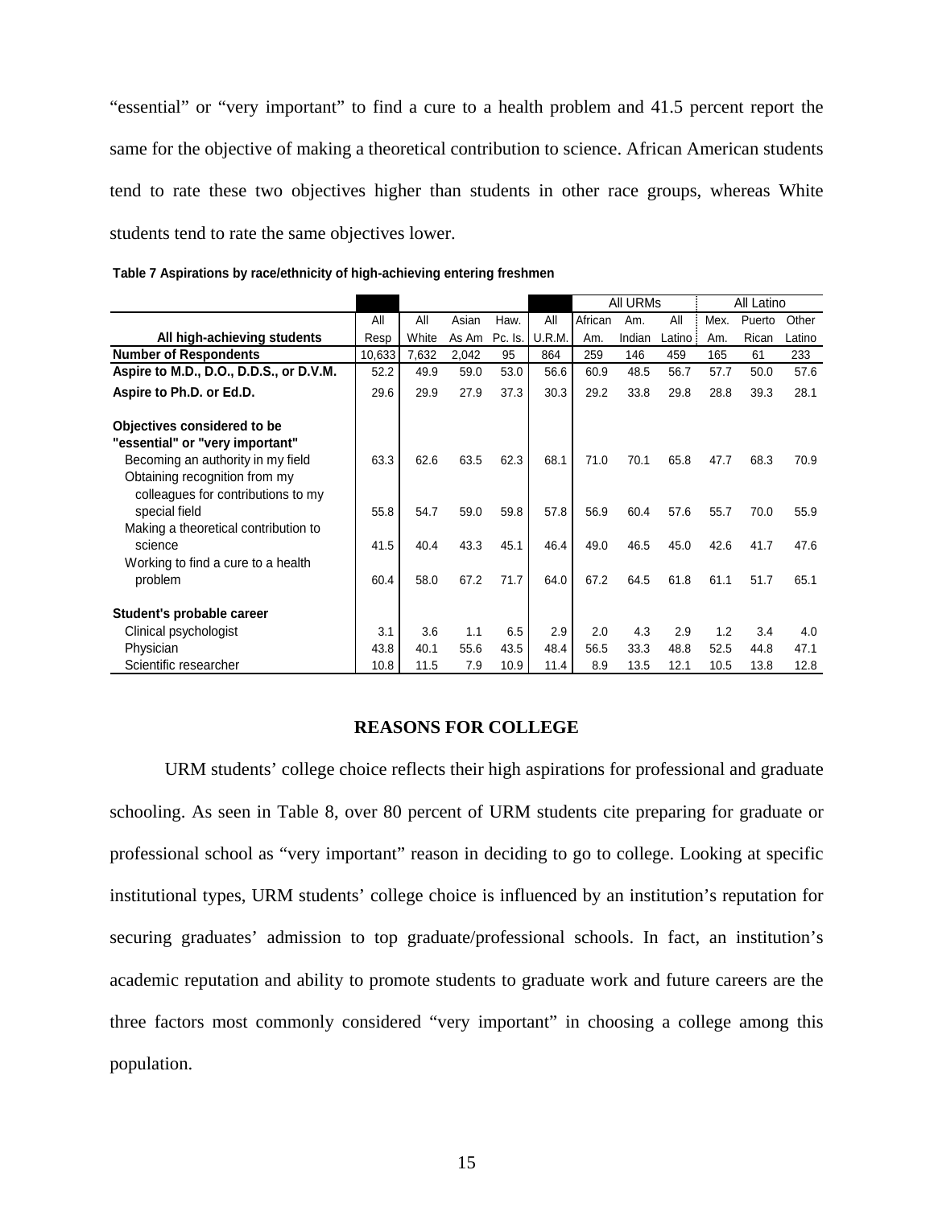"essential" or "very important" to find a cure to a health problem and 41.5 percent report the same for the objective of making a theoretical contribution to science. African American students tend to rate these two objectives higher than students in other race groups, whereas White students tend to rate the same objectives lower.

**Table 7 Aspirations by race/ethnicity of high-achieving entering freshmen**

| All high-achieving students | All Resp | All White | Asian As Am | Haw. Pc. Is. | All U.R.M. | All URMs: African Am. | Am. Indian | All Latino | All Latino: Mex. Am. | Puerto Rican | Other Latino |
|---|---|---|---|---|---|---|---|---|---|---|---|
| **Number of Respondents** | 10,633 | 7,632 | 2,042 | 95 | 864 | 259 | 146 | 459 | 165 | 61 | 233 |
| **Aspire to M.D., D.O., D.D.S., or D.V.M.** | 52.2 | 49.9 | 59.0 | 53.0 | 56.6 | 60.9 | 48.5 | 56.7 | 57.7 | 50.0 | 57.6 |
| **Aspire to Ph.D. or Ed.D.** | 29.6 | 29.9 | 27.9 | 37.3 | 30.3 | 29.2 | 33.8 | 29.8 | 28.8 | 39.3 | 28.1 |
| **Objectives considered to be "essential" or "very important"** | | | | | | | | | | | |
| Becoming an authority in my field | 63.3 | 62.6 | 63.5 | 62.3 | 68.1 | 71.0 | 70.1 | 65.8 | 47.7 | 68.3 | 70.9 |
| Obtaining recognition from my colleagues for contributions to my special field | 55.8 | 54.7 | 59.0 | 59.8 | 57.8 | 56.9 | 60.4 | 57.6 | 55.7 | 70.0 | 55.9 |
| Making a theoretical contribution to science | 41.5 | 40.4 | 43.3 | 45.1 | 46.4 | 49.0 | 46.5 | 45.0 | 42.6 | 41.7 | 47.6 |
| Working to find a cure to a health problem | 60.4 | 58.0 | 67.2 | 71.7 | 64.0 | 67.2 | 64.5 | 61.8 | 61.1 | 51.7 | 65.1 |
| **Student's probable career** | | | | | | | | | | | |
| Clinical psychologist | 3.1 | 3.6 | 1.1 | 6.5 | 2.9 | 2.0 | 4.3 | 2.9 | 1.2 | 3.4 | 4.0 |
| Physician | 43.8 | 40.1 | 55.6 | 43.5 | 48.4 | 56.5 | 33.3 | 48.8 | 52.5 | 44.8 | 47.1 |
| Scientific researcher | 10.8 | 11.5 | 7.9 | 10.9 | 11.4 | 8.9 | 13.5 | 12.1 | 10.5 | 13.8 | 12.8 |

## REASONS FOR COLLEGE

URM students' college choice reflects their high aspirations for professional and graduate schooling. As seen in Table 8, over 80 percent of URM students cite preparing for graduate or professional school as "very important" reason in deciding to go to college. Looking at specific institutional types, URM students' college choice is influenced by an institution's reputation for securing graduates' admission to top graduate/professional schools. In fact, an institution's academic reputation and ability to promote students to graduate work and future careers are the three factors most commonly considered "very important" in choosing a college among this population.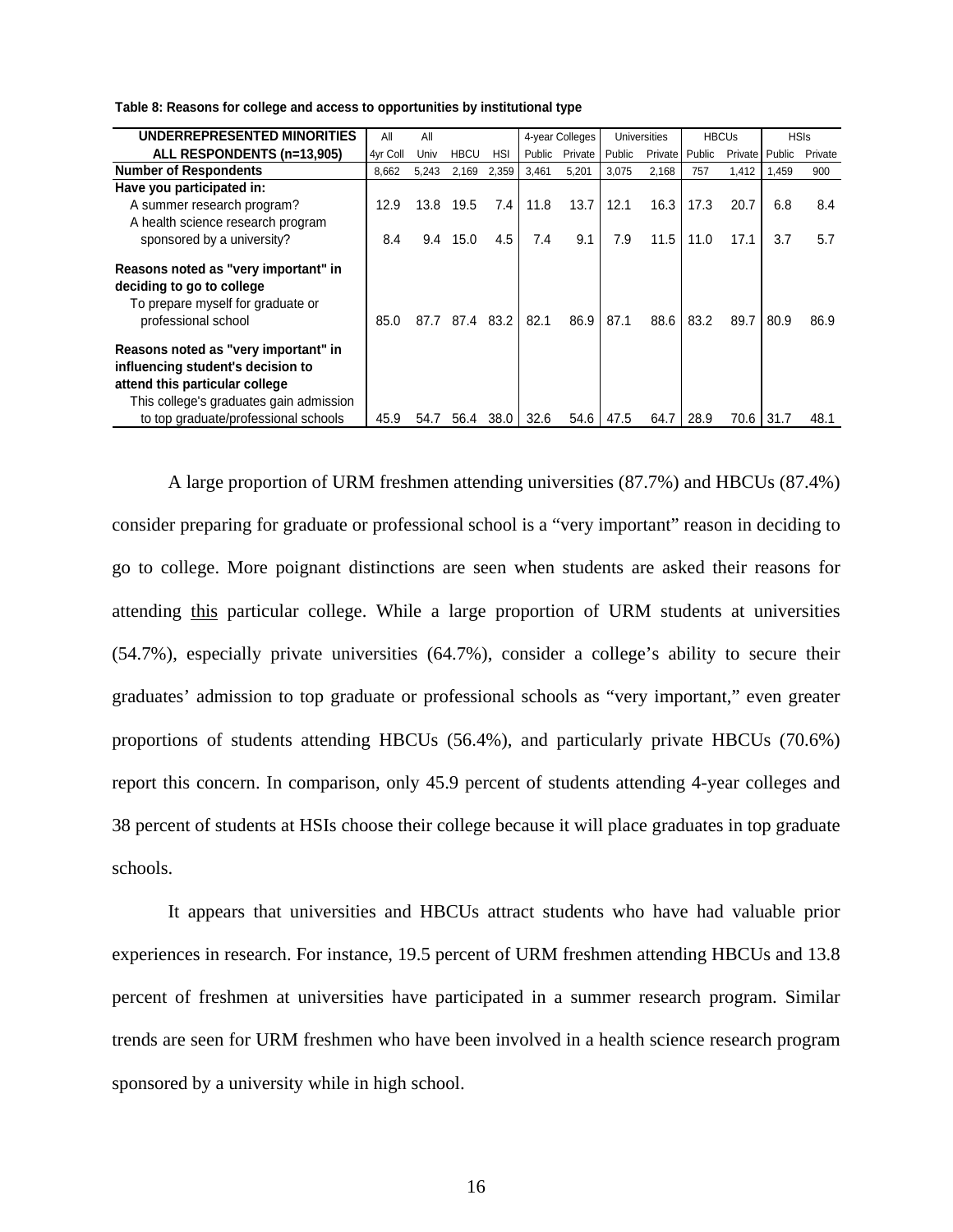**Table 8: Reasons for college and access to opportunities by institutional type**

| UNDERREPRESENTED MINORITIES | All | All | | | 4-year Colleges | | Universities | | HBCUs | | HSIs | |
|---|---|---|---|---|---|---|---|---|---|---|---|---|
| ALL RESPONDENTS (n=13,905) | 4yr Coll | Univ | HBCU | HSI | Public | Private | Public | Private | Public | Private | Public | Private |
| **Number of Respondents** | 8,662 | 5,243 | 2,169 | 2,359 | 3,461 | 5,201 | 3,075 | 2,168 | 757 | 1,412 | 1,459 | 900 |
| **Have you participated in:** | | | | | | | | | | | | |
| A summer research program? | 12.9 | 13.8 | 19.5 | 7.4 | 11.8 | 13.7 | 12.1 | 16.3 | 17.3 | 20.7 | 6.8 | 8.4 |
| A health science research program sponsored by a university? | 8.4 | 9.4 | 15.0 | 4.5 | 7.4 | 9.1 | 7.9 | 11.5 | 11.0 | 17.1 | 3.7 | 5.7 |
| **Reasons noted as "very important" in deciding to go to college** | | | | | | | | | | | | |
| To prepare myself for graduate or professional school | 85.0 | 87.7 | 87.4 | 83.2 | 82.1 | 86.9 | 87.1 | 88.6 | 83.2 | 89.7 | 80.9 | 86.9 |
| **Reasons noted as "very important" in influencing student's decision to attend this particular college** | | | | | | | | | | | | |
| This college's graduates gain admission to top graduate/professional schools | 45.9 | 54.7 | 56.4 | 38.0 | 32.6 | 54.6 | 47.5 | 64.7 | 28.9 | 70.6 | 31.7 | 48.1 |

A large proportion of URM freshmen attending universities (87.7%) and HBCUs (87.4%) consider preparing for graduate or professional school is a "very important" reason in deciding to go to college. More poignant distinctions are seen when students are asked their reasons for attending <u>this</u> particular college. While a large proportion of URM students at universities (54.7%), especially private universities (64.7%), consider a college's ability to secure their graduates' admission to top graduate or professional schools as "very important," even greater proportions of students attending HBCUs (56.4%), and particularly private HBCUs (70.6%) report this concern. In comparison, only 45.9 percent of students attending 4-year colleges and 38 percent of students at HSIs choose their college because it will place graduates in top graduate schools.

It appears that universities and HBCUs attract students who have had valuable prior experiences in research. For instance, 19.5 percent of URM freshmen attending HBCUs and 13.8 percent of freshmen at universities have participated in a summer research program. Similar trends are seen for URM freshmen who have been involved in a health science research program sponsored by a university while in high school.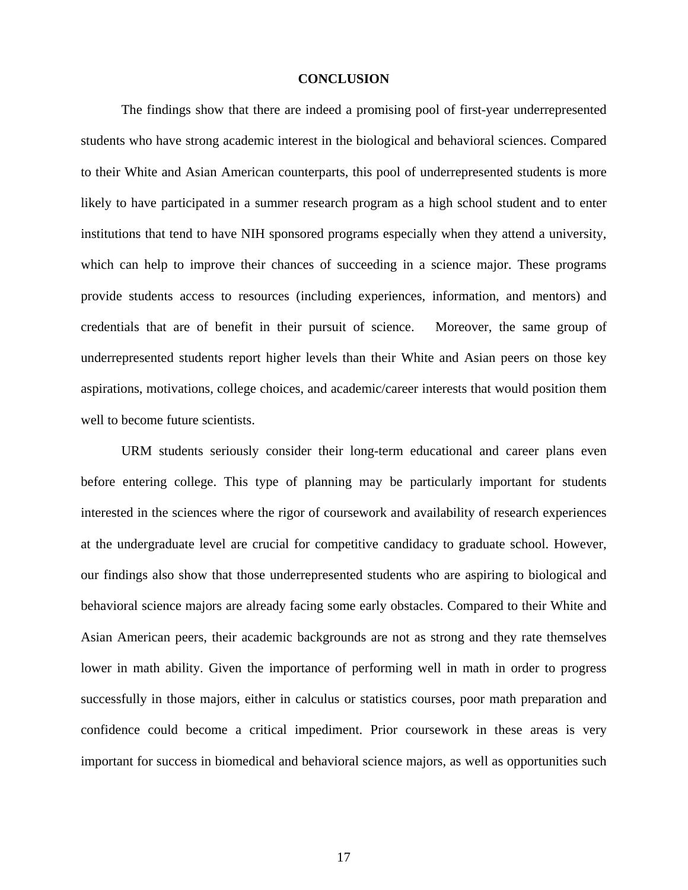## CONCLUSION

The findings show that there are indeed a promising pool of first-year underrepresented students who have strong academic interest in the biological and behavioral sciences. Compared to their White and Asian American counterparts, this pool of underrepresented students is more likely to have participated in a summer research program as a high school student and to enter institutions that tend to have NIH sponsored programs especially when they attend a university, which can help to improve their chances of succeeding in a science major. These programs provide students access to resources (including experiences, information, and mentors) and credentials that are of benefit in their pursuit of science. Moreover, the same group of underrepresented students report higher levels than their White and Asian peers on those key aspirations, motivations, college choices, and academic/career interests that would position them well to become future scientists.

URM students seriously consider their long-term educational and career plans even before entering college. This type of planning may be particularly important for students interested in the sciences where the rigor of coursework and availability of research experiences at the undergraduate level are crucial for competitive candidacy to graduate school. However, our findings also show that those underrepresented students who are aspiring to biological and behavioral science majors are already facing some early obstacles. Compared to their White and Asian American peers, their academic backgrounds are not as strong and they rate themselves lower in math ability. Given the importance of performing well in math in order to progress successfully in those majors, either in calculus or statistics courses, poor math preparation and confidence could become a critical impediment. Prior coursework in these areas is very important for success in biomedical and behavioral science majors, as well as opportunities such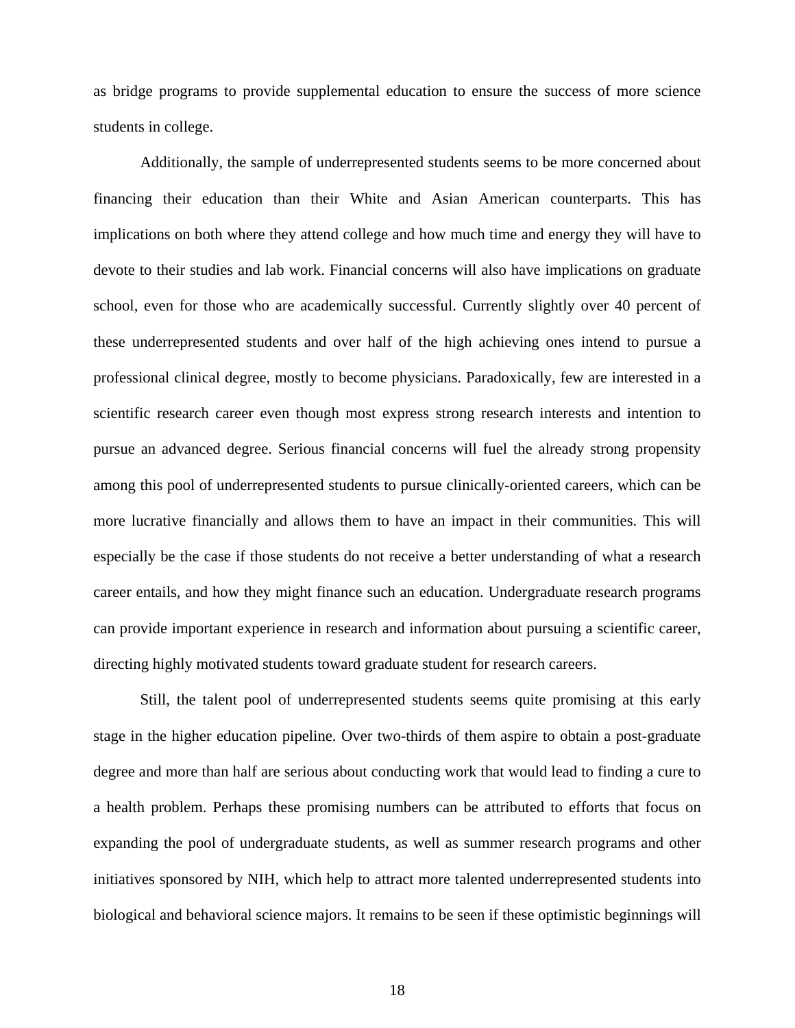as bridge programs to provide supplemental education to ensure the success of more science students in college.

Additionally, the sample of underrepresented students seems to be more concerned about financing their education than their White and Asian American counterparts. This has implications on both where they attend college and how much time and energy they will have to devote to their studies and lab work. Financial concerns will also have implications on graduate school, even for those who are academically successful. Currently slightly over 40 percent of these underrepresented students and over half of the high achieving ones intend to pursue a professional clinical degree, mostly to become physicians. Paradoxically, few are interested in a scientific research career even though most express strong research interests and intention to pursue an advanced degree. Serious financial concerns will fuel the already strong propensity among this pool of underrepresented students to pursue clinically-oriented careers, which can be more lucrative financially and allows them to have an impact in their communities. This will especially be the case if those students do not receive a better understanding of what a research career entails, and how they might finance such an education. Undergraduate research programs can provide important experience in research and information about pursuing a scientific career, directing highly motivated students toward graduate student for research careers.

Still, the talent pool of underrepresented students seems quite promising at this early stage in the higher education pipeline. Over two-thirds of them aspire to obtain a post-graduate degree and more than half are serious about conducting work that would lead to finding a cure to a health problem. Perhaps these promising numbers can be attributed to efforts that focus on expanding the pool of undergraduate students, as well as summer research programs and other initiatives sponsored by NIH, which help to attract more talented underrepresented students into biological and behavioral science majors. It remains to be seen if these optimistic beginnings will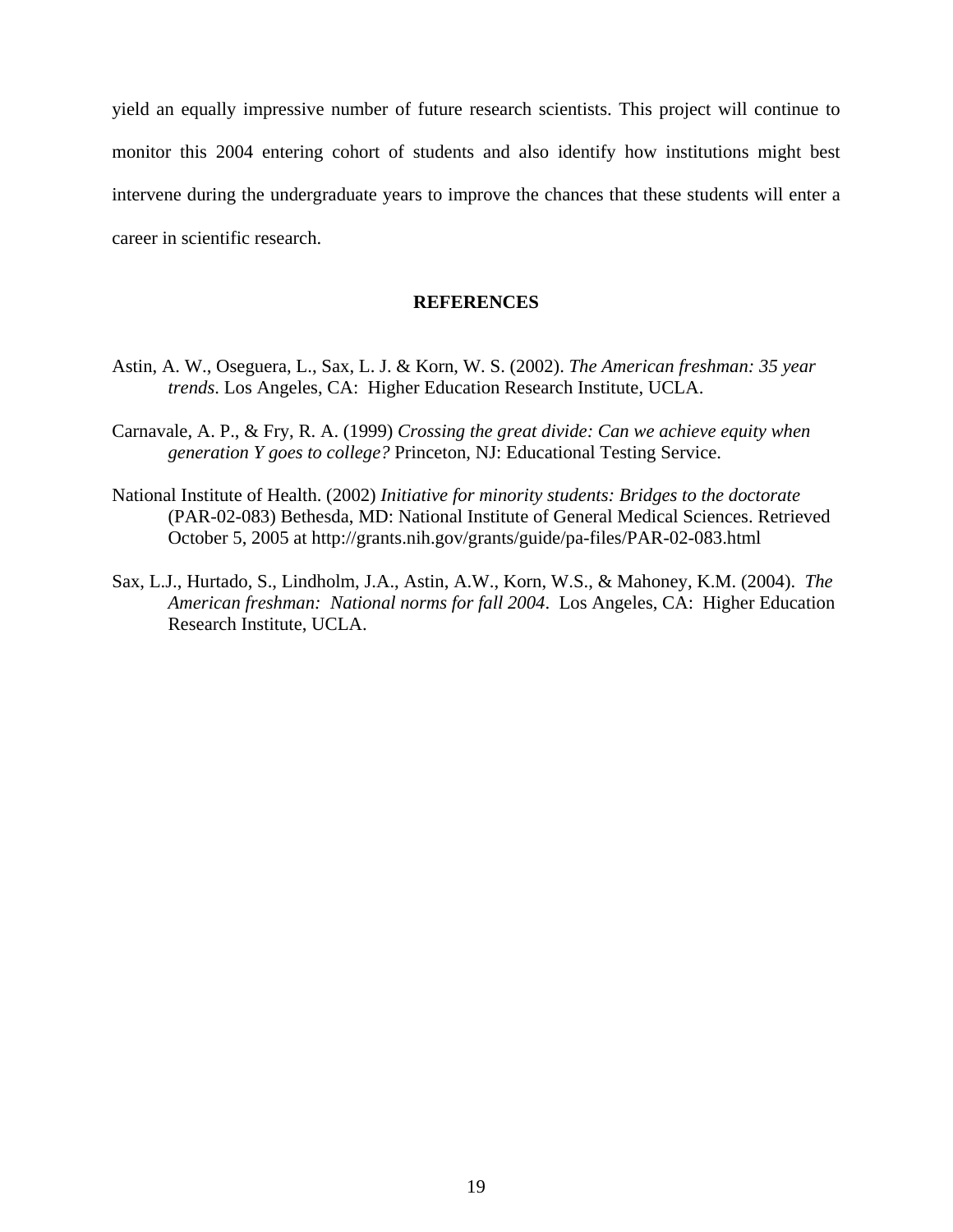yield an equally impressive number of future research scientists. This project will continue to monitor this 2004 entering cohort of students and also identify how institutions might best intervene during the undergraduate years to improve the chances that these students will enter a career in scientific research.

## REFERENCES

Astin, A. W., Oseguera, L., Sax, L. J. & Korn, W. S. (2002). *The American freshman: 35 year trends*. Los Angeles, CA: Higher Education Research Institute, UCLA.

Carnavale, A. P., & Fry, R. A. (1999) *Crossing the great divide: Can we achieve equity when generation Y goes to college?* Princeton, NJ: Educational Testing Service.

National Institute of Health. (2002) *Initiative for minority students: Bridges to the doctorate* (PAR-02-083) Bethesda, MD: National Institute of General Medical Sciences. Retrieved October 5, 2005 at http://grants.nih.gov/grants/guide/pa-files/PAR-02-083.html

Sax, L.J., Hurtado, S., Lindholm, J.A., Astin, A.W., Korn, W.S., & Mahoney, K.M. (2004). *The American freshman: National norms for fall 2004*. Los Angeles, CA: Higher Education Research Institute, UCLA.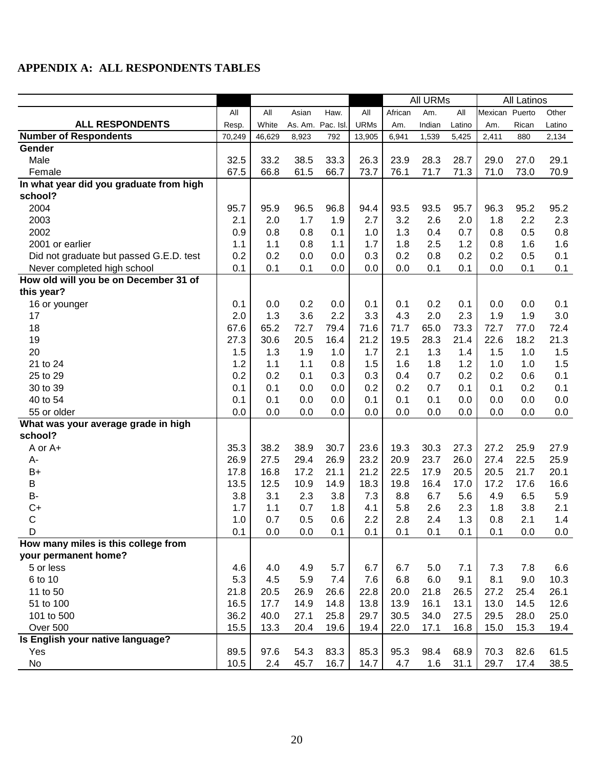## APPENDIX A: ALL RESPONDENTS TABLES

| | | | | | | All URMs | | | All Latinos | | |
|---|---|---|---|---|---|---|---|---|---|---|---|
| **ALL RESPONDENTS** | All Resp. | All White | Asian As. Am. | Haw. Pac. Isl. | All URMs | African Am. | Am. Indian | All Latino | Mexican Am. | Puerto Rican | Other Latino |
| **Number of Respondents** | 70,249 | 46,629 | 8,923 | 792 | 13,905 | 6,941 | 1,539 | 5,425 | 2,411 | 880 | 2,134 |
| **Gender** | | | | | | | | | | | |
| Male | 32.5 | 33.2 | 38.5 | 33.3 | 26.3 | 23.9 | 28.3 | 28.7 | 29.0 | 27.0 | 29.1 |
| Female | 67.5 | 66.8 | 61.5 | 66.7 | 73.7 | 76.1 | 71.7 | 71.3 | 71.0 | 73.0 | 70.9 |
| **In what year did you graduate from high school?** | | | | | | | | | | | |
| 2004 | 95.7 | 95.9 | 96.5 | 96.8 | 94.4 | 93.5 | 93.5 | 95.7 | 96.3 | 95.2 | 95.2 |
| 2003 | 2.1 | 2.0 | 1.7 | 1.9 | 2.7 | 3.2 | 2.6 | 2.0 | 1.8 | 2.2 | 2.3 |
| 2002 | 0.9 | 0.8 | 0.8 | 0.1 | 1.0 | 1.3 | 0.4 | 0.7 | 0.8 | 0.5 | 0.8 |
| 2001 or earlier | 1.1 | 1.1 | 0.8 | 1.1 | 1.7 | 1.8 | 2.5 | 1.2 | 0.8 | 1.6 | 1.6 |
| Did not graduate but passed G.E.D. test | 0.2 | 0.2 | 0.0 | 0.0 | 0.3 | 0.2 | 0.8 | 0.2 | 0.2 | 0.5 | 0.1 |
| Never completed high school | 0.1 | 0.1 | 0.1 | 0.0 | 0.0 | 0.0 | 0.1 | 0.1 | 0.0 | 0.1 | 0.1 |
| **How old will you be on December 31 of this year?** | | | | | | | | | | | |
| 16 or younger | 0.1 | 0.0 | 0.2 | 0.0 | 0.1 | 0.1 | 0.2 | 0.1 | 0.0 | 0.0 | 0.1 |
| 17 | 2.0 | 1.3 | 3.6 | 2.2 | 3.3 | 4.3 | 2.0 | 2.3 | 1.9 | 1.9 | 3.0 |
| 18 | 67.6 | 65.2 | 72.7 | 79.4 | 71.6 | 71.7 | 65.0 | 73.3 | 72.7 | 77.0 | 72.4 |
| 19 | 27.3 | 30.6 | 20.5 | 16.4 | 21.2 | 19.5 | 28.3 | 21.4 | 22.6 | 18.2 | 21.3 |
| 20 | 1.5 | 1.3 | 1.9 | 1.0 | 1.7 | 2.1 | 1.3 | 1.4 | 1.5 | 1.0 | 1.5 |
| 21 to 24 | 1.2 | 1.1 | 1.1 | 0.8 | 1.5 | 1.6 | 1.8 | 1.2 | 1.0 | 1.0 | 1.5 |
| 25 to 29 | 0.2 | 0.2 | 0.1 | 0.3 | 0.3 | 0.4 | 0.7 | 0.2 | 0.2 | 0.6 | 0.1 |
| 30 to 39 | 0.1 | 0.1 | 0.0 | 0.0 | 0.2 | 0.2 | 0.7 | 0.1 | 0.1 | 0.2 | 0.1 |
| 40 to 54 | 0.1 | 0.1 | 0.0 | 0.0 | 0.1 | 0.1 | 0.1 | 0.0 | 0.0 | 0.0 | 0.0 |
| 55 or older | 0.0 | 0.0 | 0.0 | 0.0 | 0.0 | 0.0 | 0.0 | 0.0 | 0.0 | 0.0 | 0.0 |
| **What was your average grade in high school?** | | | | | | | | | | | |
| A or A+ | 35.3 | 38.2 | 38.9 | 30.7 | 23.6 | 19.3 | 30.3 | 27.3 | 27.2 | 25.9 | 27.9 |
| A- | 26.9 | 27.5 | 29.4 | 26.9 | 23.2 | 20.9 | 23.7 | 26.0 | 27.4 | 22.5 | 25.9 |
| B+ | 17.8 | 16.8 | 17.2 | 21.1 | 21.2 | 22.5 | 17.9 | 20.5 | 20.5 | 21.7 | 20.1 |
| B | 13.5 | 12.5 | 10.9 | 14.9 | 18.3 | 19.8 | 16.4 | 17.0 | 17.2 | 17.6 | 16.6 |
| B- | 3.8 | 3.1 | 2.3 | 3.8 | 7.3 | 8.8 | 6.7 | 5.6 | 4.9 | 6.5 | 5.9 |
| C+ | 1.7 | 1.1 | 0.7 | 1.8 | 4.1 | 5.8 | 2.6 | 2.3 | 1.8 | 3.8 | 2.1 |
| C | 1.0 | 0.7 | 0.5 | 0.6 | 2.2 | 2.8 | 2.4 | 1.3 | 0.8 | 2.1 | 1.4 |
| D | 0.1 | 0.0 | 0.0 | 0.1 | 0.1 | 0.1 | 0.1 | 0.1 | 0.1 | 0.0 | 0.0 |
| **How many miles is this college from your permanent home?** | | | | | | | | | | | |
| 5 or less | 4.6 | 4.0 | 4.9 | 5.7 | 6.7 | 6.7 | 5.0 | 7.1 | 7.3 | 7.8 | 6.6 |
| 6 to 10 | 5.3 | 4.5 | 5.9 | 7.4 | 7.6 | 6.8 | 6.0 | 9.1 | 8.1 | 9.0 | 10.3 |
| 11 to 50 | 21.8 | 20.5 | 26.9 | 26.6 | 22.8 | 20.0 | 21.8 | 26.5 | 27.2 | 25.4 | 26.1 |
| 51 to 100 | 16.5 | 17.7 | 14.9 | 14.8 | 13.8 | 13.9 | 16.1 | 13.1 | 13.0 | 14.5 | 12.6 |
| 101 to 500 | 36.2 | 40.0 | 27.1 | 25.8 | 29.7 | 30.5 | 34.0 | 27.5 | 29.5 | 28.0 | 25.0 |
| Over 500 | 15.5 | 13.3 | 20.4 | 19.6 | 19.4 | 22.0 | 17.1 | 16.8 | 15.0 | 15.3 | 19.4 |
| **Is English your native language?** | | | | | | | | | | | |
| Yes | 89.5 | 97.6 | 54.3 | 83.3 | 85.3 | 95.3 | 98.4 | 68.9 | 70.3 | 82.6 | 61.5 |
| No | 10.5 | 2.4 | 45.7 | 16.7 | 14.7 | 4.7 | 1.6 | 31.1 | 29.7 | 17.4 | 38.5 |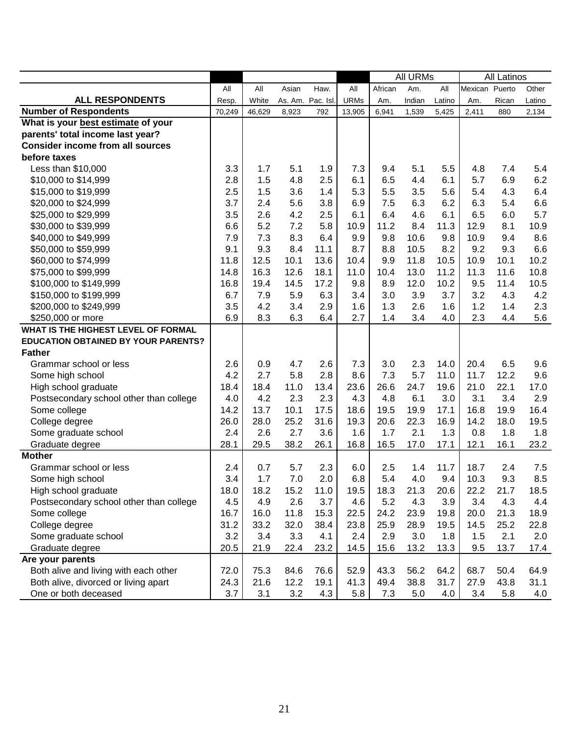| ALL RESPONDENTS | All Resp. | All White | Asian Am. | Haw. Pac. Isl. | All URMs | All URMs: African Am. | Am. Indian | All Latino | All Latinos: Mexican Am. | Puerto Rican | Other Latino |
|---|---|---|---|---|---|---|---|---|---|---|---|
| **Number of Respondents** | 70,249 | 46,629 | 8,923 | 792 | 13,905 | 6,941 | 1,539 | 5,425 | 2,411 | 880 | 2,134 |
| **What is your best estimate of your parents' total income last year? Consider income from all sources before taxes** | | | | | | | | | | | |
| Less than $10,000 | 3.3 | 1.7 | 5.1 | 1.9 | 7.3 | 9.4 | 5.1 | 5.5 | 4.8 | 7.4 | 5.4 |
| $10,000 to $14,999 | 2.8 | 1.5 | 4.8 | 2.5 | 6.1 | 6.5 | 4.4 | 6.1 | 5.7 | 6.9 | 6.2 |
| $15,000 to $19,999 | 2.5 | 1.5 | 3.6 | 1.4 | 5.3 | 5.5 | 3.5 | 5.6 | 5.4 | 4.3 | 6.4 |
| $20,000 to $24,999 | 3.7 | 2.4 | 5.6 | 3.8 | 6.9 | 7.5 | 6.3 | 6.2 | 6.3 | 5.4 | 6.6 |
| $25,000 to $29,999 | 3.5 | 2.6 | 4.2 | 2.5 | 6.1 | 6.4 | 4.6 | 6.1 | 6.5 | 6.0 | 5.7 |
| $30,000 to $39,999 | 6.6 | 5.2 | 7.2 | 5.8 | 10.9 | 11.2 | 8.4 | 11.3 | 12.9 | 8.1 | 10.9 |
| $40,000 to $49,999 | 7.9 | 7.3 | 8.3 | 6.4 | 9.9 | 9.8 | 10.6 | 9.8 | 10.9 | 9.4 | 8.6 |
| $50,000 to $59,999 | 9.1 | 9.3 | 8.4 | 11.1 | 8.7 | 8.8 | 10.5 | 8.2 | 9.2 | 9.3 | 6.6 |
| $60,000 to $74,999 | 11.8 | 12.5 | 10.1 | 13.6 | 10.4 | 9.9 | 11.8 | 10.5 | 10.9 | 10.1 | 10.2 |
| $75,000 to $99,999 | 14.8 | 16.3 | 12.6 | 18.1 | 11.0 | 10.4 | 13.0 | 11.2 | 11.3 | 11.6 | 10.8 |
| $100,000 to $149,999 | 16.8 | 19.4 | 14.5 | 17.2 | 9.8 | 8.9 | 12.0 | 10.2 | 9.5 | 11.4 | 10.5 |
| $150,000 to $199,999 | 6.7 | 7.9 | 5.9 | 6.3 | 3.4 | 3.0 | 3.9 | 3.7 | 3.2 | 4.3 | 4.2 |
| $200,000 to $249,999 | 3.5 | 4.2 | 3.4 | 2.9 | 1.6 | 1.3 | 2.6 | 1.6 | 1.2 | 1.4 | 2.3 |
| $250,000 or more | 6.9 | 8.3 | 6.3 | 6.4 | 2.7 | 1.4 | 3.4 | 4.0 | 2.3 | 4.4 | 5.6 |
| **WHAT IS THE HIGHEST LEVEL OF FORMAL EDUCATION OBTAINED BY YOUR PARENTS?** | | | | | | | | | | | |
| **Father** | | | | | | | | | | | |
| Grammar school or less | 2.6 | 0.9 | 4.7 | 2.6 | 7.3 | 3.0 | 2.3 | 14.0 | 20.4 | 6.5 | 9.6 |
| Some high school | 4.2 | 2.7 | 5.8 | 2.8 | 8.6 | 7.3 | 5.7 | 11.0 | 11.7 | 12.2 | 9.6 |
| High school graduate | 18.4 | 18.4 | 11.0 | 13.4 | 23.6 | 26.6 | 24.7 | 19.6 | 21.0 | 22.1 | 17.0 |
| Postsecondary school other than college | 4.0 | 4.2 | 2.3 | 2.3 | 4.3 | 4.8 | 6.1 | 3.0 | 3.1 | 3.4 | 2.9 |
| Some college | 14.2 | 13.7 | 10.1 | 17.5 | 18.6 | 19.5 | 19.9 | 17.1 | 16.8 | 19.9 | 16.4 |
| College degree | 26.0 | 28.0 | 25.2 | 31.6 | 19.3 | 20.6 | 22.3 | 16.9 | 14.2 | 18.0 | 19.5 |
| Some graduate school | 2.4 | 2.6 | 2.7 | 3.6 | 1.6 | 1.7 | 2.1 | 1.3 | 0.8 | 1.8 | 1.8 |
| Graduate degree | 28.1 | 29.5 | 38.2 | 26.1 | 16.8 | 16.5 | 17.0 | 17.1 | 12.1 | 16.1 | 23.2 |
| **Mother** | | | | | | | | | | | |
| Grammar school or less | 2.4 | 0.7 | 5.7 | 2.3 | 6.0 | 2.5 | 1.4 | 11.7 | 18.7 | 2.4 | 7.5 |
| Some high school | 3.4 | 1.7 | 7.0 | 2.0 | 6.8 | 5.4 | 4.0 | 9.4 | 10.3 | 9.3 | 8.5 |
| High school graduate | 18.0 | 18.2 | 15.2 | 11.0 | 19.5 | 18.3 | 21.3 | 20.6 | 22.2 | 21.7 | 18.5 |
| Postsecondary school other than college | 4.5 | 4.9 | 2.6 | 3.7 | 4.6 | 5.2 | 4.3 | 3.9 | 3.4 | 4.3 | 4.4 |
| Some college | 16.7 | 16.0 | 11.8 | 15.3 | 22.5 | 24.2 | 23.9 | 19.8 | 20.0 | 21.3 | 18.9 |
| College degree | 31.2 | 33.2 | 32.0 | 38.4 | 23.8 | 25.9 | 28.9 | 19.5 | 14.5 | 25.2 | 22.8 |
| Some graduate school | 3.2 | 3.4 | 3.3 | 4.1 | 2.4 | 2.9 | 3.0 | 1.8 | 1.5 | 2.1 | 2.0 |
| Graduate degree | 20.5 | 21.9 | 22.4 | 23.2 | 14.5 | 15.6 | 13.2 | 13.3 | 9.5 | 13.7 | 17.4 |
| **Are your parents** | | | | | | | | | | | |
| Both alive and living with each other | 72.0 | 75.3 | 84.6 | 76.6 | 52.9 | 43.3 | 56.2 | 64.2 | 68.7 | 50.4 | 64.9 |
| Both alive, divorced or living apart | 24.3 | 21.6 | 12.2 | 19.1 | 41.3 | 49.4 | 38.8 | 31.7 | 27.9 | 43.8 | 31.1 |
| One or both deceased | 3.7 | 3.1 | 3.2 | 4.3 | 5.8 | 7.3 | 5.0 | 4.0 | 3.4 | 5.8 | 4.0 |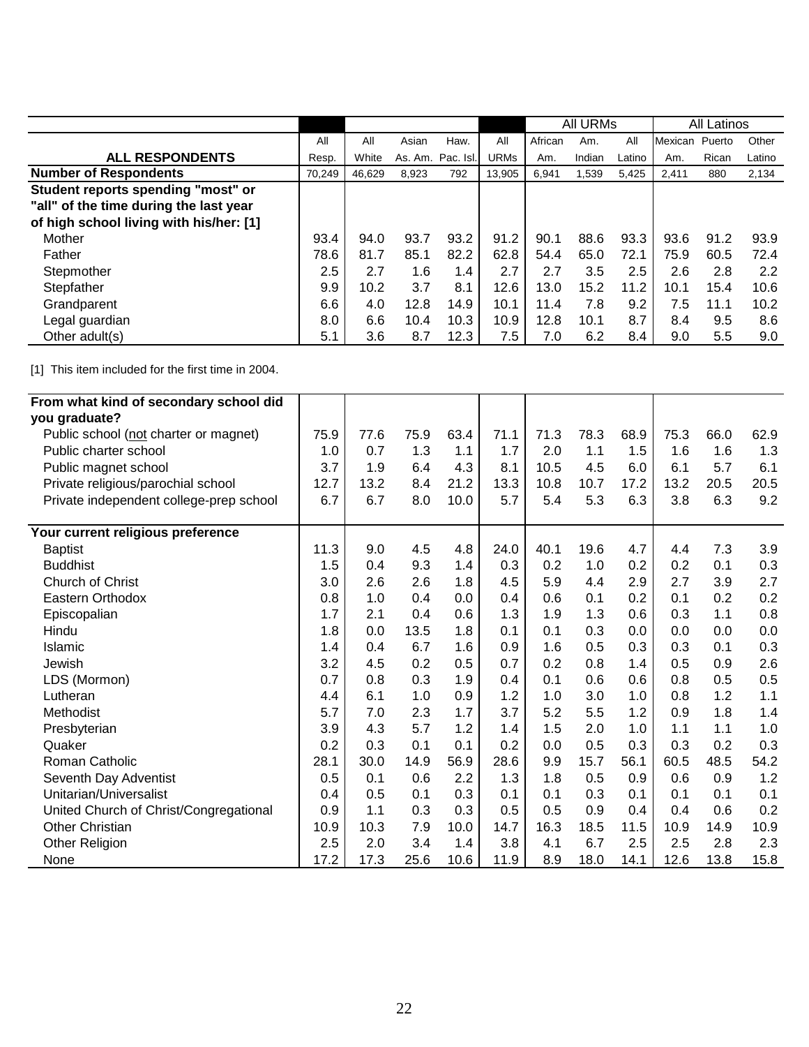| ALL RESPONDENTS | All Resp. | All White | Asian As. Am. | Haw. Pac. Isl. | All URMs | All URMs: African Am. | Am. Indian | All Latino | All Latinos: Mexican Am. | Puerto Rican | Other Latino |
|---|---|---|---|---|---|---|---|---|---|---|---|
| **Number of Respondents** | 70,249 | 46,629 | 8,923 | 792 | 13,905 | 6,941 | 1,539 | 5,425 | 2,411 | 880 | 2,134 |
| **Student reports spending "most" or "all" of the time during the last year of high school living with his/her: [1]** | | | | | | | | | | | |
| Mother | 93.4 | 94.0 | 93.7 | 93.2 | 91.2 | 90.1 | 88.6 | 93.3 | 93.6 | 91.2 | 93.9 |
| Father | 78.6 | 81.7 | 85.1 | 82.2 | 62.8 | 54.4 | 65.0 | 72.1 | 75.9 | 60.5 | 72.4 |
| Stepmother | 2.5 | 2.7 | 1.6 | 1.4 | 2.7 | 2.7 | 3.5 | 2.5 | 2.6 | 2.8 | 2.2 |
| Stepfather | 9.9 | 10.2 | 3.7 | 8.1 | 12.6 | 13.0 | 15.2 | 11.2 | 10.1 | 15.4 | 10.6 |
| Grandparent | 6.6 | 4.0 | 12.8 | 14.9 | 10.1 | 11.4 | 7.8 | 9.2 | 7.5 | 11.1 | 10.2 |
| Legal guardian | 8.0 | 6.6 | 10.4 | 10.3 | 10.9 | 12.8 | 10.1 | 8.7 | 8.4 | 9.5 | 8.6 |
| Other adult(s) | 5.1 | 3.6 | 8.7 | 12.3 | 7.5 | 7.0 | 6.2 | 8.4 | 9.0 | 5.5 | 9.0 |

[1] This item included for the first time in 2004.

| | All Resp. | All White | Asian As. Am. | Haw. Pac. Isl. | All URMs | African Am. | Am. Indian | All Latino | Mexican Am. | Puerto Rican | Other Latino |
|---|---|---|---|---|---|---|---|---|---|---|---|
| **From what kind of secondary school did you graduate?** | | | | | | | | | | | |
| Public school (not charter or magnet) | 75.9 | 77.6 | 75.9 | 63.4 | 71.1 | 71.3 | 78.3 | 68.9 | 75.3 | 66.0 | 62.9 |
| Public charter school | 1.0 | 0.7 | 1.3 | 1.1 | 1.7 | 2.0 | 1.1 | 1.5 | 1.6 | 1.6 | 1.3 |
| Public magnet school | 3.7 | 1.9 | 6.4 | 4.3 | 8.1 | 10.5 | 4.5 | 6.0 | 6.1 | 5.7 | 6.1 |
| Private religious/parochial school | 12.7 | 13.2 | 8.4 | 21.2 | 13.3 | 10.8 | 10.7 | 17.2 | 13.2 | 20.5 | 20.5 |
| Private independent college-prep school | 6.7 | 6.7 | 8.0 | 10.0 | 5.7 | 5.4 | 5.3 | 6.3 | 3.8 | 6.3 | 9.2 |
| **Your current religious preference** | | | | | | | | | | | |
| Baptist | 11.3 | 9.0 | 4.5 | 4.8 | 24.0 | 40.1 | 19.6 | 4.7 | 4.4 | 7.3 | 3.9 |
| Buddhist | 1.5 | 0.4 | 9.3 | 1.4 | 0.3 | 0.2 | 1.0 | 0.2 | 0.2 | 0.1 | 0.3 |
| Church of Christ | 3.0 | 2.6 | 2.6 | 1.8 | 4.5 | 5.9 | 4.4 | 2.9 | 2.7 | 3.9 | 2.7 |
| Eastern Orthodox | 0.8 | 1.0 | 0.4 | 0.0 | 0.4 | 0.6 | 0.1 | 0.2 | 0.1 | 0.2 | 0.2 |
| Episcopalian | 1.7 | 2.1 | 0.4 | 0.6 | 1.3 | 1.9 | 1.3 | 0.6 | 0.3 | 1.1 | 0.8 |
| Hindu | 1.8 | 0.0 | 13.5 | 1.8 | 0.1 | 0.1 | 0.3 | 0.0 | 0.0 | 0.0 | 0.0 |
| Islamic | 1.4 | 0.4 | 6.7 | 1.6 | 0.9 | 1.6 | 0.5 | 0.3 | 0.3 | 0.1 | 0.3 |
| Jewish | 3.2 | 4.5 | 0.2 | 0.5 | 0.7 | 0.2 | 0.8 | 1.4 | 0.5 | 0.9 | 2.6 |
| LDS (Mormon) | 0.7 | 0.8 | 0.3 | 1.9 | 0.4 | 0.1 | 0.6 | 0.6 | 0.8 | 0.5 | 0.5 |
| Lutheran | 4.4 | 6.1 | 1.0 | 0.9 | 1.2 | 1.0 | 3.0 | 1.0 | 0.8 | 1.2 | 1.1 |
| Methodist | 5.7 | 7.0 | 2.3 | 1.7 | 3.7 | 5.2 | 5.5 | 1.2 | 0.9 | 1.8 | 1.4 |
| Presbyterian | 3.9 | 4.3 | 5.7 | 1.2 | 1.4 | 1.5 | 2.0 | 1.0 | 1.1 | 1.1 | 1.0 |
| Quaker | 0.2 | 0.3 | 0.1 | 0.1 | 0.2 | 0.0 | 0.5 | 0.3 | 0.3 | 0.2 | 0.3 |
| Roman Catholic | 28.1 | 30.0 | 14.9 | 56.9 | 28.6 | 9.9 | 15.7 | 56.1 | 60.5 | 48.5 | 54.2 |
| Seventh Day Adventist | 0.5 | 0.1 | 0.6 | 2.2 | 1.3 | 1.8 | 0.5 | 0.9 | 0.6 | 0.9 | 1.2 |
| Unitarian/Universalist | 0.4 | 0.5 | 0.1 | 0.3 | 0.1 | 0.1 | 0.3 | 0.1 | 0.1 | 0.1 | 0.1 |
| United Church of Christ/Congregational | 0.9 | 1.1 | 0.3 | 0.3 | 0.5 | 0.5 | 0.9 | 0.4 | 0.4 | 0.6 | 0.2 |
| Other Christian | 10.9 | 10.3 | 7.9 | 10.0 | 14.7 | 16.3 | 18.5 | 11.5 | 10.9 | 14.9 | 10.9 |
| Other Religion | 2.5 | 2.0 | 3.4 | 1.4 | 3.8 | 4.1 | 6.7 | 2.5 | 2.5 | 2.8 | 2.3 |
| None | 17.2 | 17.3 | 25.6 | 10.6 | 11.9 | 8.9 | 18.0 | 14.1 | 12.6 | 13.8 | 15.8 |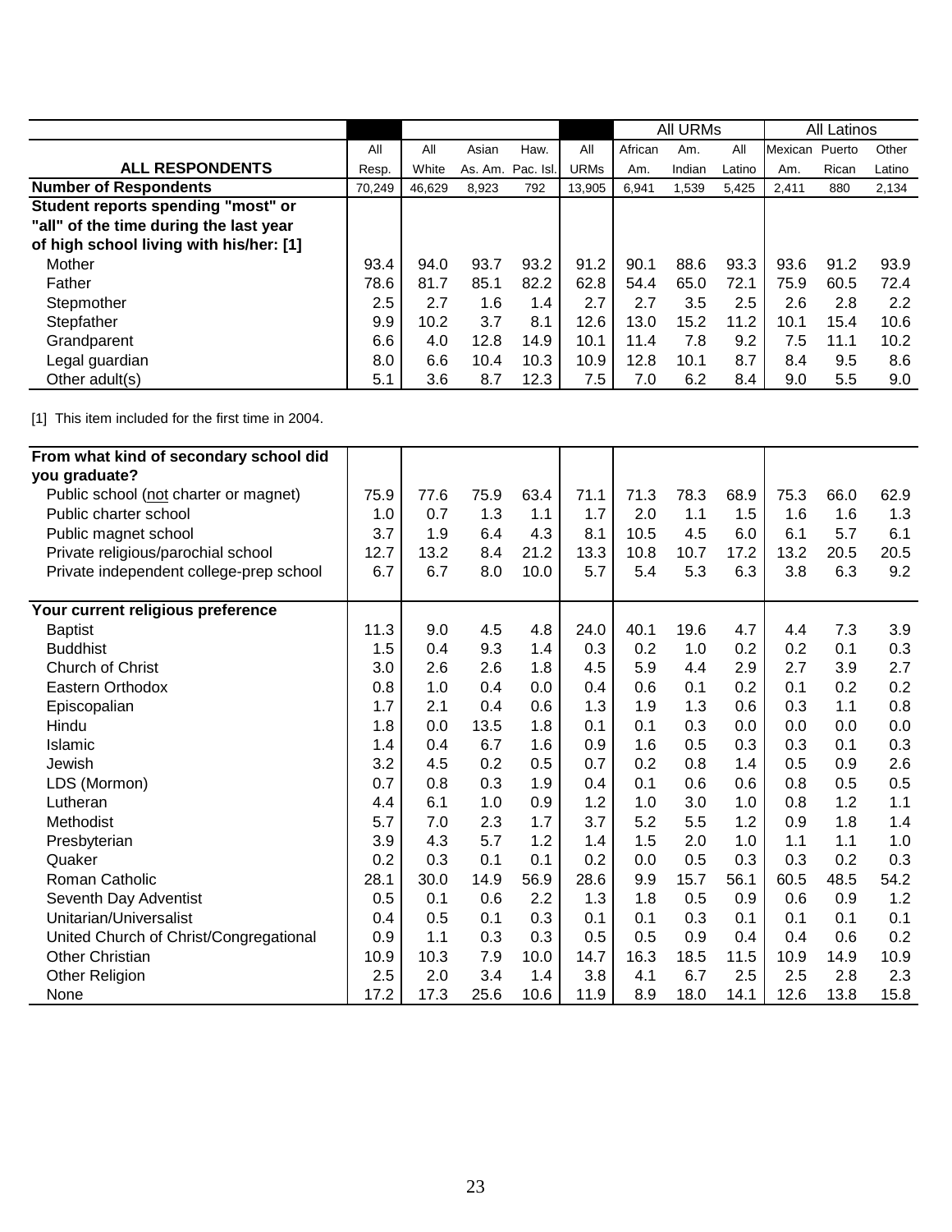| ALL RESPONDENTS | All Resp. | All White | Asian As. Am. | Haw. Pac. Isl. | All URMs | All URMs: African Am. | All URMs: Am. Indian | All URMs: All Latino | All Latinos: Mexican Am. | All Latinos: Puerto Rican | All Latinos: Other Latino |
|---|---|---|---|---|---|---|---|---|---|---|---|
| **Number of Respondents** | 70,249 | 46,629 | 8,923 | 792 | 13,905 | 6,941 | 1,539 | 5,425 | 2,411 | 880 | 2,134 |
| **Student reports spending "most" or "all" of the time during the last year of high school living with his/her: [1]** | | | | | | | | | | | |
| Mother | 93.4 | 94.0 | 93.7 | 93.2 | 91.2 | 90.1 | 88.6 | 93.3 | 93.6 | 91.2 | 93.9 |
| Father | 78.6 | 81.7 | 85.1 | 82.2 | 62.8 | 54.4 | 65.0 | 72.1 | 75.9 | 60.5 | 72.4 |
| Stepmother | 2.5 | 2.7 | 1.6 | 1.4 | 2.7 | 2.7 | 3.5 | 2.5 | 2.6 | 2.8 | 2.2 |
| Stepfather | 9.9 | 10.2 | 3.7 | 8.1 | 12.6 | 13.0 | 15.2 | 11.2 | 10.1 | 15.4 | 10.6 |
| Grandparent | 6.6 | 4.0 | 12.8 | 14.9 | 10.1 | 11.4 | 7.8 | 9.2 | 7.5 | 11.1 | 10.2 |
| Legal guardian | 8.0 | 6.6 | 10.4 | 10.3 | 10.9 | 12.8 | 10.1 | 8.7 | 8.4 | 9.5 | 8.6 |
| Other adult(s) | 5.1 | 3.6 | 8.7 | 12.3 | 7.5 | 7.0 | 6.2 | 8.4 | 9.0 | 5.5 | 9.0 |

[1] This item included for the first time in 2004.

| | All Resp. | All White | Asian As. Am. | Haw. Pac. Isl. | All URMs | All URMs: African Am. | All URMs: Am. Indian | All URMs: All Latino | All Latinos: Mexican Am. | All Latinos: Puerto Rican | All Latinos: Other Latino |
|---|---|---|---|---|---|---|---|---|---|---|---|
| **From what kind of secondary school did you graduate?** | | | | | | | | | | | |
| Public school (not charter or magnet) | 75.9 | 77.6 | 75.9 | 63.4 | 71.1 | 71.3 | 78.3 | 68.9 | 75.3 | 66.0 | 62.9 |
| Public charter school | 1.0 | 0.7 | 1.3 | 1.1 | 1.7 | 2.0 | 1.1 | 1.5 | 1.6 | 1.6 | 1.3 |
| Public magnet school | 3.7 | 1.9 | 6.4 | 4.3 | 8.1 | 10.5 | 4.5 | 6.0 | 6.1 | 5.7 | 6.1 |
| Private religious/parochial school | 12.7 | 13.2 | 8.4 | 21.2 | 13.3 | 10.8 | 10.7 | 17.2 | 13.2 | 20.5 | 20.5 |
| Private independent college-prep school | 6.7 | 6.7 | 8.0 | 10.0 | 5.7 | 5.4 | 5.3 | 6.3 | 3.8 | 6.3 | 9.2 |
| **Your current religious preference** | | | | | | | | | | | |
| Baptist | 11.3 | 9.0 | 4.5 | 4.8 | 24.0 | 40.1 | 19.6 | 4.7 | 4.4 | 7.3 | 3.9 |
| Buddhist | 1.5 | 0.4 | 9.3 | 1.4 | 0.3 | 0.2 | 1.0 | 0.2 | 0.2 | 0.1 | 0.3 |
| Church of Christ | 3.0 | 2.6 | 2.6 | 1.8 | 4.5 | 5.9 | 4.4 | 2.9 | 2.7 | 3.9 | 2.7 |
| Eastern Orthodox | 0.8 | 1.0 | 0.4 | 0.0 | 0.4 | 0.6 | 0.1 | 0.2 | 0.1 | 0.2 | 0.2 |
| Episcopalian | 1.7 | 2.1 | 0.4 | 0.6 | 1.3 | 1.9 | 1.3 | 0.6 | 0.3 | 1.1 | 0.8 |
| Hindu | 1.8 | 0.0 | 13.5 | 1.8 | 0.1 | 0.1 | 0.3 | 0.0 | 0.0 | 0.0 | 0.0 |
| Islamic | 1.4 | 0.4 | 6.7 | 1.6 | 0.9 | 1.6 | 0.5 | 0.3 | 0.3 | 0.1 | 0.3 |
| Jewish | 3.2 | 4.5 | 0.2 | 0.5 | 0.7 | 0.2 | 0.8 | 1.4 | 0.5 | 0.9 | 2.6 |
| LDS (Mormon) | 0.7 | 0.8 | 0.3 | 1.9 | 0.4 | 0.1 | 0.6 | 0.6 | 0.8 | 0.5 | 0.5 |
| Lutheran | 4.4 | 6.1 | 1.0 | 0.9 | 1.2 | 1.0 | 3.0 | 1.0 | 0.8 | 1.2 | 1.1 |
| Methodist | 5.7 | 7.0 | 2.3 | 1.7 | 3.7 | 5.2 | 5.5 | 1.2 | 0.9 | 1.8 | 1.4 |
| Presbyterian | 3.9 | 4.3 | 5.7 | 1.2 | 1.4 | 1.5 | 2.0 | 1.0 | 1.1 | 1.1 | 1.0 |
| Quaker | 0.2 | 0.3 | 0.1 | 0.1 | 0.2 | 0.0 | 0.5 | 0.3 | 0.3 | 0.2 | 0.3 |
| Roman Catholic | 28.1 | 30.0 | 14.9 | 56.9 | 28.6 | 9.9 | 15.7 | 56.1 | 60.5 | 48.5 | 54.2 |
| Seventh Day Adventist | 0.5 | 0.1 | 0.6 | 2.2 | 1.3 | 1.8 | 0.5 | 0.9 | 0.6 | 0.9 | 1.2 |
| Unitarian/Universalist | 0.4 | 0.5 | 0.1 | 0.3 | 0.1 | 0.1 | 0.3 | 0.1 | 0.1 | 0.1 | 0.1 |
| United Church of Christ/Congregational | 0.9 | 1.1 | 0.3 | 0.3 | 0.5 | 0.5 | 0.9 | 0.4 | 0.4 | 0.6 | 0.2 |
| Other Christian | 10.9 | 10.3 | 7.9 | 10.0 | 14.7 | 16.3 | 18.5 | 11.5 | 10.9 | 14.9 | 10.9 |
| Other Religion | 2.5 | 2.0 | 3.4 | 1.4 | 3.8 | 4.1 | 6.7 | 2.5 | 2.5 | 2.8 | 2.3 |
| None | 17.2 | 17.3 | 25.6 | 10.6 | 11.9 | 8.9 | 18.0 | 14.1 | 12.6 | 13.8 | 15.8 |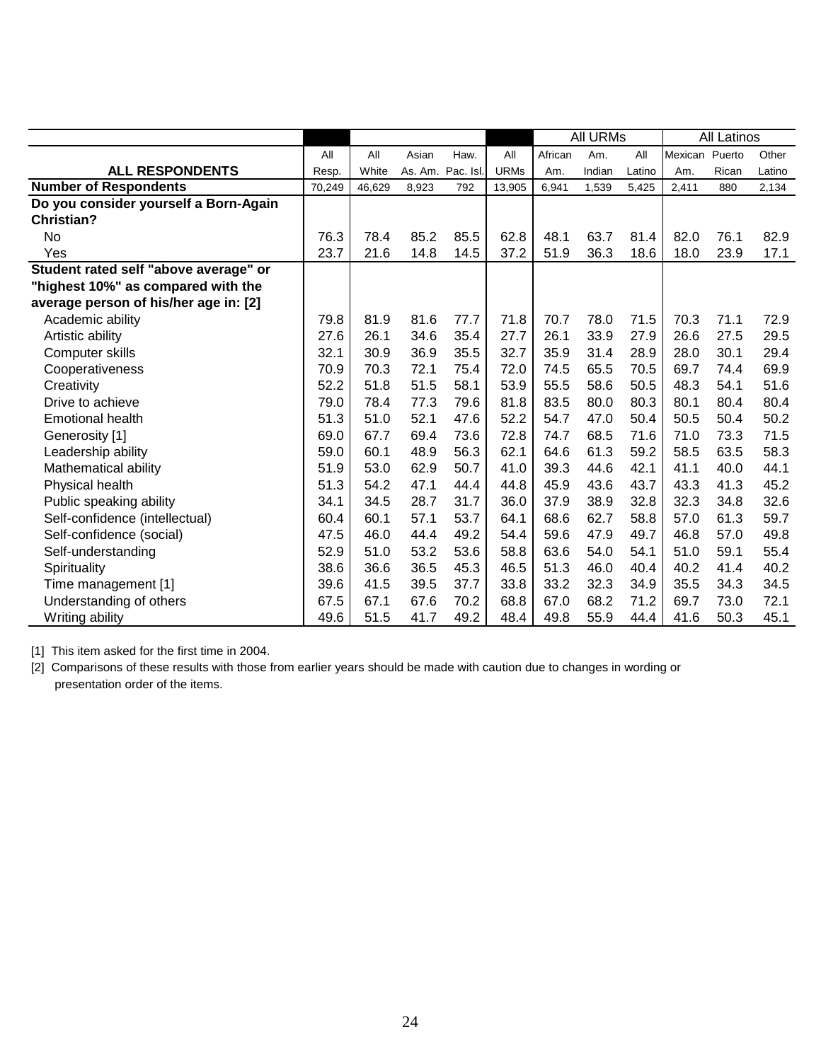| ALL RESPONDENTS | All Resp. | All White | Asian As. Am. | Haw. Pac. Isl. | All URMs | All URMs: African Am. | Am. Indian | All Latino | All Latinos: Mexican Am. | Puerto Rican | Other Latino |
|---|---|---|---|---|---|---|---|---|---|---|---|
| **Number of Respondents** | 70,249 | 46,629 | 8,923 | 792 | 13,905 | 6,941 | 1,539 | 5,425 | 2,411 | 880 | 2,134 |
| **Do you consider yourself a Born-Again Christian?** | | | | | | | | | | | |
| No | 76.3 | 78.4 | 85.2 | 85.5 | 62.8 | 48.1 | 63.7 | 81.4 | 82.0 | 76.1 | 82.9 |
| Yes | 23.7 | 21.6 | 14.8 | 14.5 | 37.2 | 51.9 | 36.3 | 18.6 | 18.0 | 23.9 | 17.1 |
| **Student rated self "above average" or "highest 10%" as compared with the average person of his/her age in: [2]** | | | | | | | | | | | |
| Academic ability | 79.8 | 81.9 | 81.6 | 77.7 | 71.8 | 70.7 | 78.0 | 71.5 | 70.3 | 71.1 | 72.9 |
| Artistic ability | 27.6 | 26.1 | 34.6 | 35.4 | 27.7 | 26.1 | 33.9 | 27.9 | 26.6 | 27.5 | 29.5 |
| Computer skills | 32.1 | 30.9 | 36.9 | 35.5 | 32.7 | 35.9 | 31.4 | 28.9 | 28.0 | 30.1 | 29.4 |
| Cooperativeness | 70.9 | 70.3 | 72.1 | 75.4 | 72.0 | 74.5 | 65.5 | 70.5 | 69.7 | 74.4 | 69.9 |
| Creativity | 52.2 | 51.8 | 51.5 | 58.1 | 53.9 | 55.5 | 58.6 | 50.5 | 48.3 | 54.1 | 51.6 |
| Drive to achieve | 79.0 | 78.4 | 77.3 | 79.6 | 81.8 | 83.5 | 80.0 | 80.3 | 80.1 | 80.4 | 80.4 |
| Emotional health | 51.3 | 51.0 | 52.1 | 47.6 | 52.2 | 54.7 | 47.0 | 50.4 | 50.5 | 50.4 | 50.2 |
| Generosity [1] | 69.0 | 67.7 | 69.4 | 73.6 | 72.8 | 74.7 | 68.5 | 71.6 | 71.0 | 73.3 | 71.5 |
| Leadership ability | 59.0 | 60.1 | 48.9 | 56.3 | 62.1 | 64.6 | 61.3 | 59.2 | 58.5 | 63.5 | 58.3 |
| Mathematical ability | 51.9 | 53.0 | 62.9 | 50.7 | 41.0 | 39.3 | 44.6 | 42.1 | 41.1 | 40.0 | 44.1 |
| Physical health | 51.3 | 54.2 | 47.1 | 44.4 | 44.8 | 45.9 | 43.6 | 43.7 | 43.3 | 41.3 | 45.2 |
| Public speaking ability | 34.1 | 34.5 | 28.7 | 31.7 | 36.0 | 37.9 | 38.9 | 32.8 | 32.3 | 34.8 | 32.6 |
| Self-confidence (intellectual) | 60.4 | 60.1 | 57.1 | 53.7 | 64.1 | 68.6 | 62.7 | 58.8 | 57.0 | 61.3 | 59.7 |
| Self-confidence (social) | 47.5 | 46.0 | 44.4 | 49.2 | 54.4 | 59.6 | 47.9 | 49.7 | 46.8 | 57.0 | 49.8 |
| Self-understanding | 52.9 | 51.0 | 53.2 | 53.6 | 58.8 | 63.6 | 54.0 | 54.1 | 51.0 | 59.1 | 55.4 |
| Spirituality | 38.6 | 36.6 | 36.5 | 45.3 | 46.5 | 51.3 | 46.0 | 40.4 | 40.2 | 41.4 | 40.2 |
| Time management [1] | 39.6 | 41.5 | 39.5 | 37.7 | 33.8 | 33.2 | 32.3 | 34.9 | 35.5 | 34.3 | 34.5 |
| Understanding of others | 67.5 | 67.1 | 67.6 | 70.2 | 68.8 | 67.0 | 68.2 | 71.2 | 69.7 | 73.0 | 72.1 |
| Writing ability | 49.6 | 51.5 | 41.7 | 49.2 | 48.4 | 49.8 | 55.9 | 44.4 | 41.6 | 50.3 | 45.1 |

[1] This item asked for the first time in 2004.

[2] Comparisons of these results with those from earlier years should be made with caution due to changes in wording or presentation order of the items.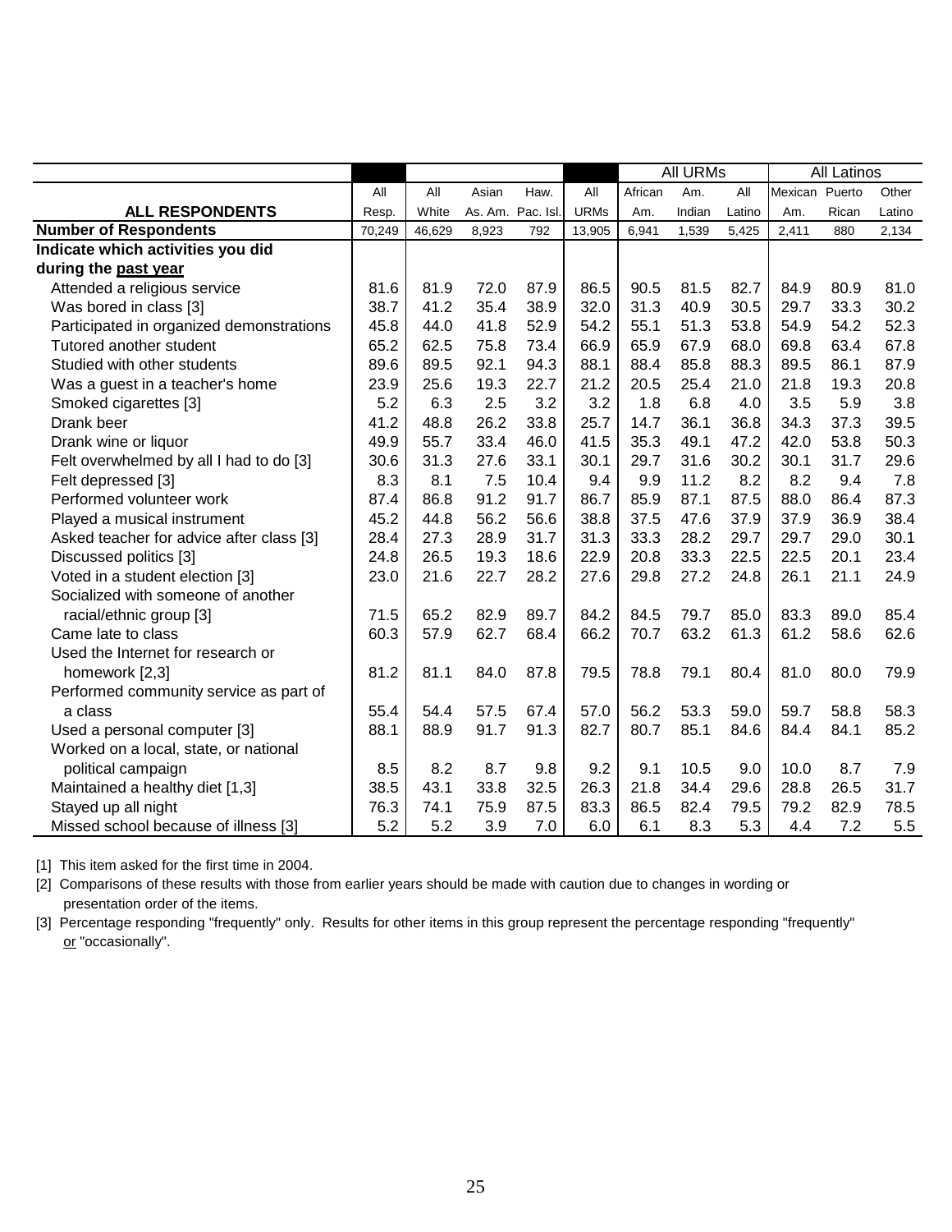| ALL RESPONDENTS | All Resp. | All White | Asian As. Am. | Haw. Pac. Isl. | All URMs | All URMs: African Am. | All URMs: Am. Indian | All URMs: All Latino | All Latinos: Mexican Am. | All Latinos: Puerto Rican | All Latinos: Other Latino |
|---|---|---|---|---|---|---|---|---|---|---|---|
| **Number of Respondents** | 70,249 | 46,629 | 8,923 | 792 | 13,905 | 6,941 | 1,539 | 5,425 | 2,411 | 880 | 2,134 |
| **Indicate which activities you did during the past year** | | | | | | | | | | | |
| Attended a religious service | 81.6 | 81.9 | 72.0 | 87.9 | 86.5 | 90.5 | 81.5 | 82.7 | 84.9 | 80.9 | 81.0 |
| Was bored in class [3] | 38.7 | 41.2 | 35.4 | 38.9 | 32.0 | 31.3 | 40.9 | 30.5 | 29.7 | 33.3 | 30.2 |
| Participated in organized demonstrations | 45.8 | 44.0 | 41.8 | 52.9 | 54.2 | 55.1 | 51.3 | 53.8 | 54.9 | 54.2 | 52.3 |
| Tutored another student | 65.2 | 62.5 | 75.8 | 73.4 | 66.9 | 65.9 | 67.9 | 68.0 | 69.8 | 63.4 | 67.8 |
| Studied with other students | 89.6 | 89.5 | 92.1 | 94.3 | 88.1 | 88.4 | 85.8 | 88.3 | 89.5 | 86.1 | 87.9 |
| Was a guest in a teacher's home | 23.9 | 25.6 | 19.3 | 22.7 | 21.2 | 20.5 | 25.4 | 21.0 | 21.8 | 19.3 | 20.8 |
| Smoked cigarettes [3] | 5.2 | 6.3 | 2.5 | 3.2 | 3.2 | 1.8 | 6.8 | 4.0 | 3.5 | 5.9 | 3.8 |
| Drank beer | 41.2 | 48.8 | 26.2 | 33.8 | 25.7 | 14.7 | 36.1 | 36.8 | 34.3 | 37.3 | 39.5 |
| Drank wine or liquor | 49.9 | 55.7 | 33.4 | 46.0 | 41.5 | 35.3 | 49.1 | 47.2 | 42.0 | 53.8 | 50.3 |
| Felt overwhelmed by all I had to do [3] | 30.6 | 31.3 | 27.6 | 33.1 | 30.1 | 29.7 | 31.6 | 30.2 | 30.1 | 31.7 | 29.6 |
| Felt depressed [3] | 8.3 | 8.1 | 7.5 | 10.4 | 9.4 | 9.9 | 11.2 | 8.2 | 8.2 | 9.4 | 7.8 |
| Performed volunteer work | 87.4 | 86.8 | 91.2 | 91.7 | 86.7 | 85.9 | 87.1 | 87.5 | 88.0 | 86.4 | 87.3 |
| Played a musical instrument | 45.2 | 44.8 | 56.2 | 56.6 | 38.8 | 37.5 | 47.6 | 37.9 | 37.9 | 36.9 | 38.4 |
| Asked teacher for advice after class [3] | 28.4 | 27.3 | 28.9 | 31.7 | 31.3 | 33.3 | 28.2 | 29.7 | 29.7 | 29.0 | 30.1 |
| Discussed politics [3] | 24.8 | 26.5 | 19.3 | 18.6 | 22.9 | 20.8 | 33.3 | 22.5 | 22.5 | 20.1 | 23.4 |
| Voted in a student election [3] | 23.0 | 21.6 | 22.7 | 28.2 | 27.6 | 29.8 | 27.2 | 24.8 | 26.1 | 21.1 | 24.9 |
| Socialized with someone of another racial/ethnic group [3] | 71.5 | 65.2 | 82.9 | 89.7 | 84.2 | 84.5 | 79.7 | 85.0 | 83.3 | 89.0 | 85.4 |
| Came late to class | 60.3 | 57.9 | 62.7 | 68.4 | 66.2 | 70.7 | 63.2 | 61.3 | 61.2 | 58.6 | 62.6 |
| Used the Internet for research or homework [2,3] | 81.2 | 81.1 | 84.0 | 87.8 | 79.5 | 78.8 | 79.1 | 80.4 | 81.0 | 80.0 | 79.9 |
| Performed community service as part of a class | 55.4 | 54.4 | 57.5 | 67.4 | 57.0 | 56.2 | 53.3 | 59.0 | 59.7 | 58.8 | 58.3 |
| Used a personal computer [3] | 88.1 | 88.9 | 91.7 | 91.3 | 82.7 | 80.7 | 85.1 | 84.6 | 84.4 | 84.1 | 85.2 |
| Worked on a local, state, or national political campaign | 8.5 | 8.2 | 8.7 | 9.8 | 9.2 | 9.1 | 10.5 | 9.0 | 10.0 | 8.7 | 7.9 |
| Maintained a healthy diet [1,3] | 38.5 | 43.1 | 33.8 | 32.5 | 26.3 | 21.8 | 34.4 | 29.6 | 28.8 | 26.5 | 31.7 |
| Stayed up all night | 76.3 | 74.1 | 75.9 | 87.5 | 83.3 | 86.5 | 82.4 | 79.5 | 79.2 | 82.9 | 78.5 |
| Missed school because of illness [3] | 5.2 | 5.2 | 3.9 | 7.0 | 6.0 | 6.1 | 8.3 | 5.3 | 4.4 | 7.2 | 5.5 |

[1] This item asked for the first time in 2004.

[2] Comparisons of these results with those from earlier years should be made with caution due to changes in wording or presentation order of the items.

[3] Percentage responding "frequently" only. Results for other items in this group represent the percentage responding "frequently" or "occasionally".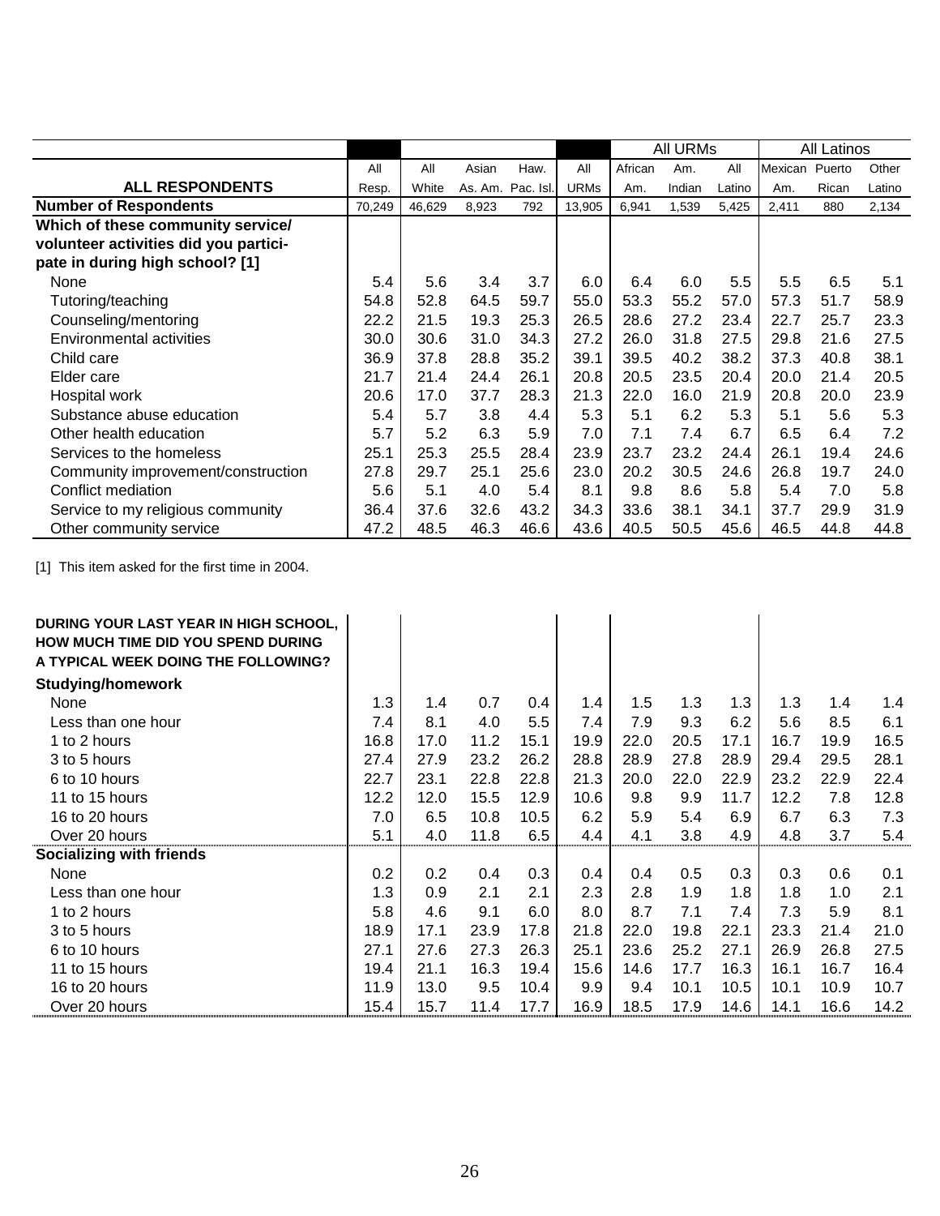| ALL RESPONDENTS | All Resp. | All White | Asian As. Am. | Haw. Pac. Isl. | All URMs | All URMs: African Am. | All URMs: Am. Indian | All URMs: All Latino | All Latinos: Mexican Am. | All Latinos: Puerto Rican | All Latinos: Other Latino |
|---|---|---|---|---|---|---|---|---|---|---|---|
| **Number of Respondents** | 70,249 | 46,629 | 8,923 | 792 | 13,905 | 6,941 | 1,539 | 5,425 | 2,411 | 880 | 2,134 |
| **Which of these community service/ volunteer activities did you participate in during high school? [1]** | | | | | | | | | | | |
| None | 5.4 | 5.6 | 3.4 | 3.7 | 6.0 | 6.4 | 6.0 | 5.5 | 5.5 | 6.5 | 5.1 |
| Tutoring/teaching | 54.8 | 52.8 | 64.5 | 59.7 | 55.0 | 53.3 | 55.2 | 57.0 | 57.3 | 51.7 | 58.9 |
| Counseling/mentoring | 22.2 | 21.5 | 19.3 | 25.3 | 26.5 | 28.6 | 27.2 | 23.4 | 22.7 | 25.7 | 23.3 |
| Environmental activities | 30.0 | 30.6 | 31.0 | 34.3 | 27.2 | 26.0 | 31.8 | 27.5 | 29.8 | 21.6 | 27.5 |
| Child care | 36.9 | 37.8 | 28.8 | 35.2 | 39.1 | 39.5 | 40.2 | 38.2 | 37.3 | 40.8 | 38.1 |
| Elder care | 21.7 | 21.4 | 24.4 | 26.1 | 20.8 | 20.5 | 23.5 | 20.4 | 20.0 | 21.4 | 20.5 |
| Hospital work | 20.6 | 17.0 | 37.7 | 28.3 | 21.3 | 22.0 | 16.0 | 21.9 | 20.8 | 20.0 | 23.9 |
| Substance abuse education | 5.4 | 5.7 | 3.8 | 4.4 | 5.3 | 5.1 | 6.2 | 5.3 | 5.1 | 5.6 | 5.3 |
| Other health education | 5.7 | 5.2 | 6.3 | 5.9 | 7.0 | 7.1 | 7.4 | 6.7 | 6.5 | 6.4 | 7.2 |
| Services to the homeless | 25.1 | 25.3 | 25.5 | 28.4 | 23.9 | 23.7 | 23.2 | 24.4 | 26.1 | 19.4 | 24.6 |
| Community improvement/construction | 27.8 | 29.7 | 25.1 | 25.6 | 23.0 | 20.2 | 30.5 | 24.6 | 26.8 | 19.7 | 24.0 |
| Conflict mediation | 5.6 | 5.1 | 4.0 | 5.4 | 8.1 | 9.8 | 8.6 | 5.8 | 5.4 | 7.0 | 5.8 |
| Service to my religious community | 36.4 | 37.6 | 32.6 | 43.2 | 34.3 | 33.6 | 38.1 | 34.1 | 37.7 | 29.9 | 31.9 |
| Other community service | 47.2 | 48.5 | 46.3 | 46.6 | 43.6 | 40.5 | 50.5 | 45.6 | 46.5 | 44.8 | 44.8 |

[1] This item asked for the first time in 2004.

| DURING YOUR LAST YEAR IN HIGH SCHOOL, HOW MUCH TIME DID YOU SPEND DURING A TYPICAL WEEK DOING THE FOLLOWING? | All Resp. | All White | Asian As. Am. | Haw. Pac. Isl. | All URMs | African Am. | Am. Indian | All Latino | Mexican Am. | Puerto Rican | Other Latino |
|---|---|---|---|---|---|---|---|---|---|---|---|
| **Studying/homework** | | | | | | | | | | | |
| None | 1.3 | 1.4 | 0.7 | 0.4 | 1.4 | 1.5 | 1.3 | 1.3 | 1.3 | 1.4 | 1.4 |
| Less than one hour | 7.4 | 8.1 | 4.0 | 5.5 | 7.4 | 7.9 | 9.3 | 6.2 | 5.6 | 8.5 | 6.1 |
| 1 to 2 hours | 16.8 | 17.0 | 11.2 | 15.1 | 19.9 | 22.0 | 20.5 | 17.1 | 16.7 | 19.9 | 16.5 |
| 3 to 5 hours | 27.4 | 27.9 | 23.2 | 26.2 | 28.8 | 28.9 | 27.8 | 28.9 | 29.4 | 29.5 | 28.1 |
| 6 to 10 hours | 22.7 | 23.1 | 22.8 | 22.8 | 21.3 | 20.0 | 22.0 | 22.9 | 23.2 | 22.9 | 22.4 |
| 11 to 15 hours | 12.2 | 12.0 | 15.5 | 12.9 | 10.6 | 9.8 | 9.9 | 11.7 | 12.2 | 7.8 | 12.8 |
| 16 to 20 hours | 7.0 | 6.5 | 10.8 | 10.5 | 6.2 | 5.9 | 5.4 | 6.9 | 6.7 | 6.3 | 7.3 |
| Over 20 hours | 5.1 | 4.0 | 11.8 | 6.5 | 4.4 | 4.1 | 3.8 | 4.9 | 4.8 | 3.7 | 5.4 |
| **Socializing with friends** | | | | | | | | | | | |
| None | 0.2 | 0.2 | 0.4 | 0.3 | 0.4 | 0.4 | 0.5 | 0.3 | 0.3 | 0.6 | 0.1 |
| Less than one hour | 1.3 | 0.9 | 2.1 | 2.1 | 2.3 | 2.8 | 1.9 | 1.8 | 1.8 | 1.0 | 2.1 |
| 1 to 2 hours | 5.8 | 4.6 | 9.1 | 6.0 | 8.0 | 8.7 | 7.1 | 7.4 | 7.3 | 5.9 | 8.1 |
| 3 to 5 hours | 18.9 | 17.1 | 23.9 | 17.8 | 21.8 | 22.0 | 19.8 | 22.1 | 23.3 | 21.4 | 21.0 |
| 6 to 10 hours | 27.1 | 27.6 | 27.3 | 26.3 | 25.1 | 23.6 | 25.2 | 27.1 | 26.9 | 26.8 | 27.5 |
| 11 to 15 hours | 19.4 | 21.1 | 16.3 | 19.4 | 15.6 | 14.6 | 17.7 | 16.3 | 16.1 | 16.7 | 16.4 |
| 16 to 20 hours | 11.9 | 13.0 | 9.5 | 10.4 | 9.9 | 9.4 | 10.1 | 10.5 | 10.1 | 10.9 | 10.7 |
| Over 20 hours | 15.4 | 15.7 | 11.4 | 17.7 | 16.9 | 18.5 | 17.9 | 14.6 | 14.1 | 16.6 | 14.2 |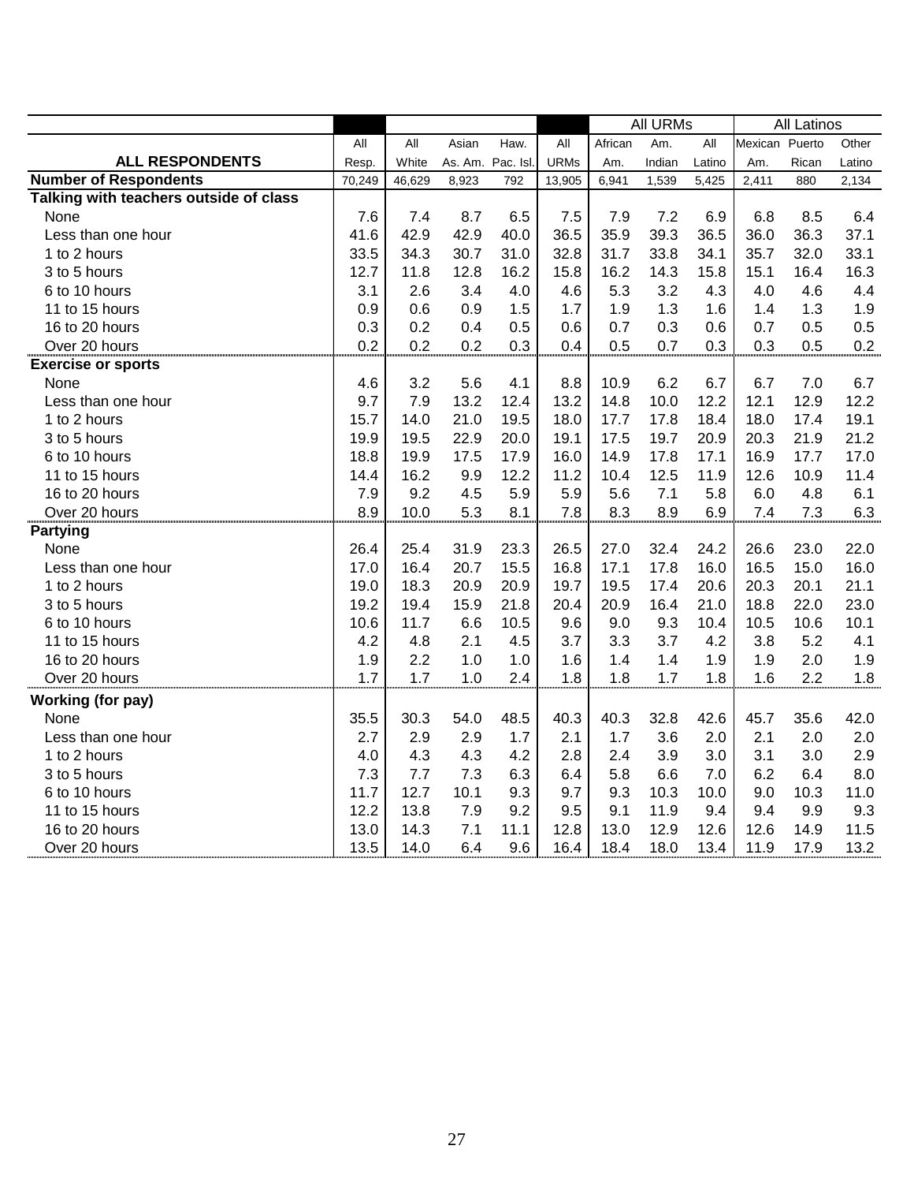| ALL RESPONDENTS | All Resp. | All White | Asian As. Am. | Haw. Pac. Isl. | All URMs | All URMs: African Am. | All URMs: Am. Indian | All URMs: All Latino | All Latinos: Mexican Am. | All Latinos: Puerto Rican | All Latinos: Other Latino |
|---|---|---|---|---|---|---|---|---|---|---|---|
| **Number of Respondents** | 70,249 | 46,629 | 8,923 | 792 | 13,905 | 6,941 | 1,539 | 5,425 | 2,411 | 880 | 2,134 |
| **Talking with teachers outside of class** | | | | | | | | | | | |
| None | 7.6 | 7.4 | 8.7 | 6.5 | 7.5 | 7.9 | 7.2 | 6.9 | 6.8 | 8.5 | 6.4 |
| Less than one hour | 41.6 | 42.9 | 42.9 | 40.0 | 36.5 | 35.9 | 39.3 | 36.5 | 36.0 | 36.3 | 37.1 |
| 1 to 2 hours | 33.5 | 34.3 | 30.7 | 31.0 | 32.8 | 31.7 | 33.8 | 34.1 | 35.7 | 32.0 | 33.1 |
| 3 to 5 hours | 12.7 | 11.8 | 12.8 | 16.2 | 15.8 | 16.2 | 14.3 | 15.8 | 15.1 | 16.4 | 16.3 |
| 6 to 10 hours | 3.1 | 2.6 | 3.4 | 4.0 | 4.6 | 5.3 | 3.2 | 4.3 | 4.0 | 4.6 | 4.4 |
| 11 to 15 hours | 0.9 | 0.6 | 0.9 | 1.5 | 1.7 | 1.9 | 1.3 | 1.6 | 1.4 | 1.3 | 1.9 |
| 16 to 20 hours | 0.3 | 0.2 | 0.4 | 0.5 | 0.6 | 0.7 | 0.3 | 0.6 | 0.7 | 0.5 | 0.5 |
| Over 20 hours | 0.2 | 0.2 | 0.2 | 0.3 | 0.4 | 0.5 | 0.7 | 0.3 | 0.3 | 0.5 | 0.2 |
| **Exercise or sports** | | | | | | | | | | | |
| None | 4.6 | 3.2 | 5.6 | 4.1 | 8.8 | 10.9 | 6.2 | 6.7 | 6.7 | 7.0 | 6.7 |
| Less than one hour | 9.7 | 7.9 | 13.2 | 12.4 | 13.2 | 14.8 | 10.0 | 12.2 | 12.1 | 12.9 | 12.2 |
| 1 to 2 hours | 15.7 | 14.0 | 21.0 | 19.5 | 18.0 | 17.7 | 17.8 | 18.4 | 18.0 | 17.4 | 19.1 |
| 3 to 5 hours | 19.9 | 19.5 | 22.9 | 20.0 | 19.1 | 17.5 | 19.7 | 20.9 | 20.3 | 21.9 | 21.2 |
| 6 to 10 hours | 18.8 | 19.9 | 17.5 | 17.9 | 16.0 | 14.9 | 17.8 | 17.1 | 16.9 | 17.7 | 17.0 |
| 11 to 15 hours | 14.4 | 16.2 | 9.9 | 12.2 | 11.2 | 10.4 | 12.5 | 11.9 | 12.6 | 10.9 | 11.4 |
| 16 to 20 hours | 7.9 | 9.2 | 4.5 | 5.9 | 5.9 | 5.6 | 7.1 | 5.8 | 6.0 | 4.8 | 6.1 |
| Over 20 hours | 8.9 | 10.0 | 5.3 | 8.1 | 7.8 | 8.3 | 8.9 | 6.9 | 7.4 | 7.3 | 6.3 |
| **Partying** | | | | | | | | | | | |
| None | 26.4 | 25.4 | 31.9 | 23.3 | 26.5 | 27.0 | 32.4 | 24.2 | 26.6 | 23.0 | 22.0 |
| Less than one hour | 17.0 | 16.4 | 20.7 | 15.5 | 16.8 | 17.1 | 17.8 | 16.0 | 16.5 | 15.0 | 16.0 |
| 1 to 2 hours | 19.0 | 18.3 | 20.9 | 20.9 | 19.7 | 19.5 | 17.4 | 20.6 | 20.3 | 20.1 | 21.1 |
| 3 to 5 hours | 19.2 | 19.4 | 15.9 | 21.8 | 20.4 | 20.9 | 16.4 | 21.0 | 18.8 | 22.0 | 23.0 |
| 6 to 10 hours | 10.6 | 11.7 | 6.6 | 10.5 | 9.6 | 9.0 | 9.3 | 10.4 | 10.5 | 10.6 | 10.1 |
| 11 to 15 hours | 4.2 | 4.8 | 2.1 | 4.5 | 3.7 | 3.3 | 3.7 | 4.2 | 3.8 | 5.2 | 4.1 |
| 16 to 20 hours | 1.9 | 2.2 | 1.0 | 1.0 | 1.6 | 1.4 | 1.4 | 1.9 | 1.9 | 2.0 | 1.9 |
| Over 20 hours | 1.7 | 1.7 | 1.0 | 2.4 | 1.8 | 1.8 | 1.7 | 1.8 | 1.6 | 2.2 | 1.8 |
| **Working (for pay)** | | | | | | | | | | | |
| None | 35.5 | 30.3 | 54.0 | 48.5 | 40.3 | 40.3 | 32.8 | 42.6 | 45.7 | 35.6 | 42.0 |
| Less than one hour | 2.7 | 2.9 | 2.9 | 1.7 | 2.1 | 1.7 | 3.6 | 2.0 | 2.1 | 2.0 | 2.0 |
| 1 to 2 hours | 4.0 | 4.3 | 4.3 | 4.2 | 2.8 | 2.4 | 3.9 | 3.0 | 3.1 | 3.0 | 2.9 |
| 3 to 5 hours | 7.3 | 7.7 | 7.3 | 6.3 | 6.4 | 5.8 | 6.6 | 7.0 | 6.2 | 6.4 | 8.0 |
| 6 to 10 hours | 11.7 | 12.7 | 10.1 | 9.3 | 9.7 | 9.3 | 10.3 | 10.0 | 9.0 | 10.3 | 11.0 |
| 11 to 15 hours | 12.2 | 13.8 | 7.9 | 9.2 | 9.5 | 9.1 | 11.9 | 9.4 | 9.4 | 9.9 | 9.3 |
| 16 to 20 hours | 13.0 | 14.3 | 7.1 | 11.1 | 12.8 | 13.0 | 12.9 | 12.6 | 12.6 | 14.9 | 11.5 |
| Over 20 hours | 13.5 | 14.0 | 6.4 | 9.6 | 16.4 | 18.4 | 18.0 | 13.4 | 11.9 | 17.9 | 13.2 |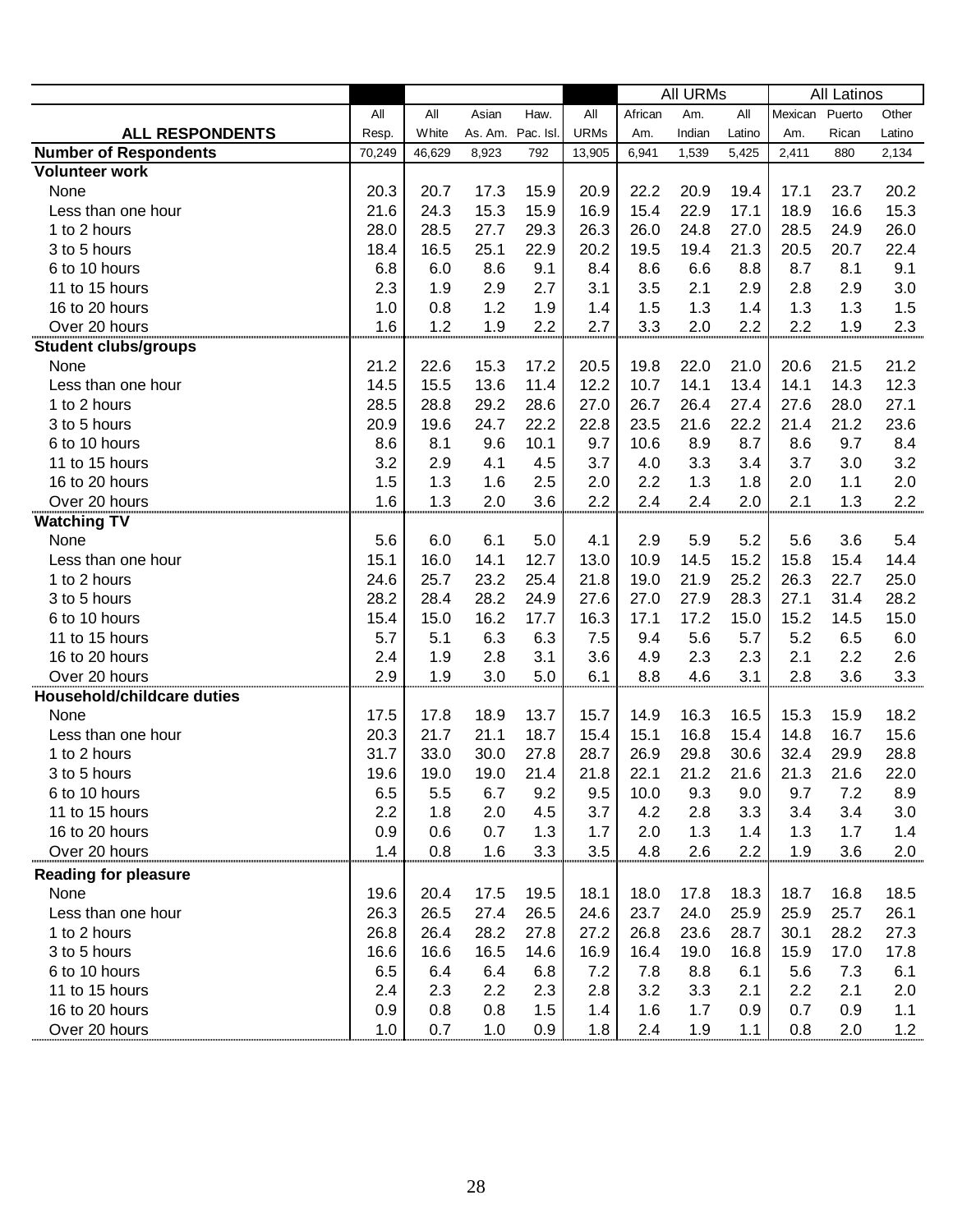| | | | | | | | All URMs | | | All Latinos | |
|---|---|---|---|---|---|---|---|---|---|---|---|
| **ALL RESPONDENTS** | All Resp. | All White | Asian As. Am. | Haw. Pac. Isl. | All URMs | African Am. | Am. Indian | All Latino | Mexican Am. | Puerto Rican | Other Latino |
| **Number of Respondents** | 70,249 | 46,629 | 8,923 | 792 | 13,905 | 6,941 | 1,539 | 5,425 | 2,411 | 880 | 2,134 |
| **Volunteer work** | | | | | | | | | | | |
| None | 20.3 | 20.7 | 17.3 | 15.9 | 20.9 | 22.2 | 20.9 | 19.4 | 17.1 | 23.7 | 20.2 |
| Less than one hour | 21.6 | 24.3 | 15.3 | 15.9 | 16.9 | 15.4 | 22.9 | 17.1 | 18.9 | 16.6 | 15.3 |
| 1 to 2 hours | 28.0 | 28.5 | 27.7 | 29.3 | 26.3 | 26.0 | 24.8 | 27.0 | 28.5 | 24.9 | 26.0 |
| 3 to 5 hours | 18.4 | 16.5 | 25.1 | 22.9 | 20.2 | 19.5 | 19.4 | 21.3 | 20.5 | 20.7 | 22.4 |
| 6 to 10 hours | 6.8 | 6.0 | 8.6 | 9.1 | 8.4 | 8.6 | 6.6 | 8.8 | 8.7 | 8.1 | 9.1 |
| 11 to 15 hours | 2.3 | 1.9 | 2.9 | 2.7 | 3.1 | 3.5 | 2.1 | 2.9 | 2.8 | 2.9 | 3.0 |
| 16 to 20 hours | 1.0 | 0.8 | 1.2 | 1.9 | 1.4 | 1.5 | 1.3 | 1.4 | 1.3 | 1.3 | 1.5 |
| Over 20 hours | 1.6 | 1.2 | 1.9 | 2.2 | 2.7 | 3.3 | 2.0 | 2.2 | 2.2 | 1.9 | 2.3 |
| **Student clubs/groups** | | | | | | | | | | | |
| None | 21.2 | 22.6 | 15.3 | 17.2 | 20.5 | 19.8 | 22.0 | 21.0 | 20.6 | 21.5 | 21.2 |
| Less than one hour | 14.5 | 15.5 | 13.6 | 11.4 | 12.2 | 10.7 | 14.1 | 13.4 | 14.1 | 14.3 | 12.3 |
| 1 to 2 hours | 28.5 | 28.8 | 29.2 | 28.6 | 27.0 | 26.7 | 26.4 | 27.4 | 27.6 | 28.0 | 27.1 |
| 3 to 5 hours | 20.9 | 19.6 | 24.7 | 22.2 | 22.8 | 23.5 | 21.6 | 22.2 | 21.4 | 21.2 | 23.6 |
| 6 to 10 hours | 8.6 | 8.1 | 9.6 | 10.1 | 9.7 | 10.6 | 8.9 | 8.7 | 8.6 | 9.7 | 8.4 |
| 11 to 15 hours | 3.2 | 2.9 | 4.1 | 4.5 | 3.7 | 4.0 | 3.3 | 3.4 | 3.7 | 3.0 | 3.2 |
| 16 to 20 hours | 1.5 | 1.3 | 1.6 | 2.5 | 2.0 | 2.2 | 1.3 | 1.8 | 2.0 | 1.1 | 2.0 |
| Over 20 hours | 1.6 | 1.3 | 2.0 | 3.6 | 2.2 | 2.4 | 2.4 | 2.0 | 2.1 | 1.3 | 2.2 |
| **Watching TV** | | | | | | | | | | | |
| None | 5.6 | 6.0 | 6.1 | 5.0 | 4.1 | 2.9 | 5.9 | 5.2 | 5.6 | 3.6 | 5.4 |
| Less than one hour | 15.1 | 16.0 | 14.1 | 12.7 | 13.0 | 10.9 | 14.5 | 15.2 | 15.8 | 15.4 | 14.4 |
| 1 to 2 hours | 24.6 | 25.7 | 23.2 | 25.4 | 21.8 | 19.0 | 21.9 | 25.2 | 26.3 | 22.7 | 25.0 |
| 3 to 5 hours | 28.2 | 28.4 | 28.2 | 24.9 | 27.6 | 27.0 | 27.9 | 28.3 | 27.1 | 31.4 | 28.2 |
| 6 to 10 hours | 15.4 | 15.0 | 16.2 | 17.7 | 16.3 | 17.1 | 17.2 | 15.0 | 15.2 | 14.5 | 15.0 |
| 11 to 15 hours | 5.7 | 5.1 | 6.3 | 6.3 | 7.5 | 9.4 | 5.6 | 5.7 | 5.2 | 6.5 | 6.0 |
| 16 to 20 hours | 2.4 | 1.9 | 2.8 | 3.1 | 3.6 | 4.9 | 2.3 | 2.3 | 2.1 | 2.2 | 2.6 |
| Over 20 hours | 2.9 | 1.9 | 3.0 | 5.0 | 6.1 | 8.8 | 4.6 | 3.1 | 2.8 | 3.6 | 3.3 |
| **Household/childcare duties** | | | | | | | | | | | |
| None | 17.5 | 17.8 | 18.9 | 13.7 | 15.7 | 14.9 | 16.3 | 16.5 | 15.3 | 15.9 | 18.2 |
| Less than one hour | 20.3 | 21.7 | 21.1 | 18.7 | 15.4 | 15.1 | 16.8 | 15.4 | 14.8 | 16.7 | 15.6 |
| 1 to 2 hours | 31.7 | 33.0 | 30.0 | 27.8 | 28.7 | 26.9 | 29.8 | 30.6 | 32.4 | 29.9 | 28.8 |
| 3 to 5 hours | 19.6 | 19.0 | 19.0 | 21.4 | 21.8 | 22.1 | 21.2 | 21.6 | 21.3 | 21.6 | 22.0 |
| 6 to 10 hours | 6.5 | 5.5 | 6.7 | 9.2 | 9.5 | 10.0 | 9.3 | 9.0 | 9.7 | 7.2 | 8.9 |
| 11 to 15 hours | 2.2 | 1.8 | 2.0 | 4.5 | 3.7 | 4.2 | 2.8 | 3.3 | 3.4 | 3.4 | 3.0 |
| 16 to 20 hours | 0.9 | 0.6 | 0.7 | 1.3 | 1.7 | 2.0 | 1.3 | 1.4 | 1.3 | 1.7 | 1.4 |
| Over 20 hours | 1.4 | 0.8 | 1.6 | 3.3 | 3.5 | 4.8 | 2.6 | 2.2 | 1.9 | 3.6 | 2.0 |
| **Reading for pleasure** | | | | | | | | | | | |
| None | 19.6 | 20.4 | 17.5 | 19.5 | 18.1 | 18.0 | 17.8 | 18.3 | 18.7 | 16.8 | 18.5 |
| Less than one hour | 26.3 | 26.5 | 27.4 | 26.5 | 24.6 | 23.7 | 24.0 | 25.9 | 25.9 | 25.7 | 26.1 |
| 1 to 2 hours | 26.8 | 26.4 | 28.2 | 27.8 | 27.2 | 26.8 | 23.6 | 28.7 | 30.1 | 28.2 | 27.3 |
| 3 to 5 hours | 16.6 | 16.6 | 16.5 | 14.6 | 16.9 | 16.4 | 19.0 | 16.8 | 15.9 | 17.0 | 17.8 |
| 6 to 10 hours | 6.5 | 6.4 | 6.4 | 6.8 | 7.2 | 7.8 | 8.8 | 6.1 | 5.6 | 7.3 | 6.1 |
| 11 to 15 hours | 2.4 | 2.3 | 2.2 | 2.3 | 2.8 | 3.2 | 3.3 | 2.1 | 2.2 | 2.1 | 2.0 |
| 16 to 20 hours | 0.9 | 0.8 | 0.8 | 1.5 | 1.4 | 1.6 | 1.7 | 0.9 | 0.7 | 0.9 | 1.1 |
| Over 20 hours | 1.0 | 0.7 | 1.0 | 0.9 | 1.8 | 2.4 | 1.9 | 1.1 | 0.8 | 2.0 | 1.2 |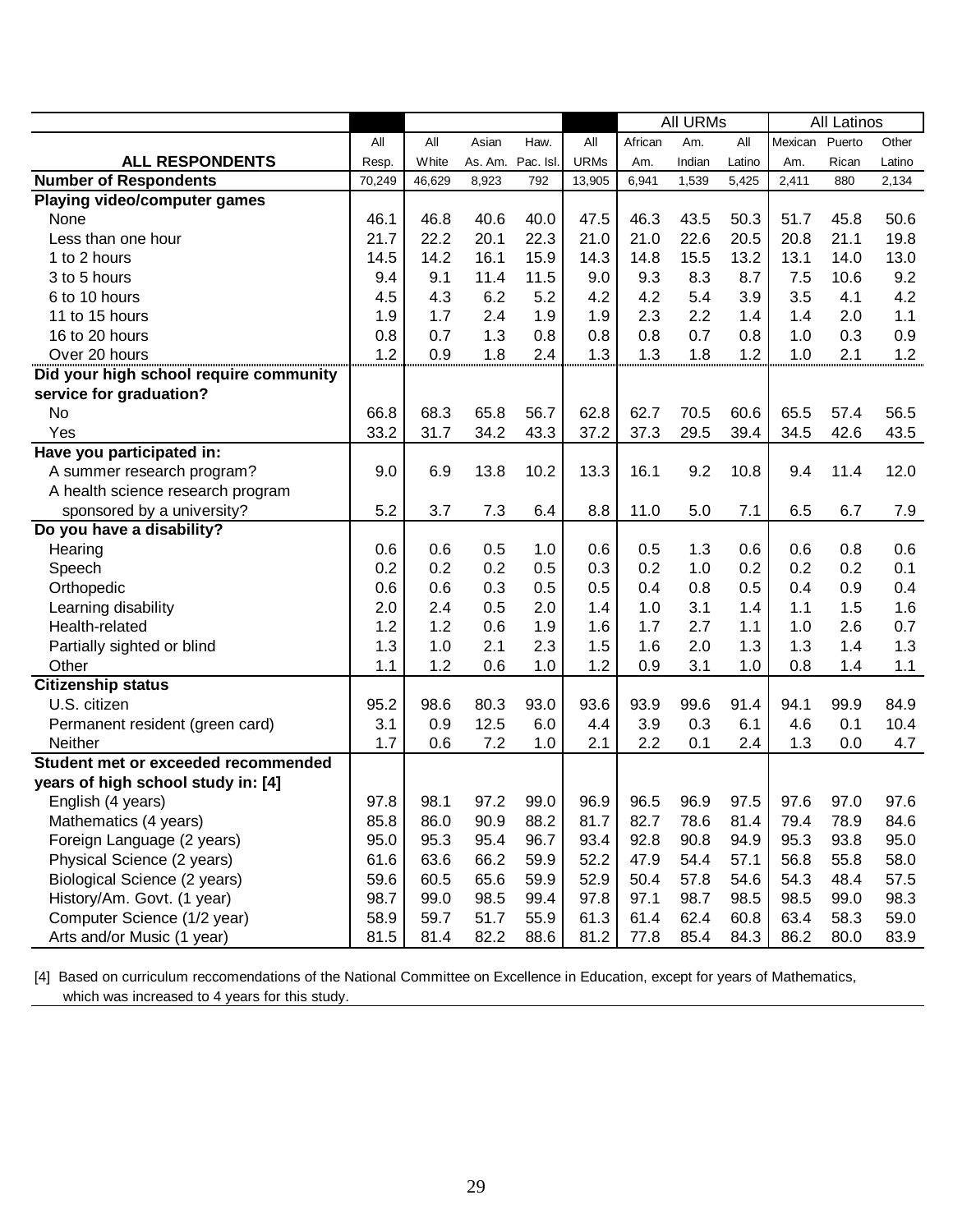| ALL RESPONDENTS | All Resp. | All White | Asian As. Am. | Haw. Pac. Isl. | All URMs | All URMs: African Am. | Am. Indian | All Latino | All Latinos: Mexican Am. | Puerto Rican | Other Latino |
|---|---|---|---|---|---|---|---|---|---|---|---|
| **Number of Respondents** | 70,249 | 46,629 | 8,923 | 792 | 13,905 | 6,941 | 1,539 | 5,425 | 2,411 | 880 | 2,134 |
| **Playing video/computer games** | | | | | | | | | | | |
| None | 46.1 | 46.8 | 40.6 | 40.0 | 47.5 | 46.3 | 43.5 | 50.3 | 51.7 | 45.8 | 50.6 |
| Less than one hour | 21.7 | 22.2 | 20.1 | 22.3 | 21.0 | 21.0 | 22.6 | 20.5 | 20.8 | 21.1 | 19.8 |
| 1 to 2 hours | 14.5 | 14.2 | 16.1 | 15.9 | 14.3 | 14.8 | 15.5 | 13.2 | 13.1 | 14.0 | 13.0 |
| 3 to 5 hours | 9.4 | 9.1 | 11.4 | 11.5 | 9.0 | 9.3 | 8.3 | 8.7 | 7.5 | 10.6 | 9.2 |
| 6 to 10 hours | 4.5 | 4.3 | 6.2 | 5.2 | 4.2 | 4.2 | 5.4 | 3.9 | 3.5 | 4.1 | 4.2 |
| 11 to 15 hours | 1.9 | 1.7 | 2.4 | 1.9 | 1.9 | 2.3 | 2.2 | 1.4 | 1.4 | 2.0 | 1.1 |
| 16 to 20 hours | 0.8 | 0.7 | 1.3 | 0.8 | 0.8 | 0.8 | 0.7 | 0.8 | 1.0 | 0.3 | 0.9 |
| Over 20 hours | 1.2 | 0.9 | 1.8 | 2.4 | 1.3 | 1.3 | 1.8 | 1.2 | 1.0 | 2.1 | 1.2 |
| **Did your high school require community service for graduation?** | | | | | | | | | | | |
| No | 66.8 | 68.3 | 65.8 | 56.7 | 62.8 | 62.7 | 70.5 | 60.6 | 65.5 | 57.4 | 56.5 |
| Yes | 33.2 | 31.7 | 34.2 | 43.3 | 37.2 | 37.3 | 29.5 | 39.4 | 34.5 | 42.6 | 43.5 |
| **Have you participated in:** | | | | | | | | | | | |
| A summer research program? | 9.0 | 6.9 | 13.8 | 10.2 | 13.3 | 16.1 | 9.2 | 10.8 | 9.4 | 11.4 | 12.0 |
| A health science research program sponsored by a university? | 5.2 | 3.7 | 7.3 | 6.4 | 8.8 | 11.0 | 5.0 | 7.1 | 6.5 | 6.7 | 7.9 |
| **Do you have a disability?** | | | | | | | | | | | |
| Hearing | 0.6 | 0.6 | 0.5 | 1.0 | 0.6 | 0.5 | 1.3 | 0.6 | 0.6 | 0.8 | 0.6 |
| Speech | 0.2 | 0.2 | 0.2 | 0.5 | 0.3 | 0.2 | 1.0 | 0.2 | 0.2 | 0.2 | 0.1 |
| Orthopedic | 0.6 | 0.6 | 0.3 | 0.5 | 0.5 | 0.4 | 0.8 | 0.5 | 0.4 | 0.9 | 0.4 |
| Learning disability | 2.0 | 2.4 | 0.5 | 2.0 | 1.4 | 1.0 | 3.1 | 1.4 | 1.1 | 1.5 | 1.6 |
| Health-related | 1.2 | 1.2 | 0.6 | 1.9 | 1.6 | 1.7 | 2.7 | 1.1 | 1.0 | 2.6 | 0.7 |
| Partially sighted or blind | 1.3 | 1.0 | 2.1 | 2.3 | 1.5 | 1.6 | 2.0 | 1.3 | 1.3 | 1.4 | 1.3 |
| Other | 1.1 | 1.2 | 0.6 | 1.0 | 1.2 | 0.9 | 3.1 | 1.0 | 0.8 | 1.4 | 1.1 |
| **Citizenship status** | | | | | | | | | | | |
| U.S. citizen | 95.2 | 98.6 | 80.3 | 93.0 | 93.6 | 93.9 | 99.6 | 91.4 | 94.1 | 99.9 | 84.9 |
| Permanent resident (green card) | 3.1 | 0.9 | 12.5 | 6.0 | 4.4 | 3.9 | 0.3 | 6.1 | 4.6 | 0.1 | 10.4 |
| Neither | 1.7 | 0.6 | 7.2 | 1.0 | 2.1 | 2.2 | 0.1 | 2.4 | 1.3 | 0.0 | 4.7 |
| **Student met or exceeded recommended years of high school study in: [4]** | | | | | | | | | | | |
| English (4 years) | 97.8 | 98.1 | 97.2 | 99.0 | 96.9 | 96.5 | 96.9 | 97.5 | 97.6 | 97.0 | 97.6 |
| Mathematics (4 years) | 85.8 | 86.0 | 90.9 | 88.2 | 81.7 | 82.7 | 78.6 | 81.4 | 79.4 | 78.9 | 84.6 |
| Foreign Language (2 years) | 95.0 | 95.3 | 95.4 | 96.7 | 93.4 | 92.8 | 90.8 | 94.9 | 95.3 | 93.8 | 95.0 |
| Physical Science (2 years) | 61.6 | 63.6 | 66.2 | 59.9 | 52.2 | 47.9 | 54.4 | 57.1 | 56.8 | 55.8 | 58.0 |
| Biological Science (2 years) | 59.6 | 60.5 | 65.6 | 59.9 | 52.9 | 50.4 | 57.8 | 54.6 | 54.3 | 48.4 | 57.5 |
| History/Am. Govt. (1 year) | 98.7 | 99.0 | 98.5 | 99.4 | 97.8 | 97.1 | 98.7 | 98.5 | 98.5 | 99.0 | 98.3 |
| Computer Science (1/2 year) | 58.9 | 59.7 | 51.7 | 55.9 | 61.3 | 61.4 | 62.4 | 60.8 | 63.4 | 58.3 | 59.0 |
| Arts and/or Music (1 year) | 81.5 | 81.4 | 82.2 | 88.6 | 81.2 | 77.8 | 85.4 | 84.3 | 86.2 | 80.0 | 83.9 |

[4] Based on curriculum reccomendations of the National Committee on Excellence in Education, except for years of Mathematics, which was increased to 4 years for this study.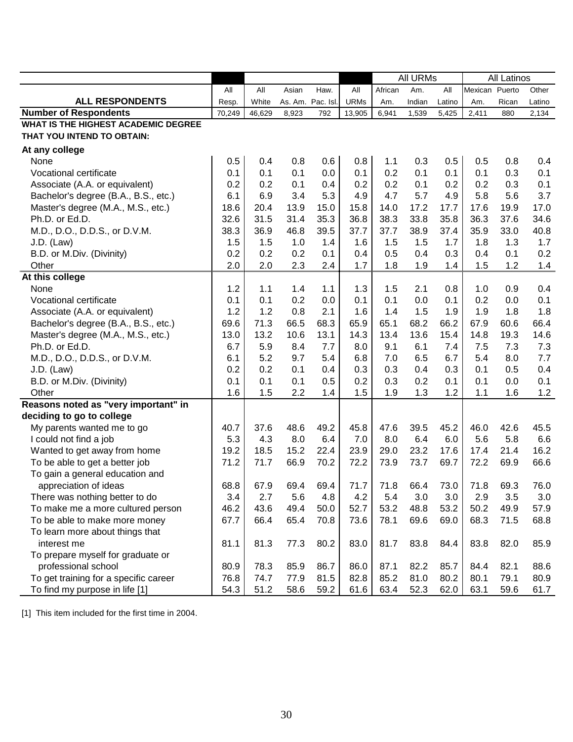| ALL RESPONDENTS | All Resp. | All White | Asian As. Am. | Haw. Pac. Isl. | All URMs | All URMs: African Am. | All URMs: Am. Indian | All URMs: All Latino | All Latinos: Mexican Am. | All Latinos: Puerto Rican | All Latinos: Other Latino |
|---|---|---|---|---|---|---|---|---|---|---|---|
| **Number of Respondents** | 70,249 | 46,629 | 8,923 | 792 | 13,905 | 6,941 | 1,539 | 5,425 | 2,411 | 880 | 2,134 |
| **WHAT IS THE HIGHEST ACADEMIC DEGREE THAT YOU INTEND TO OBTAIN:** | | | | | | | | | | | |
| **At any college** | | | | | | | | | | | |
| None | 0.5 | 0.4 | 0.8 | 0.6 | 0.8 | 1.1 | 0.3 | 0.5 | 0.5 | 0.8 | 0.4 |
| Vocational certificate | 0.1 | 0.1 | 0.1 | 0.0 | 0.1 | 0.2 | 0.1 | 0.1 | 0.1 | 0.3 | 0.1 |
| Associate (A.A. or equivalent) | 0.2 | 0.2 | 0.1 | 0.4 | 0.2 | 0.2 | 0.1 | 0.2 | 0.2 | 0.3 | 0.1 |
| Bachelor's degree (B.A., B.S., etc.) | 6.1 | 6.9 | 3.4 | 5.3 | 4.9 | 4.7 | 5.7 | 4.9 | 5.8 | 5.6 | 3.7 |
| Master's degree (M.A., M.S., etc.) | 18.6 | 20.4 | 13.9 | 15.0 | 15.8 | 14.0 | 17.2 | 17.7 | 17.6 | 19.9 | 17.0 |
| Ph.D. or Ed.D. | 32.6 | 31.5 | 31.4 | 35.3 | 36.8 | 38.3 | 33.8 | 35.8 | 36.3 | 37.6 | 34.6 |
| M.D., D.O., D.D.S., or D.V.M. | 38.3 | 36.9 | 46.8 | 39.5 | 37.7 | 37.7 | 38.9 | 37.4 | 35.9 | 33.0 | 40.8 |
| J.D. (Law) | 1.5 | 1.5 | 1.0 | 1.4 | 1.6 | 1.5 | 1.5 | 1.7 | 1.8 | 1.3 | 1.7 |
| B.D. or M.Div. (Divinity) | 0.2 | 0.2 | 0.2 | 0.1 | 0.4 | 0.5 | 0.4 | 0.3 | 0.4 | 0.1 | 0.2 |
| Other | 2.0 | 2.0 | 2.3 | 2.4 | 1.7 | 1.8 | 1.9 | 1.4 | 1.5 | 1.2 | 1.4 |
| **At this college** | | | | | | | | | | | |
| None | 1.2 | 1.1 | 1.4 | 1.1 | 1.3 | 1.5 | 2.1 | 0.8 | 1.0 | 0.9 | 0.4 |
| Vocational certificate | 0.1 | 0.1 | 0.2 | 0.0 | 0.1 | 0.1 | 0.0 | 0.1 | 0.2 | 0.0 | 0.1 |
| Associate (A.A. or equivalent) | 1.2 | 1.2 | 0.8 | 2.1 | 1.6 | 1.4 | 1.5 | 1.9 | 1.9 | 1.8 | 1.8 |
| Bachelor's degree (B.A., B.S., etc.) | 69.6 | 71.3 | 66.5 | 68.3 | 65.9 | 65.1 | 68.2 | 66.2 | 67.9 | 60.6 | 66.4 |
| Master's degree (M.A., M.S., etc.) | 13.0 | 13.2 | 10.6 | 13.1 | 14.3 | 13.4 | 13.6 | 15.4 | 14.8 | 19.3 | 14.6 |
| Ph.D. or Ed.D. | 6.7 | 5.9 | 8.4 | 7.7 | 8.0 | 9.1 | 6.1 | 7.4 | 7.5 | 7.3 | 7.3 |
| M.D., D.O., D.D.S., or D.V.M. | 6.1 | 5.2 | 9.7 | 5.4 | 6.8 | 7.0 | 6.5 | 6.7 | 5.4 | 8.0 | 7.7 |
| J.D. (Law) | 0.2 | 0.2 | 0.1 | 0.4 | 0.3 | 0.3 | 0.4 | 0.3 | 0.1 | 0.5 | 0.4 |
| B.D. or M.Div. (Divinity) | 0.1 | 0.1 | 0.1 | 0.5 | 0.2 | 0.3 | 0.2 | 0.1 | 0.1 | 0.0 | 0.1 |
| Other | 1.6 | 1.5 | 2.2 | 1.4 | 1.5 | 1.9 | 1.3 | 1.2 | 1.1 | 1.6 | 1.2 |
| **Reasons noted as "very important" in deciding to go to college** | | | | | | | | | | | |
| My parents wanted me to go | 40.7 | 37.6 | 48.6 | 49.2 | 45.8 | 47.6 | 39.5 | 45.2 | 46.0 | 42.6 | 45.5 |
| I could not find a job | 5.3 | 4.3 | 8.0 | 6.4 | 7.0 | 8.0 | 6.4 | 6.0 | 5.6 | 5.8 | 6.6 |
| Wanted to get away from home | 19.2 | 18.5 | 15.2 | 22.4 | 23.9 | 29.0 | 23.2 | 17.6 | 17.4 | 21.4 | 16.2 |
| To be able to get a better job | 71.2 | 71.7 | 66.9 | 70.2 | 72.2 | 73.9 | 73.7 | 69.7 | 72.2 | 69.9 | 66.6 |
| To gain a general education and appreciation of ideas | 68.8 | 67.9 | 69.4 | 69.4 | 71.7 | 71.8 | 66.4 | 73.0 | 71.8 | 69.3 | 76.0 |
| There was nothing better to do | 3.4 | 2.7 | 5.6 | 4.8 | 4.2 | 5.4 | 3.0 | 3.0 | 2.9 | 3.5 | 3.0 |
| To make me a more cultured person | 46.2 | 43.6 | 49.4 | 50.0 | 52.7 | 53.2 | 48.8 | 53.2 | 50.2 | 49.9 | 57.9 |
| To be able to make more money | 67.7 | 66.4 | 65.4 | 70.8 | 73.6 | 78.1 | 69.6 | 69.0 | 68.3 | 71.5 | 68.8 |
| To learn more about things that interest me | 81.1 | 81.3 | 77.3 | 80.2 | 83.0 | 81.7 | 83.8 | 84.4 | 83.8 | 82.0 | 85.9 |
| To prepare myself for graduate or professional school | 80.9 | 78.3 | 85.9 | 86.7 | 86.0 | 87.1 | 82.2 | 85.7 | 84.4 | 82.1 | 88.6 |
| To get training for a specific career | 76.8 | 74.7 | 77.9 | 81.5 | 82.8 | 85.2 | 81.0 | 80.2 | 80.1 | 79.1 | 80.9 |
| To find my purpose in life [1] | 54.3 | 51.2 | 58.6 | 59.2 | 61.6 | 63.4 | 52.3 | 62.0 | 63.1 | 59.6 | 61.7 |

[1] This item included for the first time in 2004.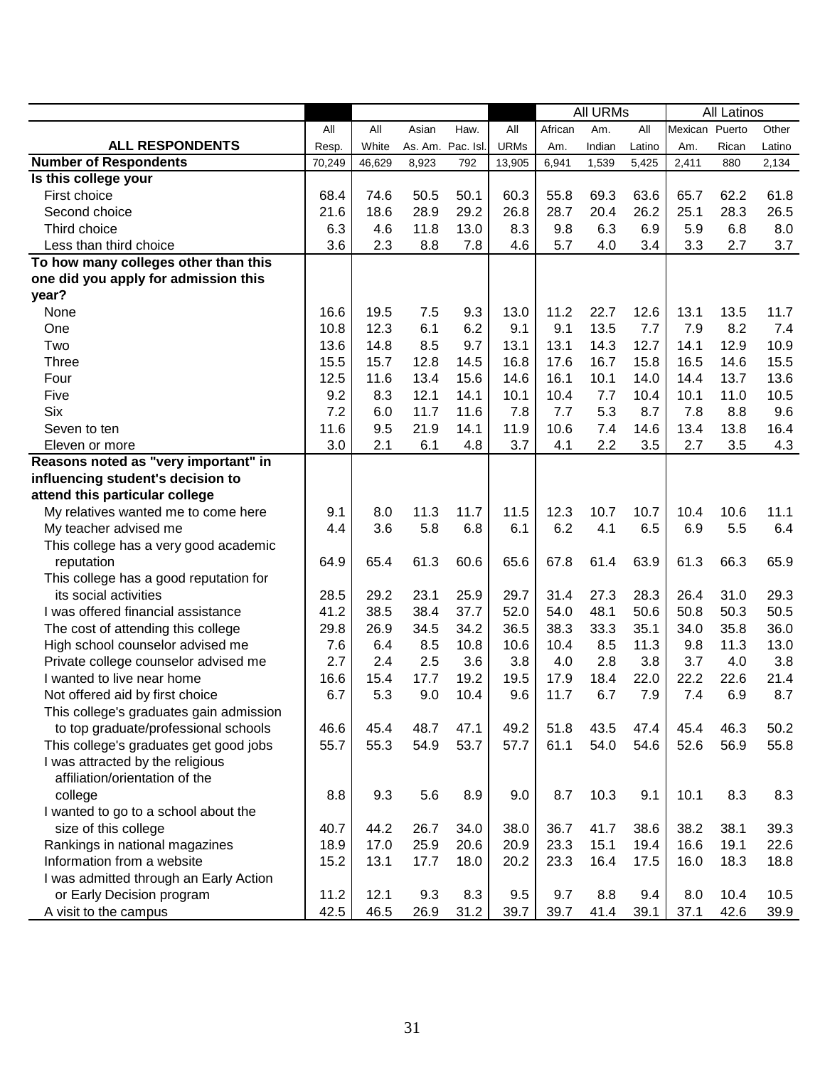| ALL RESPONDENTS | All Resp. | All White | Asian As. Am. | Haw. Pac. Isl. | All URMs | All URMs: African Am. | All URMs: Am. Indian | All URMs: All Latino | All Latinos: Mexican Am. | All Latinos: Puerto Rican | All Latinos: Other Latino |
|---|---|---|---|---|---|---|---|---|---|---|---|
| **Number of Respondents** | 70,249 | 46,629 | 8,923 | 792 | 13,905 | 6,941 | 1,539 | 5,425 | 2,411 | 880 | 2,134 |
| **Is this college your** | | | | | | | | | | | |
| First choice | 68.4 | 74.6 | 50.5 | 50.1 | 60.3 | 55.8 | 69.3 | 63.6 | 65.7 | 62.2 | 61.8 |
| Second choice | 21.6 | 18.6 | 28.9 | 29.2 | 26.8 | 28.7 | 20.4 | 26.2 | 25.1 | 28.3 | 26.5 |
| Third choice | 6.3 | 4.6 | 11.8 | 13.0 | 8.3 | 9.8 | 6.3 | 6.9 | 5.9 | 6.8 | 8.0 |
| Less than third choice | 3.6 | 2.3 | 8.8 | 7.8 | 4.6 | 5.7 | 4.0 | 3.4 | 3.3 | 2.7 | 3.7 |
| **To how many colleges other than this one did you apply for admission this year?** | | | | | | | | | | | |
| None | 16.6 | 19.5 | 7.5 | 9.3 | 13.0 | 11.2 | 22.7 | 12.6 | 13.1 | 13.5 | 11.7 |
| One | 10.8 | 12.3 | 6.1 | 6.2 | 9.1 | 9.1 | 13.5 | 7.7 | 7.9 | 8.2 | 7.4 |
| Two | 13.6 | 14.8 | 8.5 | 9.7 | 13.1 | 13.1 | 14.3 | 12.7 | 14.1 | 12.9 | 10.9 |
| Three | 15.5 | 15.7 | 12.8 | 14.5 | 16.8 | 17.6 | 16.7 | 15.8 | 16.5 | 14.6 | 15.5 |
| Four | 12.5 | 11.6 | 13.4 | 15.6 | 14.6 | 16.1 | 10.1 | 14.0 | 14.4 | 13.7 | 13.6 |
| Five | 9.2 | 8.3 | 12.1 | 14.1 | 10.1 | 10.4 | 7.7 | 10.4 | 10.1 | 11.0 | 10.5 |
| Six | 7.2 | 6.0 | 11.7 | 11.6 | 7.8 | 7.7 | 5.3 | 8.7 | 7.8 | 8.8 | 9.6 |
| Seven to ten | 11.6 | 9.5 | 21.9 | 14.1 | 11.9 | 10.6 | 7.4 | 14.6 | 13.4 | 13.8 | 16.4 |
| Eleven or more | 3.0 | 2.1 | 6.1 | 4.8 | 3.7 | 4.1 | 2.2 | 3.5 | 2.7 | 3.5 | 4.3 |
| **Reasons noted as "very important" in influencing student's decision to attend this particular college** | | | | | | | | | | | |
| My relatives wanted me to come here | 9.1 | 8.0 | 11.3 | 11.7 | 11.5 | 12.3 | 10.7 | 10.7 | 10.4 | 10.6 | 11.1 |
| My teacher advised me | 4.4 | 3.6 | 5.8 | 6.8 | 6.1 | 6.2 | 4.1 | 6.5 | 6.9 | 5.5 | 6.4 |
| This college has a very good academic reputation | 64.9 | 65.4 | 61.3 | 60.6 | 65.6 | 67.8 | 61.4 | 63.9 | 61.3 | 66.3 | 65.9 |
| This college has a good reputation for its social activities | 28.5 | 29.2 | 23.1 | 25.9 | 29.7 | 31.4 | 27.3 | 28.3 | 26.4 | 31.0 | 29.3 |
| I was offered financial assistance | 41.2 | 38.5 | 38.4 | 37.7 | 52.0 | 54.0 | 48.1 | 50.6 | 50.8 | 50.3 | 50.5 |
| The cost of attending this college | 29.8 | 26.9 | 34.5 | 34.2 | 36.5 | 38.3 | 33.3 | 35.1 | 34.0 | 35.8 | 36.0 |
| High school counselor advised me | 7.6 | 6.4 | 8.5 | 10.8 | 10.6 | 10.4 | 8.5 | 11.3 | 9.8 | 11.3 | 13.0 |
| Private college counselor advised me | 2.7 | 2.4 | 2.5 | 3.6 | 3.8 | 4.0 | 2.8 | 3.8 | 3.7 | 4.0 | 3.8 |
| I wanted to live near home | 16.6 | 15.4 | 17.7 | 19.2 | 19.5 | 17.9 | 18.4 | 22.0 | 22.2 | 22.6 | 21.4 |
| Not offered aid by first choice | 6.7 | 5.3 | 9.0 | 10.4 | 9.6 | 11.7 | 6.7 | 7.9 | 7.4 | 6.9 | 8.7 |
| This college's graduates gain admission to top graduate/professional schools | 46.6 | 45.4 | 48.7 | 47.1 | 49.2 | 51.8 | 43.5 | 47.4 | 45.4 | 46.3 | 50.2 |
| This college's graduates get good jobs | 55.7 | 55.3 | 54.9 | 53.7 | 57.7 | 61.1 | 54.0 | 54.6 | 52.6 | 56.9 | 55.8 |
| I was attracted by the religious affiliation/orientation of the college | 8.8 | 9.3 | 5.6 | 8.9 | 9.0 | 8.7 | 10.3 | 9.1 | 10.1 | 8.3 | 8.3 |
| I wanted to go to a school about the size of this college | 40.7 | 44.2 | 26.7 | 34.0 | 38.0 | 36.7 | 41.7 | 38.6 | 38.2 | 38.1 | 39.3 |
| Rankings in national magazines | 18.9 | 17.0 | 25.9 | 20.6 | 20.9 | 23.3 | 15.1 | 19.4 | 16.6 | 19.1 | 22.6 |
| Information from a website | 15.2 | 13.1 | 17.7 | 18.0 | 20.2 | 23.3 | 16.4 | 17.5 | 16.0 | 18.3 | 18.8 |
| I was admitted through an Early Action or Early Decision program | 11.2 | 12.1 | 9.3 | 8.3 | 9.5 | 9.7 | 8.8 | 9.4 | 8.0 | 10.4 | 10.5 |
| A visit to the campus | 42.5 | 46.5 | 26.9 | 31.2 | 39.7 | 39.7 | 41.4 | 39.1 | 37.1 | 42.6 | 39.9 |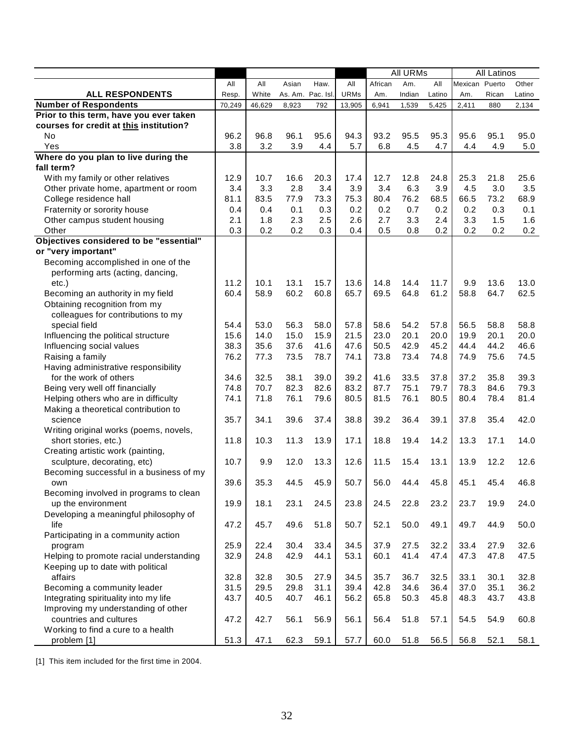| | | | | | | All URMs | | | All Latinos | | |
|---|---|---|---|---|---|---|---|---|---|---|---|
| **ALL RESPONDENTS** | All Resp. | All White | Asian As. Am. | Haw. Pac. Isl. | All URMs | African Am. | Am. Indian | All Latino | Mexican Am. | Puerto Rican | Other Latino |
| **Number of Respondents** | 70,249 | 46,629 | 8,923 | 792 | 13,905 | 6,941 | 1,539 | 5,425 | 2,411 | 880 | 2,134 |
| **Prior to this term, have you ever taken courses for credit at this institution?** | | | | | | | | | | | |
| No | 96.2 | 96.8 | 96.1 | 95.6 | 94.3 | 93.2 | 95.5 | 95.3 | 95.6 | 95.1 | 95.0 |
| Yes | 3.8 | 3.2 | 3.9 | 4.4 | 5.7 | 6.8 | 4.5 | 4.7 | 4.4 | 4.9 | 5.0 |
| **Where do you plan to live during the fall term?** | | | | | | | | | | | |
| With my family or other relatives | 12.9 | 10.7 | 16.6 | 20.3 | 17.4 | 12.7 | 12.8 | 24.8 | 25.3 | 21.8 | 25.6 |
| Other private home, apartment or room | 3.4 | 3.3 | 2.8 | 3.4 | 3.9 | 3.4 | 6.3 | 3.9 | 4.5 | 3.0 | 3.5 |
| College residence hall | 81.1 | 83.5 | 77.9 | 73.3 | 75.3 | 80.4 | 76.2 | 68.5 | 66.5 | 73.2 | 68.9 |
| Fraternity or sorority house | 0.4 | 0.4 | 0.1 | 0.3 | 0.2 | 0.2 | 0.7 | 0.2 | 0.2 | 0.3 | 0.1 |
| Other campus student housing | 2.1 | 1.8 | 2.3 | 2.5 | 2.6 | 2.7 | 3.3 | 2.4 | 3.3 | 1.5 | 1.6 |
| Other | 0.3 | 0.2 | 0.2 | 0.3 | 0.4 | 0.5 | 0.8 | 0.2 | 0.2 | 0.2 | 0.2 |
| **Objectives considered to be "essential" or "very important"** | | | | | | | | | | | |
| Becoming accomplished in one of the performing arts (acting, dancing, etc.) | 11.2 | 10.1 | 13.1 | 15.7 | 13.6 | 14.8 | 14.4 | 11.7 | 9.9 | 13.6 | 13.0 |
| Becoming an authority in my field | 60.4 | 58.9 | 60.2 | 60.8 | 65.7 | 69.5 | 64.8 | 61.2 | 58.8 | 64.7 | 62.5 |
| Obtaining recognition from my colleagues for contributions to my special field | 54.4 | 53.0 | 56.3 | 58.0 | 57.8 | 58.6 | 54.2 | 57.8 | 56.5 | 58.8 | 58.8 |
| Influencing the political structure | 15.6 | 14.0 | 15.0 | 15.9 | 21.5 | 23.0 | 20.1 | 20.0 | 19.9 | 20.1 | 20.0 |
| Influencing social values | 38.3 | 35.6 | 37.6 | 41.6 | 47.6 | 50.5 | 42.9 | 45.2 | 44.4 | 44.2 | 46.6 |
| Raising a family | 76.2 | 77.3 | 73.5 | 78.7 | 74.1 | 73.8 | 73.4 | 74.8 | 74.9 | 75.6 | 74.5 |
| Having administrative responsibility for the work of others | 34.6 | 32.5 | 38.1 | 39.0 | 39.2 | 41.6 | 33.5 | 37.8 | 37.2 | 35.8 | 39.3 |
| Being very well off financially | 74.8 | 70.7 | 82.3 | 82.6 | 83.2 | 87.7 | 75.1 | 79.7 | 78.3 | 84.6 | 79.3 |
| Helping others who are in difficulty | 74.1 | 71.8 | 76.1 | 79.6 | 80.5 | 81.5 | 76.1 | 80.5 | 80.4 | 78.4 | 81.4 |
| Making a theoretical contribution to science | 35.7 | 34.1 | 39.6 | 37.4 | 38.8 | 39.2 | 36.4 | 39.1 | 37.8 | 35.4 | 42.0 |
| Writing original works (poems, novels, short stories, etc.) | 11.8 | 10.3 | 11.3 | 13.9 | 17.1 | 18.8 | 19.4 | 14.2 | 13.3 | 17.1 | 14.0 |
| Creating artistic work (painting, sculpture, decorating, etc) | 10.7 | 9.9 | 12.0 | 13.3 | 12.6 | 11.5 | 15.4 | 13.1 | 13.9 | 12.2 | 12.6 |
| Becoming successful in a business of my own | 39.6 | 35.3 | 44.5 | 45.9 | 50.7 | 56.0 | 44.4 | 45.8 | 45.1 | 45.4 | 46.8 |
| Becoming involved in programs to clean up the environment | 19.9 | 18.1 | 23.1 | 24.5 | 23.8 | 24.5 | 22.8 | 23.2 | 23.7 | 19.9 | 24.0 |
| Developing a meaningful philosophy of life | 47.2 | 45.7 | 49.6 | 51.8 | 50.7 | 52.1 | 50.0 | 49.1 | 49.7 | 44.9 | 50.0 |
| Participating in a community action program | 25.9 | 22.4 | 30.4 | 33.4 | 34.5 | 37.9 | 27.5 | 32.2 | 33.4 | 27.9 | 32.6 |
| Helping to promote racial understanding | 32.9 | 24.8 | 42.9 | 44.1 | 53.1 | 60.1 | 41.4 | 47.4 | 47.3 | 47.8 | 47.5 |
| Keeping up to date with political affairs | 32.8 | 32.8 | 30.5 | 27.9 | 34.5 | 35.7 | 36.7 | 32.5 | 33.1 | 30.1 | 32.8 |
| Becoming a community leader | 31.5 | 29.5 | 29.8 | 31.1 | 39.4 | 42.8 | 34.6 | 36.4 | 37.0 | 35.1 | 36.2 |
| Integrating spirituality into my life | 43.7 | 40.5 | 40.7 | 46.1 | 56.2 | 65.8 | 50.3 | 45.8 | 48.3 | 43.7 | 43.8 |
| Improving my understanding of other countries and cultures | 47.2 | 42.7 | 56.1 | 56.9 | 56.1 | 56.4 | 51.8 | 57.1 | 54.5 | 54.9 | 60.8 |
| Working to find a cure to a health problem [1] | 51.3 | 47.1 | 62.3 | 59.1 | 57.7 | 60.0 | 51.8 | 56.5 | 56.8 | 52.1 | 58.1 |

[1] This item included for the first time in 2004.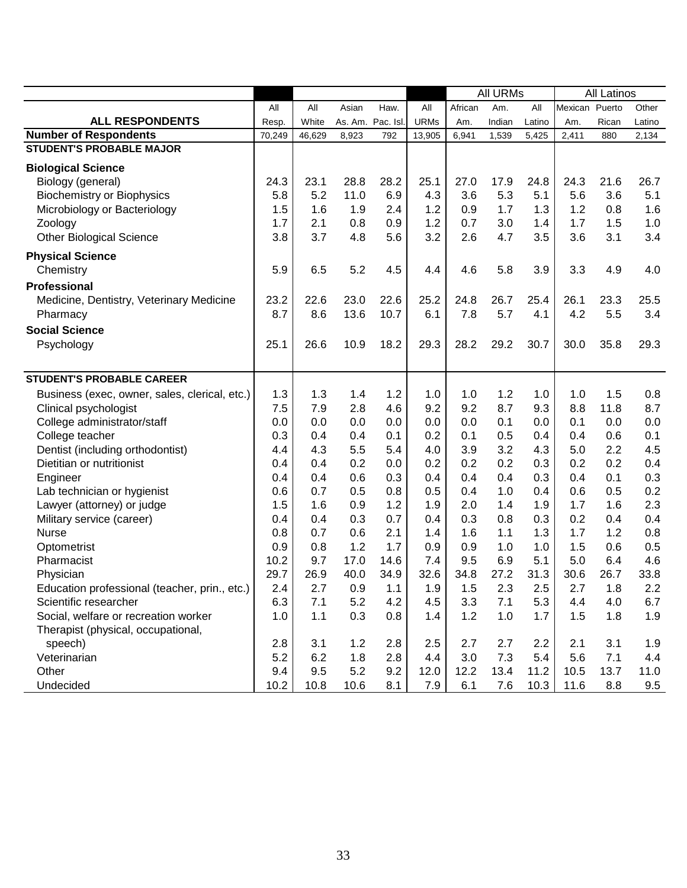| ALL RESPONDENTS | All Resp. | All White | Asian As. Am. | Haw. Pac. Isl. | All URMs | All URMs: African Am. | All URMs: Am. Indian | All URMs: All Latino | All Latinos: Mexican Am. | All Latinos: Puerto Rican | All Latinos: Other Latino |
|---|---|---|---|---|---|---|---|---|---|---|---|
| **Number of Respondents** | 70,249 | 46,629 | 8,923 | 792 | 13,905 | 6,941 | 1,539 | 5,425 | 2,411 | 880 | 2,134 |
| **STUDENT'S PROBABLE MAJOR** | | | | | | | | | | | |
| **Biological Science** | | | | | | | | | | | |
| Biology (general) | 24.3 | 23.1 | 28.8 | 28.2 | 25.1 | 27.0 | 17.9 | 24.8 | 24.3 | 21.6 | 26.7 |
| Biochemistry or Biophysics | 5.8 | 5.2 | 11.0 | 6.9 | 4.3 | 3.6 | 5.3 | 5.1 | 5.6 | 3.6 | 5.1 |
| Microbiology or Bacteriology | 1.5 | 1.6 | 1.9 | 2.4 | 1.2 | 0.9 | 1.7 | 1.3 | 1.2 | 0.8 | 1.6 |
| Zoology | 1.7 | 2.1 | 0.8 | 0.9 | 1.2 | 0.7 | 3.0 | 1.4 | 1.7 | 1.5 | 1.0 |
| Other Biological Science | 3.8 | 3.7 | 4.8 | 5.6 | 3.2 | 2.6 | 4.7 | 3.5 | 3.6 | 3.1 | 3.4 |
| **Physical Science** | | | | | | | | | | | |
| Chemistry | 5.9 | 6.5 | 5.2 | 4.5 | 4.4 | 4.6 | 5.8 | 3.9 | 3.3 | 4.9 | 4.0 |
| **Professional** | | | | | | | | | | | |
| Medicine, Dentistry, Veterinary Medicine | 23.2 | 22.6 | 23.0 | 22.6 | 25.2 | 24.8 | 26.7 | 25.4 | 26.1 | 23.3 | 25.5 |
| Pharmacy | 8.7 | 8.6 | 13.6 | 10.7 | 6.1 | 7.8 | 5.7 | 4.1 | 4.2 | 5.5 | 3.4 |
| **Social Science** | | | | | | | | | | | |
| Psychology | 25.1 | 26.6 | 10.9 | 18.2 | 29.3 | 28.2 | 29.2 | 30.7 | 30.0 | 35.8 | 29.3 |
| **STUDENT'S PROBABLE CAREER** | | | | | | | | | | | |
| Business (exec, owner, sales, clerical, etc.) | 1.3 | 1.3 | 1.4 | 1.2 | 1.0 | 1.0 | 1.2 | 1.0 | 1.0 | 1.5 | 0.8 |
| Clinical psychologist | 7.5 | 7.9 | 2.8 | 4.6 | 9.2 | 9.2 | 8.7 | 9.3 | 8.8 | 11.8 | 8.7 |
| College administrator/staff | 0.0 | 0.0 | 0.0 | 0.0 | 0.0 | 0.0 | 0.1 | 0.0 | 0.1 | 0.0 | 0.0 |
| College teacher | 0.3 | 0.4 | 0.4 | 0.1 | 0.2 | 0.1 | 0.5 | 0.4 | 0.4 | 0.6 | 0.1 |
| Dentist (including orthodontist) | 4.4 | 4.3 | 5.5 | 5.4 | 4.0 | 3.9 | 3.2 | 4.3 | 5.0 | 2.2 | 4.5 |
| Dietitian or nutritionist | 0.4 | 0.4 | 0.2 | 0.0 | 0.2 | 0.2 | 0.2 | 0.3 | 0.2 | 0.2 | 0.4 |
| Engineer | 0.4 | 0.4 | 0.6 | 0.3 | 0.4 | 0.4 | 0.4 | 0.3 | 0.4 | 0.1 | 0.3 |
| Lab technician or hygienist | 0.6 | 0.7 | 0.5 | 0.8 | 0.5 | 0.4 | 1.0 | 0.4 | 0.6 | 0.5 | 0.2 |
| Lawyer (attorney) or judge | 1.5 | 1.6 | 0.9 | 1.2 | 1.9 | 2.0 | 1.4 | 1.9 | 1.7 | 1.6 | 2.3 |
| Military service (career) | 0.4 | 0.4 | 0.3 | 0.7 | 0.4 | 0.3 | 0.8 | 0.3 | 0.2 | 0.4 | 0.4 |
| Nurse | 0.8 | 0.7 | 0.6 | 2.1 | 1.4 | 1.6 | 1.1 | 1.3 | 1.7 | 1.2 | 0.8 |
| Optometrist | 0.9 | 0.8 | 1.2 | 1.7 | 0.9 | 0.9 | 1.0 | 1.0 | 1.5 | 0.6 | 0.5 |
| Pharmacist | 10.2 | 9.7 | 17.0 | 14.6 | 7.4 | 9.5 | 6.9 | 5.1 | 5.0 | 6.4 | 4.6 |
| Physician | 29.7 | 26.9 | 40.0 | 34.9 | 32.6 | 34.8 | 27.2 | 31.3 | 30.6 | 26.7 | 33.8 |
| Education professional (teacher, prin., etc.) | 2.4 | 2.7 | 0.9 | 1.1 | 1.9 | 1.5 | 2.3 | 2.5 | 2.7 | 1.8 | 2.2 |
| Scientific researcher | 6.3 | 7.1 | 5.2 | 4.2 | 4.5 | 3.3 | 7.1 | 5.3 | 4.4 | 4.0 | 6.7 |
| Social, welfare or recreation worker | 1.0 | 1.1 | 0.3 | 0.8 | 1.4 | 1.2 | 1.0 | 1.7 | 1.5 | 1.8 | 1.9 |
| Therapist (physical, occupational, speech) | 2.8 | 3.1 | 1.2 | 2.8 | 2.5 | 2.7 | 2.7 | 2.2 | 2.1 | 3.1 | 1.9 |
| Veterinarian | 5.2 | 6.2 | 1.8 | 2.8 | 4.4 | 3.0 | 7.3 | 5.4 | 5.6 | 7.1 | 4.4 |
| Other | 9.4 | 9.5 | 5.2 | 9.2 | 12.0 | 12.2 | 13.4 | 11.2 | 10.5 | 13.7 | 11.0 |
| Undecided | 10.2 | 10.8 | 10.6 | 8.1 | 7.9 | 6.1 | 7.6 | 10.3 | 11.6 | 8.8 | 9.5 |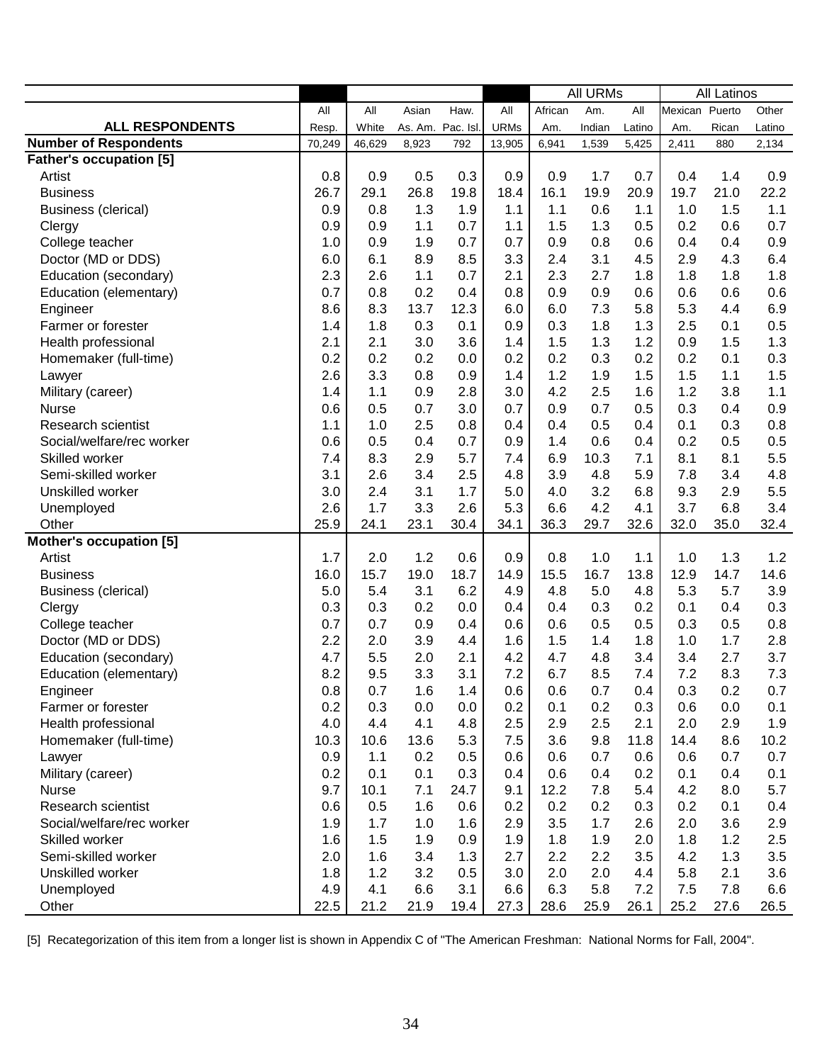| ALL RESPONDENTS | All Resp. | All White | Asian As. Am. | Haw. Pac. Isl. | All URMs | African Am. | Am. Indian | All Latino | Mexican Am. | Puerto Rican | Other Latino |
|---|---|---|---|---|---|---|---|---|---|---|---|
| | | | | | | All URMs | | | All Latinos | | |
| **Number of Respondents** | 70,249 | 46,629 | 8,923 | 792 | 13,905 | 6,941 | 1,539 | 5,425 | 2,411 | 880 | 2,134 |
| **Father's occupation [5]** | | | | | | | | | | | |
| Artist | 0.8 | 0.9 | 0.5 | 0.3 | 0.9 | 0.9 | 1.7 | 0.7 | 0.4 | 1.4 | 0.9 |
| Business | 26.7 | 29.1 | 26.8 | 19.8 | 18.4 | 16.1 | 19.9 | 20.9 | 19.7 | 21.0 | 22.2 |
| Business (clerical) | 0.9 | 0.8 | 1.3 | 1.9 | 1.1 | 1.1 | 0.6 | 1.1 | 1.0 | 1.5 | 1.1 |
| Clergy | 0.9 | 0.9 | 1.1 | 0.7 | 1.1 | 1.5 | 1.3 | 0.5 | 0.2 | 0.6 | 0.7 |
| College teacher | 1.0 | 0.9 | 1.9 | 0.7 | 0.7 | 0.9 | 0.8 | 0.6 | 0.4 | 0.4 | 0.9 |
| Doctor (MD or DDS) | 6.0 | 6.1 | 8.9 | 8.5 | 3.3 | 2.4 | 3.1 | 4.5 | 2.9 | 4.3 | 6.4 |
| Education (secondary) | 2.3 | 2.6 | 1.1 | 0.7 | 2.1 | 2.3 | 2.7 | 1.8 | 1.8 | 1.8 | 1.8 |
| Education (elementary) | 0.7 | 0.8 | 0.2 | 0.4 | 0.8 | 0.9 | 0.9 | 0.6 | 0.6 | 0.6 | 0.6 |
| Engineer | 8.6 | 8.3 | 13.7 | 12.3 | 6.0 | 6.0 | 7.3 | 5.8 | 5.3 | 4.4 | 6.9 |
| Farmer or forester | 1.4 | 1.8 | 0.3 | 0.1 | 0.9 | 0.3 | 1.8 | 1.3 | 2.5 | 0.1 | 0.5 |
| Health professional | 2.1 | 2.1 | 3.0 | 3.6 | 1.4 | 1.5 | 1.3 | 1.2 | 0.9 | 1.5 | 1.3 |
| Homemaker (full-time) | 0.2 | 0.2 | 0.2 | 0.0 | 0.2 | 0.2 | 0.3 | 0.2 | 0.2 | 0.1 | 0.3 |
| Lawyer | 2.6 | 3.3 | 0.8 | 0.9 | 1.4 | 1.2 | 1.9 | 1.5 | 1.5 | 1.1 | 1.5 |
| Military (career) | 1.4 | 1.1 | 0.9 | 2.8 | 3.0 | 4.2 | 2.5 | 1.6 | 1.2 | 3.8 | 1.1 |
| Nurse | 0.6 | 0.5 | 0.7 | 3.0 | 0.7 | 0.9 | 0.7 | 0.5 | 0.3 | 0.4 | 0.9 |
| Research scientist | 1.1 | 1.0 | 2.5 | 0.8 | 0.4 | 0.4 | 0.5 | 0.4 | 0.1 | 0.3 | 0.8 |
| Social/welfare/rec worker | 0.6 | 0.5 | 0.4 | 0.7 | 0.9 | 1.4 | 0.6 | 0.4 | 0.2 | 0.5 | 0.5 |
| Skilled worker | 7.4 | 8.3 | 2.9 | 5.7 | 7.4 | 6.9 | 10.3 | 7.1 | 8.1 | 8.1 | 5.5 |
| Semi-skilled worker | 3.1 | 2.6 | 3.4 | 2.5 | 4.8 | 3.9 | 4.8 | 5.9 | 7.8 | 3.4 | 4.8 |
| Unskilled worker | 3.0 | 2.4 | 3.1 | 1.7 | 5.0 | 4.0 | 3.2 | 6.8 | 9.3 | 2.9 | 5.5 |
| Unemployed | 2.6 | 1.7 | 3.3 | 2.6 | 5.3 | 6.6 | 4.2 | 4.1 | 3.7 | 6.8 | 3.4 |
| Other | 25.9 | 24.1 | 23.1 | 30.4 | 34.1 | 36.3 | 29.7 | 32.6 | 32.0 | 35.0 | 32.4 |
| **Mother's occupation [5]** | | | | | | | | | | | |
| Artist | 1.7 | 2.0 | 1.2 | 0.6 | 0.9 | 0.8 | 1.0 | 1.1 | 1.0 | 1.3 | 1.2 |
| Business | 16.0 | 15.7 | 19.0 | 18.7 | 14.9 | 15.5 | 16.7 | 13.8 | 12.9 | 14.7 | 14.6 |
| Business (clerical) | 5.0 | 5.4 | 3.1 | 6.2 | 4.9 | 4.8 | 5.0 | 4.8 | 5.3 | 5.7 | 3.9 |
| Clergy | 0.3 | 0.3 | 0.2 | 0.0 | 0.4 | 0.4 | 0.3 | 0.2 | 0.1 | 0.4 | 0.3 |
| College teacher | 0.7 | 0.7 | 0.9 | 0.4 | 0.6 | 0.6 | 0.5 | 0.5 | 0.3 | 0.5 | 0.8 |
| Doctor (MD or DDS) | 2.2 | 2.0 | 3.9 | 4.4 | 1.6 | 1.5 | 1.4 | 1.8 | 1.0 | 1.7 | 2.8 |
| Education (secondary) | 4.7 | 5.5 | 2.0 | 2.1 | 4.2 | 4.7 | 4.8 | 3.4 | 3.4 | 2.7 | 3.7 |
| Education (elementary) | 8.2 | 9.5 | 3.3 | 3.1 | 7.2 | 6.7 | 8.5 | 7.4 | 7.2 | 8.3 | 7.3 |
| Engineer | 0.8 | 0.7 | 1.6 | 1.4 | 0.6 | 0.6 | 0.7 | 0.4 | 0.3 | 0.2 | 0.7 |
| Farmer or forester | 0.2 | 0.3 | 0.0 | 0.0 | 0.2 | 0.1 | 0.2 | 0.3 | 0.6 | 0.0 | 0.1 |
| Health professional | 4.0 | 4.4 | 4.1 | 4.8 | 2.5 | 2.9 | 2.5 | 2.1 | 2.0 | 2.9 | 1.9 |
| Homemaker (full-time) | 10.3 | 10.6 | 13.6 | 5.3 | 7.5 | 3.6 | 9.8 | 11.8 | 14.4 | 8.6 | 10.2 |
| Lawyer | 0.9 | 1.1 | 0.2 | 0.5 | 0.6 | 0.6 | 0.7 | 0.6 | 0.6 | 0.7 | 0.7 |
| Military (career) | 0.2 | 0.1 | 0.1 | 0.3 | 0.4 | 0.6 | 0.4 | 0.2 | 0.1 | 0.4 | 0.1 |
| Nurse | 9.7 | 10.1 | 7.1 | 24.7 | 9.1 | 12.2 | 7.8 | 5.4 | 4.2 | 8.0 | 5.7 |
| Research scientist | 0.6 | 0.5 | 1.6 | 0.6 | 0.2 | 0.2 | 0.2 | 0.3 | 0.2 | 0.1 | 0.4 |
| Social/welfare/rec worker | 1.9 | 1.7 | 1.0 | 1.6 | 2.9 | 3.5 | 1.7 | 2.6 | 2.0 | 3.6 | 2.9 |
| Skilled worker | 1.6 | 1.5 | 1.9 | 0.9 | 1.9 | 1.8 | 1.9 | 2.0 | 1.8 | 1.2 | 2.5 |
| Semi-skilled worker | 2.0 | 1.6 | 3.4 | 1.3 | 2.7 | 2.2 | 2.2 | 3.5 | 4.2 | 1.3 | 3.5 |
| Unskilled worker | 1.8 | 1.2 | 3.2 | 0.5 | 3.0 | 2.0 | 2.0 | 4.4 | 5.8 | 2.1 | 3.6 |
| Unemployed | 4.9 | 4.1 | 6.6 | 3.1 | 6.6 | 6.3 | 5.8 | 7.2 | 7.5 | 7.8 | 6.6 |
| Other | 22.5 | 21.2 | 21.9 | 19.4 | 27.3 | 28.6 | 25.9 | 26.1 | 25.2 | 27.6 | 26.5 |

[5] Recategorization of this item from a longer list is shown in Appendix C of "The American Freshman: National Norms for Fall, 2004".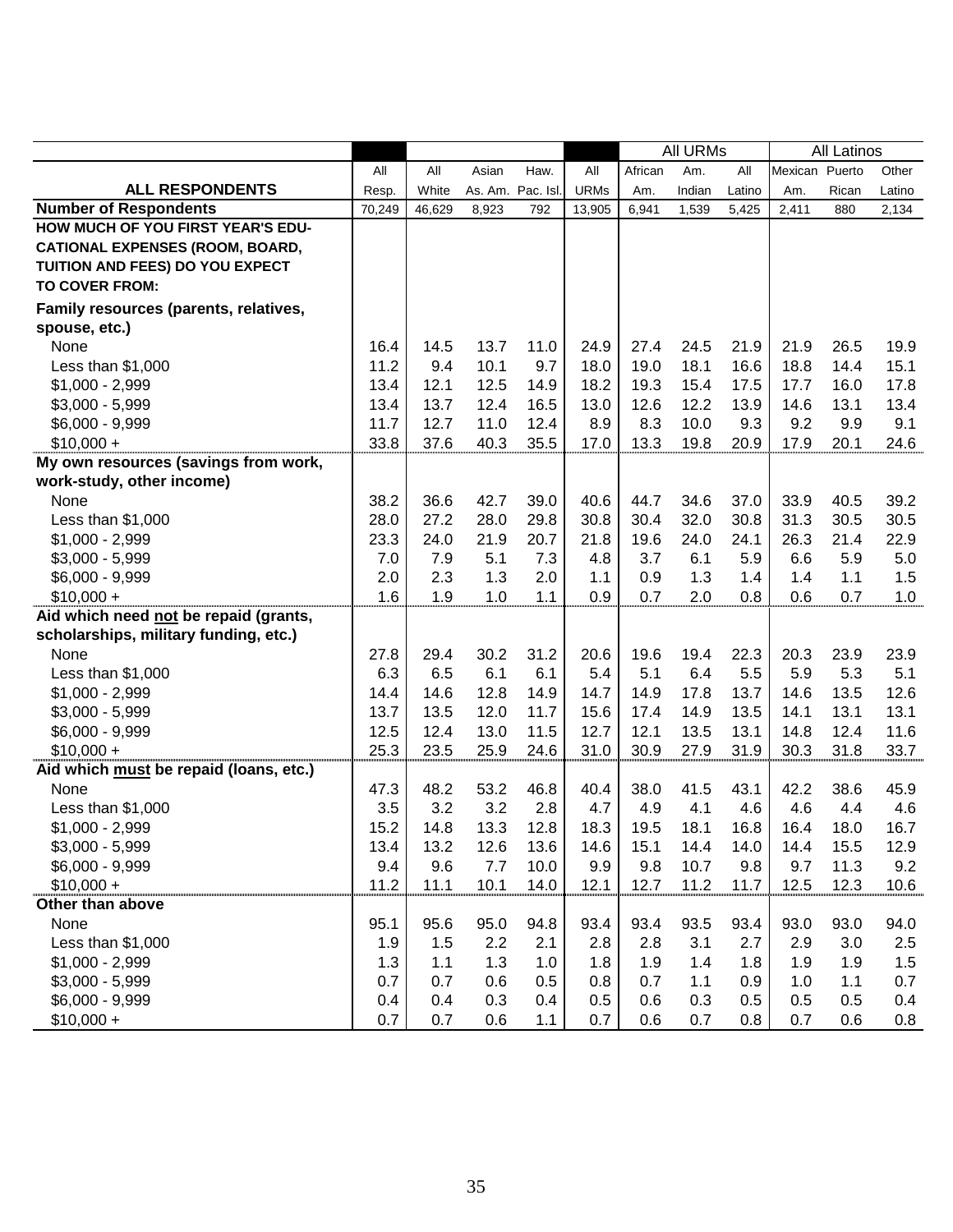| ALL RESPONDENTS | All Resp. | All White | Asian As. Am. | Haw. Pac. Isl. | All URMs | African Am. (All URMs) | Am. Indian (All URMs) | All Latino (All URMs) | Mexican Am. (All Latinos) | Puerto Rican (All Latinos) | Other Latino (All Latinos) |
|---|---|---|---|---|---|---|---|---|---|---|---|
| **Number of Respondents** | 70,249 | 46,629 | 8,923 | 792 | 13,905 | 6,941 | 1,539 | 5,425 | 2,411 | 880 | 2,134 |
| **HOW MUCH OF YOU FIRST YEAR'S EDUCATIONAL EXPENSES (ROOM, BOARD, TUITION AND FEES) DO YOU EXPECT TO COVER FROM:** | | | | | | | | | | | |
| **Family resources (parents, relatives, spouse, etc.)** | | | | | | | | | | | |
| None | 16.4 | 14.5 | 13.7 | 11.0 | 24.9 | 27.4 | 24.5 | 21.9 | 21.9 | 26.5 | 19.9 |
| Less than $1,000 | 11.2 | 9.4 | 10.1 | 9.7 | 18.0 | 19.0 | 18.1 | 16.6 | 18.8 | 14.4 | 15.1 |
| $1,000 - 2,999 | 13.4 | 12.1 | 12.5 | 14.9 | 18.2 | 19.3 | 15.4 | 17.5 | 17.7 | 16.0 | 17.8 |
| $3,000 - 5,999 | 13.4 | 13.7 | 12.4 | 16.5 | 13.0 | 12.6 | 12.2 | 13.9 | 14.6 | 13.1 | 13.4 |
| $6,000 - 9,999 | 11.7 | 12.7 | 11.0 | 12.4 | 8.9 | 8.3 | 10.0 | 9.3 | 9.2 | 9.9 | 9.1 |
| $10,000 + | 33.8 | 37.6 | 40.3 | 35.5 | 17.0 | 13.3 | 19.8 | 20.9 | 17.9 | 20.1 | 24.6 |
| **My own resources (savings from work, work-study, other income)** | | | | | | | | | | | |
| None | 38.2 | 36.6 | 42.7 | 39.0 | 40.6 | 44.7 | 34.6 | 37.0 | 33.9 | 40.5 | 39.2 |
| Less than $1,000 | 28.0 | 27.2 | 28.0 | 29.8 | 30.8 | 30.4 | 32.0 | 30.8 | 31.3 | 30.5 | 30.5 |
| $1,000 - 2,999 | 23.3 | 24.0 | 21.9 | 20.7 | 21.8 | 19.6 | 24.0 | 24.1 | 26.3 | 21.4 | 22.9 |
| $3,000 - 5,999 | 7.0 | 7.9 | 5.1 | 7.3 | 4.8 | 3.7 | 6.1 | 5.9 | 6.6 | 5.9 | 5.0 |
| $6,000 - 9,999 | 2.0 | 2.3 | 1.3 | 2.0 | 1.1 | 0.9 | 1.3 | 1.4 | 1.4 | 1.1 | 1.5 |
| $10,000 + | 1.6 | 1.9 | 1.0 | 1.1 | 0.9 | 0.7 | 2.0 | 0.8 | 0.6 | 0.7 | 1.0 |
| **Aid which need not be repaid (grants, scholarships, military funding, etc.)** | | | | | | | | | | | |
| None | 27.8 | 29.4 | 30.2 | 31.2 | 20.6 | 19.6 | 19.4 | 22.3 | 20.3 | 23.9 | 23.9 |
| Less than $1,000 | 6.3 | 6.5 | 6.1 | 6.1 | 5.4 | 5.1 | 6.4 | 5.5 | 5.9 | 5.3 | 5.1 |
| $1,000 - 2,999 | 14.4 | 14.6 | 12.8 | 14.9 | 14.7 | 14.9 | 17.8 | 13.7 | 14.6 | 13.5 | 12.6 |
| $3,000 - 5,999 | 13.7 | 13.5 | 12.0 | 11.7 | 15.6 | 17.4 | 14.9 | 13.5 | 14.1 | 13.1 | 13.1 |
| $6,000 - 9,999 | 12.5 | 12.4 | 13.0 | 11.5 | 12.7 | 12.1 | 13.5 | 13.1 | 14.8 | 12.4 | 11.6 |
| $10,000 + | 25.3 | 23.5 | 25.9 | 24.6 | 31.0 | 30.9 | 27.9 | 31.9 | 30.3 | 31.8 | 33.7 |
| **Aid which must be repaid (loans, etc.)** | | | | | | | | | | | |
| None | 47.3 | 48.2 | 53.2 | 46.8 | 40.4 | 38.0 | 41.5 | 43.1 | 42.2 | 38.6 | 45.9 |
| Less than $1,000 | 3.5 | 3.2 | 3.2 | 2.8 | 4.7 | 4.9 | 4.1 | 4.6 | 4.6 | 4.4 | 4.6 |
| $1,000 - 2,999 | 15.2 | 14.8 | 13.3 | 12.8 | 18.3 | 19.5 | 18.1 | 16.8 | 16.4 | 18.0 | 16.7 |
| $3,000 - 5,999 | 13.4 | 13.2 | 12.6 | 13.6 | 14.6 | 15.1 | 14.4 | 14.0 | 14.4 | 15.5 | 12.9 |
| $6,000 - 9,999 | 9.4 | 9.6 | 7.7 | 10.0 | 9.9 | 9.8 | 10.7 | 9.8 | 9.7 | 11.3 | 9.2 |
| $10,000 + | 11.2 | 11.1 | 10.1 | 14.0 | 12.1 | 12.7 | 11.2 | 11.7 | 12.5 | 12.3 | 10.6 |
| **Other than above** | | | | | | | | | | | |
| None | 95.1 | 95.6 | 95.0 | 94.8 | 93.4 | 93.4 | 93.5 | 93.4 | 93.0 | 93.0 | 94.0 |
| Less than $1,000 | 1.9 | 1.5 | 2.2 | 2.1 | 2.8 | 2.8 | 3.1 | 2.7 | 2.9 | 3.0 | 2.5 |
| $1,000 - 2,999 | 1.3 | 1.1 | 1.3 | 1.0 | 1.8 | 1.9 | 1.4 | 1.8 | 1.9 | 1.9 | 1.5 |
| $3,000 - 5,999 | 0.7 | 0.7 | 0.6 | 0.5 | 0.8 | 0.7 | 1.1 | 0.9 | 1.0 | 1.1 | 0.7 |
| $6,000 - 9,999 | 0.4 | 0.4 | 0.3 | 0.4 | 0.5 | 0.6 | 0.3 | 0.5 | 0.5 | 0.5 | 0.4 |
| $10,000 + | 0.7 | 0.7 | 0.6 | 1.1 | 0.7 | 0.6 | 0.7 | 0.8 | 0.7 | 0.6 | 0.8 |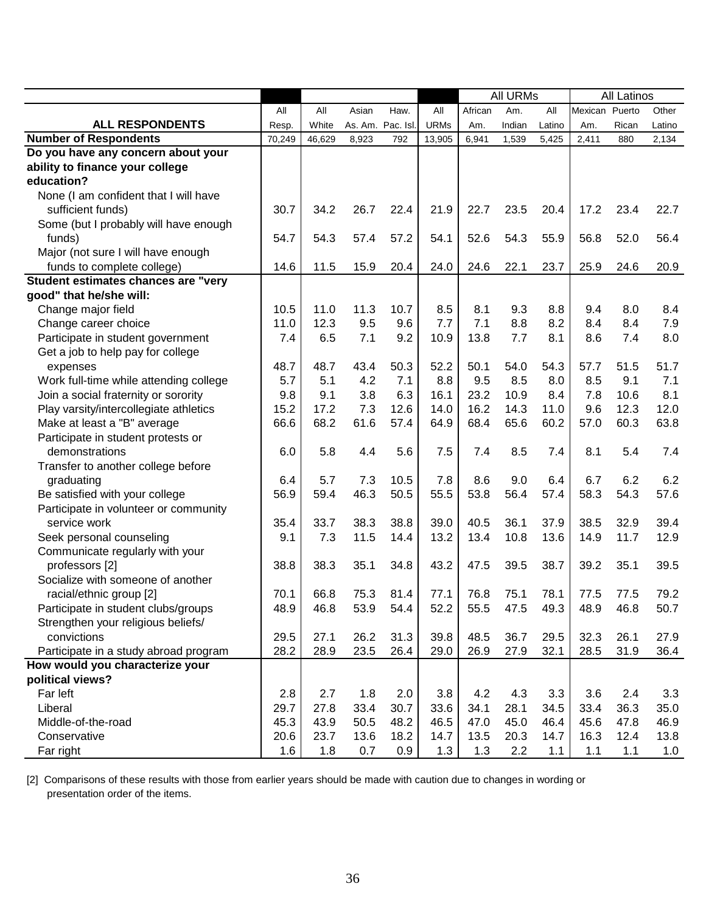| ALL RESPONDENTS | All Resp. | All White | Asian As. Am. | Haw. Pac. Isl. | All URMs | All URMs: African Am. | All URMs: Am. Indian | All URMs: All Latino | All Latinos: Mexican Am. | All Latinos: Puerto Rican | All Latinos: Other Latino |
|---|---|---|---|---|---|---|---|---|---|---|---|
| **Number of Respondents** | 70,249 | 46,629 | 8,923 | 792 | 13,905 | 6,941 | 1,539 | 5,425 | 2,411 | 880 | 2,134 |
| **Do you have any concern about your ability to finance your college education?** | | | | | | | | | | | |
| None (I am confident that I will have sufficient funds) | 30.7 | 34.2 | 26.7 | 22.4 | 21.9 | 22.7 | 23.5 | 20.4 | 17.2 | 23.4 | 22.7 |
| Some (but I probably will have enough funds) | 54.7 | 54.3 | 57.4 | 57.2 | 54.1 | 52.6 | 54.3 | 55.9 | 56.8 | 52.0 | 56.4 |
| Major (not sure I will have enough funds to complete college) | 14.6 | 11.5 | 15.9 | 20.4 | 24.0 | 24.6 | 22.1 | 23.7 | 25.9 | 24.6 | 20.9 |
| **Student estimates chances are "very good" that he/she will:** | | | | | | | | | | | |
| Change major field | 10.5 | 11.0 | 11.3 | 10.7 | 8.5 | 8.1 | 9.3 | 8.8 | 9.4 | 8.0 | 8.4 |
| Change career choice | 11.0 | 12.3 | 9.5 | 9.6 | 7.7 | 7.1 | 8.8 | 8.2 | 8.4 | 8.4 | 7.9 |
| Participate in student government | 7.4 | 6.5 | 7.1 | 9.2 | 10.9 | 13.8 | 7.7 | 8.1 | 8.6 | 7.4 | 8.0 |
| Get a job to help pay for college expenses | 48.7 | 48.7 | 43.4 | 50.3 | 52.2 | 50.1 | 54.0 | 54.3 | 57.7 | 51.5 | 51.7 |
| Work full-time while attending college | 5.7 | 5.1 | 4.2 | 7.1 | 8.8 | 9.5 | 8.5 | 8.0 | 8.5 | 9.1 | 7.1 |
| Join a social fraternity or sorority | 9.8 | 9.1 | 3.8 | 6.3 | 16.1 | 23.2 | 10.9 | 8.4 | 7.8 | 10.6 | 8.1 |
| Play varsity/intercollegiate athletics | 15.2 | 17.2 | 7.3 | 12.6 | 14.0 | 16.2 | 14.3 | 11.0 | 9.6 | 12.3 | 12.0 |
| Make at least a "B" average | 66.6 | 68.2 | 61.6 | 57.4 | 64.9 | 68.4 | 65.6 | 60.2 | 57.0 | 60.3 | 63.8 |
| Participate in student protests or demonstrations | 6.0 | 5.8 | 4.4 | 5.6 | 7.5 | 7.4 | 8.5 | 7.4 | 8.1 | 5.4 | 7.4 |
| Transfer to another college before graduating | 6.4 | 5.7 | 7.3 | 10.5 | 7.8 | 8.6 | 9.0 | 6.4 | 6.7 | 6.2 | 6.2 |
| Be satisfied with your college | 56.9 | 59.4 | 46.3 | 50.5 | 55.5 | 53.8 | 56.4 | 57.4 | 58.3 | 54.3 | 57.6 |
| Participate in volunteer or community service work | 35.4 | 33.7 | 38.3 | 38.8 | 39.0 | 40.5 | 36.1 | 37.9 | 38.5 | 32.9 | 39.4 |
| Seek personal counseling | 9.1 | 7.3 | 11.5 | 14.4 | 13.2 | 13.4 | 10.8 | 13.6 | 14.9 | 11.7 | 12.9 |
| Communicate regularly with your professors [2] | 38.8 | 38.3 | 35.1 | 34.8 | 43.2 | 47.5 | 39.5 | 38.7 | 39.2 | 35.1 | 39.5 |
| Socialize with someone of another racial/ethnic group [2] | 70.1 | 66.8 | 75.3 | 81.4 | 77.1 | 76.8 | 75.1 | 78.1 | 77.5 | 77.5 | 79.2 |
| Participate in student clubs/groups | 48.9 | 46.8 | 53.9 | 54.4 | 52.2 | 55.5 | 47.5 | 49.3 | 48.9 | 46.8 | 50.7 |
| Strengthen your religious beliefs/ convictions | 29.5 | 27.1 | 26.2 | 31.3 | 39.8 | 48.5 | 36.7 | 29.5 | 32.3 | 26.1 | 27.9 |
| Participate in a study abroad program | 28.2 | 28.9 | 23.5 | 26.4 | 29.0 | 26.9 | 27.9 | 32.1 | 28.5 | 31.9 | 36.4 |
| **How would you characterize your political views?** | | | | | | | | | | | |
| Far left | 2.8 | 2.7 | 1.8 | 2.0 | 3.8 | 4.2 | 4.3 | 3.3 | 3.6 | 2.4 | 3.3 |
| Liberal | 29.7 | 27.8 | 33.4 | 30.7 | 33.6 | 34.1 | 28.1 | 34.5 | 33.4 | 36.3 | 35.0 |
| Middle-of-the-road | 45.3 | 43.9 | 50.5 | 48.2 | 46.5 | 47.0 | 45.0 | 46.4 | 45.6 | 47.8 | 46.9 |
| Conservative | 20.6 | 23.7 | 13.6 | 18.2 | 14.7 | 13.5 | 20.3 | 14.7 | 16.3 | 12.4 | 13.8 |
| Far right | 1.6 | 1.8 | 0.7 | 0.9 | 1.3 | 1.3 | 2.2 | 1.1 | 1.1 | 1.1 | 1.0 |

[2] Comparisons of these results with those from earlier years should be made with caution due to changes in wording or presentation order of the items.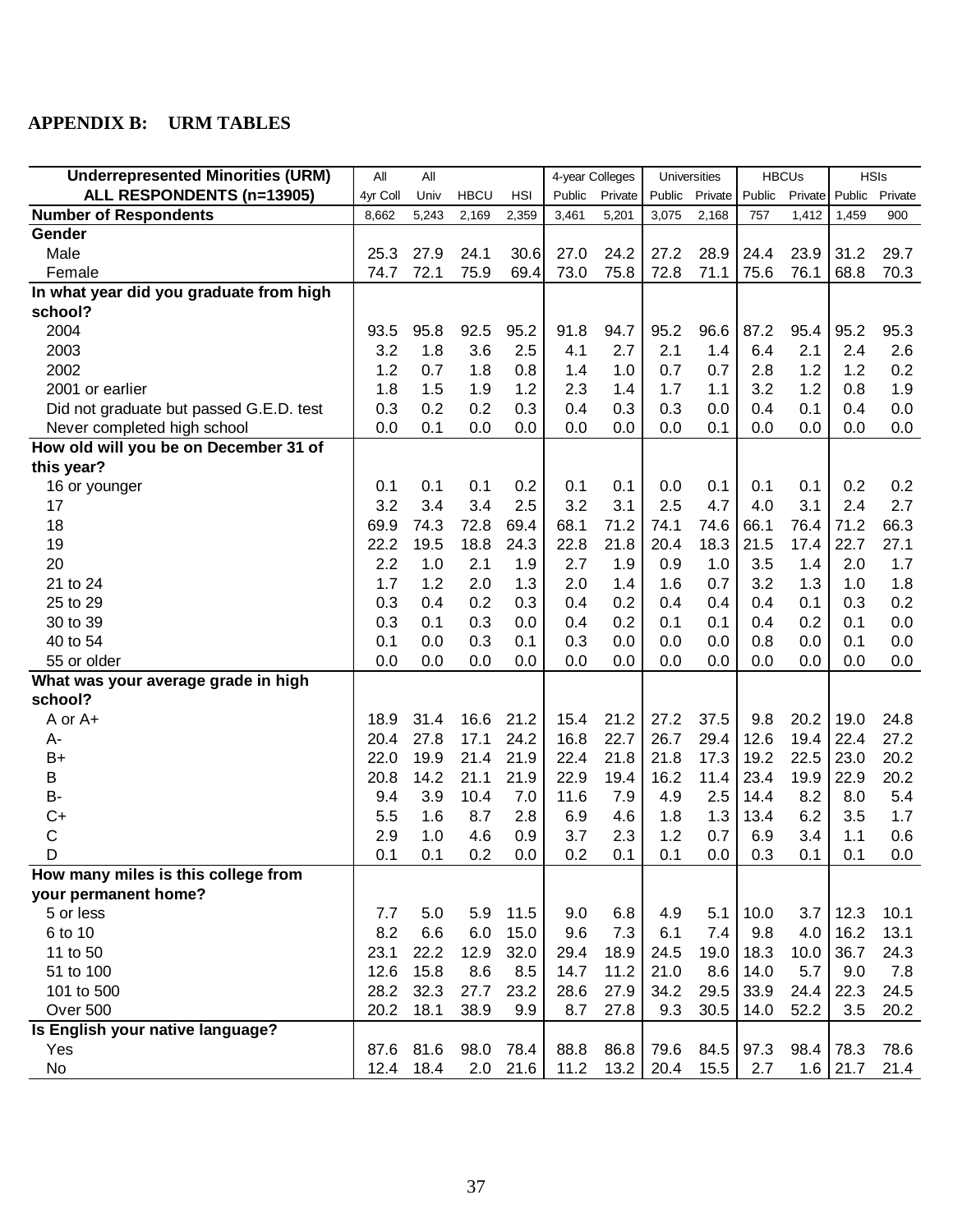## APPENDIX B: URM TABLES

| Underrepresented Minorities (URM) | All | All | | | 4-year Colleges | | Universities | | HBCUs | | HSIs | |
|---|---|---|---|---|---|---|---|---|---|---|---|---|
| ALL RESPONDENTS (n=13905) | 4yr Coll | Univ | HBCU | HSI | Public | Private | Public | Private | Public | Private | Public | Private |
| **Number of Respondents** | 8,662 | 5,243 | 2,169 | 2,359 | 3,461 | 5,201 | 3,075 | 2,168 | 757 | 1,412 | 1,459 | 900 |
| **Gender** | | | | | | | | | | | | |
| Male | 25.3 | 27.9 | 24.1 | 30.6 | 27.0 | 24.2 | 27.2 | 28.9 | 24.4 | 23.9 | 31.2 | 29.7 |
| Female | 74.7 | 72.1 | 75.9 | 69.4 | 73.0 | 75.8 | 72.8 | 71.1 | 75.6 | 76.1 | 68.8 | 70.3 |
| **In what year did you graduate from high school?** | | | | | | | | | | | | |
| 2004 | 93.5 | 95.8 | 92.5 | 95.2 | 91.8 | 94.7 | 95.2 | 96.6 | 87.2 | 95.4 | 95.2 | 95.3 |
| 2003 | 3.2 | 1.8 | 3.6 | 2.5 | 4.1 | 2.7 | 2.1 | 1.4 | 6.4 | 2.1 | 2.4 | 2.6 |
| 2002 | 1.2 | 0.7 | 1.8 | 0.8 | 1.4 | 1.0 | 0.7 | 0.7 | 2.8 | 1.2 | 1.2 | 0.2 |
| 2001 or earlier | 1.8 | 1.5 | 1.9 | 1.2 | 2.3 | 1.4 | 1.7 | 1.1 | 3.2 | 1.2 | 0.8 | 1.9 |
| Did not graduate but passed G.E.D. test | 0.3 | 0.2 | 0.2 | 0.3 | 0.4 | 0.3 | 0.3 | 0.0 | 0.4 | 0.1 | 0.4 | 0.0 |
| Never completed high school | 0.0 | 0.1 | 0.0 | 0.0 | 0.0 | 0.0 | 0.0 | 0.1 | 0.0 | 0.0 | 0.0 | 0.0 |
| **How old will you be on December 31 of this year?** | | | | | | | | | | | | |
| 16 or younger | 0.1 | 0.1 | 0.1 | 0.2 | 0.1 | 0.1 | 0.0 | 0.1 | 0.1 | 0.1 | 0.2 | 0.2 |
| 17 | 3.2 | 3.4 | 3.4 | 2.5 | 3.2 | 3.1 | 2.5 | 4.7 | 4.0 | 3.1 | 2.4 | 2.7 |
| 18 | 69.9 | 74.3 | 72.8 | 69.4 | 68.1 | 71.2 | 74.1 | 74.6 | 66.1 | 76.4 | 71.2 | 66.3 |
| 19 | 22.2 | 19.5 | 18.8 | 24.3 | 22.8 | 21.8 | 20.4 | 18.3 | 21.5 | 17.4 | 22.7 | 27.1 |
| 20 | 2.2 | 1.0 | 2.1 | 1.9 | 2.7 | 1.9 | 0.9 | 1.0 | 3.5 | 1.4 | 2.0 | 1.7 |
| 21 to 24 | 1.7 | 1.2 | 2.0 | 1.3 | 2.0 | 1.4 | 1.6 | 0.7 | 3.2 | 1.3 | 1.0 | 1.8 |
| 25 to 29 | 0.3 | 0.4 | 0.2 | 0.3 | 0.4 | 0.2 | 0.4 | 0.4 | 0.4 | 0.1 | 0.3 | 0.2 |
| 30 to 39 | 0.3 | 0.1 | 0.3 | 0.0 | 0.4 | 0.2 | 0.1 | 0.1 | 0.4 | 0.2 | 0.1 | 0.0 |
| 40 to 54 | 0.1 | 0.0 | 0.3 | 0.1 | 0.3 | 0.0 | 0.0 | 0.0 | 0.8 | 0.0 | 0.1 | 0.0 |
| 55 or older | 0.0 | 0.0 | 0.0 | 0.0 | 0.0 | 0.0 | 0.0 | 0.0 | 0.0 | 0.0 | 0.0 | 0.0 |
| **What was your average grade in high school?** | | | | | | | | | | | | |
| A or A+ | 18.9 | 31.4 | 16.6 | 21.2 | 15.4 | 21.2 | 27.2 | 37.5 | 9.8 | 20.2 | 19.0 | 24.8 |
| A- | 20.4 | 27.8 | 17.1 | 24.2 | 16.8 | 22.7 | 26.7 | 29.4 | 12.6 | 19.4 | 22.4 | 27.2 |
| B+ | 22.0 | 19.9 | 21.4 | 21.9 | 22.4 | 21.8 | 21.8 | 17.3 | 19.2 | 22.5 | 23.0 | 20.2 |
| B | 20.8 | 14.2 | 21.1 | 21.9 | 22.9 | 19.4 | 16.2 | 11.4 | 23.4 | 19.9 | 22.9 | 20.2 |
| B- | 9.4 | 3.9 | 10.4 | 7.0 | 11.6 | 7.9 | 4.9 | 2.5 | 14.4 | 8.2 | 8.0 | 5.4 |
| C+ | 5.5 | 1.6 | 8.7 | 2.8 | 6.9 | 4.6 | 1.8 | 1.3 | 13.4 | 6.2 | 3.5 | 1.7 |
| C | 2.9 | 1.0 | 4.6 | 0.9 | 3.7 | 2.3 | 1.2 | 0.7 | 6.9 | 3.4 | 1.1 | 0.6 |
| D | 0.1 | 0.1 | 0.2 | 0.0 | 0.2 | 0.1 | 0.1 | 0.0 | 0.3 | 0.1 | 0.1 | 0.0 |
| **How many miles is this college from your permanent home?** | | | | | | | | | | | | |
| 5 or less | 7.7 | 5.0 | 5.9 | 11.5 | 9.0 | 6.8 | 4.9 | 5.1 | 10.0 | 3.7 | 12.3 | 10.1 |
| 6 to 10 | 8.2 | 6.6 | 6.0 | 15.0 | 9.6 | 7.3 | 6.1 | 7.4 | 9.8 | 4.0 | 16.2 | 13.1 |
| 11 to 50 | 23.1 | 22.2 | 12.9 | 32.0 | 29.4 | 18.9 | 24.5 | 19.0 | 18.3 | 10.0 | 36.7 | 24.3 |
| 51 to 100 | 12.6 | 15.8 | 8.6 | 8.5 | 14.7 | 11.2 | 21.0 | 8.6 | 14.0 | 5.7 | 9.0 | 7.8 |
| 101 to 500 | 28.2 | 32.3 | 27.7 | 23.2 | 28.6 | 27.9 | 34.2 | 29.5 | 33.9 | 24.4 | 22.3 | 24.5 |
| Over 500 | 20.2 | 18.1 | 38.9 | 9.9 | 8.7 | 27.8 | 9.3 | 30.5 | 14.0 | 52.2 | 3.5 | 20.2 |
| **Is English your native language?** | | | | | | | | | | | | |
| Yes | 87.6 | 81.6 | 98.0 | 78.4 | 88.8 | 86.8 | 79.6 | 84.5 | 97.3 | 98.4 | 78.3 | 78.6 |
| No | 12.4 | 18.4 | 2.0 | 21.6 | 11.2 | 13.2 | 20.4 | 15.5 | 2.7 | 1.6 | 21.7 | 21.4 |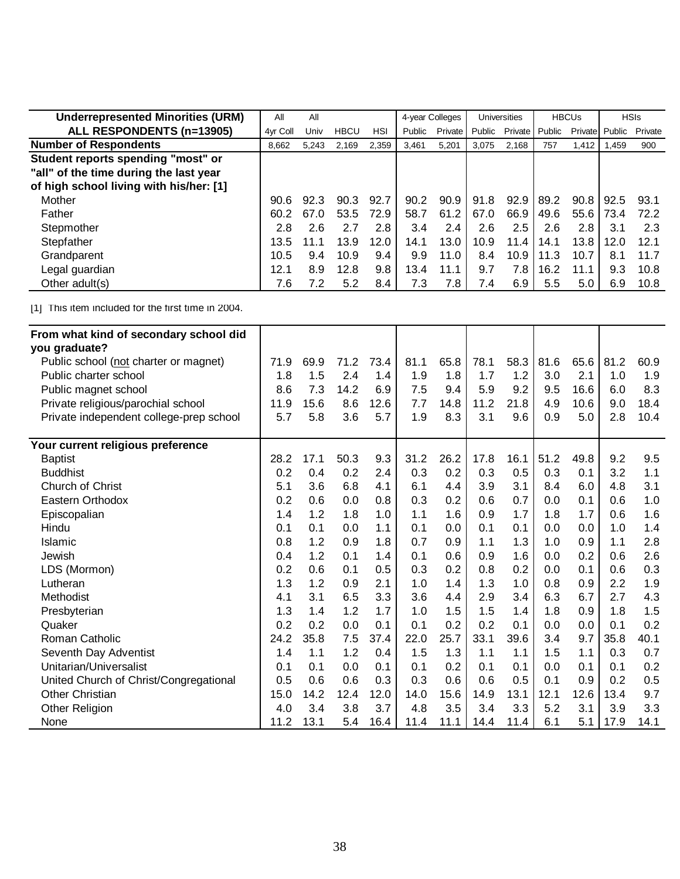| Underrepresented Minorities (URM) | All | All | | | 4-year Colleges | | Universities | | HBCUs | | HSIs | |
|---|---|---|---|---|---|---|---|---|---|---|---|---|
| ALL RESPONDENTS (n=13905) | 4yr Coll | Univ | HBCU | HSI | Public | Private | Public | Private | Public | Private | Public | Private |
| **Number of Respondents** | 8,662 | 5,243 | 2,169 | 2,359 | 3,461 | 5,201 | 3,075 | 2,168 | 757 | 1,412 | 1,459 | 900 |
| **Student reports spending "most" or "all" of the time during the last year of high school living with his/her: [1]** | | | | | | | | | | | | |
| Mother | 90.6 | 92.3 | 90.3 | 92.7 | 90.2 | 90.9 | 91.8 | 92.9 | 89.2 | 90.8 | 92.5 | 93.1 |
| Father | 60.2 | 67.0 | 53.5 | 72.9 | 58.7 | 61.2 | 67.0 | 66.9 | 49.6 | 55.6 | 73.4 | 72.2 |
| Stepmother | 2.8 | 2.6 | 2.7 | 2.8 | 3.4 | 2.4 | 2.6 | 2.5 | 2.6 | 2.8 | 3.1 | 2.3 |
| Stepfather | 13.5 | 11.1 | 13.9 | 12.0 | 14.1 | 13.0 | 10.9 | 11.4 | 14.1 | 13.8 | 12.0 | 12.1 |
| Grandparent | 10.5 | 9.4 | 10.9 | 9.4 | 9.9 | 11.0 | 8.4 | 10.9 | 11.3 | 10.7 | 8.1 | 11.7 |
| Legal guardian | 12.1 | 8.9 | 12.8 | 9.8 | 13.4 | 11.1 | 9.7 | 7.8 | 16.2 | 11.1 | 9.3 | 10.8 |
| Other adult(s) | 7.6 | 7.2 | 5.2 | 8.4 | 7.3 | 7.8 | 7.4 | 6.9 | 5.5 | 5.0 | 6.9 | 10.8 |

[1] This item included for the first time in 2004.

| | 4yr Coll | Univ | HBCU | HSI | 4-year Colleges Public | 4-year Colleges Private | Universities Public | Universities Private | HBCUs Public | HBCUs Private | HSIs Public | HSIs Private |
|---|---|---|---|---|---|---|---|---|---|---|---|---|
| **From what kind of secondary school did you graduate?** | | | | | | | | | | | | |
| Public school (not charter or magnet) | 71.9 | 69.9 | 71.2 | 73.4 | 81.1 | 65.8 | 78.1 | 58.3 | 81.6 | 65.6 | 81.2 | 60.9 |
| Public charter school | 1.8 | 1.5 | 2.4 | 1.4 | 1.9 | 1.8 | 1.7 | 1.2 | 3.0 | 2.1 | 1.0 | 1.9 |
| Public magnet school | 8.6 | 7.3 | 14.2 | 6.9 | 7.5 | 9.4 | 5.9 | 9.2 | 9.5 | 16.6 | 6.0 | 8.3 |
| Private religious/parochial school | 11.9 | 15.6 | 8.6 | 12.6 | 7.7 | 14.8 | 11.2 | 21.8 | 4.9 | 10.6 | 9.0 | 18.4 |
| Private independent college-prep school | 5.7 | 5.8 | 3.6 | 5.7 | 1.9 | 8.3 | 3.1 | 9.6 | 0.9 | 5.0 | 2.8 | 10.4 |
| **Your current religious preference** | | | | | | | | | | | | |
| Baptist | 28.2 | 17.1 | 50.3 | 9.3 | 31.2 | 26.2 | 17.8 | 16.1 | 51.2 | 49.8 | 9.2 | 9.5 |
| Buddhist | 0.2 | 0.4 | 0.2 | 2.4 | 0.3 | 0.2 | 0.3 | 0.5 | 0.3 | 0.1 | 3.2 | 1.1 |
| Church of Christ | 5.1 | 3.6 | 6.8 | 4.1 | 6.1 | 4.4 | 3.9 | 3.1 | 8.4 | 6.0 | 4.8 | 3.1 |
| Eastern Orthodox | 0.2 | 0.6 | 0.0 | 0.8 | 0.3 | 0.2 | 0.6 | 0.7 | 0.0 | 0.1 | 0.6 | 1.0 |
| Episcopalian | 1.4 | 1.2 | 1.8 | 1.0 | 1.1 | 1.6 | 0.9 | 1.7 | 1.8 | 1.7 | 0.6 | 1.6 |
| Hindu | 0.1 | 0.1 | 0.0 | 1.1 | 0.1 | 0.0 | 0.1 | 0.1 | 0.0 | 0.0 | 1.0 | 1.4 |
| Islamic | 0.8 | 1.2 | 0.9 | 1.8 | 0.7 | 0.9 | 1.1 | 1.3 | 1.0 | 0.9 | 1.1 | 2.8 |
| Jewish | 0.4 | 1.2 | 0.1 | 1.4 | 0.1 | 0.6 | 0.9 | 1.6 | 0.0 | 0.2 | 0.6 | 2.6 |
| LDS (Mormon) | 0.2 | 0.6 | 0.1 | 0.5 | 0.3 | 0.2 | 0.8 | 0.2 | 0.0 | 0.1 | 0.6 | 0.3 |
| Lutheran | 1.3 | 1.2 | 0.9 | 2.1 | 1.0 | 1.4 | 1.3 | 1.0 | 0.8 | 0.9 | 2.2 | 1.9 |
| Methodist | 4.1 | 3.1 | 6.5 | 3.3 | 3.6 | 4.4 | 2.9 | 3.4 | 6.3 | 6.7 | 2.7 | 4.3 |
| Presbyterian | 1.3 | 1.4 | 1.2 | 1.7 | 1.0 | 1.5 | 1.5 | 1.4 | 1.8 | 0.9 | 1.8 | 1.5 |
| Quaker | 0.2 | 0.2 | 0.0 | 0.1 | 0.1 | 0.2 | 0.2 | 0.1 | 0.0 | 0.0 | 0.1 | 0.2 |
| Roman Catholic | 24.2 | 35.8 | 7.5 | 37.4 | 22.0 | 25.7 | 33.1 | 39.6 | 3.4 | 9.7 | 35.8 | 40.1 |
| Seventh Day Adventist | 1.4 | 1.1 | 1.2 | 0.4 | 1.5 | 1.3 | 1.1 | 1.1 | 1.5 | 1.1 | 0.3 | 0.7 |
| Unitarian/Universalist | 0.1 | 0.1 | 0.0 | 0.1 | 0.1 | 0.2 | 0.1 | 0.1 | 0.0 | 0.1 | 0.1 | 0.2 |
| United Church of Christ/Congregational | 0.5 | 0.6 | 0.6 | 0.3 | 0.3 | 0.6 | 0.6 | 0.5 | 0.1 | 0.9 | 0.2 | 0.5 |
| Other Christian | 15.0 | 14.2 | 12.4 | 12.0 | 14.0 | 15.6 | 14.9 | 13.1 | 12.1 | 12.6 | 13.4 | 9.7 |
| Other Religion | 4.0 | 3.4 | 3.8 | 3.7 | 4.8 | 3.5 | 3.4 | 3.3 | 5.2 | 3.1 | 3.9 | 3.3 |
| None | 11.2 | 13.1 | 5.4 | 16.4 | 11.4 | 11.1 | 14.4 | 11.4 | 6.1 | 5.1 | 17.9 | 14.1 |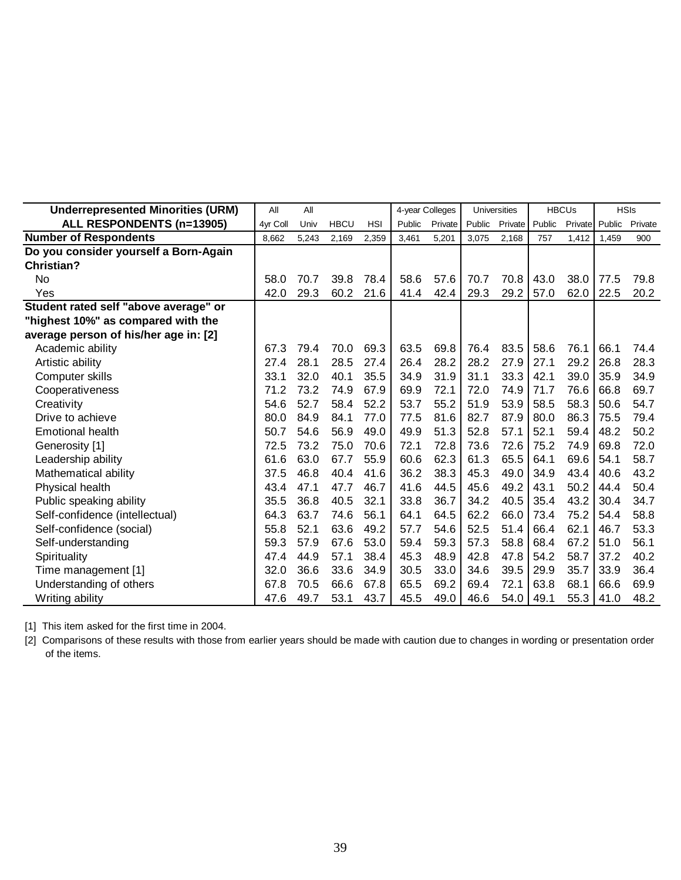| Underrepresented Minorities (URM) | All | All | | | 4-year Colleges | | Universities | | HBCUs | | HSIs | |
|---|---|---|---|---|---|---|---|---|---|---|---|---|
| ALL RESPONDENTS (n=13905) | 4yr Coll | Univ | HBCU | HSI | Public | Private | Public | Private | Public | Private | Public | Private |
| **Number of Respondents** | 8,662 | 5,243 | 2,169 | 2,359 | 3,461 | 5,201 | 3,075 | 2,168 | 757 | 1,412 | 1,459 | 900 |
| **Do you consider yourself a Born-Again Christian?** | | | | | | | | | | | | |
| No | 58.0 | 70.7 | 39.8 | 78.4 | 58.6 | 57.6 | 70.7 | 70.8 | 43.0 | 38.0 | 77.5 | 79.8 |
| Yes | 42.0 | 29.3 | 60.2 | 21.6 | 41.4 | 42.4 | 29.3 | 29.2 | 57.0 | 62.0 | 22.5 | 20.2 |
| **Student rated self "above average" or "highest 10%" as compared with the average person of his/her age in: [2]** | | | | | | | | | | | | |
| Academic ability | 67.3 | 79.4 | 70.0 | 69.3 | 63.5 | 69.8 | 76.4 | 83.5 | 58.6 | 76.1 | 66.1 | 74.4 |
| Artistic ability | 27.4 | 28.1 | 28.5 | 27.4 | 26.4 | 28.2 | 28.2 | 27.9 | 27.1 | 29.2 | 26.8 | 28.3 |
| Computer skills | 33.1 | 32.0 | 40.1 | 35.5 | 34.9 | 31.9 | 31.1 | 33.3 | 42.1 | 39.0 | 35.9 | 34.9 |
| Cooperativeness | 71.2 | 73.2 | 74.9 | 67.9 | 69.9 | 72.1 | 72.0 | 74.9 | 71.7 | 76.6 | 66.8 | 69.7 |
| Creativity | 54.6 | 52.7 | 58.4 | 52.2 | 53.7 | 55.2 | 51.9 | 53.9 | 58.5 | 58.3 | 50.6 | 54.7 |
| Drive to achieve | 80.0 | 84.9 | 84.1 | 77.0 | 77.5 | 81.6 | 82.7 | 87.9 | 80.0 | 86.3 | 75.5 | 79.4 |
| Emotional health | 50.7 | 54.6 | 56.9 | 49.0 | 49.9 | 51.3 | 52.8 | 57.1 | 52.1 | 59.4 | 48.2 | 50.2 |
| Generosity [1] | 72.5 | 73.2 | 75.0 | 70.6 | 72.1 | 72.8 | 73.6 | 72.6 | 75.2 | 74.9 | 69.8 | 72.0 |
| Leadership ability | 61.6 | 63.0 | 67.7 | 55.9 | 60.6 | 62.3 | 61.3 | 65.5 | 64.1 | 69.6 | 54.1 | 58.7 |
| Mathematical ability | 37.5 | 46.8 | 40.4 | 41.6 | 36.2 | 38.3 | 45.3 | 49.0 | 34.9 | 43.4 | 40.6 | 43.2 |
| Physical health | 43.4 | 47.1 | 47.7 | 46.7 | 41.6 | 44.5 | 45.6 | 49.2 | 43.1 | 50.2 | 44.4 | 50.4 |
| Public speaking ability | 35.5 | 36.8 | 40.5 | 32.1 | 33.8 | 36.7 | 34.2 | 40.5 | 35.4 | 43.2 | 30.4 | 34.7 |
| Self-confidence (intellectual) | 64.3 | 63.7 | 74.6 | 56.1 | 64.1 | 64.5 | 62.2 | 66.0 | 73.4 | 75.2 | 54.4 | 58.8 |
| Self-confidence (social) | 55.8 | 52.1 | 63.6 | 49.2 | 57.7 | 54.6 | 52.5 | 51.4 | 66.4 | 62.1 | 46.7 | 53.3 |
| Self-understanding | 59.3 | 57.9 | 67.6 | 53.0 | 59.4 | 59.3 | 57.3 | 58.8 | 68.4 | 67.2 | 51.0 | 56.1 |
| Spirituality | 47.4 | 44.9 | 57.1 | 38.4 | 45.3 | 48.9 | 42.8 | 47.8 | 54.2 | 58.7 | 37.2 | 40.2 |
| Time management [1] | 32.0 | 36.6 | 33.6 | 34.9 | 30.5 | 33.0 | 34.6 | 39.5 | 29.9 | 35.7 | 33.9 | 36.4 |
| Understanding of others | 67.8 | 70.5 | 66.6 | 67.8 | 65.5 | 69.2 | 69.4 | 72.1 | 63.8 | 68.1 | 66.6 | 69.9 |
| Writing ability | 47.6 | 49.7 | 53.1 | 43.7 | 45.5 | 49.0 | 46.6 | 54.0 | 49.1 | 55.3 | 41.0 | 48.2 |

[1] This item asked for the first time in 2004.

[2] Comparisons of these results with those from earlier years should be made with caution due to changes in wording or presentation order of the items.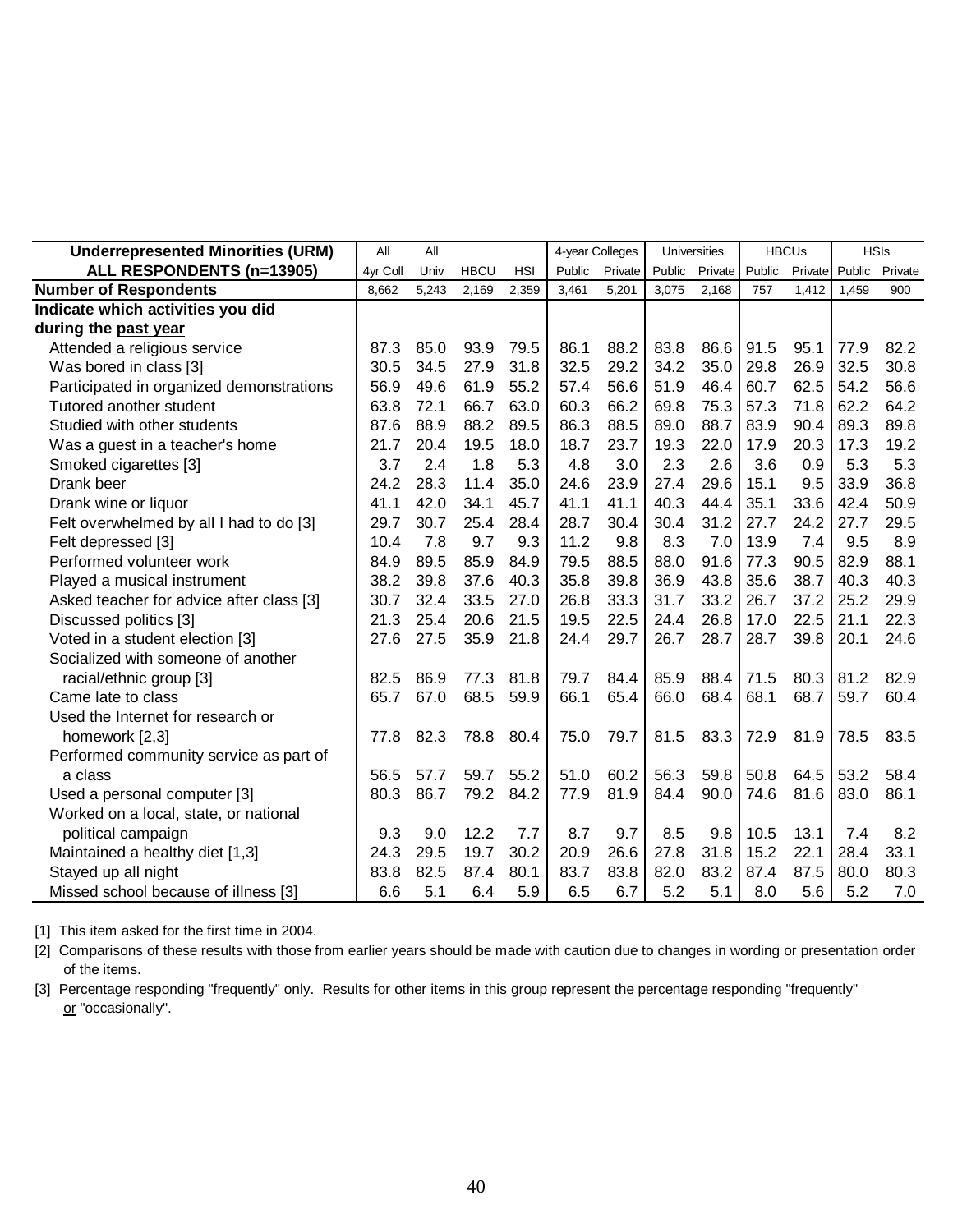| Underrepresented Minorities (URM) | All | All | | | 4-year Colleges | | Universities | | HBCUs | | HSIs | |
|---|---|---|---|---|---|---|---|---|---|---|---|---|
| ALL RESPONDENTS (n=13905) | 4yr Coll | Univ | HBCU | HSI | Public | Private | Public | Private | Public | Private | Public | Private |
| **Number of Respondents** | 8,662 | 5,243 | 2,169 | 2,359 | 3,461 | 5,201 | 3,075 | 2,168 | 757 | 1,412 | 1,459 | 900 |
| **Indicate which activities you did during the past year** | | | | | | | | | | | | |
| Attended a religious service | 87.3 | 85.0 | 93.9 | 79.5 | 86.1 | 88.2 | 83.8 | 86.6 | 91.5 | 95.1 | 77.9 | 82.2 |
| Was bored in class [3] | 30.5 | 34.5 | 27.9 | 31.8 | 32.5 | 29.2 | 34.2 | 35.0 | 29.8 | 26.9 | 32.5 | 30.8 |
| Participated in organized demonstrations | 56.9 | 49.6 | 61.9 | 55.2 | 57.4 | 56.6 | 51.9 | 46.4 | 60.7 | 62.5 | 54.2 | 56.6 |
| Tutored another student | 63.8 | 72.1 | 66.7 | 63.0 | 60.3 | 66.2 | 69.8 | 75.3 | 57.3 | 71.8 | 62.2 | 64.2 |
| Studied with other students | 87.6 | 88.9 | 88.2 | 89.5 | 86.3 | 88.5 | 89.0 | 88.7 | 83.9 | 90.4 | 89.3 | 89.8 |
| Was a guest in a teacher's home | 21.7 | 20.4 | 19.5 | 18.0 | 18.7 | 23.7 | 19.3 | 22.0 | 17.9 | 20.3 | 17.3 | 19.2 |
| Smoked cigarettes [3] | 3.7 | 2.4 | 1.8 | 5.3 | 4.8 | 3.0 | 2.3 | 2.6 | 3.6 | 0.9 | 5.3 | 5.3 |
| Drank beer | 24.2 | 28.3 | 11.4 | 35.0 | 24.6 | 23.9 | 27.4 | 29.6 | 15.1 | 9.5 | 33.9 | 36.8 |
| Drank wine or liquor | 41.1 | 42.0 | 34.1 | 45.7 | 41.1 | 41.1 | 40.3 | 44.4 | 35.1 | 33.6 | 42.4 | 50.9 |
| Felt overwhelmed by all I had to do [3] | 29.7 | 30.7 | 25.4 | 28.4 | 28.7 | 30.4 | 30.4 | 31.2 | 27.7 | 24.2 | 27.7 | 29.5 |
| Felt depressed [3] | 10.4 | 7.8 | 9.7 | 9.3 | 11.2 | 9.8 | 8.3 | 7.0 | 13.9 | 7.4 | 9.5 | 8.9 |
| Performed volunteer work | 84.9 | 89.5 | 85.9 | 84.9 | 79.5 | 88.5 | 88.0 | 91.6 | 77.3 | 90.5 | 82.9 | 88.1 |
| Played a musical instrument | 38.2 | 39.8 | 37.6 | 40.3 | 35.8 | 39.8 | 36.9 | 43.8 | 35.6 | 38.7 | 40.3 | 40.3 |
| Asked teacher for advice after class [3] | 30.7 | 32.4 | 33.5 | 27.0 | 26.8 | 33.3 | 31.7 | 33.2 | 26.7 | 37.2 | 25.2 | 29.9 |
| Discussed politics [3] | 21.3 | 25.4 | 20.6 | 21.5 | 19.5 | 22.5 | 24.4 | 26.8 | 17.0 | 22.5 | 21.1 | 22.3 |
| Voted in a student election [3] | 27.6 | 27.5 | 35.9 | 21.8 | 24.4 | 29.7 | 26.7 | 28.7 | 28.7 | 39.8 | 20.1 | 24.6 |
| Socialized with someone of another racial/ethnic group [3] | 82.5 | 86.9 | 77.3 | 81.8 | 79.7 | 84.4 | 85.9 | 88.4 | 71.5 | 80.3 | 81.2 | 82.9 |
| Came late to class | 65.7 | 67.0 | 68.5 | 59.9 | 66.1 | 65.4 | 66.0 | 68.4 | 68.1 | 68.7 | 59.7 | 60.4 |
| Used the Internet for research or homework [2,3] | 77.8 | 82.3 | 78.8 | 80.4 | 75.0 | 79.7 | 81.5 | 83.3 | 72.9 | 81.9 | 78.5 | 83.5 |
| Performed community service as part of a class | 56.5 | 57.7 | 59.7 | 55.2 | 51.0 | 60.2 | 56.3 | 59.8 | 50.8 | 64.5 | 53.2 | 58.4 |
| Used a personal computer [3] | 80.3 | 86.7 | 79.2 | 84.2 | 77.9 | 81.9 | 84.4 | 90.0 | 74.6 | 81.6 | 83.0 | 86.1 |
| Worked on a local, state, or national political campaign | 9.3 | 9.0 | 12.2 | 7.7 | 8.7 | 9.7 | 8.5 | 9.8 | 10.5 | 13.1 | 7.4 | 8.2 |
| Maintained a healthy diet [1,3] | 24.3 | 29.5 | 19.7 | 30.2 | 20.9 | 26.6 | 27.8 | 31.8 | 15.2 | 22.1 | 28.4 | 33.1 |
| Stayed up all night | 83.8 | 82.5 | 87.4 | 80.1 | 83.7 | 83.8 | 82.0 | 83.2 | 87.4 | 87.5 | 80.0 | 80.3 |
| Missed school because of illness [3] | 6.6 | 5.1 | 6.4 | 5.9 | 6.5 | 6.7 | 5.2 | 5.1 | 8.0 | 5.6 | 5.2 | 7.0 |

[1] This item asked for the first time in 2004.

[2] Comparisons of these results with those from earlier years should be made with caution due to changes in wording or presentation order of the items.

[3] Percentage responding "frequently" only. Results for other items in this group represent the percentage responding "frequently" or "occasionally".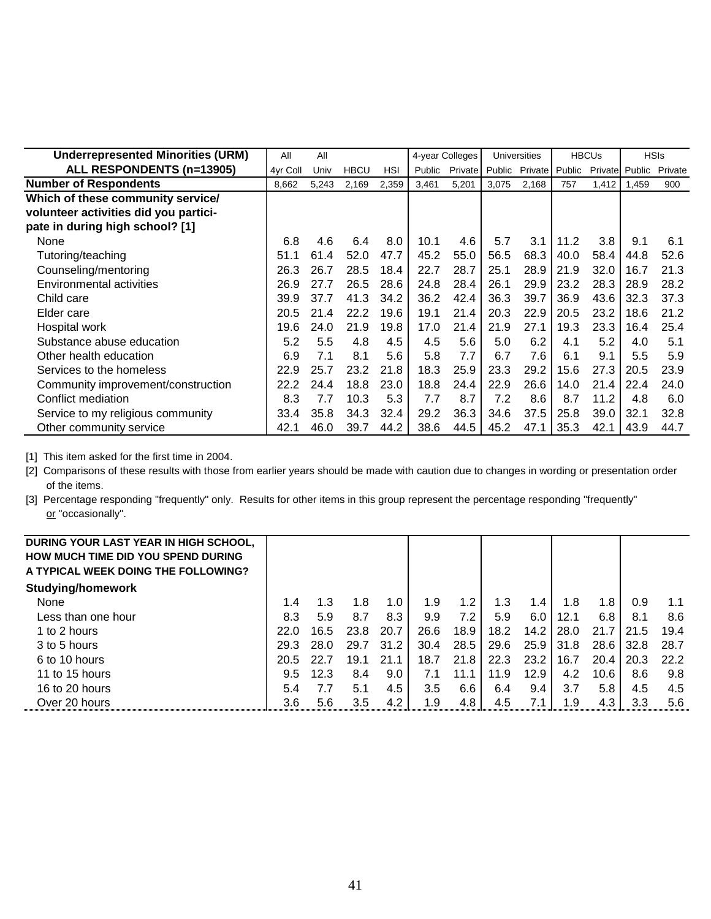| Underrepresented Minorities (URM) ALL RESPONDENTS (n=13905) | All 4yr Coll | All Univ | HBCU | HSI | 4-year Colleges Public | Private | Universities Public | Private | HBCUs Public | Private | HSIs Public | Private |
|---|---|---|---|---|---|---|---|---|---|---|---|---|
| **Number of Respondents** | 8,662 | 5,243 | 2,169 | 2,359 | 3,461 | 5,201 | 3,075 | 2,168 | 757 | 1,412 | 1,459 | 900 |
| **Which of these community service/ volunteer activities did you participate in during high school? [1]** | | | | | | | | | | | | |
| None | 6.8 | 4.6 | 6.4 | 8.0 | 10.1 | 4.6 | 5.7 | 3.1 | 11.2 | 3.8 | 9.1 | 6.1 |
| Tutoring/teaching | 51.1 | 61.4 | 52.0 | 47.7 | 45.2 | 55.0 | 56.5 | 68.3 | 40.0 | 58.4 | 44.8 | 52.6 |
| Counseling/mentoring | 26.3 | 26.7 | 28.5 | 18.4 | 22.7 | 28.7 | 25.1 | 28.9 | 21.9 | 32.0 | 16.7 | 21.3 |
| Environmental activities | 26.9 | 27.7 | 26.5 | 28.6 | 24.8 | 28.4 | 26.1 | 29.9 | 23.2 | 28.3 | 28.9 | 28.2 |
| Child care | 39.9 | 37.7 | 41.3 | 34.2 | 36.2 | 42.4 | 36.3 | 39.7 | 36.9 | 43.6 | 32.3 | 37.3 |
| Elder care | 20.5 | 21.4 | 22.2 | 19.6 | 19.1 | 21.4 | 20.3 | 22.9 | 20.5 | 23.2 | 18.6 | 21.2 |
| Hospital work | 19.6 | 24.0 | 21.9 | 19.8 | 17.0 | 21.4 | 21.9 | 27.1 | 19.3 | 23.3 | 16.4 | 25.4 |
| Substance abuse education | 5.2 | 5.5 | 4.8 | 4.5 | 4.5 | 5.6 | 5.0 | 6.2 | 4.1 | 5.2 | 4.0 | 5.1 |
| Other health education | 6.9 | 7.1 | 8.1 | 5.6 | 5.8 | 7.7 | 6.7 | 7.6 | 6.1 | 9.1 | 5.5 | 5.9 |
| Services to the homeless | 22.9 | 25.7 | 23.2 | 21.8 | 18.3 | 25.9 | 23.3 | 29.2 | 15.6 | 27.3 | 20.5 | 23.9 |
| Community improvement/construction | 22.2 | 24.4 | 18.8 | 23.0 | 18.8 | 24.4 | 22.9 | 26.6 | 14.0 | 21.4 | 22.4 | 24.0 |
| Conflict mediation | 8.3 | 7.7 | 10.3 | 5.3 | 7.7 | 8.7 | 7.2 | 8.6 | 8.7 | 11.2 | 4.8 | 6.0 |
| Service to my religious community | 33.4 | 35.8 | 34.3 | 32.4 | 29.2 | 36.3 | 34.6 | 37.5 | 25.8 | 39.0 | 32.1 | 32.8 |
| Other community service | 42.1 | 46.0 | 39.7 | 44.2 | 38.6 | 44.5 | 45.2 | 47.1 | 35.3 | 42.1 | 43.9 | 44.7 |

[1] This item asked for the first time in 2004.

[2] Comparisons of these results with those from earlier years should be made with caution due to changes in wording or presentation order of the items.

[3] Percentage responding "frequently" only. Results for other items in this group represent the percentage responding "frequently" or "occasionally".

| DURING YOUR LAST YEAR IN HIGH SCHOOL, HOW MUCH TIME DID YOU SPEND DURING A TYPICAL WEEK DOING THE FOLLOWING? | | | | | | | | | | | | |
|---|---|---|---|---|---|---|---|---|---|---|---|---|
| **Studying/homework** | | | | | | | | | | | | |
| None | 1.4 | 1.3 | 1.8 | 1.0 | 1.9 | 1.2 | 1.3 | 1.4 | 1.8 | 1.8 | 0.9 | 1.1 |
| Less than one hour | 8.3 | 5.9 | 8.7 | 8.3 | 9.9 | 7.2 | 5.9 | 6.0 | 12.1 | 6.8 | 8.1 | 8.6 |
| 1 to 2 hours | 22.0 | 16.5 | 23.8 | 20.7 | 26.6 | 18.9 | 18.2 | 14.2 | 28.0 | 21.7 | 21.5 | 19.4 |
| 3 to 5 hours | 29.3 | 28.0 | 29.7 | 31.2 | 30.4 | 28.5 | 29.6 | 25.9 | 31.8 | 28.6 | 32.8 | 28.7 |
| 6 to 10 hours | 20.5 | 22.7 | 19.1 | 21.1 | 18.7 | 21.8 | 22.3 | 23.2 | 16.7 | 20.4 | 20.3 | 22.2 |
| 11 to 15 hours | 9.5 | 12.3 | 8.4 | 9.0 | 7.1 | 11.1 | 11.9 | 12.9 | 4.2 | 10.6 | 8.6 | 9.8 |
| 16 to 20 hours | 5.4 | 7.7 | 5.1 | 4.5 | 3.5 | 6.6 | 6.4 | 9.4 | 3.7 | 5.8 | 4.5 | 4.5 |
| Over 20 hours | 3.6 | 5.6 | 3.5 | 4.2 | 1.9 | 4.8 | 4.5 | 7.1 | 1.9 | 4.3 | 3.3 | 5.6 |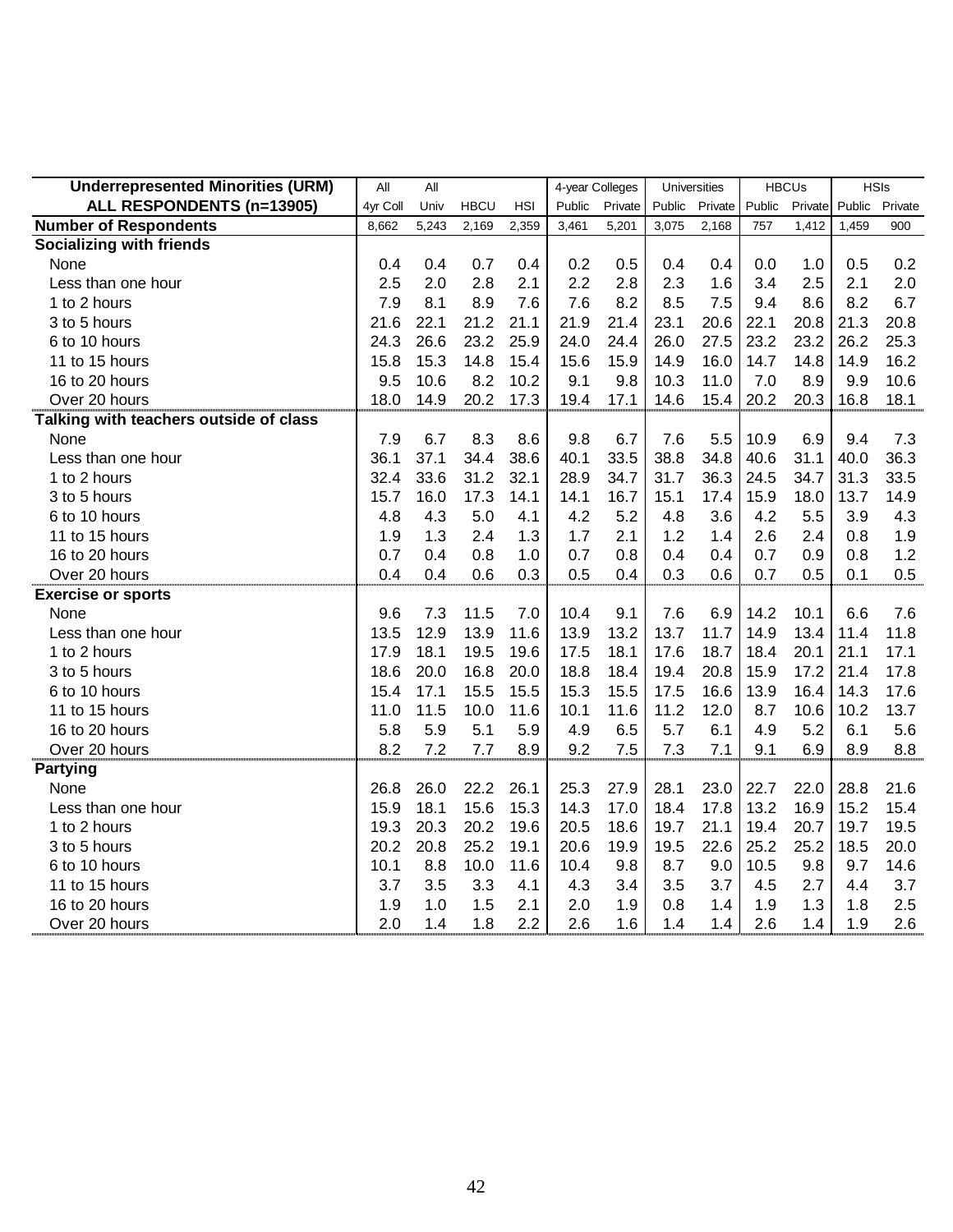| Underrepresented Minorities (URM) | All | All | | | 4-year Colleges | | Universities | | HBCUs | | HSIs | |
|---|---|---|---|---|---|---|---|---|---|---|---|---|
| ALL RESPONDENTS (n=13905) | 4yr Coll | Univ | HBCU | HSI | Public | Private | Public | Private | Public | Private | Public | Private |
| **Number of Respondents** | 8,662 | 5,243 | 2,169 | 2,359 | 3,461 | 5,201 | 3,075 | 2,168 | 757 | 1,412 | 1,459 | 900 |
| **Socializing with friends** | | | | | | | | | | | | |
| None | 0.4 | 0.4 | 0.7 | 0.4 | 0.2 | 0.5 | 0.4 | 0.4 | 0.0 | 1.0 | 0.5 | 0.2 |
| Less than one hour | 2.5 | 2.0 | 2.8 | 2.1 | 2.2 | 2.8 | 2.3 | 1.6 | 3.4 | 2.5 | 2.1 | 2.0 |
| 1 to 2 hours | 7.9 | 8.1 | 8.9 | 7.6 | 7.6 | 8.2 | 8.5 | 7.5 | 9.4 | 8.6 | 8.2 | 6.7 |
| 3 to 5 hours | 21.6 | 22.1 | 21.2 | 21.1 | 21.9 | 21.4 | 23.1 | 20.6 | 22.1 | 20.8 | 21.3 | 20.8 |
| 6 to 10 hours | 24.3 | 26.6 | 23.2 | 25.9 | 24.0 | 24.4 | 26.0 | 27.5 | 23.2 | 23.2 | 26.2 | 25.3 |
| 11 to 15 hours | 15.8 | 15.3 | 14.8 | 15.4 | 15.6 | 15.9 | 14.9 | 16.0 | 14.7 | 14.8 | 14.9 | 16.2 |
| 16 to 20 hours | 9.5 | 10.6 | 8.2 | 10.2 | 9.1 | 9.8 | 10.3 | 11.0 | 7.0 | 8.9 | 9.9 | 10.6 |
| Over 20 hours | 18.0 | 14.9 | 20.2 | 17.3 | 19.4 | 17.1 | 14.6 | 15.4 | 20.2 | 20.3 | 16.8 | 18.1 |
| **Talking with teachers outside of class** | | | | | | | | | | | | |
| None | 7.9 | 6.7 | 8.3 | 8.6 | 9.8 | 6.7 | 7.6 | 5.5 | 10.9 | 6.9 | 9.4 | 7.3 |
| Less than one hour | 36.1 | 37.1 | 34.4 | 38.6 | 40.1 | 33.5 | 38.8 | 34.8 | 40.6 | 31.1 | 40.0 | 36.3 |
| 1 to 2 hours | 32.4 | 33.6 | 31.2 | 32.1 | 28.9 | 34.7 | 31.7 | 36.3 | 24.5 | 34.7 | 31.3 | 33.5 |
| 3 to 5 hours | 15.7 | 16.0 | 17.3 | 14.1 | 14.1 | 16.7 | 15.1 | 17.4 | 15.9 | 18.0 | 13.7 | 14.9 |
| 6 to 10 hours | 4.8 | 4.3 | 5.0 | 4.1 | 4.2 | 5.2 | 4.8 | 3.6 | 4.2 | 5.5 | 3.9 | 4.3 |
| 11 to 15 hours | 1.9 | 1.3 | 2.4 | 1.3 | 1.7 | 2.1 | 1.2 | 1.4 | 2.6 | 2.4 | 0.8 | 1.9 |
| 16 to 20 hours | 0.7 | 0.4 | 0.8 | 1.0 | 0.7 | 0.8 | 0.4 | 0.4 | 0.7 | 0.9 | 0.8 | 1.2 |
| Over 20 hours | 0.4 | 0.4 | 0.6 | 0.3 | 0.5 | 0.4 | 0.3 | 0.6 | 0.7 | 0.5 | 0.1 | 0.5 |
| **Exercise or sports** | | | | | | | | | | | | |
| None | 9.6 | 7.3 | 11.5 | 7.0 | 10.4 | 9.1 | 7.6 | 6.9 | 14.2 | 10.1 | 6.6 | 7.6 |
| Less than one hour | 13.5 | 12.9 | 13.9 | 11.6 | 13.9 | 13.2 | 13.7 | 11.7 | 14.9 | 13.4 | 11.4 | 11.8 |
| 1 to 2 hours | 17.9 | 18.1 | 19.5 | 19.6 | 17.5 | 18.1 | 17.6 | 18.7 | 18.4 | 20.1 | 21.1 | 17.1 |
| 3 to 5 hours | 18.6 | 20.0 | 16.8 | 20.0 | 18.8 | 18.4 | 19.4 | 20.8 | 15.9 | 17.2 | 21.4 | 17.8 |
| 6 to 10 hours | 15.4 | 17.1 | 15.5 | 15.5 | 15.3 | 15.5 | 17.5 | 16.6 | 13.9 | 16.4 | 14.3 | 17.6 |
| 11 to 15 hours | 11.0 | 11.5 | 10.0 | 11.6 | 10.1 | 11.6 | 11.2 | 12.0 | 8.7 | 10.6 | 10.2 | 13.7 |
| 16 to 20 hours | 5.8 | 5.9 | 5.1 | 5.9 | 4.9 | 6.5 | 5.7 | 6.1 | 4.9 | 5.2 | 6.1 | 5.6 |
| Over 20 hours | 8.2 | 7.2 | 7.7 | 8.9 | 9.2 | 7.5 | 7.3 | 7.1 | 9.1 | 6.9 | 8.9 | 8.8 |
| **Partying** | | | | | | | | | | | | |
| None | 26.8 | 26.0 | 22.2 | 26.1 | 25.3 | 27.9 | 28.1 | 23.0 | 22.7 | 22.0 | 28.8 | 21.6 |
| Less than one hour | 15.9 | 18.1 | 15.6 | 15.3 | 14.3 | 17.0 | 18.4 | 17.8 | 13.2 | 16.9 | 15.2 | 15.4 |
| 1 to 2 hours | 19.3 | 20.3 | 20.2 | 19.6 | 20.5 | 18.6 | 19.7 | 21.1 | 19.4 | 20.7 | 19.7 | 19.5 |
| 3 to 5 hours | 20.2 | 20.8 | 25.2 | 19.1 | 20.6 | 19.9 | 19.5 | 22.6 | 25.2 | 25.2 | 18.5 | 20.0 |
| 6 to 10 hours | 10.1 | 8.8 | 10.0 | 11.6 | 10.4 | 9.8 | 8.7 | 9.0 | 10.5 | 9.8 | 9.7 | 14.6 |
| 11 to 15 hours | 3.7 | 3.5 | 3.3 | 4.1 | 4.3 | 3.4 | 3.5 | 3.7 | 4.5 | 2.7 | 4.4 | 3.7 |
| 16 to 20 hours | 1.9 | 1.0 | 1.5 | 2.1 | 2.0 | 1.9 | 0.8 | 1.4 | 1.9 | 1.3 | 1.8 | 2.5 |
| Over 20 hours | 2.0 | 1.4 | 1.8 | 2.2 | 2.6 | 1.6 | 1.4 | 1.4 | 2.6 | 1.4 | 1.9 | 2.6 |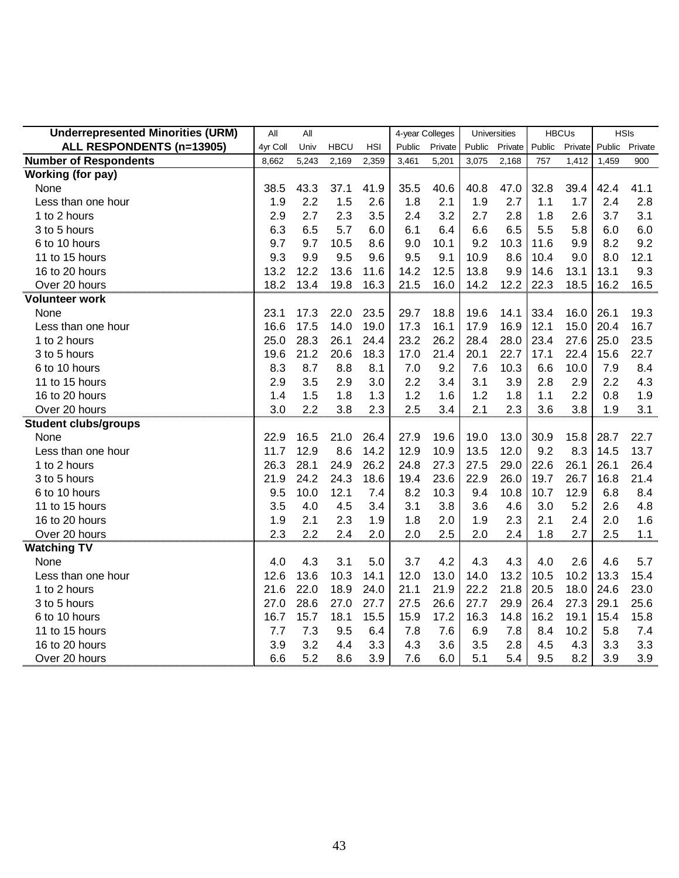| Underrepresented Minorities (URM) | All | All | | | 4-year Colleges | | Universities | | HBCUs | | HSIs | |
|---|---|---|---|---|---|---|---|---|---|---|---|---|
| ALL RESPONDENTS (n=13905) | 4yr Coll | Univ | HBCU | HSI | Public | Private | Public | Private | Public | Private | Public | Private |
| **Number of Respondents** | 8,662 | 5,243 | 2,169 | 2,359 | 3,461 | 5,201 | 3,075 | 2,168 | 757 | 1,412 | 1,459 | 900 |
| **Working (for pay)** | | | | | | | | | | | | |
| None | 38.5 | 43.3 | 37.1 | 41.9 | 35.5 | 40.6 | 40.8 | 47.0 | 32.8 | 39.4 | 42.4 | 41.1 |
| Less than one hour | 1.9 | 2.2 | 1.5 | 2.6 | 1.8 | 2.1 | 1.9 | 2.7 | 1.1 | 1.7 | 2.4 | 2.8 |
| 1 to 2 hours | 2.9 | 2.7 | 2.3 | 3.5 | 2.4 | 3.2 | 2.7 | 2.8 | 1.8 | 2.6 | 3.7 | 3.1 |
| 3 to 5 hours | 6.3 | 6.5 | 5.7 | 6.0 | 6.1 | 6.4 | 6.6 | 6.5 | 5.5 | 5.8 | 6.0 | 6.0 |
| 6 to 10 hours | 9.7 | 9.7 | 10.5 | 8.6 | 9.0 | 10.1 | 9.2 | 10.3 | 11.6 | 9.9 | 8.2 | 9.2 |
| 11 to 15 hours | 9.3 | 9.9 | 9.5 | 9.6 | 9.5 | 9.1 | 10.9 | 8.6 | 10.4 | 9.0 | 8.0 | 12.1 |
| 16 to 20 hours | 13.2 | 12.2 | 13.6 | 11.6 | 14.2 | 12.5 | 13.8 | 9.9 | 14.6 | 13.1 | 13.1 | 9.3 |
| Over 20 hours | 18.2 | 13.4 | 19.8 | 16.3 | 21.5 | 16.0 | 14.2 | 12.2 | 22.3 | 18.5 | 16.2 | 16.5 |
| **Volunteer work** | | | | | | | | | | | | |
| None | 23.1 | 17.3 | 22.0 | 23.5 | 29.7 | 18.8 | 19.6 | 14.1 | 33.4 | 16.0 | 26.1 | 19.3 |
| Less than one hour | 16.6 | 17.5 | 14.0 | 19.0 | 17.3 | 16.1 | 17.9 | 16.9 | 12.1 | 15.0 | 20.4 | 16.7 |
| 1 to 2 hours | 25.0 | 28.3 | 26.1 | 24.4 | 23.2 | 26.2 | 28.4 | 28.0 | 23.4 | 27.6 | 25.0 | 23.5 |
| 3 to 5 hours | 19.6 | 21.2 | 20.6 | 18.3 | 17.0 | 21.4 | 20.1 | 22.7 | 17.1 | 22.4 | 15.6 | 22.7 |
| 6 to 10 hours | 8.3 | 8.7 | 8.8 | 8.1 | 7.0 | 9.2 | 7.6 | 10.3 | 6.6 | 10.0 | 7.9 | 8.4 |
| 11 to 15 hours | 2.9 | 3.5 | 2.9 | 3.0 | 2.2 | 3.4 | 3.1 | 3.9 | 2.8 | 2.9 | 2.2 | 4.3 |
| 16 to 20 hours | 1.4 | 1.5 | 1.8 | 1.3 | 1.2 | 1.6 | 1.2 | 1.8 | 1.1 | 2.2 | 0.8 | 1.9 |
| Over 20 hours | 3.0 | 2.2 | 3.8 | 2.3 | 2.5 | 3.4 | 2.1 | 2.3 | 3.6 | 3.8 | 1.9 | 3.1 |
| **Student clubs/groups** | | | | | | | | | | | | |
| None | 22.9 | 16.5 | 21.0 | 26.4 | 27.9 | 19.6 | 19.0 | 13.0 | 30.9 | 15.8 | 28.7 | 22.7 |
| Less than one hour | 11.7 | 12.9 | 8.6 | 14.2 | 12.9 | 10.9 | 13.5 | 12.0 | 9.2 | 8.3 | 14.5 | 13.7 |
| 1 to 2 hours | 26.3 | 28.1 | 24.9 | 26.2 | 24.8 | 27.3 | 27.5 | 29.0 | 22.6 | 26.1 | 26.1 | 26.4 |
| 3 to 5 hours | 21.9 | 24.2 | 24.3 | 18.6 | 19.4 | 23.6 | 22.9 | 26.0 | 19.7 | 26.7 | 16.8 | 21.4 |
| 6 to 10 hours | 9.5 | 10.0 | 12.1 | 7.4 | 8.2 | 10.3 | 9.4 | 10.8 | 10.7 | 12.9 | 6.8 | 8.4 |
| 11 to 15 hours | 3.5 | 4.0 | 4.5 | 3.4 | 3.1 | 3.8 | 3.6 | 4.6 | 3.0 | 5.2 | 2.6 | 4.8 |
| 16 to 20 hours | 1.9 | 2.1 | 2.3 | 1.9 | 1.8 | 2.0 | 1.9 | 2.3 | 2.1 | 2.4 | 2.0 | 1.6 |
| Over 20 hours | 2.3 | 2.2 | 2.4 | 2.0 | 2.0 | 2.5 | 2.0 | 2.4 | 1.8 | 2.7 | 2.5 | 1.1 |
| **Watching TV** | | | | | | | | | | | | |
| None | 4.0 | 4.3 | 3.1 | 5.0 | 3.7 | 4.2 | 4.3 | 4.3 | 4.0 | 2.6 | 4.6 | 5.7 |
| Less than one hour | 12.6 | 13.6 | 10.3 | 14.1 | 12.0 | 13.0 | 14.0 | 13.2 | 10.5 | 10.2 | 13.3 | 15.4 |
| 1 to 2 hours | 21.6 | 22.0 | 18.9 | 24.0 | 21.1 | 21.9 | 22.2 | 21.8 | 20.5 | 18.0 | 24.6 | 23.0 |
| 3 to 5 hours | 27.0 | 28.6 | 27.0 | 27.7 | 27.5 | 26.6 | 27.7 | 29.9 | 26.4 | 27.3 | 29.1 | 25.6 |
| 6 to 10 hours | 16.7 | 15.7 | 18.1 | 15.5 | 15.9 | 17.2 | 16.3 | 14.8 | 16.2 | 19.1 | 15.4 | 15.8 |
| 11 to 15 hours | 7.7 | 7.3 | 9.5 | 6.4 | 7.8 | 7.6 | 6.9 | 7.8 | 8.4 | 10.2 | 5.8 | 7.4 |
| 16 to 20 hours | 3.9 | 3.2 | 4.4 | 3.3 | 4.3 | 3.6 | 3.5 | 2.8 | 4.5 | 4.3 | 3.3 | 3.3 |
| Over 20 hours | 6.6 | 5.2 | 8.6 | 3.9 | 7.6 | 6.0 | 5.1 | 5.4 | 9.5 | 8.2 | 3.9 | 3.9 |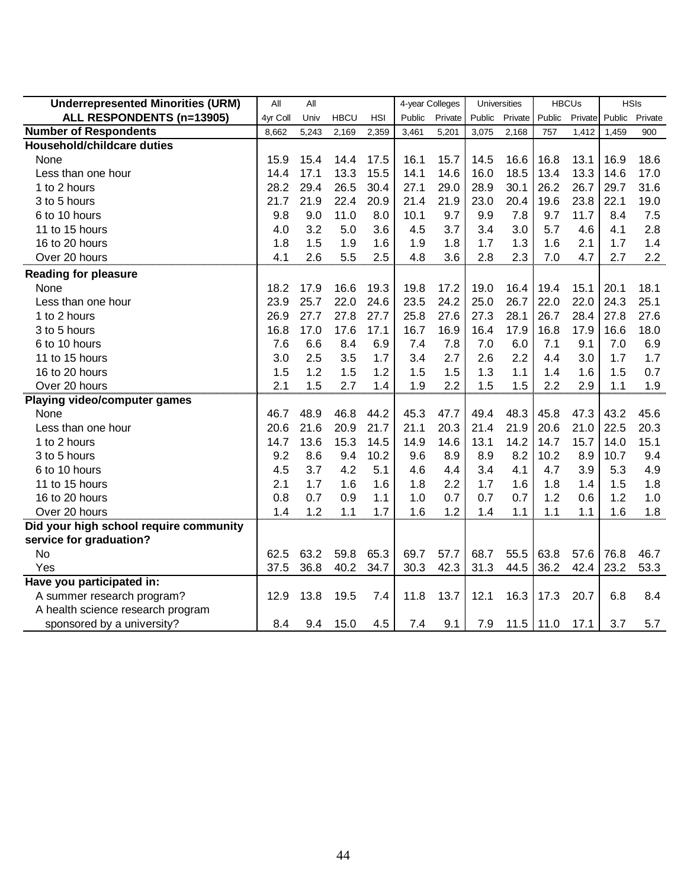| Underrepresented Minorities (URM) | All | All | | | 4-year Colleges | | Universities | | HBCUs | | HSIs | |
|---|---|---|---|---|---|---|---|---|---|---|---|---|
| ALL RESPONDENTS (n=13905) | 4yr Coll | Univ | HBCU | HSI | Public | Private | Public | Private | Public | Private | Public | Private |
| **Number of Respondents** | 8,662 | 5,243 | 2,169 | 2,359 | 3,461 | 5,201 | 3,075 | 2,168 | 757 | 1,412 | 1,459 | 900 |
| **Household/childcare duties** | | | | | | | | | | | | |
| None | 15.9 | 15.4 | 14.4 | 17.5 | 16.1 | 15.7 | 14.5 | 16.6 | 16.8 | 13.1 | 16.9 | 18.6 |
| Less than one hour | 14.4 | 17.1 | 13.3 | 15.5 | 14.1 | 14.6 | 16.0 | 18.5 | 13.4 | 13.3 | 14.6 | 17.0 |
| 1 to 2 hours | 28.2 | 29.4 | 26.5 | 30.4 | 27.1 | 29.0 | 28.9 | 30.1 | 26.2 | 26.7 | 29.7 | 31.6 |
| 3 to 5 hours | 21.7 | 21.9 | 22.4 | 20.9 | 21.4 | 21.9 | 23.0 | 20.4 | 19.6 | 23.8 | 22.1 | 19.0 |
| 6 to 10 hours | 9.8 | 9.0 | 11.0 | 8.0 | 10.1 | 9.7 | 9.9 | 7.8 | 9.7 | 11.7 | 8.4 | 7.5 |
| 11 to 15 hours | 4.0 | 3.2 | 5.0 | 3.6 | 4.5 | 3.7 | 3.4 | 3.0 | 5.7 | 4.6 | 4.1 | 2.8 |
| 16 to 20 hours | 1.8 | 1.5 | 1.9 | 1.6 | 1.9 | 1.8 | 1.7 | 1.3 | 1.6 | 2.1 | 1.7 | 1.4 |
| Over 20 hours | 4.1 | 2.6 | 5.5 | 2.5 | 4.8 | 3.6 | 2.8 | 2.3 | 7.0 | 4.7 | 2.7 | 2.2 |
| **Reading for pleasure** | | | | | | | | | | | | |
| None | 18.2 | 17.9 | 16.6 | 19.3 | 19.8 | 17.2 | 19.0 | 16.4 | 19.4 | 15.1 | 20.1 | 18.1 |
| Less than one hour | 23.9 | 25.7 | 22.0 | 24.6 | 23.5 | 24.2 | 25.0 | 26.7 | 22.0 | 22.0 | 24.3 | 25.1 |
| 1 to 2 hours | 26.9 | 27.7 | 27.8 | 27.7 | 25.8 | 27.6 | 27.3 | 28.1 | 26.7 | 28.4 | 27.8 | 27.6 |
| 3 to 5 hours | 16.8 | 17.0 | 17.6 | 17.1 | 16.7 | 16.9 | 16.4 | 17.9 | 16.8 | 17.9 | 16.6 | 18.0 |
| 6 to 10 hours | 7.6 | 6.6 | 8.4 | 6.9 | 7.4 | 7.8 | 7.0 | 6.0 | 7.1 | 9.1 | 7.0 | 6.9 |
| 11 to 15 hours | 3.0 | 2.5 | 3.5 | 1.7 | 3.4 | 2.7 | 2.6 | 2.2 | 4.4 | 3.0 | 1.7 | 1.7 |
| 16 to 20 hours | 1.5 | 1.2 | 1.5 | 1.2 | 1.5 | 1.5 | 1.3 | 1.1 | 1.4 | 1.6 | 1.5 | 0.7 |
| Over 20 hours | 2.1 | 1.5 | 2.7 | 1.4 | 1.9 | 2.2 | 1.5 | 1.5 | 2.2 | 2.9 | 1.1 | 1.9 |
| **Playing video/computer games** | | | | | | | | | | | | |
| None | 46.7 | 48.9 | 46.8 | 44.2 | 45.3 | 47.7 | 49.4 | 48.3 | 45.8 | 47.3 | 43.2 | 45.6 |
| Less than one hour | 20.6 | 21.6 | 20.9 | 21.7 | 21.1 | 20.3 | 21.4 | 21.9 | 20.6 | 21.0 | 22.5 | 20.3 |
| 1 to 2 hours | 14.7 | 13.6 | 15.3 | 14.5 | 14.9 | 14.6 | 13.1 | 14.2 | 14.7 | 15.7 | 14.0 | 15.1 |
| 3 to 5 hours | 9.2 | 8.6 | 9.4 | 10.2 | 9.6 | 8.9 | 8.9 | 8.2 | 10.2 | 8.9 | 10.7 | 9.4 |
| 6 to 10 hours | 4.5 | 3.7 | 4.2 | 5.1 | 4.6 | 4.4 | 3.4 | 4.1 | 4.7 | 3.9 | 5.3 | 4.9 |
| 11 to 15 hours | 2.1 | 1.7 | 1.6 | 1.6 | 1.8 | 2.2 | 1.7 | 1.6 | 1.8 | 1.4 | 1.5 | 1.8 |
| 16 to 20 hours | 0.8 | 0.7 | 0.9 | 1.1 | 1.0 | 0.7 | 0.7 | 0.7 | 1.2 | 0.6 | 1.2 | 1.0 |
| Over 20 hours | 1.4 | 1.2 | 1.1 | 1.7 | 1.6 | 1.2 | 1.4 | 1.1 | 1.1 | 1.1 | 1.6 | 1.8 |
| **Did your high school require community service for graduation?** | | | | | | | | | | | | |
| No | 62.5 | 63.2 | 59.8 | 65.3 | 69.7 | 57.7 | 68.7 | 55.5 | 63.8 | 57.6 | 76.8 | 46.7 |
| Yes | 37.5 | 36.8 | 40.2 | 34.7 | 30.3 | 42.3 | 31.3 | 44.5 | 36.2 | 42.4 | 23.2 | 53.3 |
| **Have you participated in:** | | | | | | | | | | | | |
| A summer research program? | 12.9 | 13.8 | 19.5 | 7.4 | 11.8 | 13.7 | 12.1 | 16.3 | 17.3 | 20.7 | 6.8 | 8.4 |
| A health science research program sponsored by a university? | 8.4 | 9.4 | 15.0 | 4.5 | 7.4 | 9.1 | 7.9 | 11.5 | 11.0 | 17.1 | 3.7 | 5.7 |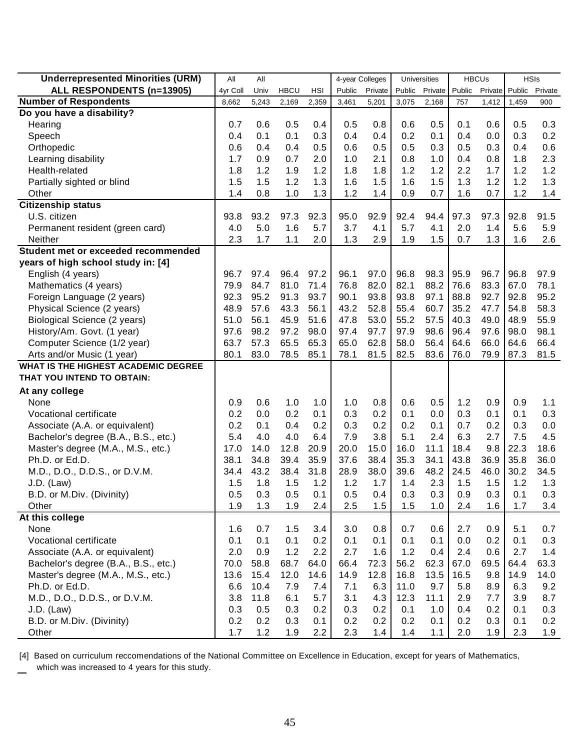| Underrepresented Minorities (URM) | All | All | | | 4-year Colleges | | Universities | | HBCUs | | HSIs | |
|---|---|---|---|---|---|---|---|---|---|---|---|---|
| ALL RESPONDENTS (n=13905) | 4yr Coll | Univ | HBCU | HSI | Public | Private | Public | Private | Public | Private | Public | Private |
| **Number of Respondents** | 8,662 | 5,243 | 2,169 | 2,359 | 3,461 | 5,201 | 3,075 | 2,168 | 757 | 1,412 | 1,459 | 900 |
| **Do you have a disability?** | | | | | | | | | | | | |
| Hearing | 0.7 | 0.6 | 0.5 | 0.4 | 0.5 | 0.8 | 0.6 | 0.5 | 0.1 | 0.6 | 0.5 | 0.3 |
| Speech | 0.4 | 0.1 | 0.1 | 0.3 | 0.4 | 0.4 | 0.2 | 0.1 | 0.4 | 0.0 | 0.3 | 0.2 |
| Orthopedic | 0.6 | 0.4 | 0.4 | 0.5 | 0.6 | 0.5 | 0.5 | 0.3 | 0.5 | 0.3 | 0.4 | 0.6 |
| Learning disability | 1.7 | 0.9 | 0.7 | 2.0 | 1.0 | 2.1 | 0.8 | 1.0 | 0.4 | 0.8 | 1.8 | 2.3 |
| Health-related | 1.8 | 1.2 | 1.9 | 1.2 | 1.8 | 1.8 | 1.2 | 1.2 | 2.2 | 1.7 | 1.2 | 1.2 |
| Partially sighted or blind | 1.5 | 1.5 | 1.2 | 1.3 | 1.6 | 1.5 | 1.6 | 1.5 | 1.3 | 1.2 | 1.2 | 1.3 |
| Other | 1.4 | 0.8 | 1.0 | 1.3 | 1.2 | 1.4 | 0.9 | 0.7 | 1.6 | 0.7 | 1.2 | 1.4 |
| **Citizenship status** | | | | | | | | | | | | |
| U.S. citizen | 93.8 | 93.2 | 97.3 | 92.3 | 95.0 | 92.9 | 92.4 | 94.4 | 97.3 | 97.3 | 92.8 | 91.5 |
| Permanent resident (green card) | 4.0 | 5.0 | 1.6 | 5.7 | 3.7 | 4.1 | 5.7 | 4.1 | 2.0 | 1.4 | 5.6 | 5.9 |
| Neither | 2.3 | 1.7 | 1.1 | 2.0 | 1.3 | 2.9 | 1.9 | 1.5 | 0.7 | 1.3 | 1.6 | 2.6 |
| **Student met or exceeded recommended years of high school study in: [4]** | | | | | | | | | | | | |
| English (4 years) | 96.7 | 97.4 | 96.4 | 97.2 | 96.1 | 97.0 | 96.8 | 98.3 | 95.9 | 96.7 | 96.8 | 97.9 |
| Mathematics (4 years) | 79.9 | 84.7 | 81.0 | 71.4 | 76.8 | 82.0 | 82.1 | 88.2 | 76.6 | 83.3 | 67.0 | 78.1 |
| Foreign Language (2 years) | 92.3 | 95.2 | 91.3 | 93.7 | 90.1 | 93.8 | 93.8 | 97.1 | 88.8 | 92.7 | 92.8 | 95.2 |
| Physical Science (2 years) | 48.9 | 57.6 | 43.3 | 56.1 | 43.2 | 52.8 | 55.4 | 60.7 | 35.2 | 47.7 | 54.8 | 58.3 |
| Biological Science (2 years) | 51.0 | 56.1 | 45.9 | 51.6 | 47.8 | 53.0 | 55.2 | 57.5 | 40.3 | 49.0 | 48.9 | 55.9 |
| History/Am. Govt. (1 year) | 97.6 | 98.2 | 97.2 | 98.0 | 97.4 | 97.7 | 97.9 | 98.6 | 96.4 | 97.6 | 98.0 | 98.1 |
| Computer Science (1/2 year) | 63.7 | 57.3 | 65.5 | 65.3 | 65.0 | 62.8 | 58.0 | 56.4 | 64.6 | 66.0 | 64.6 | 66.4 |
| Arts and/or Music (1 year) | 80.1 | 83.0 | 78.5 | 85.1 | 78.1 | 81.5 | 82.5 | 83.6 | 76.0 | 79.9 | 87.3 | 81.5 |
| **WHAT IS THE HIGHEST ACADEMIC DEGREE THAT YOU INTEND TO OBTAIN:** | | | | | | | | | | | | |
| **At any college** | | | | | | | | | | | | |
| None | 0.9 | 0.6 | 1.0 | 1.0 | 1.0 | 0.8 | 0.6 | 0.5 | 1.2 | 0.9 | 0.9 | 1.1 |
| Vocational certificate | 0.2 | 0.0 | 0.2 | 0.1 | 0.3 | 0.2 | 0.1 | 0.0 | 0.3 | 0.1 | 0.1 | 0.3 |
| Associate (A.A. or equivalent) | 0.2 | 0.1 | 0.4 | 0.2 | 0.3 | 0.2 | 0.2 | 0.1 | 0.7 | 0.2 | 0.3 | 0.0 |
| Bachelor's degree (B.A., B.S., etc.) | 5.4 | 4.0 | 4.0 | 6.4 | 7.9 | 3.8 | 5.1 | 2.4 | 6.3 | 2.7 | 7.5 | 4.5 |
| Master's degree (M.A., M.S., etc.) | 17.0 | 14.0 | 12.8 | 20.9 | 20.0 | 15.0 | 16.0 | 11.1 | 18.4 | 9.8 | 22.3 | 18.6 |
| Ph.D. or Ed.D. | 38.1 | 34.8 | 39.4 | 35.9 | 37.6 | 38.4 | 35.3 | 34.1 | 43.8 | 36.9 | 35.8 | 36.0 |
| M.D., D.O., D.D.S., or D.V.M. | 34.4 | 43.2 | 38.4 | 31.8 | 28.9 | 38.0 | 39.6 | 48.2 | 24.5 | 46.0 | 30.2 | 34.5 |
| J.D. (Law) | 1.5 | 1.8 | 1.5 | 1.2 | 1.2 | 1.7 | 1.4 | 2.3 | 1.5 | 1.5 | 1.2 | 1.3 |
| B.D. or M.Div. (Divinity) | 0.5 | 0.3 | 0.5 | 0.1 | 0.5 | 0.4 | 0.3 | 0.3 | 0.9 | 0.3 | 0.1 | 0.3 |
| Other | 1.9 | 1.3 | 1.9 | 2.4 | 2.5 | 1.5 | 1.5 | 1.0 | 2.4 | 1.6 | 1.7 | 3.4 |
| **At this college** | | | | | | | | | | | | |
| None | 1.6 | 0.7 | 1.5 | 3.4 | 3.0 | 0.8 | 0.7 | 0.6 | 2.7 | 0.9 | 5.1 | 0.7 |
| Vocational certificate | 0.1 | 0.1 | 0.1 | 0.2 | 0.1 | 0.1 | 0.1 | 0.1 | 0.0 | 0.2 | 0.1 | 0.3 |
| Associate (A.A. or equivalent) | 2.0 | 0.9 | 1.2 | 2.2 | 2.7 | 1.6 | 1.2 | 0.4 | 2.4 | 0.6 | 2.7 | 1.4 |
| Bachelor's degree (B.A., B.S., etc.) | 70.0 | 58.8 | 68.7 | 64.0 | 66.4 | 72.3 | 56.2 | 62.3 | 67.0 | 69.5 | 64.4 | 63.3 |
| Master's degree (M.A., M.S., etc.) | 13.6 | 15.4 | 12.0 | 14.6 | 14.9 | 12.8 | 16.8 | 13.5 | 16.5 | 9.8 | 14.9 | 14.0 |
| Ph.D. or Ed.D. | 6.6 | 10.4 | 7.9 | 7.4 | 7.1 | 6.3 | 11.0 | 9.7 | 5.8 | 8.9 | 6.3 | 9.2 |
| M.D., D.O., D.D.S., or D.V.M. | 3.8 | 11.8 | 6.1 | 5.7 | 3.1 | 4.3 | 12.3 | 11.1 | 2.9 | 7.7 | 3.9 | 8.7 |
| J.D. (Law) | 0.3 | 0.5 | 0.3 | 0.2 | 0.3 | 0.2 | 0.1 | 1.0 | 0.4 | 0.2 | 0.1 | 0.3 |
| B.D. or M.Div. (Divinity) | 0.2 | 0.2 | 0.3 | 0.1 | 0.2 | 0.2 | 0.2 | 0.1 | 0.2 | 0.3 | 0.1 | 0.2 |
| Other | 1.7 | 1.2 | 1.9 | 2.2 | 2.3 | 1.4 | 1.4 | 1.1 | 2.0 | 1.9 | 2.3 | 1.9 |

[4] Based on curriculum reccomendations of the National Committee on Excellence in Education, except for years of Mathematics, which was increased to 4 years for this study.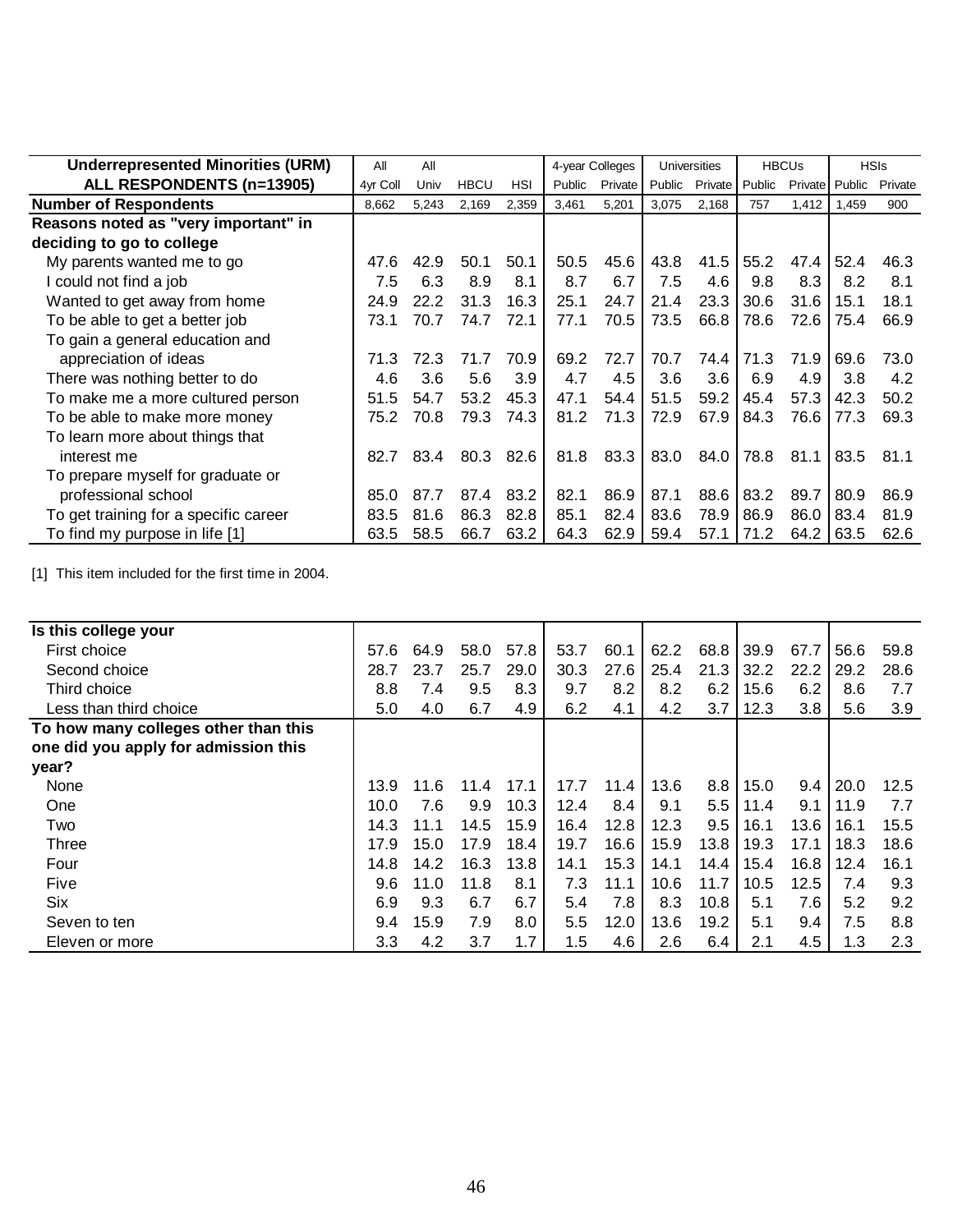| Underrepresented Minorities (URM) | All | All | | | 4-year Colleges | | Universities | | HBCUs | | HSIs | |
|---|---|---|---|---|---|---|---|---|---|---|---|---|
| ALL RESPONDENTS (n=13905) | 4yr Coll | Univ | HBCU | HSI | Public | Private | Public | Private | Public | Private | Public | Private |
| **Number of Respondents** | 8,662 | 5,243 | 2,169 | 2,359 | 3,461 | 5,201 | 3,075 | 2,168 | 757 | 1,412 | 1,459 | 900 |
| **Reasons noted as "very important" in deciding to go to college** | | | | | | | | | | | | |
| My parents wanted me to go | 47.6 | 42.9 | 50.1 | 50.1 | 50.5 | 45.6 | 43.8 | 41.5 | 55.2 | 47.4 | 52.4 | 46.3 |
| I could not find a job | 7.5 | 6.3 | 8.9 | 8.1 | 8.7 | 6.7 | 7.5 | 4.6 | 9.8 | 8.3 | 8.2 | 8.1 |
| Wanted to get away from home | 24.9 | 22.2 | 31.3 | 16.3 | 25.1 | 24.7 | 21.4 | 23.3 | 30.6 | 31.6 | 15.1 | 18.1 |
| To be able to get a better job | 73.1 | 70.7 | 74.7 | 72.1 | 77.1 | 70.5 | 73.5 | 66.8 | 78.6 | 72.6 | 75.4 | 66.9 |
| To gain a general education and appreciation of ideas | 71.3 | 72.3 | 71.7 | 70.9 | 69.2 | 72.7 | 70.7 | 74.4 | 71.3 | 71.9 | 69.6 | 73.0 |
| There was nothing better to do | 4.6 | 3.6 | 5.6 | 3.9 | 4.7 | 4.5 | 3.6 | 3.6 | 6.9 | 4.9 | 3.8 | 4.2 |
| To make me a more cultured person | 51.5 | 54.7 | 53.2 | 45.3 | 47.1 | 54.4 | 51.5 | 59.2 | 45.4 | 57.3 | 42.3 | 50.2 |
| To be able to make more money | 75.2 | 70.8 | 79.3 | 74.3 | 81.2 | 71.3 | 72.9 | 67.9 | 84.3 | 76.6 | 77.3 | 69.3 |
| To learn more about things that interest me | 82.7 | 83.4 | 80.3 | 82.6 | 81.8 | 83.3 | 83.0 | 84.0 | 78.8 | 81.1 | 83.5 | 81.1 |
| To prepare myself for graduate or professional school | 85.0 | 87.7 | 87.4 | 83.2 | 82.1 | 86.9 | 87.1 | 88.6 | 83.2 | 89.7 | 80.9 | 86.9 |
| To get training for a specific career | 83.5 | 81.6 | 86.3 | 82.8 | 85.1 | 82.4 | 83.6 | 78.9 | 86.9 | 86.0 | 83.4 | 81.9 |
| To find my purpose in life [1] | 63.5 | 58.5 | 66.7 | 63.2 | 64.3 | 62.9 | 59.4 | 57.1 | 71.2 | 64.2 | 63.5 | 62.6 |

[1] This item included for the first time in 2004.

| | | | | | | | | | | | | |
|---|---|---|---|---|---|---|---|---|---|---|---|---|
| **Is this college your** | | | | | | | | | | | | |
| First choice | 57.6 | 64.9 | 58.0 | 57.8 | 53.7 | 60.1 | 62.2 | 68.8 | 39.9 | 67.7 | 56.6 | 59.8 |
| Second choice | 28.7 | 23.7 | 25.7 | 29.0 | 30.3 | 27.6 | 25.4 | 21.3 | 32.2 | 22.2 | 29.2 | 28.6 |
| Third choice | 8.8 | 7.4 | 9.5 | 8.3 | 9.7 | 8.2 | 8.2 | 6.2 | 15.6 | 6.2 | 8.6 | 7.7 |
| Less than third choice | 5.0 | 4.0 | 6.7 | 4.9 | 6.2 | 4.1 | 4.2 | 3.7 | 12.3 | 3.8 | 5.6 | 3.9 |
| **To how many colleges other than this one did you apply for admission this year?** | | | | | | | | | | | | |
| None | 13.9 | 11.6 | 11.4 | 17.1 | 17.7 | 11.4 | 13.6 | 8.8 | 15.0 | 9.4 | 20.0 | 12.5 |
| One | 10.0 | 7.6 | 9.9 | 10.3 | 12.4 | 8.4 | 9.1 | 5.5 | 11.4 | 9.1 | 11.9 | 7.7 |
| Two | 14.3 | 11.1 | 14.5 | 15.9 | 16.4 | 12.8 | 12.3 | 9.5 | 16.1 | 13.6 | 16.1 | 15.5 |
| Three | 17.9 | 15.0 | 17.9 | 18.4 | 19.7 | 16.6 | 15.9 | 13.8 | 19.3 | 17.1 | 18.3 | 18.6 |
| Four | 14.8 | 14.2 | 16.3 | 13.8 | 14.1 | 15.3 | 14.1 | 14.4 | 15.4 | 16.8 | 12.4 | 16.1 |
| Five | 9.6 | 11.0 | 11.8 | 8.1 | 7.3 | 11.1 | 10.6 | 11.7 | 10.5 | 12.5 | 7.4 | 9.3 |
| Six | 6.9 | 9.3 | 6.7 | 6.7 | 5.4 | 7.8 | 8.3 | 10.8 | 5.1 | 7.6 | 5.2 | 9.2 |
| Seven to ten | 9.4 | 15.9 | 7.9 | 8.0 | 5.5 | 12.0 | 13.6 | 19.2 | 5.1 | 9.4 | 7.5 | 8.8 |
| Eleven or more | 3.3 | 4.2 | 3.7 | 1.7 | 1.5 | 4.6 | 2.6 | 6.4 | 2.1 | 4.5 | 1.3 | 2.3 |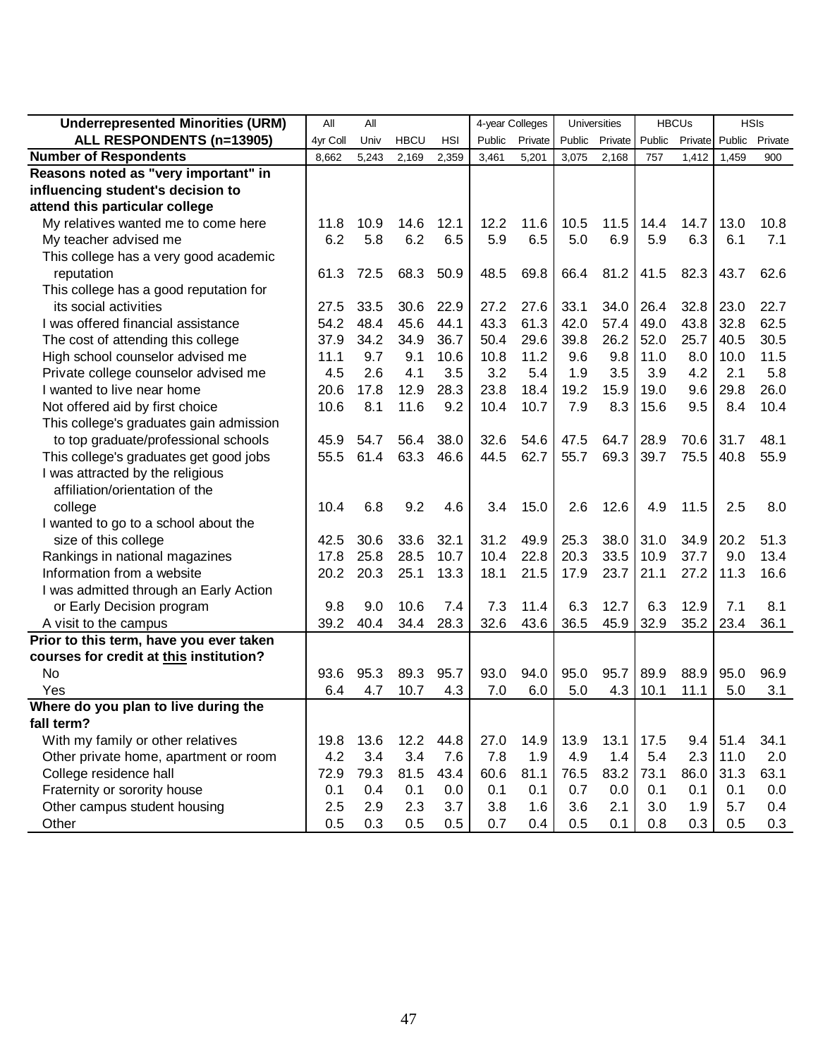| Underrepresented Minorities (URM) ALL RESPONDENTS (n=13905) | All 4yr Coll | All Univ | HBCU | HSI | 4-year Colleges Public | Private | Universities Public | Private | HBCUs Public | Private | HSIs Public | Private |
|---|---|---|---|---|---|---|---|---|---|---|---|---|
| **Number of Respondents** | 8,662 | 5,243 | 2,169 | 2,359 | 3,461 | 5,201 | 3,075 | 2,168 | 757 | 1,412 | 1,459 | 900 |
| **Reasons noted as "very important" in influencing student's decision to attend this particular college** | | | | | | | | | | | | |
| My relatives wanted me to come here | 11.8 | 10.9 | 14.6 | 12.1 | 12.2 | 11.6 | 10.5 | 11.5 | 14.4 | 14.7 | 13.0 | 10.8 |
| My teacher advised me | 6.2 | 5.8 | 6.2 | 6.5 | 5.9 | 6.5 | 5.0 | 6.9 | 5.9 | 6.3 | 6.1 | 7.1 |
| This college has a very good academic reputation | 61.3 | 72.5 | 68.3 | 50.9 | 48.5 | 69.8 | 66.4 | 81.2 | 41.5 | 82.3 | 43.7 | 62.6 |
| This college has a good reputation for its social activities | 27.5 | 33.5 | 30.6 | 22.9 | 27.2 | 27.6 | 33.1 | 34.0 | 26.4 | 32.8 | 23.0 | 22.7 |
| I was offered financial assistance | 54.2 | 48.4 | 45.6 | 44.1 | 43.3 | 61.3 | 42.0 | 57.4 | 49.0 | 43.8 | 32.8 | 62.5 |
| The cost of attending this college | 37.9 | 34.2 | 34.9 | 36.7 | 50.4 | 29.6 | 39.8 | 26.2 | 52.0 | 25.7 | 40.5 | 30.5 |
| High school counselor advised me | 11.1 | 9.7 | 9.1 | 10.6 | 10.8 | 11.2 | 9.6 | 9.8 | 11.0 | 8.0 | 10.0 | 11.5 |
| Private college counselor advised me | 4.5 | 2.6 | 4.1 | 3.5 | 3.2 | 5.4 | 1.9 | 3.5 | 3.9 | 4.2 | 2.1 | 5.8 |
| I wanted to live near home | 20.6 | 17.8 | 12.9 | 28.3 | 23.8 | 18.4 | 19.2 | 15.9 | 19.0 | 9.6 | 29.8 | 26.0 |
| Not offered aid by first choice | 10.6 | 8.1 | 11.6 | 9.2 | 10.4 | 10.7 | 7.9 | 8.3 | 15.6 | 9.5 | 8.4 | 10.4 |
| This college's graduates gain admission to top graduate/professional schools | 45.9 | 54.7 | 56.4 | 38.0 | 32.6 | 54.6 | 47.5 | 64.7 | 28.9 | 70.6 | 31.7 | 48.1 |
| This college's graduates get good jobs | 55.5 | 61.4 | 63.3 | 46.6 | 44.5 | 62.7 | 55.7 | 69.3 | 39.7 | 75.5 | 40.8 | 55.9 |
| I was attracted by the religious affiliation/orientation of the college | 10.4 | 6.8 | 9.2 | 4.6 | 3.4 | 15.0 | 2.6 | 12.6 | 4.9 | 11.5 | 2.5 | 8.0 |
| I wanted to go to a school about the size of this college | 42.5 | 30.6 | 33.6 | 32.1 | 31.2 | 49.9 | 25.3 | 38.0 | 31.0 | 34.9 | 20.2 | 51.3 |
| Rankings in national magazines | 17.8 | 25.8 | 28.5 | 10.7 | 10.4 | 22.8 | 20.3 | 33.5 | 10.9 | 37.7 | 9.0 | 13.4 |
| Information from a website | 20.2 | 20.3 | 25.1 | 13.3 | 18.1 | 21.5 | 17.9 | 23.7 | 21.1 | 27.2 | 11.3 | 16.6 |
| I was admitted through an Early Action or Early Decision program | 9.8 | 9.0 | 10.6 | 7.4 | 7.3 | 11.4 | 6.3 | 12.7 | 6.3 | 12.9 | 7.1 | 8.1 |
| A visit to the campus | 39.2 | 40.4 | 34.4 | 28.3 | 32.6 | 43.6 | 36.5 | 45.9 | 32.9 | 35.2 | 23.4 | 36.1 |
| **Prior to this term, have you ever taken courses for credit at this institution?** | | | | | | | | | | | | |
| No | 93.6 | 95.3 | 89.3 | 95.7 | 93.0 | 94.0 | 95.0 | 95.7 | 89.9 | 88.9 | 95.0 | 96.9 |
| Yes | 6.4 | 4.7 | 10.7 | 4.3 | 7.0 | 6.0 | 5.0 | 4.3 | 10.1 | 11.1 | 5.0 | 3.1 |
| **Where do you plan to live during the fall term?** | | | | | | | | | | | | |
| With my family or other relatives | 19.8 | 13.6 | 12.2 | 44.8 | 27.0 | 14.9 | 13.9 | 13.1 | 17.5 | 9.4 | 51.4 | 34.1 |
| Other private home, apartment or room | 4.2 | 3.4 | 3.4 | 7.6 | 7.8 | 1.9 | 4.9 | 1.4 | 5.4 | 2.3 | 11.0 | 2.0 |
| College residence hall | 72.9 | 79.3 | 81.5 | 43.4 | 60.6 | 81.1 | 76.5 | 83.2 | 73.1 | 86.0 | 31.3 | 63.1 |
| Fraternity or sorority house | 0.1 | 0.4 | 0.1 | 0.0 | 0.1 | 0.1 | 0.7 | 0.0 | 0.1 | 0.1 | 0.1 | 0.0 |
| Other campus student housing | 2.5 | 2.9 | 2.3 | 3.7 | 3.8 | 1.6 | 3.6 | 2.1 | 3.0 | 1.9 | 5.7 | 0.4 |
| Other | 0.5 | 0.3 | 0.5 | 0.5 | 0.7 | 0.4 | 0.5 | 0.1 | 0.8 | 0.3 | 0.5 | 0.3 |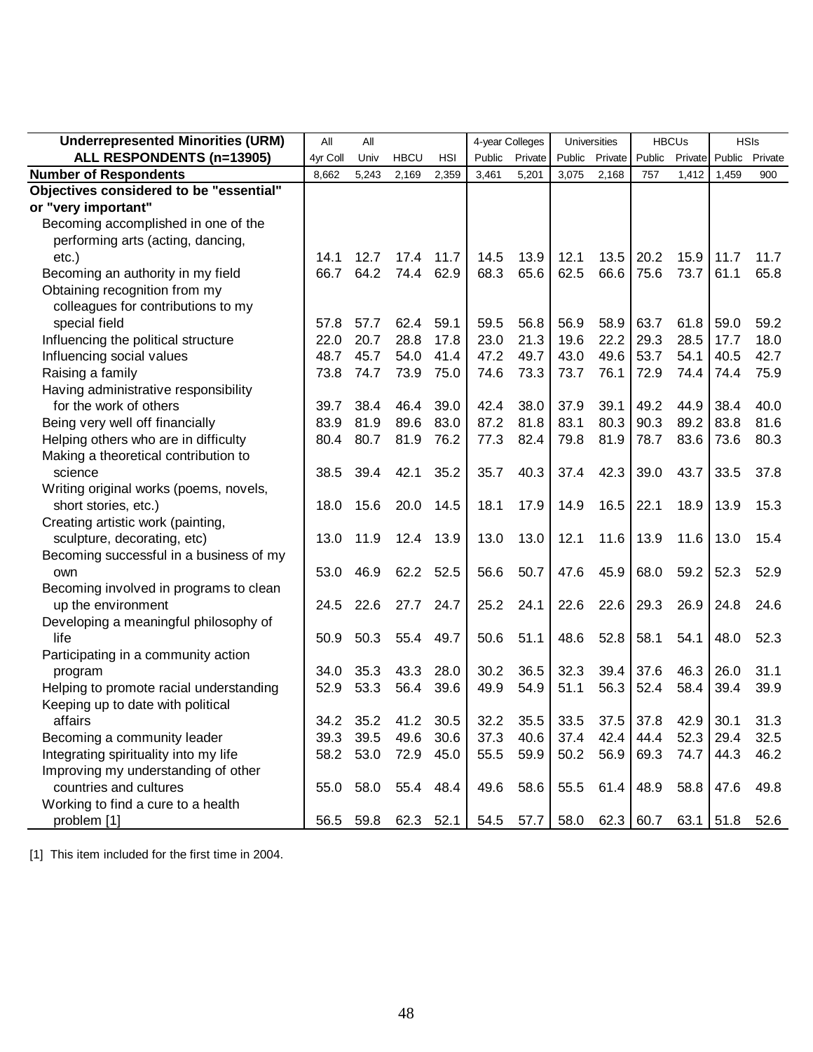| Underrepresented Minorities (URM) ALL RESPONDENTS (n=13905) | All 4yr Coll | All Univ | HBCU | HSI | 4-year Colleges Public | Private | Universities Public | Private | HBCUs Public | Private | HSIs Public | Private |
|---|---|---|---|---|---|---|---|---|---|---|---|---|
| **Number of Respondents** | 8,662 | 5,243 | 2,169 | 2,359 | 3,461 | 5,201 | 3,075 | 2,168 | 757 | 1,412 | 1,459 | 900 |
| **Objectives considered to be "essential" or "very important"** | | | | | | | | | | | | |
| Becoming accomplished in one of the performing arts (acting, dancing, etc.) | 14.1 | 12.7 | 17.4 | 11.7 | 14.5 | 13.9 | 12.1 | 13.5 | 20.2 | 15.9 | 11.7 | 11.7 |
| Becoming an authority in my field | 66.7 | 64.2 | 74.4 | 62.9 | 68.3 | 65.6 | 62.5 | 66.6 | 75.6 | 73.7 | 61.1 | 65.8 |
| Obtaining recognition from my colleagues for contributions to my special field | 57.8 | 57.7 | 62.4 | 59.1 | 59.5 | 56.8 | 56.9 | 58.9 | 63.7 | 61.8 | 59.0 | 59.2 |
| Influencing the political structure | 22.0 | 20.7 | 28.8 | 17.8 | 23.0 | 21.3 | 19.6 | 22.2 | 29.3 | 28.5 | 17.7 | 18.0 |
| Influencing social values | 48.7 | 45.7 | 54.0 | 41.4 | 47.2 | 49.7 | 43.0 | 49.6 | 53.7 | 54.1 | 40.5 | 42.7 |
| Raising a family | 73.8 | 74.7 | 73.9 | 75.0 | 74.6 | 73.3 | 73.7 | 76.1 | 72.9 | 74.4 | 74.4 | 75.9 |
| Having administrative responsibility for the work of others | 39.7 | 38.4 | 46.4 | 39.0 | 42.4 | 38.0 | 37.9 | 39.1 | 49.2 | 44.9 | 38.4 | 40.0 |
| Being very well off financially | 83.9 | 81.9 | 89.6 | 83.0 | 87.2 | 81.8 | 83.1 | 80.3 | 90.3 | 89.2 | 83.8 | 81.6 |
| Helping others who are in difficulty | 80.4 | 80.7 | 81.9 | 76.2 | 77.3 | 82.4 | 79.8 | 81.9 | 78.7 | 83.6 | 73.6 | 80.3 |
| Making a theoretical contribution to science | 38.5 | 39.4 | 42.1 | 35.2 | 35.7 | 40.3 | 37.4 | 42.3 | 39.0 | 43.7 | 33.5 | 37.8 |
| Writing original works (poems, novels, short stories, etc.) | 18.0 | 15.6 | 20.0 | 14.5 | 18.1 | 17.9 | 14.9 | 16.5 | 22.1 | 18.9 | 13.9 | 15.3 |
| Creating artistic work (painting, sculpture, decorating, etc) | 13.0 | 11.9 | 12.4 | 13.9 | 13.0 | 13.0 | 12.1 | 11.6 | 13.9 | 11.6 | 13.0 | 15.4 |
| Becoming successful in a business of my own | 53.0 | 46.9 | 62.2 | 52.5 | 56.6 | 50.7 | 47.6 | 45.9 | 68.0 | 59.2 | 52.3 | 52.9 |
| Becoming involved in programs to clean up the environment | 24.5 | 22.6 | 27.7 | 24.7 | 25.2 | 24.1 | 22.6 | 22.6 | 29.3 | 26.9 | 24.8 | 24.6 |
| Developing a meaningful philosophy of life | 50.9 | 50.3 | 55.4 | 49.7 | 50.6 | 51.1 | 48.6 | 52.8 | 58.1 | 54.1 | 48.0 | 52.3 |
| Participating in a community action program | 34.0 | 35.3 | 43.3 | 28.0 | 30.2 | 36.5 | 32.3 | 39.4 | 37.6 | 46.3 | 26.0 | 31.1 |
| Helping to promote racial understanding | 52.9 | 53.3 | 56.4 | 39.6 | 49.9 | 54.9 | 51.1 | 56.3 | 52.4 | 58.4 | 39.4 | 39.9 |
| Keeping up to date with political affairs | 34.2 | 35.2 | 41.2 | 30.5 | 32.2 | 35.5 | 33.5 | 37.5 | 37.8 | 42.9 | 30.1 | 31.3 |
| Becoming a community leader | 39.3 | 39.5 | 49.6 | 30.6 | 37.3 | 40.6 | 37.4 | 42.4 | 44.4 | 52.3 | 29.4 | 32.5 |
| Integrating spirituality into my life | 58.2 | 53.0 | 72.9 | 45.0 | 55.5 | 59.9 | 50.2 | 56.9 | 69.3 | 74.7 | 44.3 | 46.2 |
| Improving my understanding of other countries and cultures | 55.0 | 58.0 | 55.4 | 48.4 | 49.6 | 58.6 | 55.5 | 61.4 | 48.9 | 58.8 | 47.6 | 49.8 |
| Working to find a cure to a health problem [1] | 56.5 | 59.8 | 62.3 | 52.1 | 54.5 | 57.7 | 58.0 | 62.3 | 60.7 | 63.1 | 51.8 | 52.6 |

[1] This item included for the first time in 2004.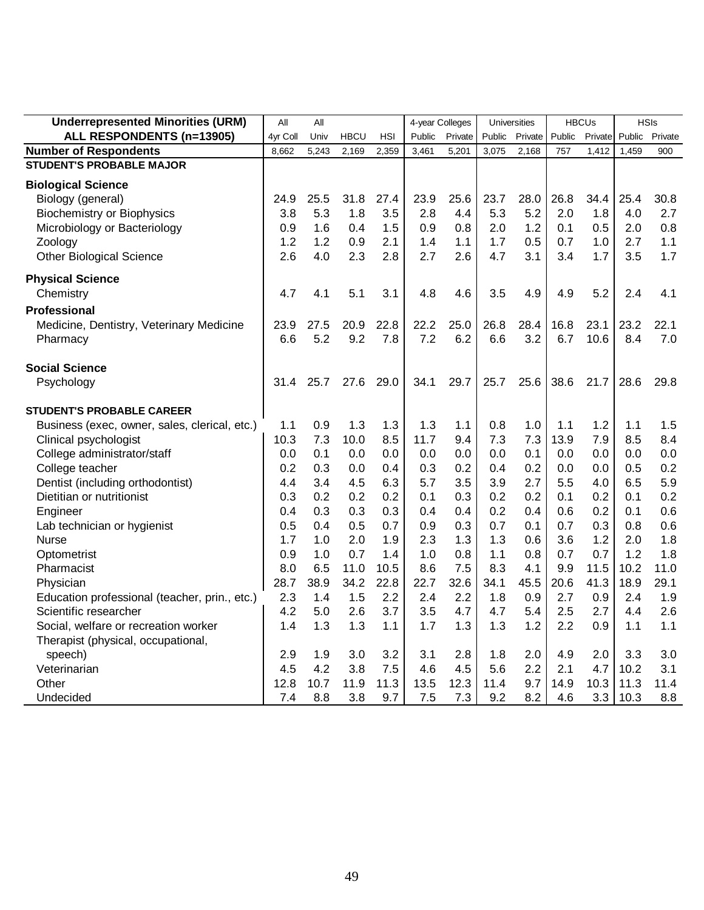| Underrepresented Minorities (URM) | All | All | | | 4-year Colleges | | Universities | | HBCUs | | HSIs | |
|---|---|---|---|---|---|---|---|---|---|---|---|---|
| ALL RESPONDENTS (n=13905) | 4yr Coll | Univ | HBCU | HSI | Public | Private | Public | Private | Public | Private | Public | Private |
| **Number of Respondents** | 8,662 | 5,243 | 2,169 | 2,359 | 3,461 | 5,201 | 3,075 | 2,168 | 757 | 1,412 | 1,459 | 900 |
| **STUDENT'S PROBABLE MAJOR** | | | | | | | | | | | | |
| **Biological Science** | | | | | | | | | | | | |
| Biology (general) | 24.9 | 25.5 | 31.8 | 27.4 | 23.9 | 25.6 | 23.7 | 28.0 | 26.8 | 34.4 | 25.4 | 30.8 |
| Biochemistry or Biophysics | 3.8 | 5.3 | 1.8 | 3.5 | 2.8 | 4.4 | 5.3 | 5.2 | 2.0 | 1.8 | 4.0 | 2.7 |
| Microbiology or Bacteriology | 0.9 | 1.6 | 0.4 | 1.5 | 0.9 | 0.8 | 2.0 | 1.2 | 0.1 | 0.5 | 2.0 | 0.8 |
| Zoology | 1.2 | 1.2 | 0.9 | 2.1 | 1.4 | 1.1 | 1.7 | 0.5 | 0.7 | 1.0 | 2.7 | 1.1 |
| Other Biological Science | 2.6 | 4.0 | 2.3 | 2.8 | 2.7 | 2.6 | 4.7 | 3.1 | 3.4 | 1.7 | 3.5 | 1.7 |
| **Physical Science** | | | | | | | | | | | | |
| Chemistry | 4.7 | 4.1 | 5.1 | 3.1 | 4.8 | 4.6 | 3.5 | 4.9 | 4.9 | 5.2 | 2.4 | 4.1 |
| **Professional** | | | | | | | | | | | | |
| Medicine, Dentistry, Veterinary Medicine | 23.9 | 27.5 | 20.9 | 22.8 | 22.2 | 25.0 | 26.8 | 28.4 | 16.8 | 23.1 | 23.2 | 22.1 |
| Pharmacy | 6.6 | 5.2 | 9.2 | 7.8 | 7.2 | 6.2 | 6.6 | 3.2 | 6.7 | 10.6 | 8.4 | 7.0 |
| **Social Science** | | | | | | | | | | | | |
| Psychology | 31.4 | 25.7 | 27.6 | 29.0 | 34.1 | 29.7 | 25.7 | 25.6 | 38.6 | 21.7 | 28.6 | 29.8 |
| **STUDENT'S PROBABLE CAREER** | | | | | | | | | | | | |
| Business (exec, owner, sales, clerical, etc.) | 1.1 | 0.9 | 1.3 | 1.3 | 1.3 | 1.1 | 0.8 | 1.0 | 1.1 | 1.2 | 1.1 | 1.5 |
| Clinical psychologist | 10.3 | 7.3 | 10.0 | 8.5 | 11.7 | 9.4 | 7.3 | 7.3 | 13.9 | 7.9 | 8.5 | 8.4 |
| College administrator/staff | 0.0 | 0.1 | 0.0 | 0.0 | 0.0 | 0.0 | 0.0 | 0.1 | 0.0 | 0.0 | 0.0 | 0.0 |
| College teacher | 0.2 | 0.3 | 0.0 | 0.4 | 0.3 | 0.2 | 0.4 | 0.2 | 0.0 | 0.0 | 0.5 | 0.2 |
| Dentist (including orthodontist) | 4.4 | 3.4 | 4.5 | 6.3 | 5.7 | 3.5 | 3.9 | 2.7 | 5.5 | 4.0 | 6.5 | 5.9 |
| Dietitian or nutritionist | 0.3 | 0.2 | 0.2 | 0.2 | 0.1 | 0.3 | 0.2 | 0.2 | 0.1 | 0.2 | 0.1 | 0.2 |
| Engineer | 0.4 | 0.3 | 0.3 | 0.3 | 0.4 | 0.4 | 0.2 | 0.4 | 0.6 | 0.2 | 0.1 | 0.6 |
| Lab technician or hygienist | 0.5 | 0.4 | 0.5 | 0.7 | 0.9 | 0.3 | 0.7 | 0.1 | 0.7 | 0.3 | 0.8 | 0.6 |
| Nurse | 1.7 | 1.0 | 2.0 | 1.9 | 2.3 | 1.3 | 1.3 | 0.6 | 3.6 | 1.2 | 2.0 | 1.8 |
| Optometrist | 0.9 | 1.0 | 0.7 | 1.4 | 1.0 | 0.8 | 1.1 | 0.8 | 0.7 | 0.7 | 1.2 | 1.8 |
| Pharmacist | 8.0 | 6.5 | 11.0 | 10.5 | 8.6 | 7.5 | 8.3 | 4.1 | 9.9 | 11.5 | 10.2 | 11.0 |
| Physician | 28.7 | 38.9 | 34.2 | 22.8 | 22.7 | 32.6 | 34.1 | 45.5 | 20.6 | 41.3 | 18.9 | 29.1 |
| Education professional (teacher, prin., etc.) | 2.3 | 1.4 | 1.5 | 2.2 | 2.4 | 2.2 | 1.8 | 0.9 | 2.7 | 0.9 | 2.4 | 1.9 |
| Scientific researcher | 4.2 | 5.0 | 2.6 | 3.7 | 3.5 | 4.7 | 4.7 | 5.4 | 2.5 | 2.7 | 4.4 | 2.6 |
| Social, welfare or recreation worker | 1.4 | 1.3 | 1.3 | 1.1 | 1.7 | 1.3 | 1.3 | 1.2 | 2.2 | 0.9 | 1.1 | 1.1 |
| Therapist (physical, occupational, speech) | 2.9 | 1.9 | 3.0 | 3.2 | 3.1 | 2.8 | 1.8 | 2.0 | 4.9 | 2.0 | 3.3 | 3.0 |
| Veterinarian | 4.5 | 4.2 | 3.8 | 7.5 | 4.6 | 4.5 | 5.6 | 2.2 | 2.1 | 4.7 | 10.2 | 3.1 |
| Other | 12.8 | 10.7 | 11.9 | 11.3 | 13.5 | 12.3 | 11.4 | 9.7 | 14.9 | 10.3 | 11.3 | 11.4 |
| Undecided | 7.4 | 8.8 | 3.8 | 9.7 | 7.5 | 7.3 | 9.2 | 8.2 | 4.6 | 3.3 | 10.3 | 8.8 |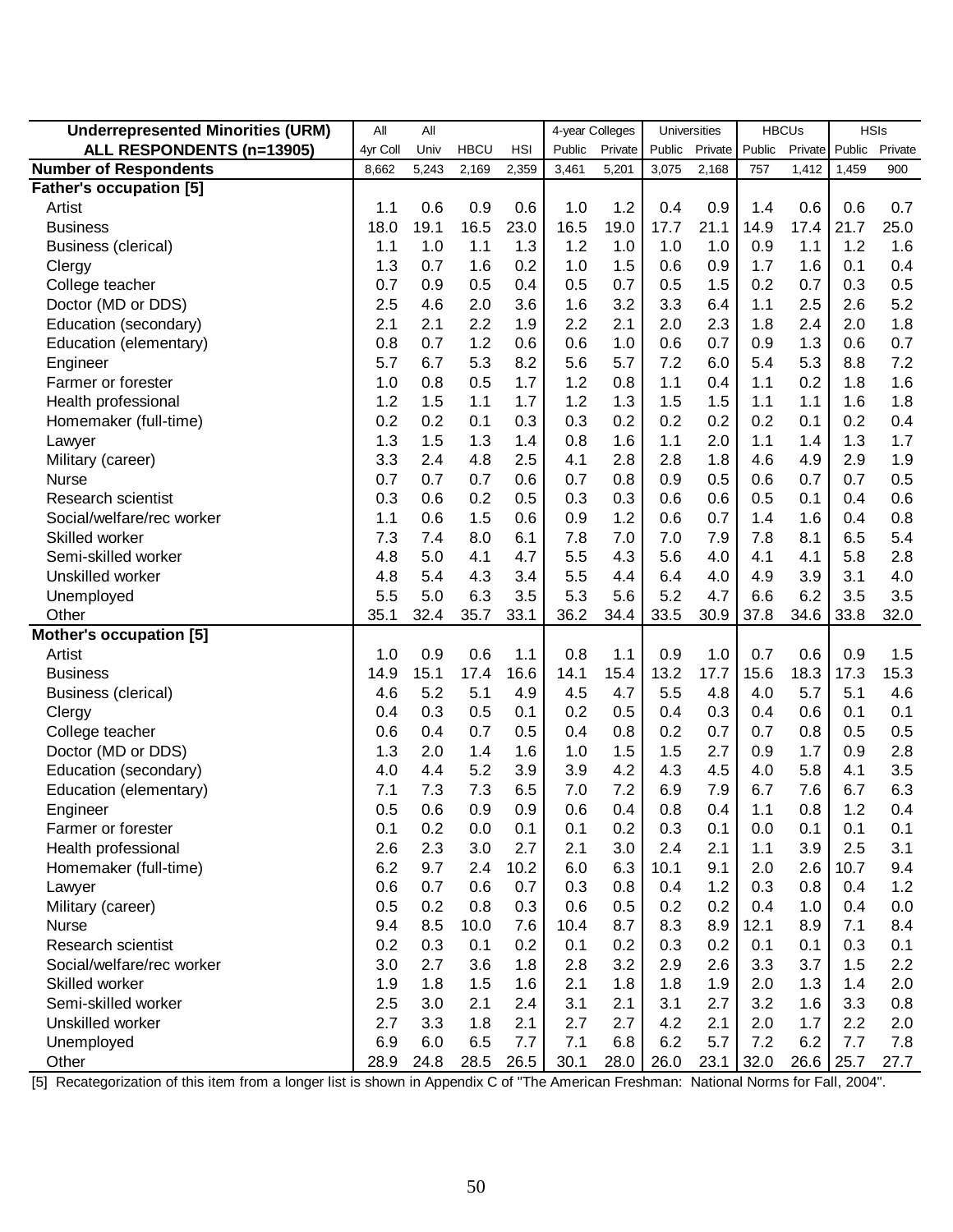| Underrepresented Minorities (URM) | All | All | | | 4-year Colleges | | Universities | | HBCUs | | HSIs | |
|---|---|---|---|---|---|---|---|---|---|---|---|---|
| ALL RESPONDENTS (n=13905) | 4yr Coll | Univ | HBCU | HSI | Public | Private | Public | Private | Public | Private | Public | Private |
| **Number of Respondents** | 8,662 | 5,243 | 2,169 | 2,359 | 3,461 | 5,201 | 3,075 | 2,168 | 757 | 1,412 | 1,459 | 900 |
| **Father's occupation [5]** | | | | | | | | | | | | |
| Artist | 1.1 | 0.6 | 0.9 | 0.6 | 1.0 | 1.2 | 0.4 | 0.9 | 1.4 | 0.6 | 0.6 | 0.7 |
| Business | 18.0 | 19.1 | 16.5 | 23.0 | 16.5 | 19.0 | 17.7 | 21.1 | 14.9 | 17.4 | 21.7 | 25.0 |
| Business (clerical) | 1.1 | 1.0 | 1.1 | 1.3 | 1.2 | 1.0 | 1.0 | 1.0 | 0.9 | 1.1 | 1.2 | 1.6 |
| Clergy | 1.3 | 0.7 | 1.6 | 0.2 | 1.0 | 1.5 | 0.6 | 0.9 | 1.7 | 1.6 | 0.1 | 0.4 |
| College teacher | 0.7 | 0.9 | 0.5 | 0.4 | 0.5 | 0.7 | 0.5 | 1.5 | 0.2 | 0.7 | 0.3 | 0.5 |
| Doctor (MD or DDS) | 2.5 | 4.6 | 2.0 | 3.6 | 1.6 | 3.2 | 3.3 | 6.4 | 1.1 | 2.5 | 2.6 | 5.2 |
| Education (secondary) | 2.1 | 2.1 | 2.2 | 1.9 | 2.2 | 2.1 | 2.0 | 2.3 | 1.8 | 2.4 | 2.0 | 1.8 |
| Education (elementary) | 0.8 | 0.7 | 1.2 | 0.6 | 0.6 | 1.0 | 0.6 | 0.7 | 0.9 | 1.3 | 0.6 | 0.7 |
| Engineer | 5.7 | 6.7 | 5.3 | 8.2 | 5.6 | 5.7 | 7.2 | 6.0 | 5.4 | 5.3 | 8.8 | 7.2 |
| Farmer or forester | 1.0 | 0.8 | 0.5 | 1.7 | 1.2 | 0.8 | 1.1 | 0.4 | 1.1 | 0.2 | 1.8 | 1.6 |
| Health professional | 1.2 | 1.5 | 1.1 | 1.7 | 1.2 | 1.3 | 1.5 | 1.5 | 1.1 | 1.1 | 1.6 | 1.8 |
| Homemaker (full-time) | 0.2 | 0.2 | 0.1 | 0.3 | 0.3 | 0.2 | 0.2 | 0.2 | 0.2 | 0.1 | 0.2 | 0.4 |
| Lawyer | 1.3 | 1.5 | 1.3 | 1.4 | 0.8 | 1.6 | 1.1 | 2.0 | 1.1 | 1.4 | 1.3 | 1.7 |
| Military (career) | 3.3 | 2.4 | 4.8 | 2.5 | 4.1 | 2.8 | 2.8 | 1.8 | 4.6 | 4.9 | 2.9 | 1.9 |
| Nurse | 0.7 | 0.7 | 0.7 | 0.6 | 0.7 | 0.8 | 0.9 | 0.5 | 0.6 | 0.7 | 0.7 | 0.5 |
| Research scientist | 0.3 | 0.6 | 0.2 | 0.5 | 0.3 | 0.3 | 0.6 | 0.6 | 0.5 | 0.1 | 0.4 | 0.6 |
| Social/welfare/rec worker | 1.1 | 0.6 | 1.5 | 0.6 | 0.9 | 1.2 | 0.6 | 0.7 | 1.4 | 1.6 | 0.4 | 0.8 |
| Skilled worker | 7.3 | 7.4 | 8.0 | 6.1 | 7.8 | 7.0 | 7.0 | 7.9 | 7.8 | 8.1 | 6.5 | 5.4 |
| Semi-skilled worker | 4.8 | 5.0 | 4.1 | 4.7 | 5.5 | 4.3 | 5.6 | 4.0 | 4.1 | 4.1 | 5.8 | 2.8 |
| Unskilled worker | 4.8 | 5.4 | 4.3 | 3.4 | 5.5 | 4.4 | 6.4 | 4.0 | 4.9 | 3.9 | 3.1 | 4.0 |
| Unemployed | 5.5 | 5.0 | 6.3 | 3.5 | 5.3 | 5.6 | 5.2 | 4.7 | 6.6 | 6.2 | 3.5 | 3.5 |
| Other | 35.1 | 32.4 | 35.7 | 33.1 | 36.2 | 34.4 | 33.5 | 30.9 | 37.8 | 34.6 | 33.8 | 32.0 |
| **Mother's occupation [5]** | | | | | | | | | | | | |
| Artist | 1.0 | 0.9 | 0.6 | 1.1 | 0.8 | 1.1 | 0.9 | 1.0 | 0.7 | 0.6 | 0.9 | 1.5 |
| Business | 14.9 | 15.1 | 17.4 | 16.6 | 14.1 | 15.4 | 13.2 | 17.7 | 15.6 | 18.3 | 17.3 | 15.3 |
| Business (clerical) | 4.6 | 5.2 | 5.1 | 4.9 | 4.5 | 4.7 | 5.5 | 4.8 | 4.0 | 5.7 | 5.1 | 4.6 |
| Clergy | 0.4 | 0.3 | 0.5 | 0.1 | 0.2 | 0.5 | 0.4 | 0.3 | 0.4 | 0.6 | 0.1 | 0.1 |
| College teacher | 0.6 | 0.4 | 0.7 | 0.5 | 0.4 | 0.8 | 0.2 | 0.7 | 0.7 | 0.8 | 0.5 | 0.5 |
| Doctor (MD or DDS) | 1.3 | 2.0 | 1.4 | 1.6 | 1.0 | 1.5 | 1.5 | 2.7 | 0.9 | 1.7 | 0.9 | 2.8 |
| Education (secondary) | 4.0 | 4.4 | 5.2 | 3.9 | 3.9 | 4.2 | 4.3 | 4.5 | 4.0 | 5.8 | 4.1 | 3.5 |
| Education (elementary) | 7.1 | 7.3 | 7.3 | 6.5 | 7.0 | 7.2 | 6.9 | 7.9 | 6.7 | 7.6 | 6.7 | 6.3 |
| Engineer | 0.5 | 0.6 | 0.9 | 0.9 | 0.6 | 0.4 | 0.8 | 0.4 | 1.1 | 0.8 | 1.2 | 0.4 |
| Farmer or forester | 0.1 | 0.2 | 0.0 | 0.1 | 0.1 | 0.2 | 0.3 | 0.1 | 0.0 | 0.1 | 0.1 | 0.1 |
| Health professional | 2.6 | 2.3 | 3.0 | 2.7 | 2.1 | 3.0 | 2.4 | 2.1 | 1.1 | 3.9 | 2.5 | 3.1 |
| Homemaker (full-time) | 6.2 | 9.7 | 2.4 | 10.2 | 6.0 | 6.3 | 10.1 | 9.1 | 2.0 | 2.6 | 10.7 | 9.4 |
| Lawyer | 0.6 | 0.7 | 0.6 | 0.7 | 0.3 | 0.8 | 0.4 | 1.2 | 0.3 | 0.8 | 0.4 | 1.2 |
| Military (career) | 0.5 | 0.2 | 0.8 | 0.3 | 0.6 | 0.5 | 0.2 | 0.2 | 0.4 | 1.0 | 0.4 | 0.0 |
| Nurse | 9.4 | 8.5 | 10.0 | 7.6 | 10.4 | 8.7 | 8.3 | 8.9 | 12.1 | 8.9 | 7.1 | 8.4 |
| Research scientist | 0.2 | 0.3 | 0.1 | 0.2 | 0.1 | 0.2 | 0.3 | 0.2 | 0.1 | 0.1 | 0.3 | 0.1 |
| Social/welfare/rec worker | 3.0 | 2.7 | 3.6 | 1.8 | 2.8 | 3.2 | 2.9 | 2.6 | 3.3 | 3.7 | 1.5 | 2.2 |
| Skilled worker | 1.9 | 1.8 | 1.5 | 1.6 | 2.1 | 1.8 | 1.8 | 1.9 | 2.0 | 1.3 | 1.4 | 2.0 |
| Semi-skilled worker | 2.5 | 3.0 | 2.1 | 2.4 | 3.1 | 2.1 | 3.1 | 2.7 | 3.2 | 1.6 | 3.3 | 0.8 |
| Unskilled worker | 2.7 | 3.3 | 1.8 | 2.1 | 2.7 | 2.7 | 4.2 | 2.1 | 2.0 | 1.7 | 2.2 | 2.0 |
| Unemployed | 6.9 | 6.0 | 6.5 | 7.7 | 7.1 | 6.8 | 6.2 | 5.7 | 7.2 | 6.2 | 7.7 | 7.8 |
| Other | 28.9 | 24.8 | 28.5 | 26.5 | 30.1 | 28.0 | 26.0 | 23.1 | 32.0 | 26.6 | 25.7 | 27.7 |

[5] Recategorization of this item from a longer list is shown in Appendix C of "The American Freshman: National Norms for Fall, 2004".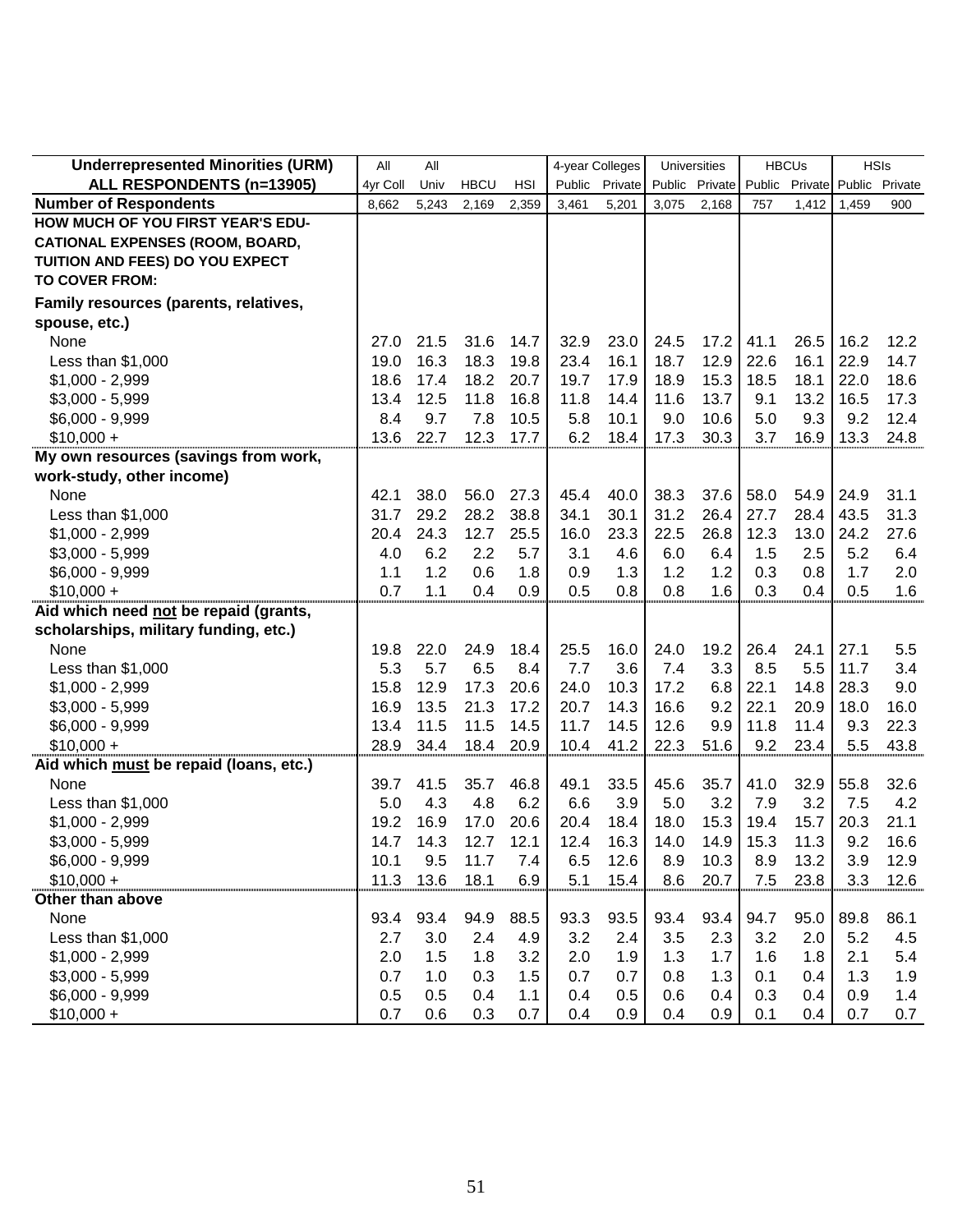| Underrepresented Minorities (URM) ALL RESPONDENTS (n=13905) | All 4yr Coll | All Univ | HBCU | HSI | 4-year Colleges Public | Private | Universities Public | Private | HBCUs Public | Private | HSIs Public | Private |
|---|---|---|---|---|---|---|---|---|---|---|---|---|
| **Number of Respondents** | 8,662 | 5,243 | 2,169 | 2,359 | 3,461 | 5,201 | 3,075 | 2,168 | 757 | 1,412 | 1,459 | 900 |
| **HOW MUCH OF YOU FIRST YEAR'S EDUCATIONAL EXPENSES (ROOM, BOARD, TUITION AND FEES) DO YOU EXPECT TO COVER FROM:** | | | | | | | | | | | | |
| **Family resources (parents, relatives, spouse, etc.)** | | | | | | | | | | | | |
| None | 27.0 | 21.5 | 31.6 | 14.7 | 32.9 | 23.0 | 24.5 | 17.2 | 41.1 | 26.5 | 16.2 | 12.2 |
| Less than $1,000 | 19.0 | 16.3 | 18.3 | 19.8 | 23.4 | 16.1 | 18.7 | 12.9 | 22.6 | 16.1 | 22.9 | 14.7 |
| $1,000 - 2,999 | 18.6 | 17.4 | 18.2 | 20.7 | 19.7 | 17.9 | 18.9 | 15.3 | 18.5 | 18.1 | 22.0 | 18.6 |
| $3,000 - 5,999 | 13.4 | 12.5 | 11.8 | 16.8 | 11.8 | 14.4 | 11.6 | 13.7 | 9.1 | 13.2 | 16.5 | 17.3 |
| $6,000 - 9,999 | 8.4 | 9.7 | 7.8 | 10.5 | 5.8 | 10.1 | 9.0 | 10.6 | 5.0 | 9.3 | 9.2 | 12.4 |
| $10,000 + | 13.6 | 22.7 | 12.3 | 17.7 | 6.2 | 18.4 | 17.3 | 30.3 | 3.7 | 16.9 | 13.3 | 24.8 |
| **My own resources (savings from work, work-study, other income)** | | | | | | | | | | | | |
| None | 42.1 | 38.0 | 56.0 | 27.3 | 45.4 | 40.0 | 38.3 | 37.6 | 58.0 | 54.9 | 24.9 | 31.1 |
| Less than $1,000 | 31.7 | 29.2 | 28.2 | 38.8 | 34.1 | 30.1 | 31.2 | 26.4 | 27.7 | 28.4 | 43.5 | 31.3 |
| $1,000 - 2,999 | 20.4 | 24.3 | 12.7 | 25.5 | 16.0 | 23.3 | 22.5 | 26.8 | 12.3 | 13.0 | 24.2 | 27.6 |
| $3,000 - 5,999 | 4.0 | 6.2 | 2.2 | 5.7 | 3.1 | 4.6 | 6.0 | 6.4 | 1.5 | 2.5 | 5.2 | 6.4 |
| $6,000 - 9,999 | 1.1 | 1.2 | 0.6 | 1.8 | 0.9 | 1.3 | 1.2 | 1.2 | 0.3 | 0.8 | 1.7 | 2.0 |
| $10,000 + | 0.7 | 1.1 | 0.4 | 0.9 | 0.5 | 0.8 | 0.8 | 1.6 | 0.3 | 0.4 | 0.5 | 1.6 |
| **Aid which need not be repaid (grants, scholarships, military funding, etc.)** | | | | | | | | | | | | |
| None | 19.8 | 22.0 | 24.9 | 18.4 | 25.5 | 16.0 | 24.0 | 19.2 | 26.4 | 24.1 | 27.1 | 5.5 |
| Less than $1,000 | 5.3 | 5.7 | 6.5 | 8.4 | 7.7 | 3.6 | 7.4 | 3.3 | 8.5 | 5.5 | 11.7 | 3.4 |
| $1,000 - 2,999 | 15.8 | 12.9 | 17.3 | 20.6 | 24.0 | 10.3 | 17.2 | 6.8 | 22.1 | 14.8 | 28.3 | 9.0 |
| $3,000 - 5,999 | 16.9 | 13.5 | 21.3 | 17.2 | 20.7 | 14.3 | 16.6 | 9.2 | 22.1 | 20.9 | 18.0 | 16.0 |
| $6,000 - 9,999 | 13.4 | 11.5 | 11.5 | 14.5 | 11.7 | 14.5 | 12.6 | 9.9 | 11.8 | 11.4 | 9.3 | 22.3 |
| $10,000 + | 28.9 | 34.4 | 18.4 | 20.9 | 10.4 | 41.2 | 22.3 | 51.6 | 9.2 | 23.4 | 5.5 | 43.8 |
| **Aid which must be repaid (loans, etc.)** | | | | | | | | | | | | |
| None | 39.7 | 41.5 | 35.7 | 46.8 | 49.1 | 33.5 | 45.6 | 35.7 | 41.0 | 32.9 | 55.8 | 32.6 |
| Less than $1,000 | 5.0 | 4.3 | 4.8 | 6.2 | 6.6 | 3.9 | 5.0 | 3.2 | 7.9 | 3.2 | 7.5 | 4.2 |
| $1,000 - 2,999 | 19.2 | 16.9 | 17.0 | 20.6 | 20.4 | 18.4 | 18.0 | 15.3 | 19.4 | 15.7 | 20.3 | 21.1 |
| $3,000 - 5,999 | 14.7 | 14.3 | 12.7 | 12.1 | 12.4 | 16.3 | 14.0 | 14.9 | 15.3 | 11.3 | 9.2 | 16.6 |
| $6,000 - 9,999 | 10.1 | 9.5 | 11.7 | 7.4 | 6.5 | 12.6 | 8.9 | 10.3 | 8.9 | 13.2 | 3.9 | 12.9 |
| $10,000 + | 11.3 | 13.6 | 18.1 | 6.9 | 5.1 | 15.4 | 8.6 | 20.7 | 7.5 | 23.8 | 3.3 | 12.6 |
| **Other than above** | | | | | | | | | | | | |
| None | 93.4 | 93.4 | 94.9 | 88.5 | 93.3 | 93.5 | 93.4 | 93.4 | 94.7 | 95.0 | 89.8 | 86.1 |
| Less than $1,000 | 2.7 | 3.0 | 2.4 | 4.9 | 3.2 | 2.4 | 3.5 | 2.3 | 3.2 | 2.0 | 5.2 | 4.5 |
| $1,000 - 2,999 | 2.0 | 1.5 | 1.8 | 3.2 | 2.0 | 1.9 | 1.3 | 1.7 | 1.6 | 1.8 | 2.1 | 5.4 |
| $3,000 - 5,999 | 0.7 | 1.0 | 0.3 | 1.5 | 0.7 | 0.7 | 0.8 | 1.3 | 0.1 | 0.4 | 1.3 | 1.9 |
| $6,000 - 9,999 | 0.5 | 0.5 | 0.4 | 1.1 | 0.4 | 0.5 | 0.6 | 0.4 | 0.3 | 0.4 | 0.9 | 1.4 |
| $10,000 + | 0.7 | 0.6 | 0.3 | 0.7 | 0.4 | 0.9 | 0.4 | 0.9 | 0.1 | 0.4 | 0.7 | 0.7 |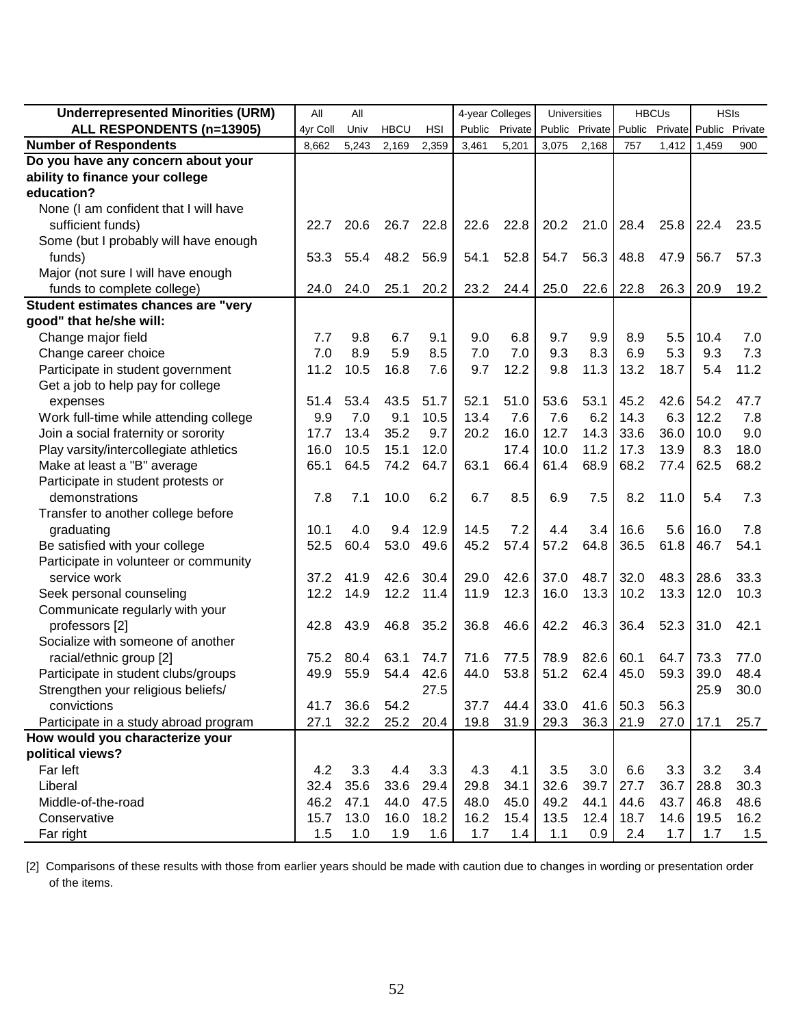| Underrepresented Minorities (URM) ALL RESPONDENTS (n=13905) | All 4yr Coll | All Univ | HBCU | HSI | 4-year Colleges Public | 4-year Colleges Private | Universities Public | Universities Private | HBCUs Public | HBCUs Private | HSIs Public | HSIs Private |
|---|---|---|---|---|---|---|---|---|---|---|---|---|
| **Number of Respondents** | 8,662 | 5,243 | 2,169 | 2,359 | 3,461 | 5,201 | 3,075 | 2,168 | 757 | 1,412 | 1,459 | 900 |
| **Do you have any concern about your ability to finance your college education?** | | | | | | | | | | | | |
| None (I am confident that I will have sufficient funds) | 22.7 | 20.6 | 26.7 | 22.8 | 22.6 | 22.8 | 20.2 | 21.0 | 28.4 | 25.8 | 22.4 | 23.5 |
| Some (but I probably will have enough funds) | 53.3 | 55.4 | 48.2 | 56.9 | 54.1 | 52.8 | 54.7 | 56.3 | 48.8 | 47.9 | 56.7 | 57.3 |
| Major (not sure I will have enough funds to complete college) | 24.0 | 24.0 | 25.1 | 20.2 | 23.2 | 24.4 | 25.0 | 22.6 | 22.8 | 26.3 | 20.9 | 19.2 |
| **Student estimates chances are "very good" that he/she will:** | | | | | | | | | | | | |
| Change major field | 7.7 | 9.8 | 6.7 | 9.1 | 9.0 | 6.8 | 9.7 | 9.9 | 8.9 | 5.5 | 10.4 | 7.0 |
| Change career choice | 7.0 | 8.9 | 5.9 | 8.5 | 7.0 | 7.0 | 9.3 | 8.3 | 6.9 | 5.3 | 9.3 | 7.3 |
| Participate in student government | 11.2 | 10.5 | 16.8 | 7.6 | 9.7 | 12.2 | 9.8 | 11.3 | 13.2 | 18.7 | 5.4 | 11.2 |
| Get a job to help pay for college expenses | 51.4 | 53.4 | 43.5 | 51.7 | 52.1 | 51.0 | 53.6 | 53.1 | 45.2 | 42.6 | 54.2 | 47.7 |
| Work full-time while attending college | 9.9 | 7.0 | 9.1 | 10.5 | 13.4 | 7.6 | 7.6 | 6.2 | 14.3 | 6.3 | 12.2 | 7.8 |
| Join a social fraternity or sorority | 17.7 | 13.4 | 35.2 | 9.7 | 20.2 | 16.0 | 12.7 | 14.3 | 33.6 | 36.0 | 10.0 | 9.0 |
| Play varsity/intercollegiate athletics | 16.0 | 10.5 | 15.1 | 12.0 | | 17.4 | 10.0 | 11.2 | 17.3 | 13.9 | 8.3 | 18.0 |
| Make at least a "B" average | 65.1 | 64.5 | 74.2 | 64.7 | 63.1 | 66.4 | 61.4 | 68.9 | 68.2 | 77.4 | 62.5 | 68.2 |
| Participate in student protests or demonstrations | 7.8 | 7.1 | 10.0 | 6.2 | 6.7 | 8.5 | 6.9 | 7.5 | 8.2 | 11.0 | 5.4 | 7.3 |
| Transfer to another college before graduating | 10.1 | 4.0 | 9.4 | 12.9 | 14.5 | 7.2 | 4.4 | 3.4 | 16.6 | 5.6 | 16.0 | 7.8 |
| Be satisfied with your college | 52.5 | 60.4 | 53.0 | 49.6 | 45.2 | 57.4 | 57.2 | 64.8 | 36.5 | 61.8 | 46.7 | 54.1 |
| Participate in volunteer or community service work | 37.2 | 41.9 | 42.6 | 30.4 | 29.0 | 42.6 | 37.0 | 48.7 | 32.0 | 48.3 | 28.6 | 33.3 |
| Seek personal counseling | 12.2 | 14.9 | 12.2 | 11.4 | 11.9 | 12.3 | 16.0 | 13.3 | 10.2 | 13.3 | 12.0 | 10.3 |
| Communicate regularly with your professors [2] | 42.8 | 43.9 | 46.8 | 35.2 | 36.8 | 46.6 | 42.2 | 46.3 | 36.4 | 52.3 | 31.0 | 42.1 |
| Socialize with someone of another racial/ethnic group [2] | 75.2 | 80.4 | 63.1 | 74.7 | 71.6 | 77.5 | 78.9 | 82.6 | 60.1 | 64.7 | 73.3 | 77.0 |
| Participate in student clubs/groups | 49.9 | 55.9 | 54.4 | 42.6 | 44.0 | 53.8 | 51.2 | 62.4 | 45.0 | 59.3 | 39.0 | 48.4 |
| Strengthen your religious beliefs/ convictions | 41.7 | 36.6 | 54.2 | 27.5 | 37.7 | 44.4 | 33.0 | 41.6 | 50.3 | 56.3 | 25.9 | 30.0 |
| Participate in a study abroad program | 27.1 | 32.2 | 25.2 | 20.4 | 19.8 | 31.9 | 29.3 | 36.3 | 21.9 | 27.0 | 17.1 | 25.7 |
| **How would you characterize your political views?** | | | | | | | | | | | | |
| Far left | 4.2 | 3.3 | 4.4 | 3.3 | 4.3 | 4.1 | 3.5 | 3.0 | 6.6 | 3.3 | 3.2 | 3.4 |
| Liberal | 32.4 | 35.6 | 33.6 | 29.4 | 29.8 | 34.1 | 32.6 | 39.7 | 27.7 | 36.7 | 28.8 | 30.3 |
| Middle-of-the-road | 46.2 | 47.1 | 44.0 | 47.5 | 48.0 | 45.0 | 49.2 | 44.1 | 44.6 | 43.7 | 46.8 | 48.6 |
| Conservative | 15.7 | 13.0 | 16.0 | 18.2 | 16.2 | 15.4 | 13.5 | 12.4 | 18.7 | 14.6 | 19.5 | 16.2 |
| Far right | 1.5 | 1.0 | 1.9 | 1.6 | 1.7 | 1.4 | 1.1 | 0.9 | 2.4 | 1.7 | 1.7 | 1.5 |

[2] Comparisons of these results with those from earlier years should be made with caution due to changes in wording or presentation order of the items.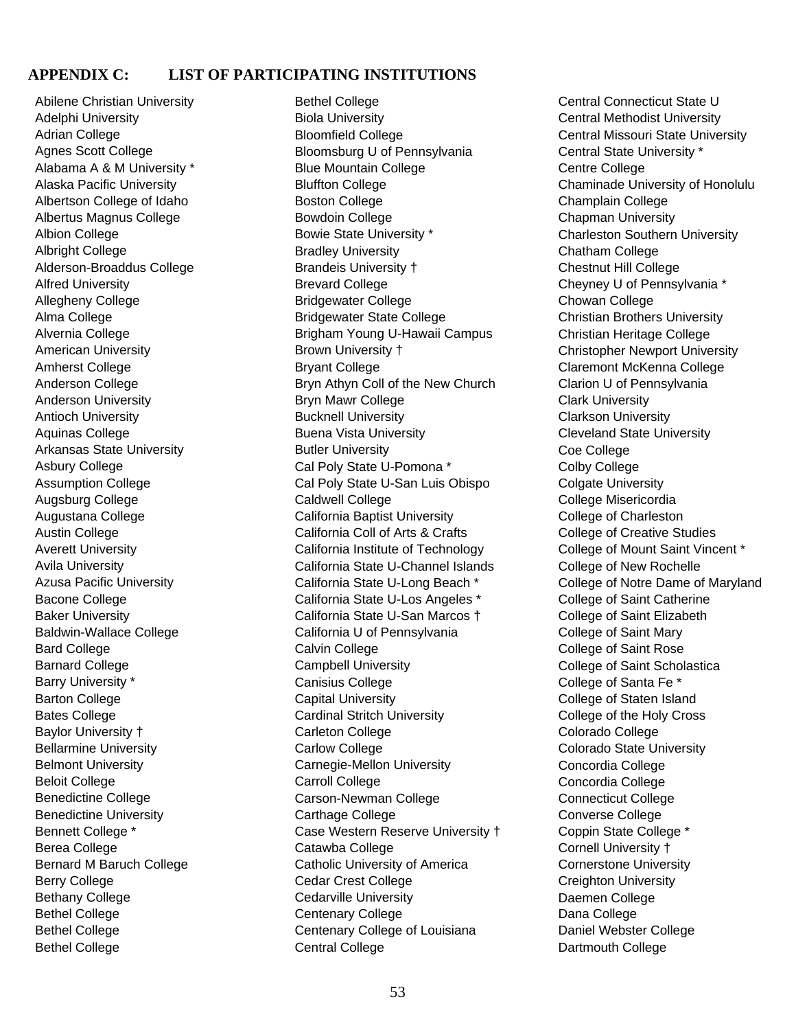## APPENDIX C: LIST OF PARTICIPATING INSTITUTIONS

Abilene Christian University
Adelphi University
Adrian College
Agnes Scott College
Alabama A & M University *
Alaska Pacific University
Albertson College of Idaho
Albertus Magnus College
Albion College
Albright College
Alderson-Broaddus College
Alfred University
Allegheny College
Alma College
Alvernia College
American University
Amherst College
Anderson College
Anderson University
Antioch University
Aquinas College
Arkansas State University
Asbury College
Assumption College
Augsburg College
Augustana College
Austin College
Averett University
Avila University
Azusa Pacific University
Bacone College
Baker University
Baldwin-Wallace College
Bard College
Barnard College
Barry University *
Barton College
Bates College
Baylor University †
Bellarmine University
Belmont University
Beloit College
Benedictine College
Benedictine University
Bennett College *
Berea College
Bernard M Baruch College
Berry College
Bethany College
Bethel College
Bethel College
Bethel College
Bethel College
Biola University
Bloomfield College
Bloomsburg U of Pennsylvania
Blue Mountain College
Bluffton College
Boston College
Bowdoin College
Bowie State University *
Bradley University
Brandeis University †
Brevard College
Bridgewater College
Bridgewater State College
Brigham Young U-Hawaii Campus
Brown University †
Bryant College
Bryn Athyn Coll of the New Church
Bryn Mawr College
Bucknell University
Buena Vista University
Butler University
Cal Poly State U-Pomona *
Cal Poly State U-San Luis Obispo
Caldwell College
California Baptist University
California Coll of Arts & Crafts
California Institute of Technology
California State U-Channel Islands
California State U-Long Beach *
California State U-Los Angeles *
California State U-San Marcos †
California U of Pennsylvania
Calvin College
Campbell University
Canisius College
Capital University
Cardinal Stritch University
Carleton College
Carlow College
Carnegie-Mellon University
Carroll College
Carson-Newman College
Carthage College
Case Western Reserve University †
Catawba College
Catholic University of America
Cedar Crest College
Cedarville University
Centenary College
Centenary College of Louisiana
Central College
Central Connecticut State U
Central Methodist University
Central Missouri State University
Central State University *
Centre College
Chaminade University of Honolulu
Champlain College
Chapman University
Charleston Southern University
Chatham College
Chestnut Hill College
Cheyney U of Pennsylvania *
Chowan College
Christian Brothers University
Christian Heritage College
Christopher Newport University
Claremont McKenna College
Clarion U of Pennsylvania
Clark University
Clarkson University
Cleveland State University
Coe College
Colby College
Colgate University
College Misericordia
College of Charleston
College of Creative Studies
College of Mount Saint Vincent *
College of New Rochelle
College of Notre Dame of Maryland
College of Saint Catherine
College of Saint Elizabeth
College of Saint Mary
College of Saint Rose
College of Saint Scholastica
College of Santa Fe *
College of Staten Island
College of the Holy Cross
Colorado College
Colorado State University
Concordia College
Concordia College
Connecticut College
Converse College
Coppin State College *
Cornell University †
Cornerstone University
Creighton University
Daemen College
Dana College
Daniel Webster College
Dartmouth College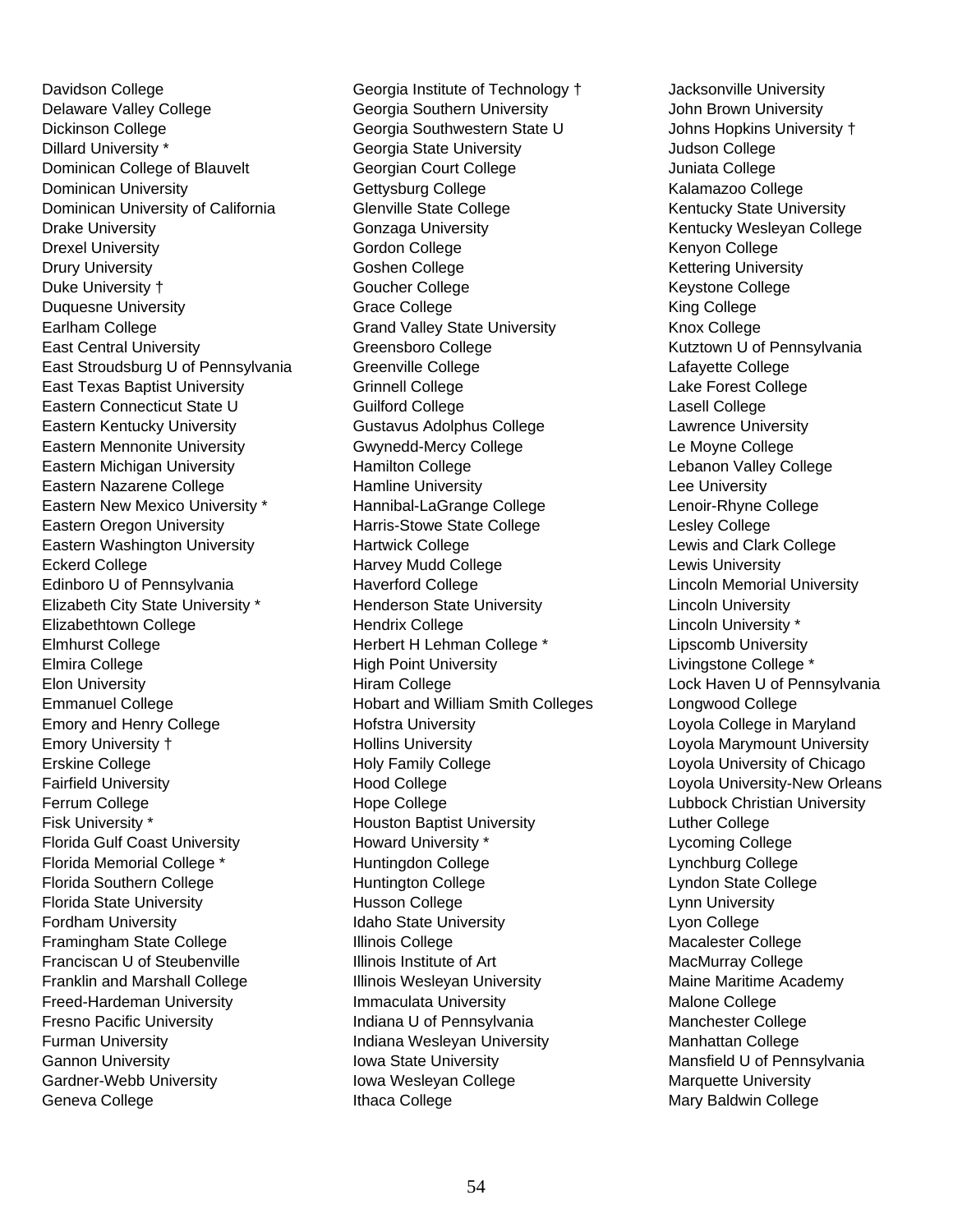Davidson College
Delaware Valley College
Dickinson College
Dillard University *
Dominican College of Blauvelt
Dominican University
Dominican University of California
Drake University
Drexel University
Drury University
Duke University †
Duquesne University
Earlham College
East Central University
East Stroudsburg U of Pennsylvania
East Texas Baptist University
Eastern Connecticut State U
Eastern Kentucky University
Eastern Mennonite University
Eastern Michigan University
Eastern Nazarene College
Eastern New Mexico University *
Eastern Oregon University
Eastern Washington University
Eckerd College
Edinboro U of Pennsylvania
Elizabeth City State University *
Elizabethtown College
Elmhurst College
Elmira College
Elon University
Emmanuel College
Emory and Henry College
Emory University †
Erskine College
Fairfield University
Ferrum College
Fisk University *
Florida Gulf Coast University
Florida Memorial College *
Florida Southern College
Florida State University
Fordham University
Framingham State College
Franciscan U of Steubenville
Franklin and Marshall College
Freed-Hardeman University
Fresno Pacific University
Furman University
Gannon University
Gardner-Webb University
Geneva College
Georgia Institute of Technology †
Georgia Southern University
Georgia Southwestern State U
Georgia State University
Georgian Court College
Gettysburg College
Glenville State College
Gonzaga University
Gordon College
Goshen College
Goucher College
Grace College
Grand Valley State University
Greensboro College
Greenville College
Grinnell College
Guilford College
Gustavus Adolphus College
Gwynedd-Mercy College
Hamilton College
Hamline University
Hannibal-LaGrange College
Harris-Stowe State College
Hartwick College
Harvey Mudd College
Haverford College
Henderson State University
Hendrix College
Herbert H Lehman College *
High Point University
Hiram College
Hobart and William Smith Colleges
Hofstra University
Hollins University
Holy Family College
Hood College
Hope College
Houston Baptist University
Howard University *
Huntingdon College
Huntington College
Husson College
Idaho State University
Illinois College
Illinois Institute of Art
Illinois Wesleyan University
Immaculata University
Indiana U of Pennsylvania
Indiana Wesleyan University
Iowa State University
Iowa Wesleyan College
Ithaca College
Jacksonville University
John Brown University
Johns Hopkins University †
Judson College
Juniata College
Kalamazoo College
Kentucky State University
Kentucky Wesleyan College
Kenyon College
Kettering University
Keystone College
King College
Knox College
Kutztown U of Pennsylvania
Lafayette College
Lake Forest College
Lasell College
Lawrence University
Le Moyne College
Lebanon Valley College
Lee University
Lenoir-Rhyne College
Lesley College
Lewis and Clark College
Lewis University
Lincoln Memorial University
Lincoln University
Lincoln University *
Lipscomb University
Livingstone College *
Lock Haven U of Pennsylvania
Longwood College
Loyola College in Maryland
Loyola Marymount University
Loyola University of Chicago
Loyola University-New Orleans
Lubbock Christian University
Luther College
Lycoming College
Lynchburg College
Lyndon State College
Lynn University
Lyon College
Macalester College
MacMurray College
Maine Maritime Academy
Malone College
Manchester College
Manhattan College
Mansfield U of Pennsylvania
Marquette University
Mary Baldwin College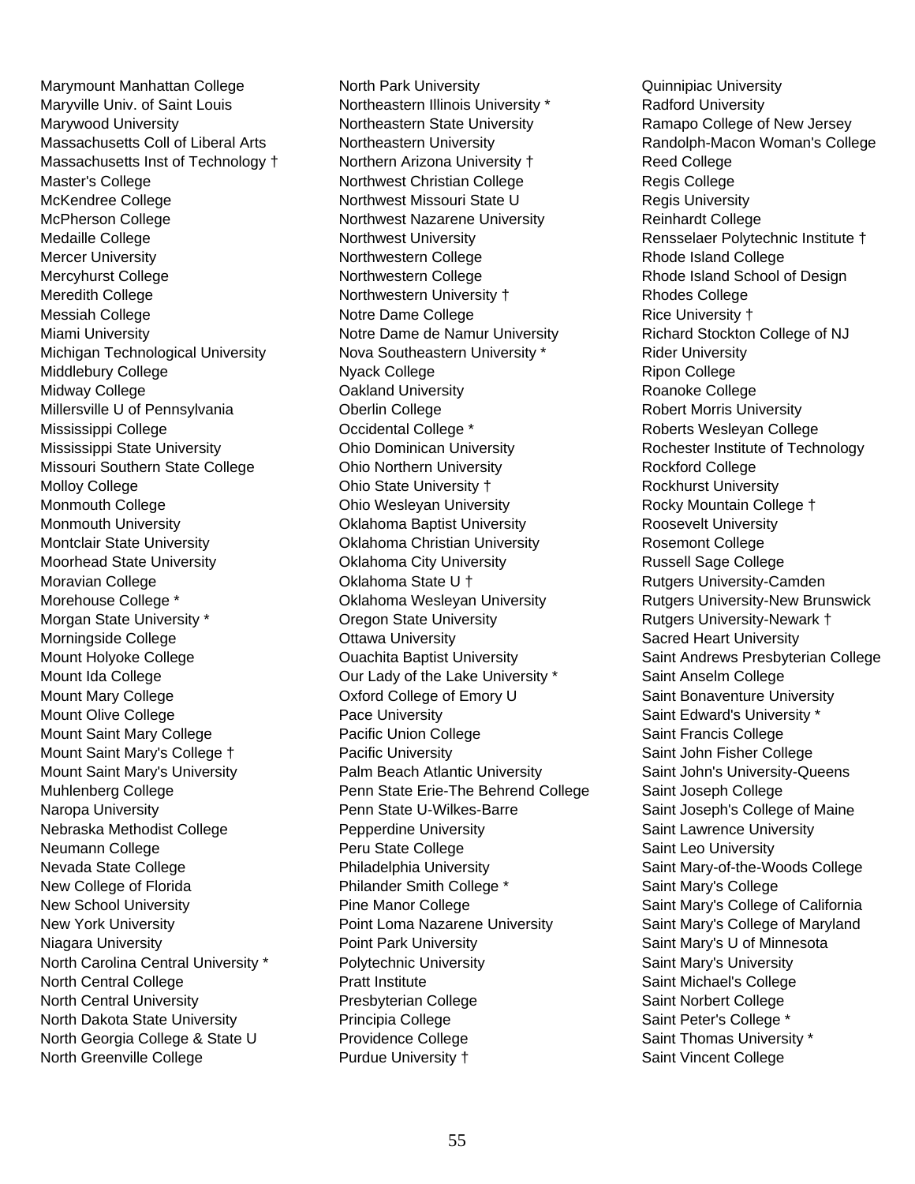Marymount Manhattan College
Maryville Univ. of Saint Louis
Marywood University
Massachusetts Coll of Liberal Arts
Massachusetts Inst of Technology †
Master's College
McKendree College
McPherson College
Medaille College
Mercer University
Mercyhurst College
Meredith College
Messiah College
Miami University
Michigan Technological University
Middlebury College
Midway College
Millersville U of Pennsylvania
Mississippi College
Mississippi State University
Missouri Southern State College
Molloy College
Monmouth College
Monmouth University
Montclair State University
Moorhead State University
Moravian College
Morehouse College *
Morgan State University *
Morningside College
Mount Holyoke College
Mount Ida College
Mount Mary College
Mount Olive College
Mount Saint Mary College
Mount Saint Mary's College †
Mount Saint Mary's University
Muhlenberg College
Naropa University
Nebraska Methodist College
Neumann College
Nevada State College
New College of Florida
New School University
New York University
Niagara University
North Carolina Central University *
North Central College
North Central University
North Dakota State University
North Georgia College & State U
North Greenville College
North Park University
Northeastern Illinois University *
Northeastern State University
Northeastern University
Northern Arizona University †
Northwest Christian College
Northwest Missouri State U
Northwest Nazarene University
Northwest University
Northwestern College
Northwestern College
Northwestern University †
Notre Dame College
Notre Dame de Namur University
Nova Southeastern University *
Nyack College
Oakland University
Oberlin College
Occidental College *
Ohio Dominican University
Ohio Northern University
Ohio State University †
Ohio Wesleyan University
Oklahoma Baptist University
Oklahoma Christian University
Oklahoma City University
Oklahoma State U †
Oklahoma Wesleyan University
Oregon State University
Ottawa University
Ouachita Baptist University
Our Lady of the Lake University *
Oxford College of Emory U
Pace University
Pacific Union College
Pacific University
Palm Beach Atlantic University
Penn State Erie-The Behrend College
Penn State U-Wilkes-Barre
Pepperdine University
Peru State College
Philadelphia University
Philander Smith College *
Pine Manor College
Point Loma Nazarene University
Point Park University
Polytechnic University
Pratt Institute
Presbyterian College
Principia College
Providence College
Purdue University †
Quinnipiac University
Radford University
Ramapo College of New Jersey
Randolph-Macon Woman's College
Reed College
Regis College
Regis University
Reinhardt College
Rensselaer Polytechnic Institute †
Rhode Island College
Rhode Island School of Design
Rhodes College
Rice University †
Richard Stockton College of NJ
Rider University
Ripon College
Roanoke College
Robert Morris University
Roberts Wesleyan College
Rochester Institute of Technology
Rockford College
Rockhurst University
Rocky Mountain College †
Roosevelt University
Rosemont College
Russell Sage College
Rutgers University-Camden
Rutgers University-New Brunswick
Rutgers University-Newark †
Sacred Heart University
Saint Andrews Presbyterian College
Saint Anselm College
Saint Bonaventure University
Saint Edward's University *
Saint Francis College
Saint John Fisher College
Saint John's University-Queens
Saint Joseph College
Saint Joseph's College of Maine
Saint Lawrence University
Saint Leo University
Saint Mary-of-the-Woods College
Saint Mary's College
Saint Mary's College of California
Saint Mary's College of Maryland
Saint Mary's U of Minnesota
Saint Mary's University
Saint Michael's College
Saint Norbert College
Saint Peter's College *
Saint Thomas University *
Saint Vincent College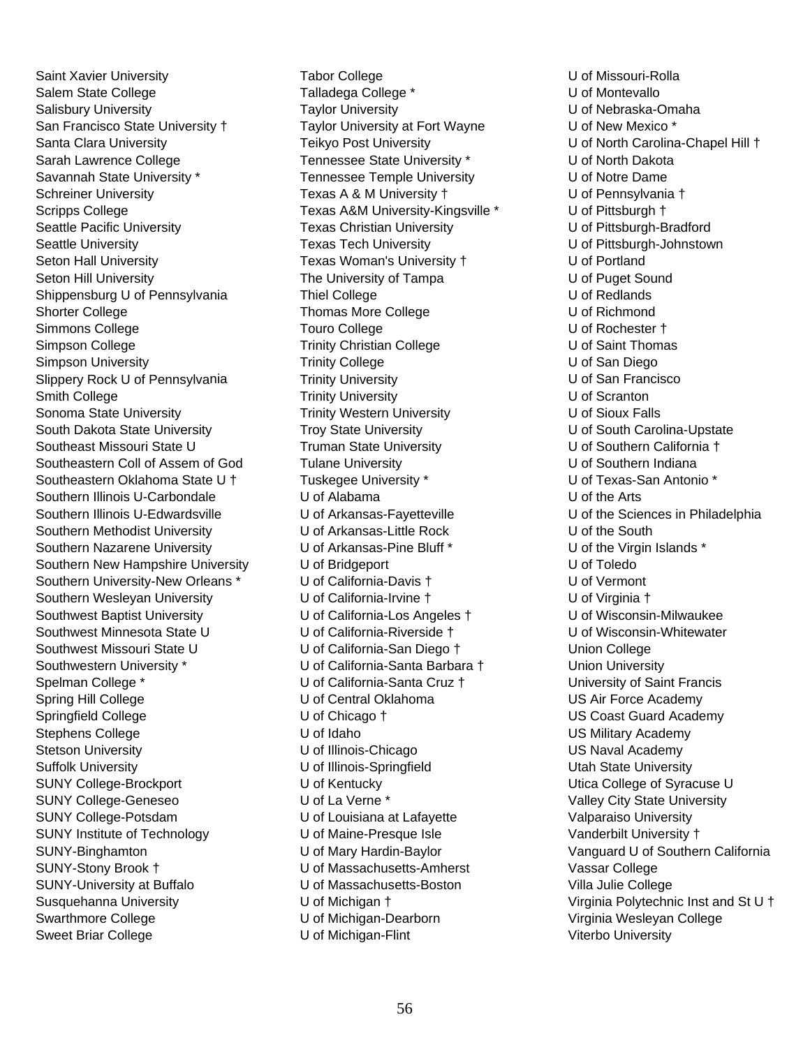Saint Xavier University
Salem State College
Salisbury University
San Francisco State University †
Santa Clara University
Sarah Lawrence College
Savannah State University *
Schreiner University
Scripps College
Seattle Pacific University
Seattle University
Seton Hall University
Seton Hill University
Shippensburg U of Pennsylvania
Shorter College
Simmons College
Simpson College
Simpson University
Slippery Rock U of Pennsylvania
Smith College
Sonoma State University
South Dakota State University
Southeast Missouri State U
Southeastern Coll of Assem of God
Southeastern Oklahoma State U †
Southern Illinois U-Carbondale
Southern Illinois U-Edwardsville
Southern Methodist University
Southern Nazarene University
Southern New Hampshire University
Southern University-New Orleans *
Southern Wesleyan University
Southwest Baptist University
Southwest Minnesota State U
Southwest Missouri State U
Southwestern University *
Spelman College *
Spring Hill College
Springfield College
Stephens College
Stetson University
Suffolk University
SUNY College-Brockport
SUNY College-Geneseo
SUNY College-Potsdam
SUNY Institute of Technology
SUNY-Binghamton
SUNY-Stony Brook †
SUNY-University at Buffalo
Susquehanna University
Swarthmore College
Sweet Briar College
Tabor College
Talladega College *
Taylor University
Taylor University at Fort Wayne
Teikyo Post University
Tennessee State University *
Tennessee Temple University
Texas A & M University †
Texas A&M University-Kingsville *
Texas Christian University
Texas Tech University
Texas Woman's University †
The University of Tampa
Thiel College
Thomas More College
Touro College
Trinity Christian College
Trinity College
Trinity University
Trinity University
Trinity Western University
Troy State University
Truman State University
Tulane University
Tuskegee University *
U of Alabama
U of Arkansas-Fayetteville
U of Arkansas-Little Rock
U of Arkansas-Pine Bluff *
U of Bridgeport
U of California-Davis †
U of California-Irvine †
U of California-Los Angeles †
U of California-Riverside †
U of California-San Diego †
U of California-Santa Barbara †
U of California-Santa Cruz †
U of Central Oklahoma
U of Chicago †
U of Idaho
U of Illinois-Chicago
U of Illinois-Springfield
U of Kentucky
U of La Verne *
U of Louisiana at Lafayette
U of Maine-Presque Isle
U of Mary Hardin-Baylor
U of Massachusetts-Amherst
U of Massachusetts-Boston
U of Michigan †
U of Michigan-Dearborn
U of Michigan-Flint
U of Missouri-Rolla
U of Montevallo
U of Nebraska-Omaha
U of New Mexico *
U of North Carolina-Chapel Hill †
U of North Dakota
U of Notre Dame
U of Pennsylvania †
U of Pittsburgh †
U of Pittsburgh-Bradford
U of Pittsburgh-Johnstown
U of Portland
U of Puget Sound
U of Redlands
U of Richmond
U of Rochester †
U of Saint Thomas
U of San Diego
U of San Francisco
U of Scranton
U of Sioux Falls
U of South Carolina-Upstate
U of Southern California †
U of Southern Indiana
U of Texas-San Antonio *
U of the Arts
U of the Sciences in Philadelphia
U of the South
U of the Virgin Islands *
U of Toledo
U of Vermont
U of Virginia †
U of Wisconsin-Milwaukee
U of Wisconsin-Whitewater
Union College
Union University
University of Saint Francis
US Air Force Academy
US Coast Guard Academy
US Military Academy
US Naval Academy
Utah State University
Utica College of Syracuse U
Valley City State University
Valparaiso University
Vanderbilt University †
Vanguard U of Southern California
Vassar College
Villa Julie College
Virginia Polytechnic Inst and St U †
Virginia Wesleyan College
Viterbo University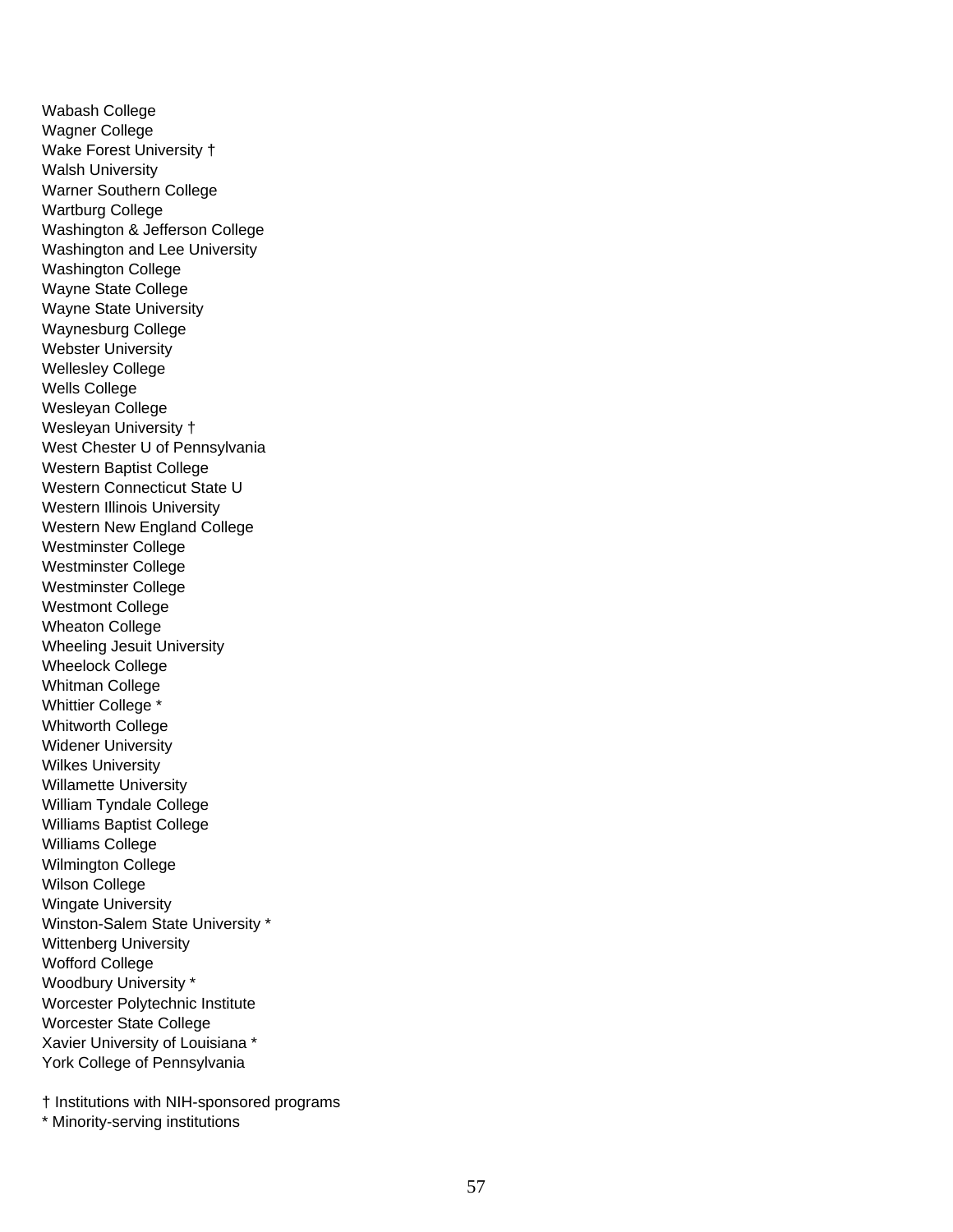Wabash College
Wagner College
Wake Forest University †
Walsh University
Warner Southern College
Wartburg College
Washington & Jefferson College
Washington and Lee University
Washington College
Wayne State College
Wayne State University
Waynesburg College
Webster University
Wellesley College
Wells College
Wesleyan College
Wesleyan University †
West Chester U of Pennsylvania
Western Baptist College
Western Connecticut State U
Western Illinois University
Western New England College
Westminster College
Westminster College
Westminster College
Westmont College
Wheaton College
Wheeling Jesuit University
Wheelock College
Whitman College
Whittier College *
Whitworth College
Widener University
Wilkes University
Willamette University
William Tyndale College
Williams Baptist College
Williams College
Wilmington College
Wilson College
Wingate University
Winston-Salem State University *
Wittenberg University
Wofford College
Woodbury University *
Worcester Polytechnic Institute
Worcester State College
Xavier University of Louisiana *
York College of Pennsylvania

† Institutions with NIH-sponsored programs
* Minority-serving institutions